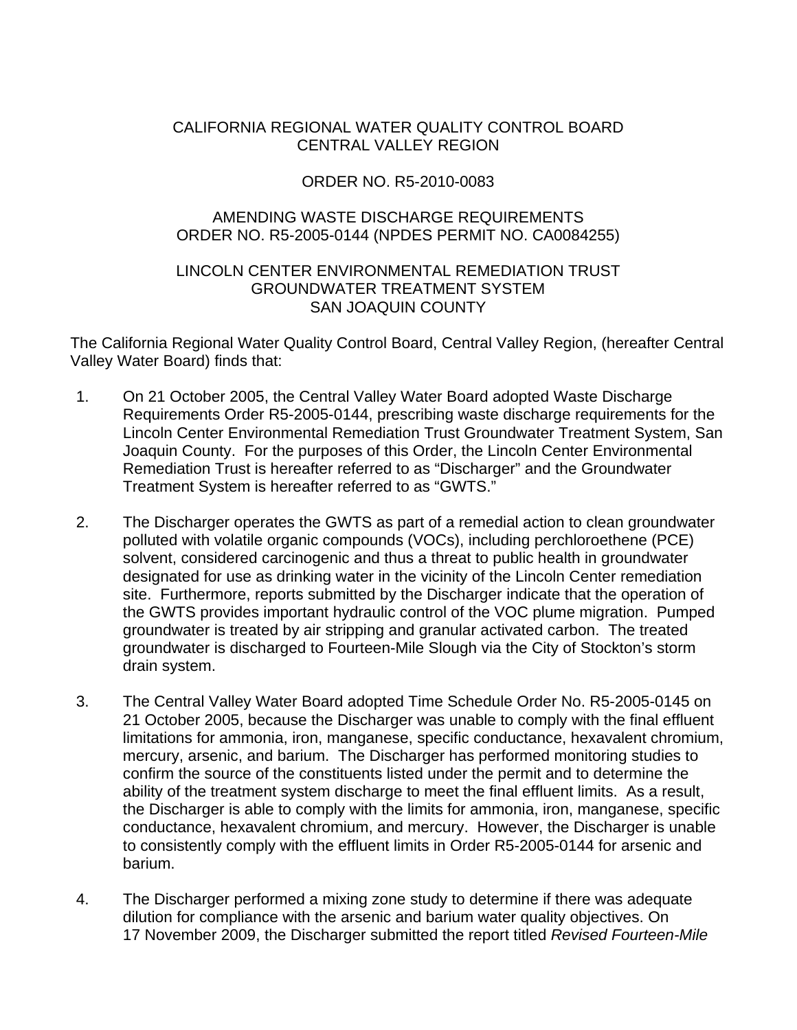CALIFORNIA REGIONAL WATER QUALITY CONTROL BOARD
CENTRAL VALLEY REGION

ORDER NO. R5-2010-0083

AMENDING WASTE DISCHARGE REQUIREMENTS
ORDER NO. R5-2005-0144 (NPDES PERMIT NO. CA0084255)

LINCOLN CENTER ENVIRONMENTAL REMEDIATION TRUST
GROUNDWATER TREATMENT SYSTEM
SAN JOAQUIN COUNTY

The California Regional Water Quality Control Board, Central Valley Region, (hereafter Central Valley Water Board) finds that:

1. On 21 October 2005, the Central Valley Water Board adopted Waste Discharge Requirements Order R5-2005-0144, prescribing waste discharge requirements for the Lincoln Center Environmental Remediation Trust Groundwater Treatment System, San Joaquin County. For the purposes of this Order, the Lincoln Center Environmental Remediation Trust is hereafter referred to as "Discharger" and the Groundwater Treatment System is hereafter referred to as "GWTS."

2. The Discharger operates the GWTS as part of a remedial action to clean groundwater polluted with volatile organic compounds (VOCs), including perchloroethene (PCE) solvent, considered carcinogenic and thus a threat to public health in groundwater designated for use as drinking water in the vicinity of the Lincoln Center remediation site. Furthermore, reports submitted by the Discharger indicate that the operation of the GWTS provides important hydraulic control of the VOC plume migration. Pumped groundwater is treated by air stripping and granular activated carbon. The treated groundwater is discharged to Fourteen-Mile Slough via the City of Stockton's storm drain system.

3. The Central Valley Water Board adopted Time Schedule Order No. R5-2005-0145 on 21 October 2005, because the Discharger was unable to comply with the final effluent limitations for ammonia, iron, manganese, specific conductance, hexavalent chromium, mercury, arsenic, and barium. The Discharger has performed monitoring studies to confirm the source of the constituents listed under the permit and to determine the ability of the treatment system discharge to meet the final effluent limits. As a result, the Discharger is able to comply with the limits for ammonia, iron, manganese, specific conductance, hexavalent chromium, and mercury. However, the Discharger is unable to consistently comply with the effluent limits in Order R5-2005-0144 for arsenic and barium.

4. The Discharger performed a mixing zone study to determine if there was adequate dilution for compliance with the arsenic and barium water quality objectives. On 17 November 2009, the Discharger submitted the report titled *Revised Fourteen-Mile*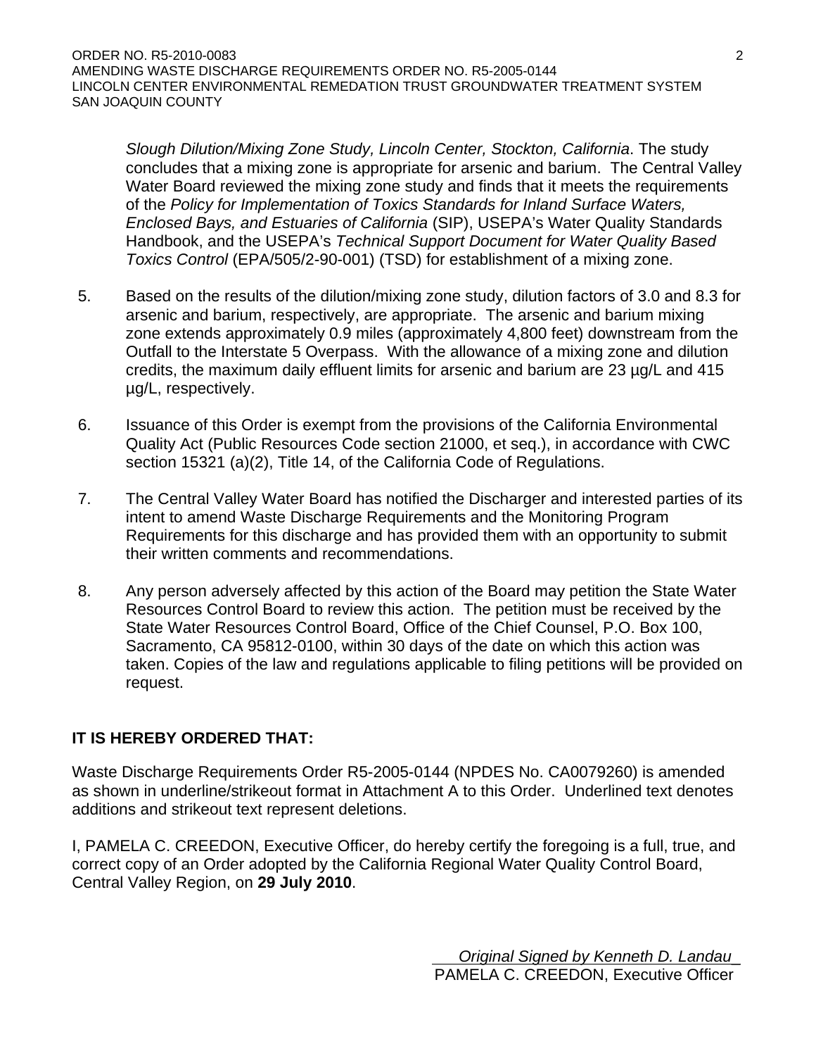*Slough Dilution/Mixing Zone Study, Lincoln Center, Stockton, California*. The study concludes that a mixing zone is appropriate for arsenic and barium. The Central Valley Water Board reviewed the mixing zone study and finds that it meets the requirements of the *Policy for Implementation of Toxics Standards for Inland Surface Waters, Enclosed Bays, and Estuaries of California* (SIP), USEPA's Water Quality Standards Handbook, and the USEPA's *Technical Support Document for Water Quality Based Toxics Control* (EPA/505/2-90-001) (TSD) for establishment of a mixing zone.

5. Based on the results of the dilution/mixing zone study, dilution factors of 3.0 and 8.3 for arsenic and barium, respectively, are appropriate. The arsenic and barium mixing zone extends approximately 0.9 miles (approximately 4,800 feet) downstream from the Outfall to the Interstate 5 Overpass. With the allowance of a mixing zone and dilution credits, the maximum daily effluent limits for arsenic and barium are 23 µg/L and 415 µg/L, respectively.

6. Issuance of this Order is exempt from the provisions of the California Environmental Quality Act (Public Resources Code section 21000, et seq.), in accordance with CWC section 15321 (a)(2), Title 14, of the California Code of Regulations.

7. The Central Valley Water Board has notified the Discharger and interested parties of its intent to amend Waste Discharge Requirements and the Monitoring Program Requirements for this discharge and has provided them with an opportunity to submit their written comments and recommendations.

8. Any person adversely affected by this action of the Board may petition the State Water Resources Control Board to review this action. The petition must be received by the State Water Resources Control Board, Office of the Chief Counsel, P.O. Box 100, Sacramento, CA 95812-0100, within 30 days of the date on which this action was taken. Copies of the law and regulations applicable to filing petitions will be provided on request.

**IT IS HEREBY ORDERED THAT:**

Waste Discharge Requirements Order R5-2005-0144 (NPDES No. CA0079260) is amended as shown in underline/strikeout format in Attachment A to this Order. Underlined text denotes additions and strikeout text represent deletions.

I, PAMELA C. CREEDON, Executive Officer, do hereby certify the foregoing is a full, true, and correct copy of an Order adopted by the California Regional Water Quality Control Board, Central Valley Region, on **29 July 2010**.

*Original Signed by Kenneth D. Landau*
PAMELA C. CREEDON, Executive Officer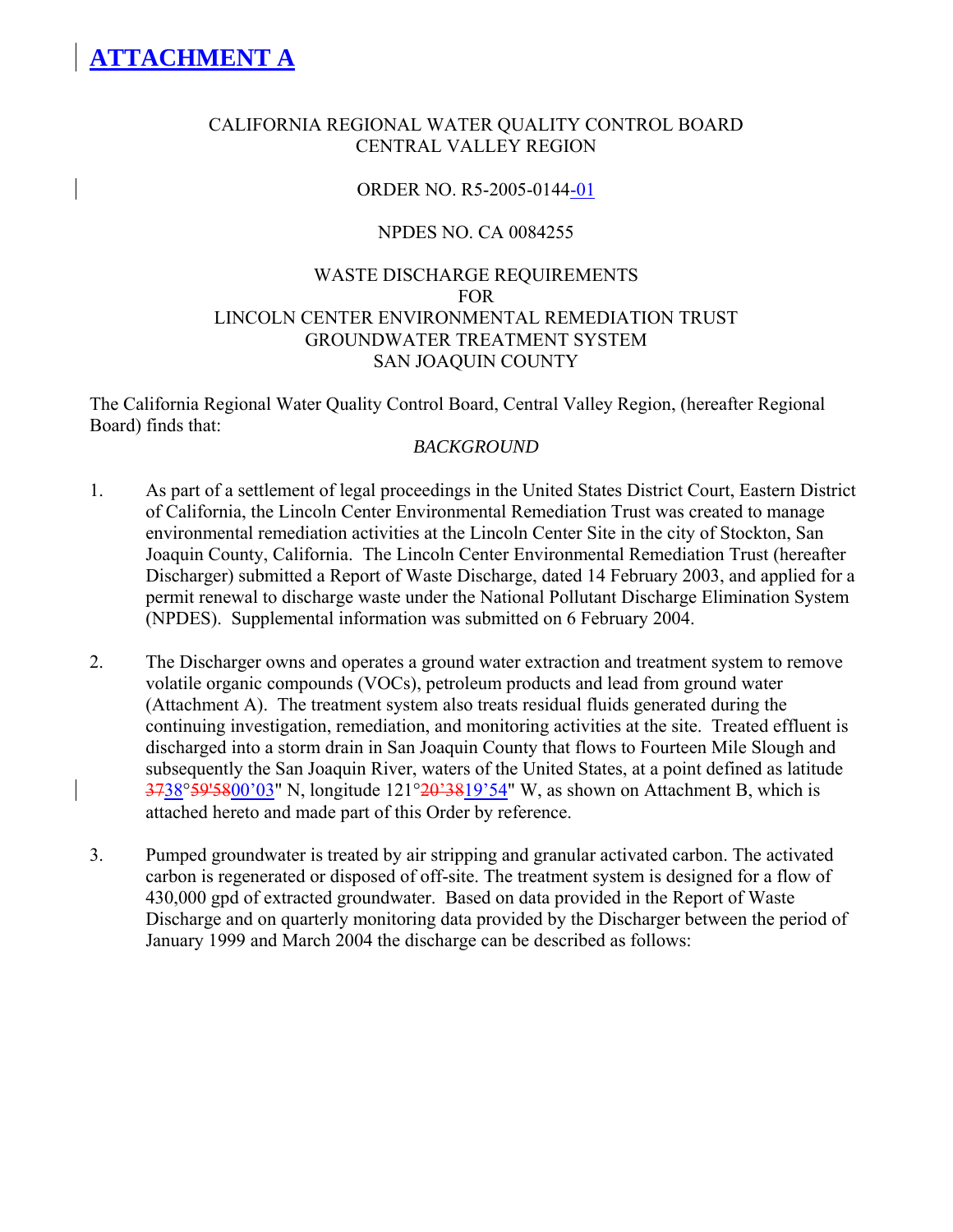# ATTACHMENT A

CALIFORNIA REGIONAL WATER QUALITY CONTROL BOARD
CENTRAL VALLEY REGION

ORDER NO. R5-2005-0144-01

NPDES NO. CA 0084255

WASTE DISCHARGE REQUIREMENTS
FOR
LINCOLN CENTER ENVIRONMENTAL REMEDIATION TRUST
GROUNDWATER TREATMENT SYSTEM
SAN JOAQUIN COUNTY

The California Regional Water Quality Control Board, Central Valley Region, (hereafter Regional Board) finds that:

*BACKGROUND*

1. As part of a settlement of legal proceedings in the United States District Court, Eastern District of California, the Lincoln Center Environmental Remediation Trust was created to manage environmental remediation activities at the Lincoln Center Site in the city of Stockton, San Joaquin County, California. The Lincoln Center Environmental Remediation Trust (hereafter Discharger) submitted a Report of Waste Discharge, dated 14 February 2003, and applied for a permit renewal to discharge waste under the National Pollutant Discharge Elimination System (NPDES). Supplemental information was submitted on 6 February 2004.

2. The Discharger owns and operates a ground water extraction and treatment system to remove volatile organic compounds (VOCs), petroleum products and lead from ground water (Attachment A). The treatment system also treats residual fluids generated during the continuing investigation, remediation, and monitoring activities at the site. Treated effluent is discharged into a storm drain in San Joaquin County that flows to Fourteen Mile Slough and subsequently the San Joaquin River, waters of the United States, at a point defined as latitude ~~37~~38°~~59'58~~00'03" N, longitude 121°~~20'38~~19'54" W, as shown on Attachment B, which is attached hereto and made part of this Order by reference.

3. Pumped groundwater is treated by air stripping and granular activated carbon. The activated carbon is regenerated or disposed of off-site. The treatment system is designed for a flow of 430,000 gpd of extracted groundwater. Based on data provided in the Report of Waste Discharge and on quarterly monitoring data provided by the Discharger between the period of January 1999 and March 2004 the discharge can be described as follows: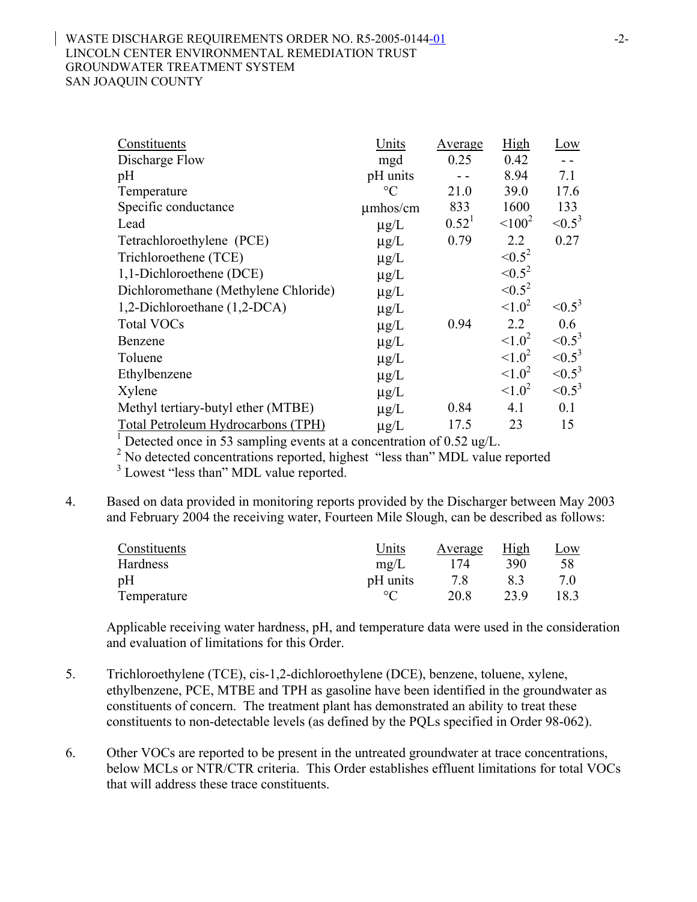| Constituents | Units | Average | High | Low |
|---|---|---|---|---|
| Discharge Flow | mgd | 0.25 | 0.42 | - - |
| pH | pH units | - - | 8.94 | 7.1 |
| Temperature | °C | 21.0 | 39.0 | 17.6 |
| Specific conductance | µmhos/cm | 833 | 1600 | 133 |
| Lead | µg/L | 0.52[1] | <100[2] | <0.5[3] |
| Tetrachloroethylene (PCE) | µg/L | 0.79 | 2.2 | 0.27 |
| Trichloroethene (TCE) | µg/L | | <0.5[2] | |
| 1,1-Dichloroethene (DCE) | µg/L | | <0.5[2] | |
| Dichloromethane (Methylene Chloride) | µg/L | | <0.5[2] | |
| 1,2-Dichloroethane (1,2-DCA) | µg/L | | <1.0[2] | <0.5[3] |
| Total VOCs | µg/L | 0.94 | 2.2 | 0.6 |
| Benzene | µg/L | | <1.0[2] | <0.5[3] |
| Toluene | µg/L | | <1.0[2] | <0.5[3] |
| Ethylbenzene | µg/L | | <1.0[2] | <0.5[3] |
| Xylene | µg/L | | <1.0[2] | <0.5[3] |
| Methyl tertiary-butyl ether (MTBE) | µg/L | 0.84 | 4.1 | 0.1 |
| Total Petroleum Hydrocarbons (TPH) | µg/L | 17.5 | 23 | 15 |

[1] Detected once in 53 sampling events at a concentration of 0.52 ug/L.
[2] No detected concentrations reported, highest "less than" MDL value reported
[3] Lowest "less than" MDL value reported.

4. Based on data provided in monitoring reports provided by the Discharger between May 2003 and February 2004 the receiving water, Fourteen Mile Slough, can be described as follows:

| Constituents | Units | Average | High | Low |
|---|---|---|---|---|
| Hardness | mg/L | 174 | 390 | 58 |
| pH | pH units | 7.8 | 8.3 | 7.0 |
| Temperature | °C | 20.8 | 23.9 | 18.3 |

Applicable receiving water hardness, pH, and temperature data were used in the consideration and evaluation of limitations for this Order.

5. Trichloroethylene (TCE), cis-1,2-dichloroethylene (DCE), benzene, toluene, xylene, ethylbenzene, PCE, MTBE and TPH as gasoline have been identified in the groundwater as constituents of concern. The treatment plant has demonstrated an ability to treat these constituents to non-detectable levels (as defined by the PQLs specified in Order 98-062).

6. Other VOCs are reported to be present in the untreated groundwater at trace concentrations, below MCLs or NTR/CTR criteria. This Order establishes effluent limitations for total VOCs that will address these trace constituents.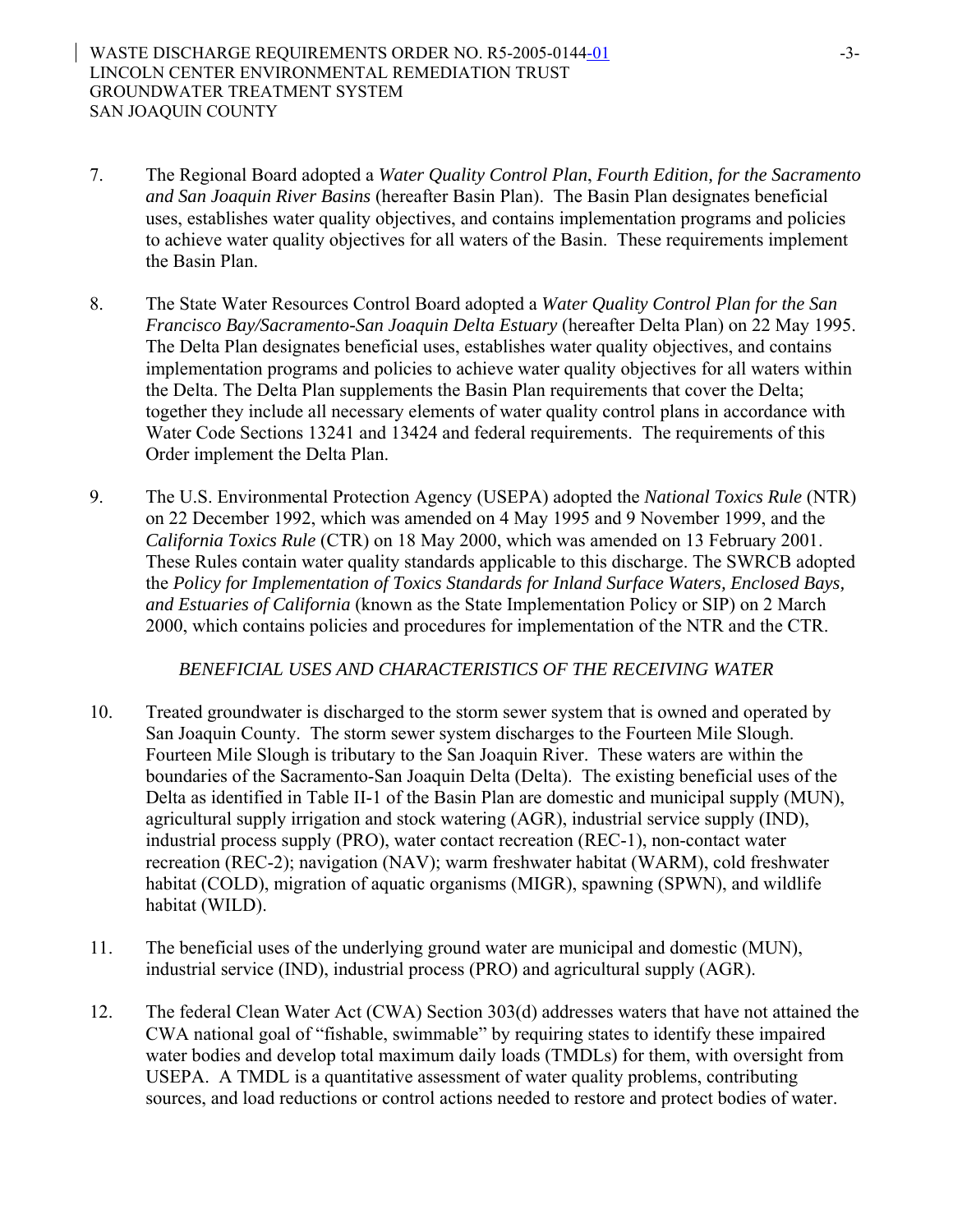7. The Regional Board adopted a *Water Quality Control Plan*, *Fourth Edition, for the Sacramento and San Joaquin River Basins* (hereafter Basin Plan). The Basin Plan designates beneficial uses, establishes water quality objectives, and contains implementation programs and policies to achieve water quality objectives for all waters of the Basin. These requirements implement the Basin Plan.

8. The State Water Resources Control Board adopted a *Water Quality Control Plan for the San Francisco Bay/Sacramento-San Joaquin Delta Estuary* (hereafter Delta Plan) on 22 May 1995. The Delta Plan designates beneficial uses, establishes water quality objectives, and contains implementation programs and policies to achieve water quality objectives for all waters within the Delta. The Delta Plan supplements the Basin Plan requirements that cover the Delta; together they include all necessary elements of water quality control plans in accordance with Water Code Sections 13241 and 13424 and federal requirements. The requirements of this Order implement the Delta Plan.

9. The U.S. Environmental Protection Agency (USEPA) adopted the *National Toxics Rule* (NTR) on 22 December 1992, which was amended on 4 May 1995 and 9 November 1999, and the *California Toxics Rule* (CTR) on 18 May 2000, which was amended on 13 February 2001. These Rules contain water quality standards applicable to this discharge. The SWRCB adopted the *Policy for Implementation of Toxics Standards for Inland Surface Waters, Enclosed Bays, and Estuaries of California* (known as the State Implementation Policy or SIP) on 2 March 2000, which contains policies and procedures for implementation of the NTR and the CTR.

*BENEFICIAL USES AND CHARACTERISTICS OF THE RECEIVING WATER*

10. Treated groundwater is discharged to the storm sewer system that is owned and operated by San Joaquin County. The storm sewer system discharges to the Fourteen Mile Slough. Fourteen Mile Slough is tributary to the San Joaquin River. These waters are within the boundaries of the Sacramento-San Joaquin Delta (Delta). The existing beneficial uses of the Delta as identified in Table II-1 of the Basin Plan are domestic and municipal supply (MUN), agricultural supply irrigation and stock watering (AGR), industrial service supply (IND), industrial process supply (PRO), water contact recreation (REC-1), non-contact water recreation (REC-2); navigation (NAV); warm freshwater habitat (WARM), cold freshwater habitat (COLD), migration of aquatic organisms (MIGR), spawning (SPWN), and wildlife habitat (WILD).

11. The beneficial uses of the underlying ground water are municipal and domestic (MUN), industrial service (IND), industrial process (PRO) and agricultural supply (AGR).

12. The federal Clean Water Act (CWA) Section 303(d) addresses waters that have not attained the CWA national goal of "fishable, swimmable" by requiring states to identify these impaired water bodies and develop total maximum daily loads (TMDLs) for them, with oversight from USEPA. A TMDL is a quantitative assessment of water quality problems, contributing sources, and load reductions or control actions needed to restore and protect bodies of water.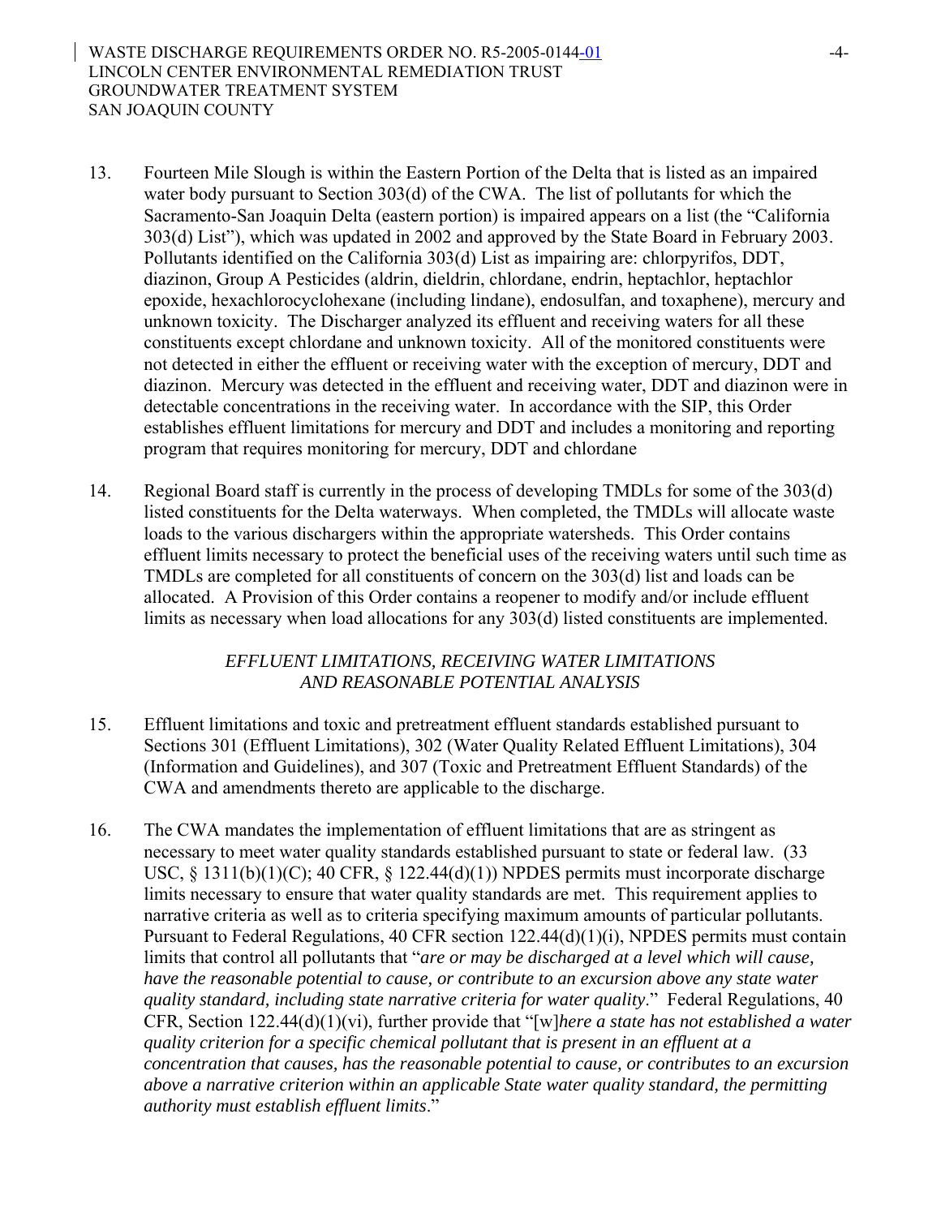13. Fourteen Mile Slough is within the Eastern Portion of the Delta that is listed as an impaired water body pursuant to Section 303(d) of the CWA. The list of pollutants for which the Sacramento-San Joaquin Delta (eastern portion) is impaired appears on a list (the "California 303(d) List"), which was updated in 2002 and approved by the State Board in February 2003. Pollutants identified on the California 303(d) List as impairing are: chlorpyrifos, DDT, diazinon, Group A Pesticides (aldrin, dieldrin, chlordane, endrin, heptachlor, heptachlor epoxide, hexachlorocyclohexane (including lindane), endosulfan, and toxaphene), mercury and unknown toxicity. The Discharger analyzed its effluent and receiving waters for all these constituents except chlordane and unknown toxicity. All of the monitored constituents were not detected in either the effluent or receiving water with the exception of mercury, DDT and diazinon. Mercury was detected in the effluent and receiving water, DDT and diazinon were in detectable concentrations in the receiving water. In accordance with the SIP, this Order establishes effluent limitations for mercury and DDT and includes a monitoring and reporting program that requires monitoring for mercury, DDT and chlordane

14. Regional Board staff is currently in the process of developing TMDLs for some of the 303(d) listed constituents for the Delta waterways. When completed, the TMDLs will allocate waste loads to the various dischargers within the appropriate watersheds. This Order contains effluent limits necessary to protect the beneficial uses of the receiving waters until such time as TMDLs are completed for all constituents of concern on the 303(d) list and loads can be allocated. A Provision of this Order contains a reopener to modify and/or include effluent limits as necessary when load allocations for any 303(d) listed constituents are implemented.

*EFFLUENT LIMITATIONS, RECEIVING WATER LIMITATIONS AND REASONABLE POTENTIAL ANALYSIS*

15. Effluent limitations and toxic and pretreatment effluent standards established pursuant to Sections 301 (Effluent Limitations), 302 (Water Quality Related Effluent Limitations), 304 (Information and Guidelines), and 307 (Toxic and Pretreatment Effluent Standards) of the CWA and amendments thereto are applicable to the discharge.

16. The CWA mandates the implementation of effluent limitations that are as stringent as necessary to meet water quality standards established pursuant to state or federal law. (33 USC, § 1311(b)(1)(C); 40 CFR, § 122.44(d)(1)) NPDES permits must incorporate discharge limits necessary to ensure that water quality standards are met. This requirement applies to narrative criteria as well as to criteria specifying maximum amounts of particular pollutants. Pursuant to Federal Regulations, 40 CFR section 122.44(d)(1)(i), NPDES permits must contain limits that control all pollutants that "*are or may be discharged at a level which will cause, have the reasonable potential to cause, or contribute to an excursion above any state water quality standard, including state narrative criteria for water quality*." Federal Regulations, 40 CFR, Section 122.44(d)(1)(vi), further provide that "[w]*here a state has not established a water quality criterion for a specific chemical pollutant that is present in an effluent at a concentration that causes, has the reasonable potential to cause, or contributes to an excursion above a narrative criterion within an applicable State water quality standard, the permitting authority must establish effluent limits*."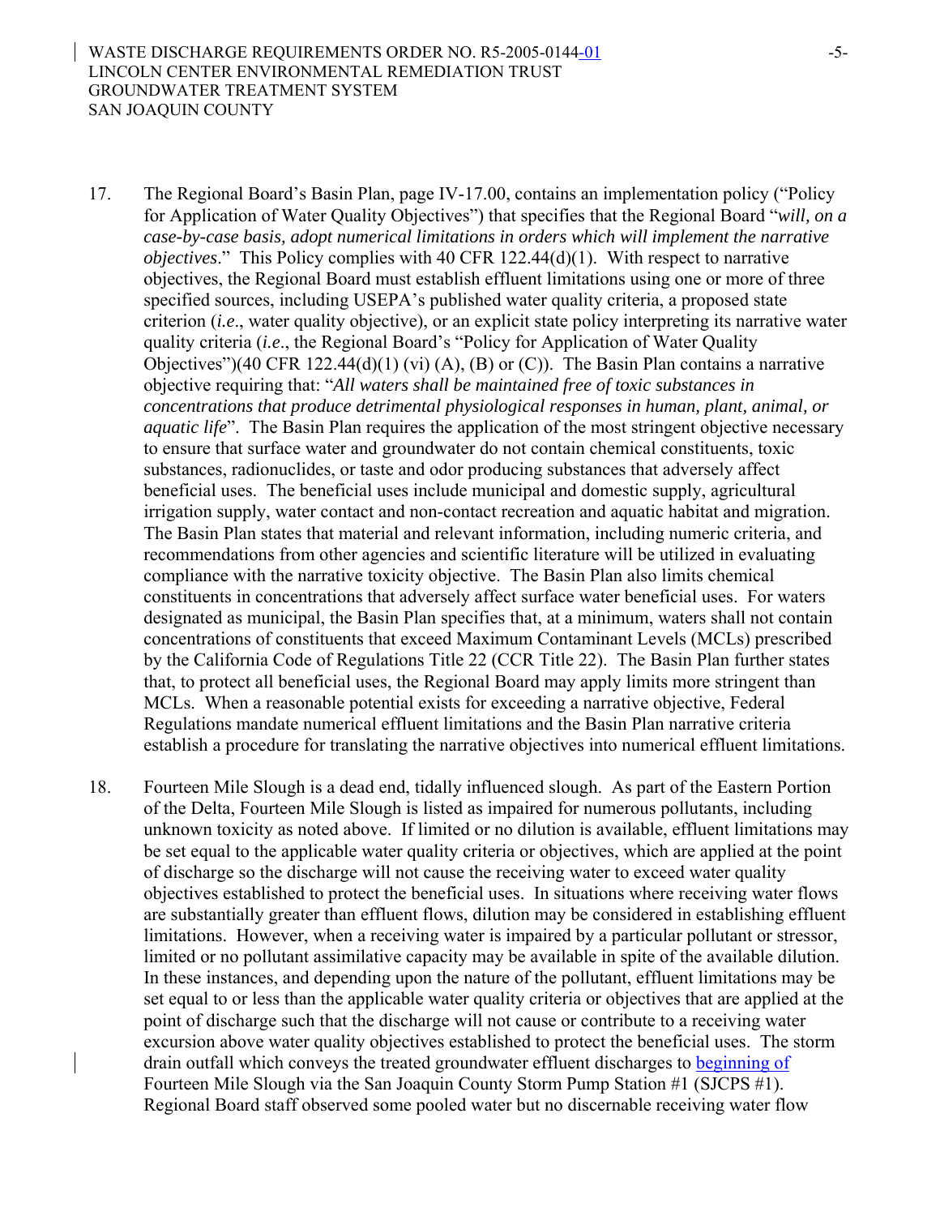17. The Regional Board's Basin Plan, page IV-17.00, contains an implementation policy ("Policy for Application of Water Quality Objectives") that specifies that the Regional Board "*will, on a case-by-case basis, adopt numerical limitations in orders which will implement the narrative objectives*." This Policy complies with 40 CFR 122.44(d)(1). With respect to narrative objectives, the Regional Board must establish effluent limitations using one or more of three specified sources, including USEPA's published water quality criteria, a proposed state criterion (*i.e*., water quality objective), or an explicit state policy interpreting its narrative water quality criteria (*i.e*., the Regional Board's "Policy for Application of Water Quality Objectives")(40 CFR 122.44(d)(1) (vi) (A), (B) or (C)). The Basin Plan contains a narrative objective requiring that: "*All waters shall be maintained free of toxic substances in concentrations that produce detrimental physiological responses in human, plant, animal, or aquatic life*". The Basin Plan requires the application of the most stringent objective necessary to ensure that surface water and groundwater do not contain chemical constituents, toxic substances, radionuclides, or taste and odor producing substances that adversely affect beneficial uses. The beneficial uses include municipal and domestic supply, agricultural irrigation supply, water contact and non-contact recreation and aquatic habitat and migration. The Basin Plan states that material and relevant information, including numeric criteria, and recommendations from other agencies and scientific literature will be utilized in evaluating compliance with the narrative toxicity objective. The Basin Plan also limits chemical constituents in concentrations that adversely affect surface water beneficial uses. For waters designated as municipal, the Basin Plan specifies that, at a minimum, waters shall not contain concentrations of constituents that exceed Maximum Contaminant Levels (MCLs) prescribed by the California Code of Regulations Title 22 (CCR Title 22). The Basin Plan further states that, to protect all beneficial uses, the Regional Board may apply limits more stringent than MCLs. When a reasonable potential exists for exceeding a narrative objective, Federal Regulations mandate numerical effluent limitations and the Basin Plan narrative criteria establish a procedure for translating the narrative objectives into numerical effluent limitations.

18. Fourteen Mile Slough is a dead end, tidally influenced slough. As part of the Eastern Portion of the Delta, Fourteen Mile Slough is listed as impaired for numerous pollutants, including unknown toxicity as noted above. If limited or no dilution is available, effluent limitations may be set equal to the applicable water quality criteria or objectives, which are applied at the point of discharge so the discharge will not cause the receiving water to exceed water quality objectives established to protect the beneficial uses. In situations where receiving water flows are substantially greater than effluent flows, dilution may be considered in establishing effluent limitations. However, when a receiving water is impaired by a particular pollutant or stressor, limited or no pollutant assimilative capacity may be available in spite of the available dilution. In these instances, and depending upon the nature of the pollutant, effluent limitations may be set equal to or less than the applicable water quality criteria or objectives that are applied at the point of discharge such that the discharge will not cause or contribute to a receiving water excursion above water quality objectives established to protect the beneficial uses. The storm drain outfall which conveys the treated groundwater effluent discharges to beginning of Fourteen Mile Slough via the San Joaquin County Storm Pump Station #1 (SJCPS #1). Regional Board staff observed some pooled water but no discernable receiving water flow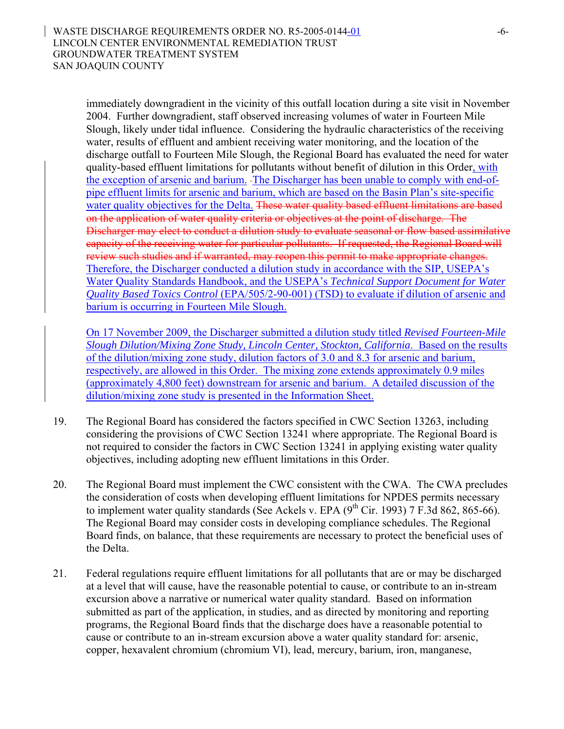immediately downgradient in the vicinity of this outfall location during a site visit in November 2004. Further downgradient, staff observed increasing volumes of water in Fourteen Mile Slough, likely under tidal influence. Considering the hydraulic characteristics of the receiving water, results of effluent and ambient receiving water monitoring, and the location of the discharge outfall to Fourteen Mile Slough, the Regional Board has evaluated the need for water quality-based effluent limitations for pollutants without benefit of dilution in this Order, with the exception of arsenic and barium. The Discharger has been unable to comply with end-of-pipe effluent limits for arsenic and barium, which are based on the Basin Plan's site-specific water quality objectives for the Delta. ~~These water quality based effluent limitations are based on the application of water quality criteria or objectives at the point of discharge. The Discharger may elect to conduct a dilution study to evaluate seasonal or flow based assimilative capacity of the receiving water for particular pollutants. If requested, the Regional Board will review such studies and if warranted, may reopen this permit to make appropriate changes.~~ Therefore, the Discharger conducted a dilution study in accordance with the SIP, USEPA's Water Quality Standards Handbook, and the USEPA's *Technical Support Document for Water Quality Based Toxics Control* (EPA/505/2-90-001) (TSD) to evaluate if dilution of arsenic and barium is occurring in Fourteen Mile Slough.

On 17 November 2009, the Discharger submitted a dilution study titled *Revised Fourteen-Mile Slough Dilution/Mixing Zone Study, Lincoln Center, Stockton, California*. Based on the results of the dilution/mixing zone study, dilution factors of 3.0 and 8.3 for arsenic and barium, respectively, are allowed in this Order. The mixing zone extends approximately 0.9 miles (approximately 4,800 feet) downstream for arsenic and barium. A detailed discussion of the dilution/mixing zone study is presented in the Information Sheet.

19. The Regional Board has considered the factors specified in CWC Section 13263, including considering the provisions of CWC Section 13241 where appropriate. The Regional Board is not required to consider the factors in CWC Section 13241 in applying existing water quality objectives, including adopting new effluent limitations in this Order.

20. The Regional Board must implement the CWC consistent with the CWA. The CWA precludes the consideration of costs when developing effluent limitations for NPDES permits necessary to implement water quality standards (See Ackels v. EPA (9th Cir. 1993) 7 F.3d 862, 865-66). The Regional Board may consider costs in developing compliance schedules. The Regional Board finds, on balance, that these requirements are necessary to protect the beneficial uses of the Delta.

21. Federal regulations require effluent limitations for all pollutants that are or may be discharged at a level that will cause, have the reasonable potential to cause, or contribute to an in-stream excursion above a narrative or numerical water quality standard. Based on information submitted as part of the application, in studies, and as directed by monitoring and reporting programs, the Regional Board finds that the discharge does have a reasonable potential to cause or contribute to an in-stream excursion above a water quality standard for: arsenic, copper, hexavalent chromium (chromium VI), lead, mercury, barium, iron, manganese,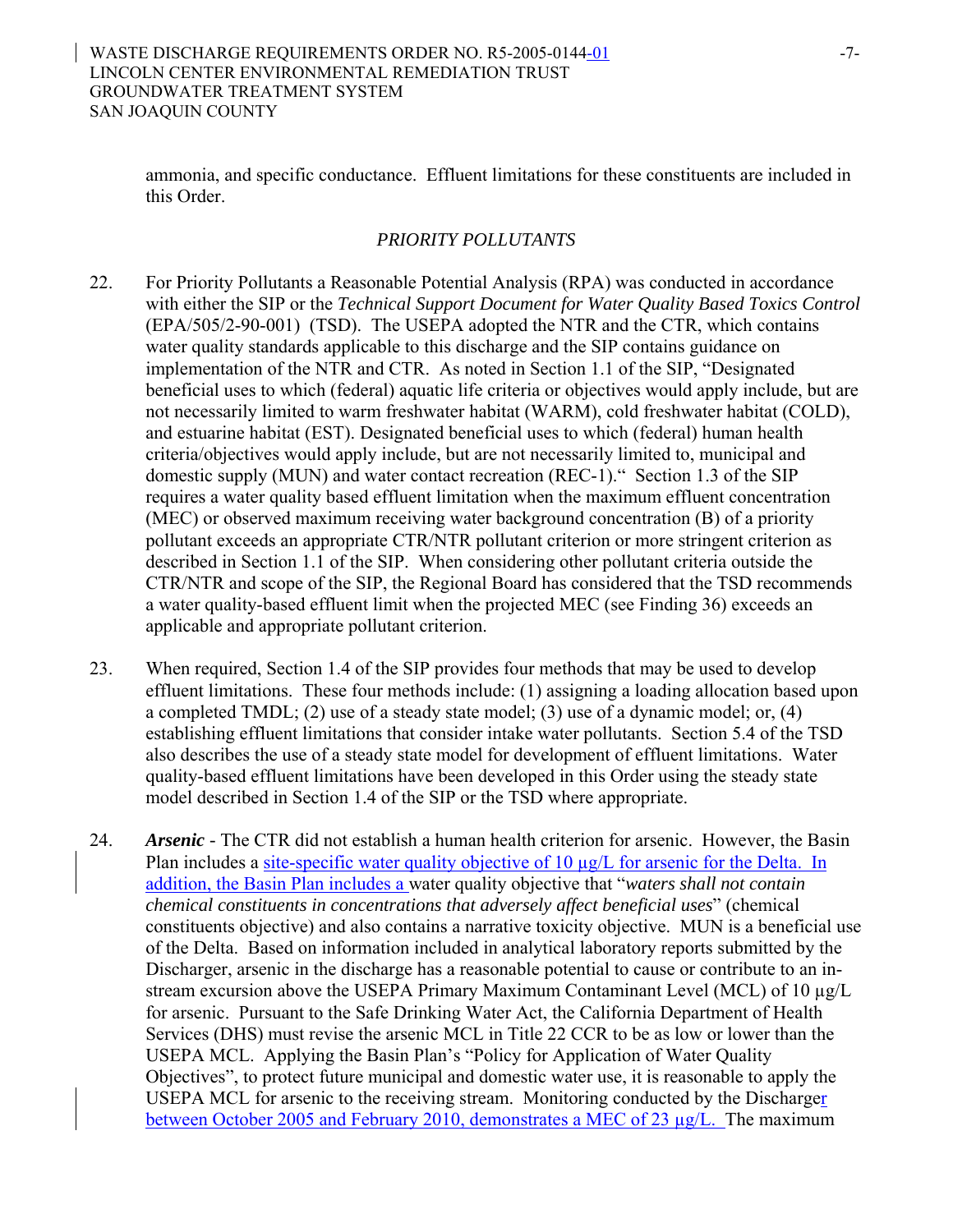ammonia, and specific conductance. Effluent limitations for these constituents are included in this Order.

*PRIORITY POLLUTANTS*

22. For Priority Pollutants a Reasonable Potential Analysis (RPA) was conducted in accordance with either the SIP or the *Technical Support Document for Water Quality Based Toxics Control* (EPA/505/2-90-001) (TSD). The USEPA adopted the NTR and the CTR, which contains water quality standards applicable to this discharge and the SIP contains guidance on implementation of the NTR and CTR. As noted in Section 1.1 of the SIP, "Designated beneficial uses to which (federal) aquatic life criteria or objectives would apply include, but are not necessarily limited to warm freshwater habitat (WARM), cold freshwater habitat (COLD), and estuarine habitat (EST). Designated beneficial uses to which (federal) human health criteria/objectives would apply include, but are not necessarily limited to, municipal and domestic supply (MUN) and water contact recreation (REC-1)." Section 1.3 of the SIP requires a water quality based effluent limitation when the maximum effluent concentration (MEC) or observed maximum receiving water background concentration (B) of a priority pollutant exceeds an appropriate CTR/NTR pollutant criterion or more stringent criterion as described in Section 1.1 of the SIP. When considering other pollutant criteria outside the CTR/NTR and scope of the SIP, the Regional Board has considered that the TSD recommends a water quality-based effluent limit when the projected MEC (see Finding 36) exceeds an applicable and appropriate pollutant criterion.

23. When required, Section 1.4 of the SIP provides four methods that may be used to develop effluent limitations. These four methods include: (1) assigning a loading allocation based upon a completed TMDL; (2) use of a steady state model; (3) use of a dynamic model; or, (4) establishing effluent limitations that consider intake water pollutants. Section 5.4 of the TSD also describes the use of a steady state model for development of effluent limitations. Water quality-based effluent limitations have been developed in this Order using the steady state model described in Section 1.4 of the SIP or the TSD where appropriate.

24. ***Arsenic*** - The CTR did not establish a human health criterion for arsenic. However, the Basin Plan includes a site-specific water quality objective of 10 µg/L for arsenic for the Delta. In addition, the Basin Plan includes a water quality objective that "*waters shall not contain chemical constituents in concentrations that adversely affect beneficial uses*" (chemical constituents objective) and also contains a narrative toxicity objective. MUN is a beneficial use of the Delta. Based on information included in analytical laboratory reports submitted by the Discharger, arsenic in the discharge has a reasonable potential to cause or contribute to an in-stream excursion above the USEPA Primary Maximum Contaminant Level (MCL) of 10 µg/L for arsenic. Pursuant to the Safe Drinking Water Act, the California Department of Health Services (DHS) must revise the arsenic MCL in Title 22 CCR to be as low or lower than the USEPA MCL. Applying the Basin Plan's "Policy for Application of Water Quality Objectives", to protect future municipal and domestic water use, it is reasonable to apply the USEPA MCL for arsenic to the receiving stream. Monitoring conducted by the Discharger between October 2005 and February 2010, demonstrates a MEC of 23 µg/L. The maximum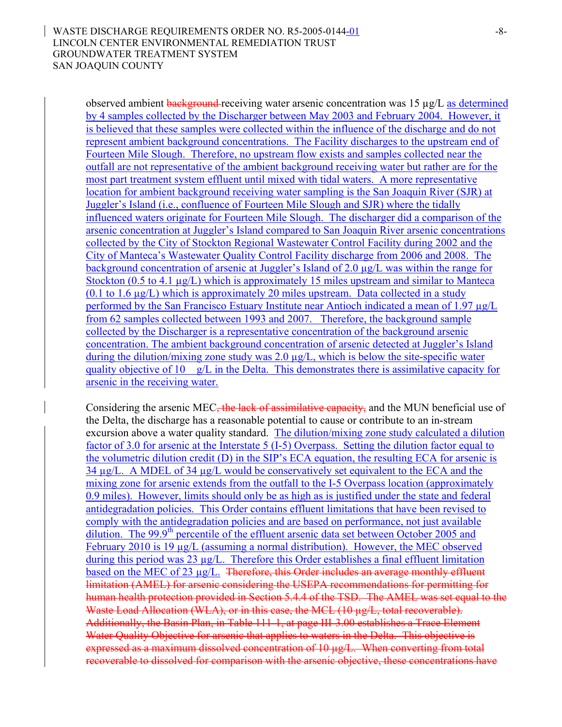observed ambient background receiving water arsenic concentration was 15 µg/L as determined by 4 samples collected by the Discharger between May 2003 and February 2004. However, it is believed that these samples were collected within the influence of the discharge and do not represent ambient background concentrations. The Facility discharges to the upstream end of Fourteen Mile Slough. Therefore, no upstream flow exists and samples collected near the outfall are not representative of the ambient background receiving water but rather are for the most part treatment system effluent until mixed with tidal waters. A more representative location for ambient background receiving water sampling is the San Joaquin River (SJR) at Juggler's Island (i.e., confluence of Fourteen Mile Slough and SJR) where the tidally influenced waters originate for Fourteen Mile Slough. The discharger did a comparison of the arsenic concentration at Juggler's Island compared to San Joaquin River arsenic concentrations collected by the City of Stockton Regional Wastewater Control Facility during 2002 and the City of Manteca's Wastewater Quality Control Facility discharge from 2006 and 2008. The background concentration of arsenic at Juggler's Island of 2.0 µg/L was within the range for Stockton (0.5 to 4.1 µg/L) which is approximately 15 miles upstream and similar to Manteca (0.1 to 1.6 µg/L) which is approximately 20 miles upstream. Data collected in a study performed by the San Francisco Estuary Institute near Antioch indicated a mean of 1.97 µg/L from 62 samples collected between 1993 and 2007. Therefore, the background sample collected by the Discharger is a representative concentration of the background arsenic concentration. The ambient background concentration of arsenic detected at Juggler's Island during the dilution/mixing zone study was 2.0 µg/L, which is below the site-specific water quality objective of 10 g/L in the Delta. This demonstrates there is assimilative capacity for arsenic in the receiving water.

Considering the arsenic MEC, the lack of assimilative capacity, and the MUN beneficial use of the Delta, the discharge has a reasonable potential to cause or contribute to an in-stream excursion above a water quality standard. The dilution/mixing zone study calculated a dilution factor of 3.0 for arsenic at the Interstate 5 (I-5) Overpass. Setting the dilution factor equal to the volumetric dilution credit (D) in the SIP's ECA equation, the resulting ECA for arsenic is 34 µg/L. A MDEL of 34 µg/L would be conservatively set equivalent to the ECA and the mixing zone for arsenic extends from the outfall to the I-5 Overpass location (approximately 0.9 miles). However, limits should only be as high as is justified under the state and federal antidegradation policies. This Order contains effluent limitations that have been revised to comply with the antidegradation policies and are based on performance, not just available dilution. The 99.9$^{th}$ percentile of the effluent arsenic data set between October 2005 and February 2010 is 19 µg/L (assuming a normal distribution). However, the MEC observed during this period was 23 µg/L. Therefore this Order establishes a final effluent limitation based on the MEC of 23 µg/L. Therefore, this Order includes an average monthly effluent limitation (AMEL) for arsenic considering the USEPA recommendations for permitting for human health protection provided in Section 5.4.4 of the TSD. The AMEL was set equal to the Waste Load Allocation (WLA), or in this case, the MCL (10 µg/L, total recoverable). Additionally, the Basin Plan, in Table 111-1, at page III-3.00 establishes a Trace Element Water Quality Objective for arsenic that applies to waters in the Delta. This objective is expressed as a maximum dissolved concentration of 10 µg/L. When converting from total recoverable to dissolved for comparison with the arsenic objective, these concentrations have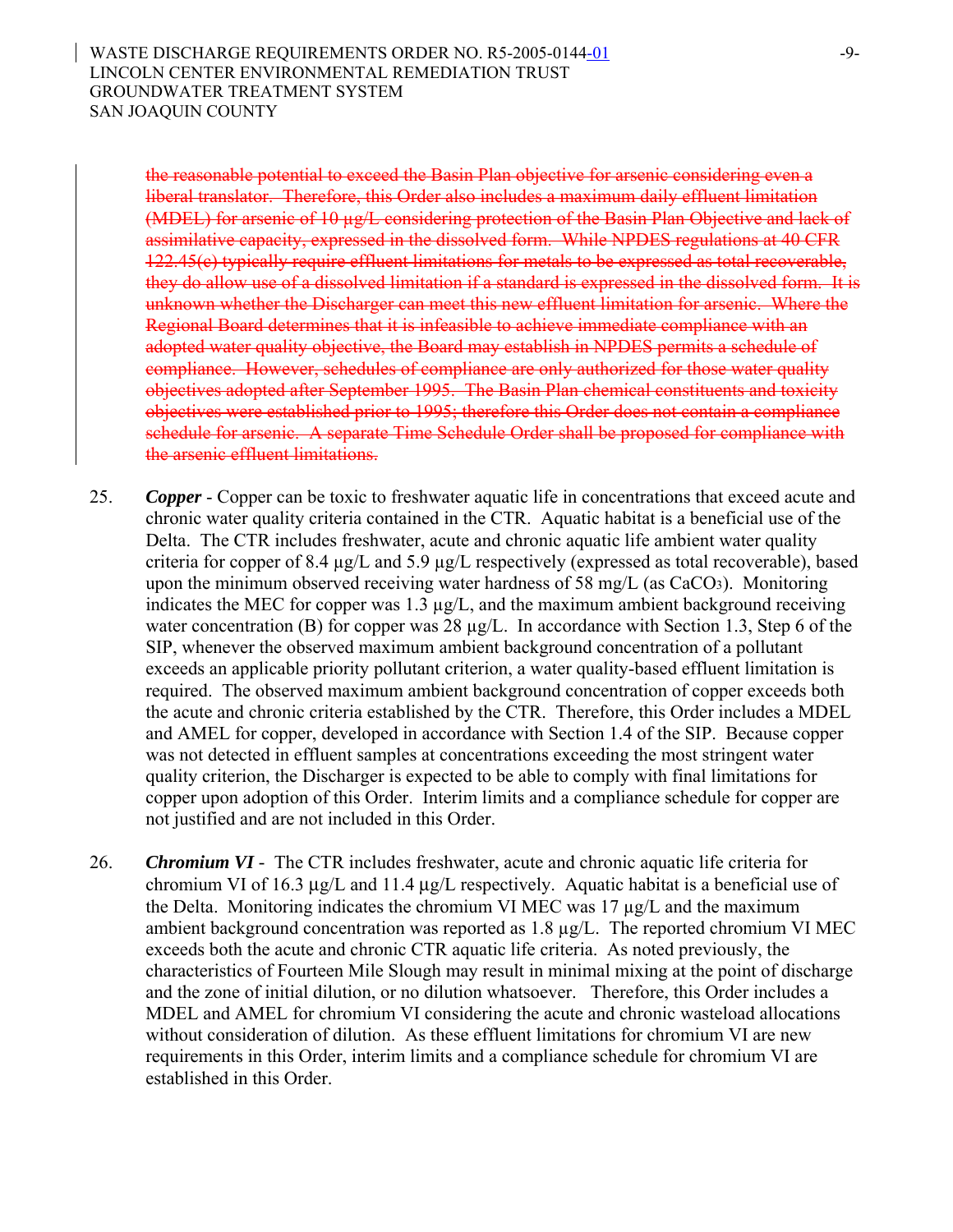~~the reasonable potential to exceed the Basin Plan objective for arsenic considering even a liberal translator. Therefore, this Order also includes a maximum daily effluent limitation (MDEL) for arsenic of 10 µg/L considering protection of the Basin Plan Objective and lack of assimilative capacity, expressed in the dissolved form. While NPDES regulations at 40 CFR 122.45(c) typically require effluent limitations for metals to be expressed as total recoverable, they do allow use of a dissolved limitation if a standard is expressed in the dissolved form. It is unknown whether the Discharger can meet this new effluent limitation for arsenic. Where the Regional Board determines that it is infeasible to achieve immediate compliance with an adopted water quality objective, the Board may establish in NPDES permits a schedule of compliance. However, schedules of compliance are only authorized for those water quality objectives adopted after September 1995. The Basin Plan chemical constituents and toxicity objectives were established prior to 1995; therefore this Order does not contain a compliance schedule for arsenic. A separate Time Schedule Order shall be proposed for compliance with the arsenic effluent limitations.~~

25. ***Copper*** - Copper can be toxic to freshwater aquatic life in concentrations that exceed acute and chronic water quality criteria contained in the CTR. Aquatic habitat is a beneficial use of the Delta. The CTR includes freshwater, acute and chronic aquatic life ambient water quality criteria for copper of 8.4 µg/L and 5.9 µg/L respectively (expressed as total recoverable), based upon the minimum observed receiving water hardness of 58 mg/L (as $CaCO_3$). Monitoring indicates the MEC for copper was 1.3 µg/L, and the maximum ambient background receiving water concentration (B) for copper was 28 µg/L. In accordance with Section 1.3, Step 6 of the SIP, whenever the observed maximum ambient background concentration of a pollutant exceeds an applicable priority pollutant criterion, a water quality-based effluent limitation is required. The observed maximum ambient background concentration of copper exceeds both the acute and chronic criteria established by the CTR. Therefore, this Order includes a MDEL and AMEL for copper, developed in accordance with Section 1.4 of the SIP. Because copper was not detected in effluent samples at concentrations exceeding the most stringent water quality criterion, the Discharger is expected to be able to comply with final limitations for copper upon adoption of this Order. Interim limits and a compliance schedule for copper are not justified and are not included in this Order.

26. ***Chromium VI*** - The CTR includes freshwater, acute and chronic aquatic life criteria for chromium VI of 16.3 µg/L and 11.4 µg/L respectively. Aquatic habitat is a beneficial use of the Delta. Monitoring indicates the chromium VI MEC was 17 µg/L and the maximum ambient background concentration was reported as 1.8 µg/L. The reported chromium VI MEC exceeds both the acute and chronic CTR aquatic life criteria. As noted previously, the characteristics of Fourteen Mile Slough may result in minimal mixing at the point of discharge and the zone of initial dilution, or no dilution whatsoever. Therefore, this Order includes a MDEL and AMEL for chromium VI considering the acute and chronic wasteload allocations without consideration of dilution. As these effluent limitations for chromium VI are new requirements in this Order, interim limits and a compliance schedule for chromium VI are established in this Order.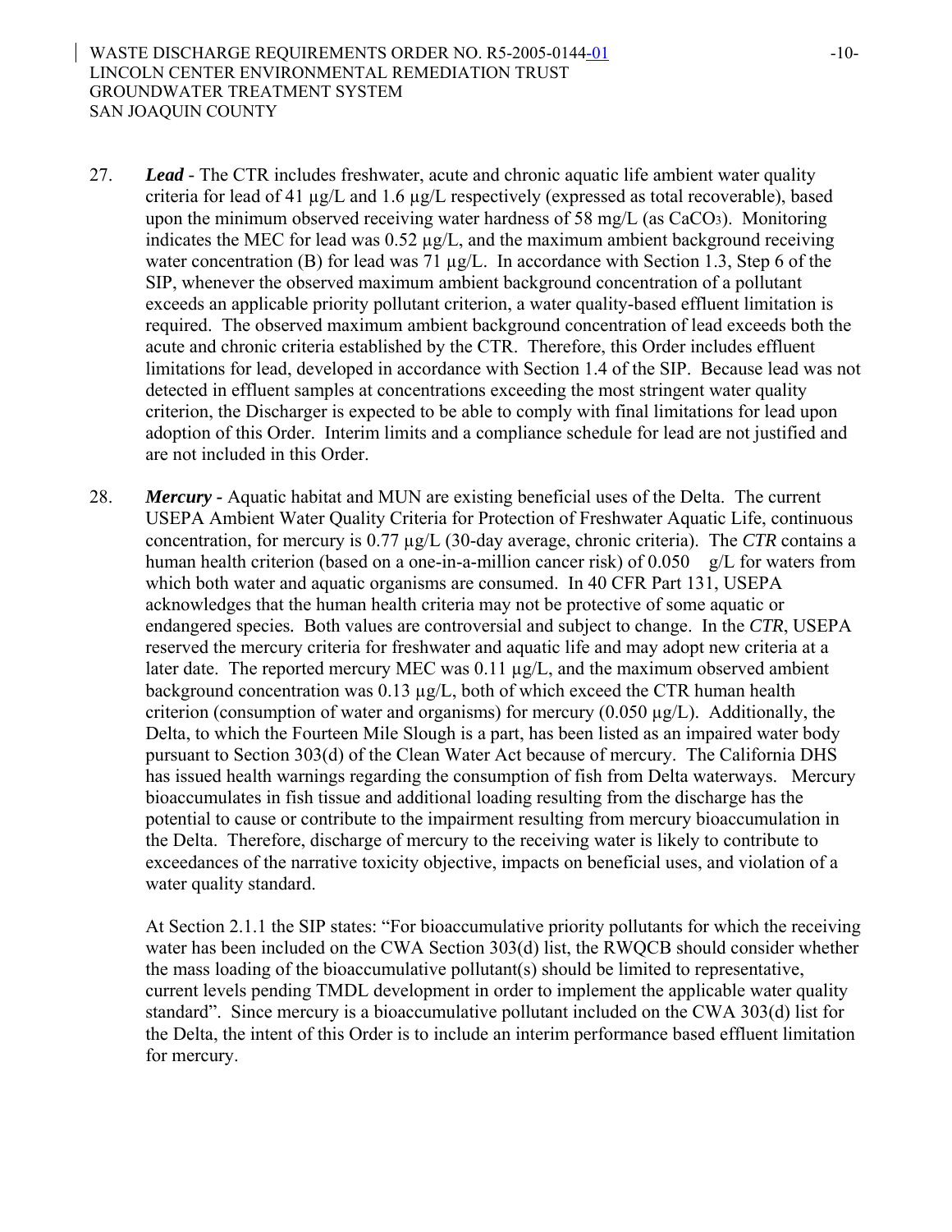27. ***Lead*** - The CTR includes freshwater, acute and chronic aquatic life ambient water quality criteria for lead of 41 µg/L and 1.6 µg/L respectively (expressed as total recoverable), based upon the minimum observed receiving water hardness of 58 mg/L (as $CaCO_3$). Monitoring indicates the MEC for lead was 0.52 µg/L, and the maximum ambient background receiving water concentration (B) for lead was 71 µg/L. In accordance with Section 1.3, Step 6 of the SIP, whenever the observed maximum ambient background concentration of a pollutant exceeds an applicable priority pollutant criterion, a water quality-based effluent limitation is required. The observed maximum ambient background concentration of lead exceeds both the acute and chronic criteria established by the CTR. Therefore, this Order includes effluent limitations for lead, developed in accordance with Section 1.4 of the SIP. Because lead was not detected in effluent samples at concentrations exceeding the most stringent water quality criterion, the Discharger is expected to be able to comply with final limitations for lead upon adoption of this Order. Interim limits and a compliance schedule for lead are not justified and are not included in this Order.

28. ***Mercury*** - Aquatic habitat and MUN are existing beneficial uses of the Delta. The current USEPA Ambient Water Quality Criteria for Protection of Freshwater Aquatic Life, continuous concentration, for mercury is 0.77 µg/L (30-day average, chronic criteria). The *CTR* contains a human health criterion (based on a one-in-a-million cancer risk) of 0.050 g/L for waters from which both water and aquatic organisms are consumed. In 40 CFR Part 131, USEPA acknowledges that the human health criteria may not be protective of some aquatic or endangered species. Both values are controversial and subject to change. In the *CTR*, USEPA reserved the mercury criteria for freshwater and aquatic life and may adopt new criteria at a later date. The reported mercury MEC was 0.11 µg/L, and the maximum observed ambient background concentration was 0.13 µg/L, both of which exceed the CTR human health criterion (consumption of water and organisms) for mercury (0.050 µg/L). Additionally, the Delta, to which the Fourteen Mile Slough is a part, has been listed as an impaired water body pursuant to Section 303(d) of the Clean Water Act because of mercury. The California DHS has issued health warnings regarding the consumption of fish from Delta waterways. Mercury bioaccumulates in fish tissue and additional loading resulting from the discharge has the potential to cause or contribute to the impairment resulting from mercury bioaccumulation in the Delta. Therefore, discharge of mercury to the receiving water is likely to contribute to exceedances of the narrative toxicity objective, impacts on beneficial uses, and violation of a water quality standard.

    At Section 2.1.1 the SIP states: "For bioaccumulative priority pollutants for which the receiving water has been included on the CWA Section 303(d) list, the RWQCB should consider whether the mass loading of the bioaccumulative pollutant(s) should be limited to representative, current levels pending TMDL development in order to implement the applicable water quality standard". Since mercury is a bioaccumulative pollutant included on the CWA 303(d) list for the Delta, the intent of this Order is to include an interim performance based effluent limitation for mercury.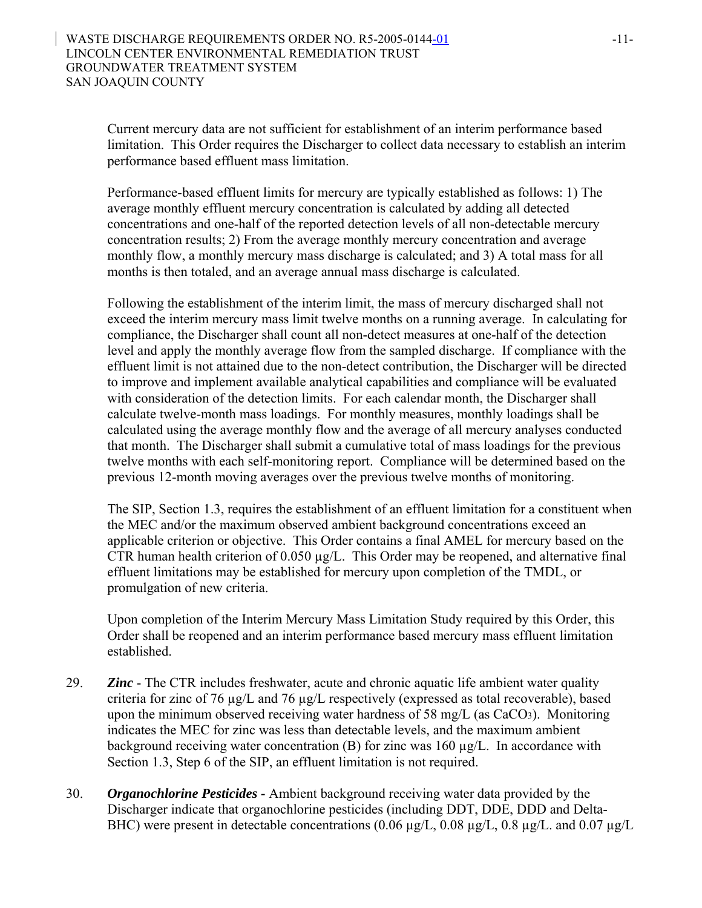Current mercury data are not sufficient for establishment of an interim performance based limitation. This Order requires the Discharger to collect data necessary to establish an interim performance based effluent mass limitation.

Performance-based effluent limits for mercury are typically established as follows: 1) The average monthly effluent mercury concentration is calculated by adding all detected concentrations and one-half of the reported detection levels of all non-detectable mercury concentration results; 2) From the average monthly mercury concentration and average monthly flow, a monthly mercury mass discharge is calculated; and 3) A total mass for all months is then totaled, and an average annual mass discharge is calculated.

Following the establishment of the interim limit, the mass of mercury discharged shall not exceed the interim mercury mass limit twelve months on a running average. In calculating for compliance, the Discharger shall count all non-detect measures at one-half of the detection level and apply the monthly average flow from the sampled discharge. If compliance with the effluent limit is not attained due to the non-detect contribution, the Discharger will be directed to improve and implement available analytical capabilities and compliance will be evaluated with consideration of the detection limits. For each calendar month, the Discharger shall calculate twelve-month mass loadings. For monthly measures, monthly loadings shall be calculated using the average monthly flow and the average of all mercury analyses conducted that month. The Discharger shall submit a cumulative total of mass loadings for the previous twelve months with each self-monitoring report. Compliance will be determined based on the previous 12-month moving averages over the previous twelve months of monitoring.

The SIP, Section 1.3, requires the establishment of an effluent limitation for a constituent when the MEC and/or the maximum observed ambient background concentrations exceed an applicable criterion or objective. This Order contains a final AMEL for mercury based on the CTR human health criterion of 0.050 µg/L. This Order may be reopened, and alternative final effluent limitations may be established for mercury upon completion of the TMDL, or promulgation of new criteria.

Upon completion of the Interim Mercury Mass Limitation Study required by this Order, this Order shall be reopened and an interim performance based mercury mass effluent limitation established.

29. ***Zinc*** - The CTR includes freshwater, acute and chronic aquatic life ambient water quality criteria for zinc of 76 µg/L and 76 µg/L respectively (expressed as total recoverable), based upon the minimum observed receiving water hardness of 58 mg/L (as $CaCO_3$). Monitoring indicates the MEC for zinc was less than detectable levels, and the maximum ambient background receiving water concentration (B) for zinc was 160 µg/L. In accordance with Section 1.3, Step 6 of the SIP, an effluent limitation is not required.

30. ***Organochlorine Pesticides -*** Ambient background receiving water data provided by the Discharger indicate that organochlorine pesticides (including DDT, DDE, DDD and Delta-BHC) were present in detectable concentrations (0.06 µg/L, 0.08 µg/L, 0.8 µg/L. and 0.07 µg/L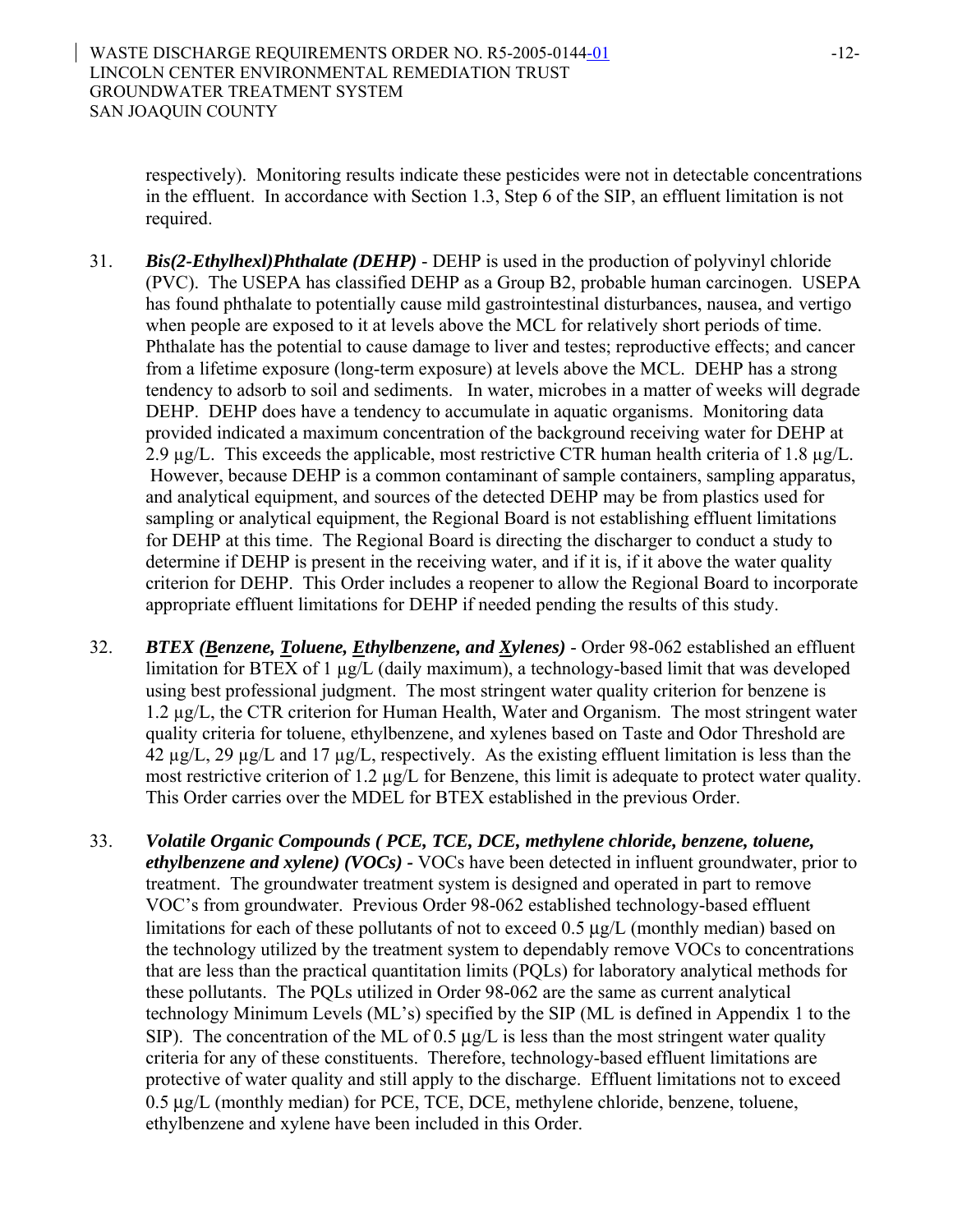respectively). Monitoring results indicate these pesticides were not in detectable concentrations in the effluent. In accordance with Section 1.3, Step 6 of the SIP, an effluent limitation is not required.

31. ***Bis(2-Ethylhexl)Phthalate (DEHP)*** - DEHP is used in the production of polyvinyl chloride (PVC). The USEPA has classified DEHP as a Group B2, probable human carcinogen. USEPA has found phthalate to potentially cause mild gastrointestinal disturbances, nausea, and vertigo when people are exposed to it at levels above the MCL for relatively short periods of time. Phthalate has the potential to cause damage to liver and testes; reproductive effects; and cancer from a lifetime exposure (long-term exposure) at levels above the MCL. DEHP has a strong tendency to adsorb to soil and sediments. In water, microbes in a matter of weeks will degrade DEHP. DEHP does have a tendency to accumulate in aquatic organisms. Monitoring data provided indicated a maximum concentration of the background receiving water for DEHP at 2.9 µg/L. This exceeds the applicable, most restrictive CTR human health criteria of 1.8 µg/L. However, because DEHP is a common contaminant of sample containers, sampling apparatus, and analytical equipment, and sources of the detected DEHP may be from plastics used for sampling or analytical equipment, the Regional Board is not establishing effluent limitations for DEHP at this time. The Regional Board is directing the discharger to conduct a study to determine if DEHP is present in the receiving water, and if it is, if it above the water quality criterion for DEHP. This Order includes a reopener to allow the Regional Board to incorporate appropriate effluent limitations for DEHP if needed pending the results of this study.

32. ***BTEX (Benzene, Toluene, Ethylbenzene, and Xylenes)*** - Order 98-062 established an effluent limitation for BTEX of 1 µg/L (daily maximum), a technology-based limit that was developed using best professional judgment. The most stringent water quality criterion for benzene is 1.2 µg/L, the CTR criterion for Human Health, Water and Organism. The most stringent water quality criteria for toluene, ethylbenzene, and xylenes based on Taste and Odor Threshold are 42 µg/L, 29 µg/L and 17 µg/L, respectively. As the existing effluent limitation is less than the most restrictive criterion of 1.2 µg/L for Benzene, this limit is adequate to protect water quality. This Order carries over the MDEL for BTEX established in the previous Order.

33. ***Volatile Organic Compounds ( PCE, TCE, DCE, methylene chloride, benzene, toluene, ethylbenzene and xylene) (VOCs)*** - VOCs have been detected in influent groundwater, prior to treatment. The groundwater treatment system is designed and operated in part to remove VOC's from groundwater. Previous Order 98-062 established technology-based effluent limitations for each of these pollutants of not to exceed 0.5 µg/L (monthly median) based on the technology utilized by the treatment system to dependably remove VOCs to concentrations that are less than the practical quantitation limits (PQLs) for laboratory analytical methods for these pollutants. The PQLs utilized in Order 98-062 are the same as current analytical technology Minimum Levels (ML's) specified by the SIP (ML is defined in Appendix 1 to the SIP). The concentration of the ML of 0.5 µg/L is less than the most stringent water quality criteria for any of these constituents. Therefore, technology-based effluent limitations are protective of water quality and still apply to the discharge. Effluent limitations not to exceed 0.5 µg/L (monthly median) for PCE, TCE, DCE, methylene chloride, benzene, toluene, ethylbenzene and xylene have been included in this Order.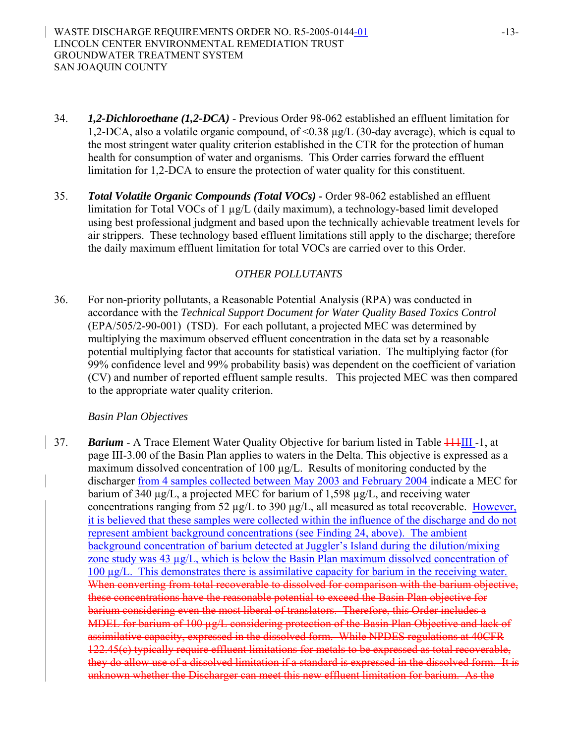34. ***1,2-Dichloroethane (1,2-DCA)*** - Previous Order 98-062 established an effluent limitation for 1,2-DCA, also a volatile organic compound, of <0.38 µg/L (30-day average), which is equal to the most stringent water quality criterion established in the CTR for the protection of human health for consumption of water and organisms. This Order carries forward the effluent limitation for 1,2-DCA to ensure the protection of water quality for this constituent.

35. ***Total Volatile Organic Compounds (Total VOCs)*** - Order 98-062 established an effluent limitation for Total VOCs of 1 µg/L (daily maximum), a technology-based limit developed using best professional judgment and based upon the technically achievable treatment levels for air strippers. These technology based effluent limitations still apply to the discharge; therefore the daily maximum effluent limitation for total VOCs are carried over to this Order.

*OTHER POLLUTANTS*

36. For non-priority pollutants, a Reasonable Potential Analysis (RPA) was conducted in accordance with the *Technical Support Document for Water Quality Based Toxics Control* (EPA/505/2-90-001) (TSD). For each pollutant, a projected MEC was determined by multiplying the maximum observed effluent concentration in the data set by a reasonable potential multiplying factor that accounts for statistical variation. The multiplying factor (for 99% confidence level and 99% probability basis) was dependent on the coefficient of variation (CV) and number of reported effluent sample results. This projected MEC was then compared to the appropriate water quality criterion.

*Basin Plan Objectives*

37. ***Barium*** - A Trace Element Water Quality Objective for barium listed in Table ~~111~~III -1, at page III-3.00 of the Basin Plan applies to waters in the Delta. This objective is expressed as a maximum dissolved concentration of 100 µg/L. Results of monitoring conducted by the discharger from 4 samples collected between May 2003 and February 2004 indicate a MEC for barium of 340 µg/L, a projected MEC for barium of 1,598 µg/L, and receiving water concentrations ranging from 52 µg/L to 390 µg/L, all measured as total recoverable. However, it is believed that these samples were collected within the influence of the discharge and do not represent ambient background concentrations (see Finding 24, above). The ambient background concentration of barium detected at Juggler's Island during the dilution/mixing zone study was 43 µg/L, which is below the Basin Plan maximum dissolved concentration of 100 µg/L. This demonstrates there is assimilative capacity for barium in the receiving water. ~~When converting from total recoverable to dissolved for comparison with the barium objective, these concentrations have the reasonable potential to exceed the Basin Plan objective for barium considering even the most liberal of translators. Therefore, this Order includes a MDEL for barium of 100 µg/L considering protection of the Basin Plan Objective and lack of assimilative capacity, expressed in the dissolved form. While NPDES regulations at 40CFR 122.45(c) typically require effluent limitations for metals to be expressed as total recoverable, they do allow use of a dissolved limitation if a standard is expressed in the dissolved form. It is unknown whether the Discharger can meet this new effluent limitation for barium. As the~~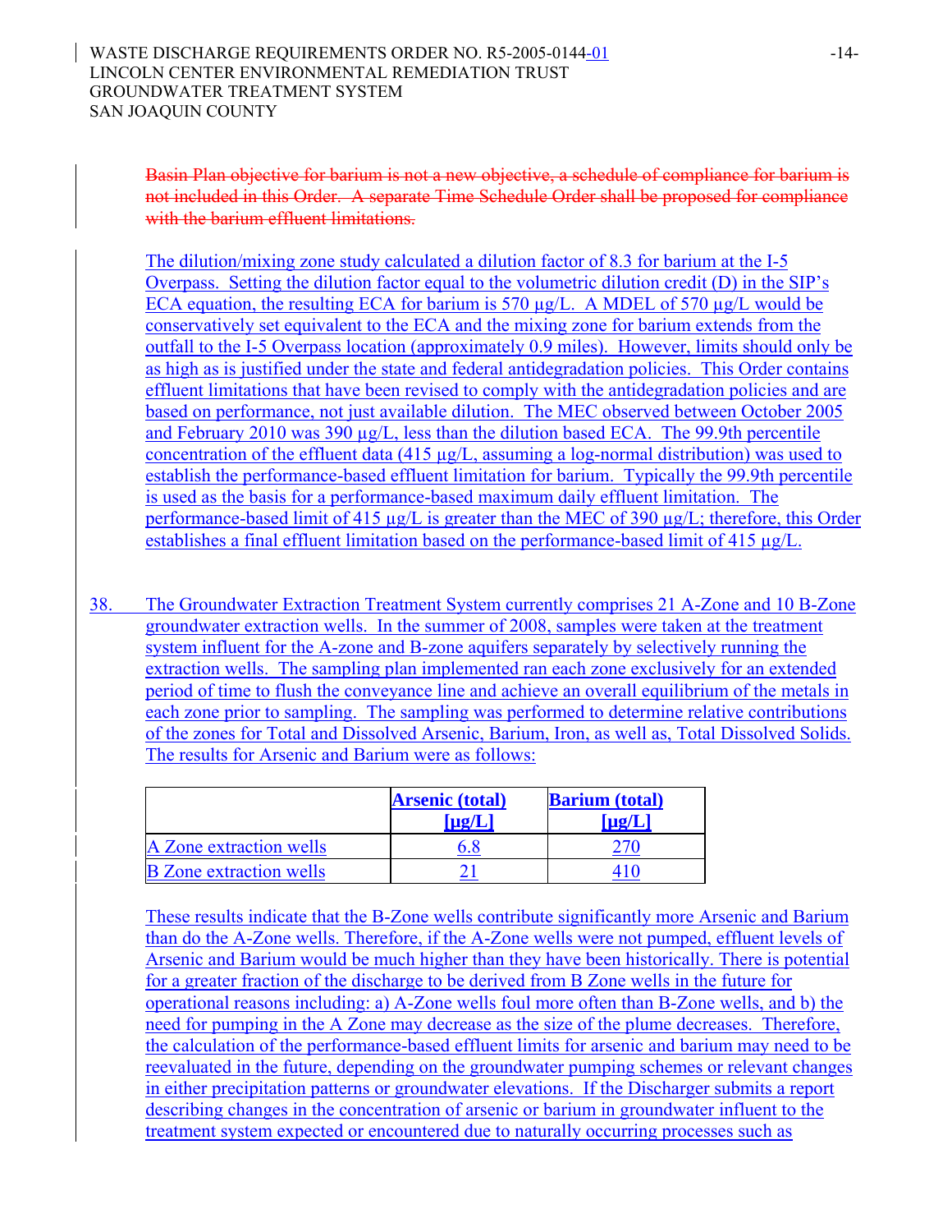~~Basin Plan objective for barium is not a new objective, a schedule of compliance for barium is not included in this Order. A separate Time Schedule Order shall be proposed for compliance with the barium effluent limitations.~~

The dilution/mixing zone study calculated a dilution factor of 8.3 for barium at the I-5 Overpass. Setting the dilution factor equal to the volumetric dilution credit (D) in the SIP's ECA equation, the resulting ECA for barium is 570 µg/L. A MDEL of 570 µg/L would be conservatively set equivalent to the ECA and the mixing zone for barium extends from the outfall to the I-5 Overpass location (approximately 0.9 miles). However, limits should only be as high as is justified under the state and federal antidegradation policies. This Order contains effluent limitations that have been revised to comply with the antidegradation policies and are based on performance, not just available dilution. The MEC observed between October 2005 and February 2010 was 390 µg/L, less than the dilution based ECA. The 99.9th percentile concentration of the effluent data (415 µg/L, assuming a log-normal distribution) was used to establish the performance-based effluent limitation for barium. Typically the 99.9th percentile is used as the basis for a performance-based maximum daily effluent limitation. The performance-based limit of 415 µg/L is greater than the MEC of 390 µg/L; therefore, this Order establishes a final effluent limitation based on the performance-based limit of 415 µg/L.

38. The Groundwater Extraction Treatment System currently comprises 21 A-Zone and 10 B-Zone groundwater extraction wells. In the summer of 2008, samples were taken at the treatment system influent for the A-zone and B-zone aquifers separately by selectively running the extraction wells. The sampling plan implemented ran each zone exclusively for an extended period of time to flush the conveyance line and achieve an overall equilibrium of the metals in each zone prior to sampling. The sampling was performed to determine relative contributions of the zones for Total and Dissolved Arsenic, Barium, Iron, as well as, Total Dissolved Solids. The results for Arsenic and Barium were as follows:

| | **Arsenic (total) [µg/L]** | **Barium (total) [µg/L]** |
|---|---|---|
| A Zone extraction wells | 6.8 | 270 |
| B Zone extraction wells | 21 | 410 |

These results indicate that the B-Zone wells contribute significantly more Arsenic and Barium than do the A-Zone wells. Therefore, if the A-Zone wells were not pumped, effluent levels of Arsenic and Barium would be much higher than they have been historically. There is potential for a greater fraction of the discharge to be derived from B Zone wells in the future for operational reasons including: a) A-Zone wells foul more often than B-Zone wells, and b) the need for pumping in the A Zone may decrease as the size of the plume decreases. Therefore, the calculation of the performance-based effluent limits for arsenic and barium may need to be reevaluated in the future, depending on the groundwater pumping schemes or relevant changes in either precipitation patterns or groundwater elevations. If the Discharger submits a report describing changes in the concentration of arsenic or barium in groundwater influent to the treatment system expected or encountered due to naturally occurring processes such as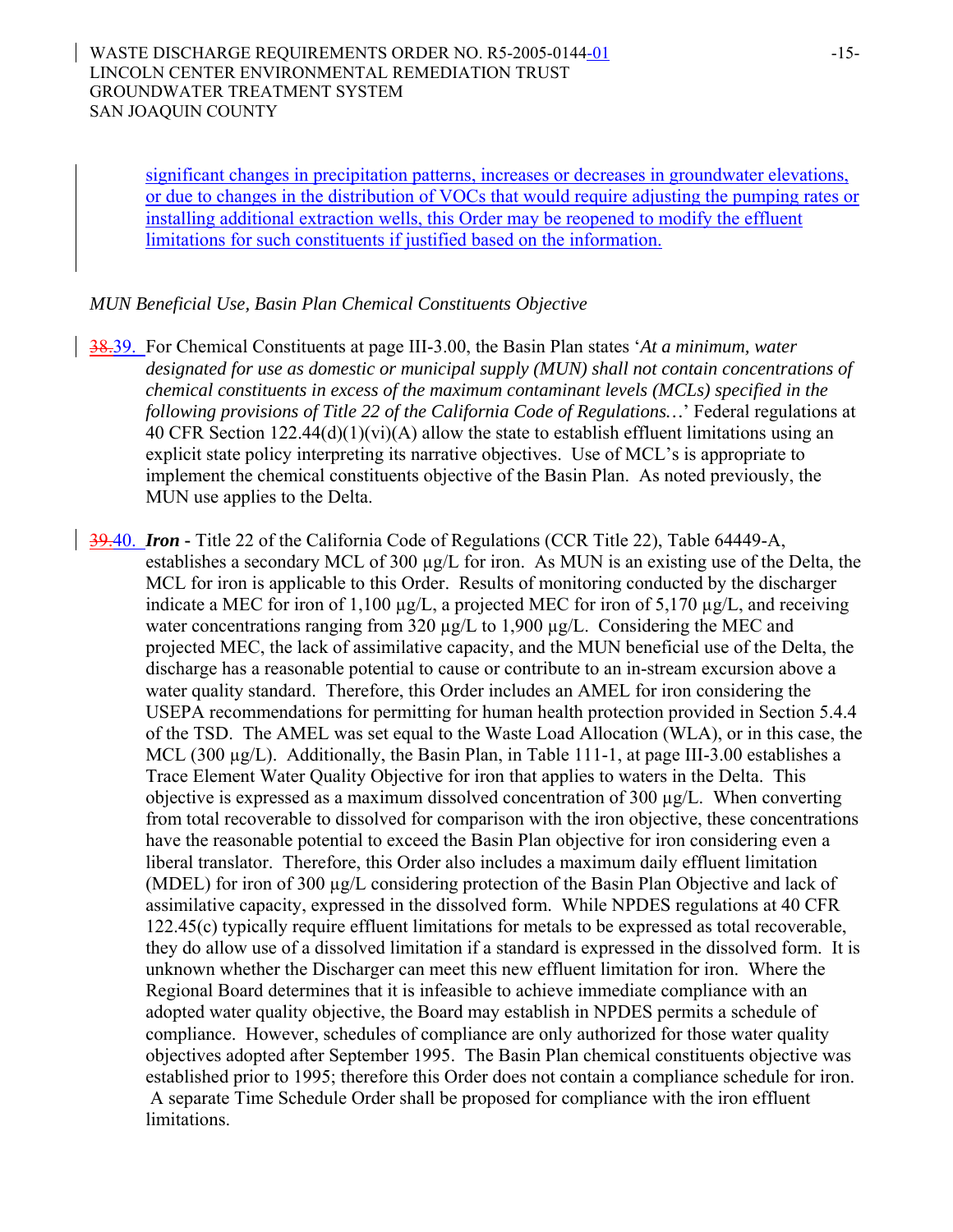significant changes in precipitation patterns, increases or decreases in groundwater elevations, or due to changes in the distribution of VOCs that would require adjusting the pumping rates or installing additional extraction wells, this Order may be reopened to modify the effluent limitations for such constituents if justified based on the information.

*MUN Beneficial Use, Basin Plan Chemical Constituents Objective*

38.39. For Chemical Constituents at page III-3.00, the Basin Plan states '*At a minimum, water designated for use as domestic or municipal supply (MUN) shall not contain concentrations of chemical constituents in excess of the maximum contaminant levels (MCLs) specified in the following provisions of Title 22 of the California Code of Regulations…*' Federal regulations at 40 CFR Section 122.44(d)(1)(vi)(A) allow the state to establish effluent limitations using an explicit state policy interpreting its narrative objectives. Use of MCL's is appropriate to implement the chemical constituents objective of the Basin Plan. As noted previously, the MUN use applies to the Delta.

39.40. ***Iron*** - Title 22 of the California Code of Regulations (CCR Title 22), Table 64449-A, establishes a secondary MCL of 300 µg/L for iron. As MUN is an existing use of the Delta, the MCL for iron is applicable to this Order. Results of monitoring conducted by the discharger indicate a MEC for iron of 1,100 µg/L, a projected MEC for iron of 5,170 µg/L, and receiving water concentrations ranging from 320 µg/L to 1,900 µg/L. Considering the MEC and projected MEC, the lack of assimilative capacity, and the MUN beneficial use of the Delta, the discharge has a reasonable potential to cause or contribute to an in-stream excursion above a water quality standard. Therefore, this Order includes an AMEL for iron considering the USEPA recommendations for permitting for human health protection provided in Section 5.4.4 of the TSD. The AMEL was set equal to the Waste Load Allocation (WLA), or in this case, the MCL (300 µg/L). Additionally, the Basin Plan, in Table 111-1, at page III-3.00 establishes a Trace Element Water Quality Objective for iron that applies to waters in the Delta. This objective is expressed as a maximum dissolved concentration of 300 µg/L. When converting from total recoverable to dissolved for comparison with the iron objective, these concentrations have the reasonable potential to exceed the Basin Plan objective for iron considering even a liberal translator. Therefore, this Order also includes a maximum daily effluent limitation (MDEL) for iron of 300 µg/L considering protection of the Basin Plan Objective and lack of assimilative capacity, expressed in the dissolved form. While NPDES regulations at 40 CFR 122.45(c) typically require effluent limitations for metals to be expressed as total recoverable, they do allow use of a dissolved limitation if a standard is expressed in the dissolved form. It is unknown whether the Discharger can meet this new effluent limitation for iron. Where the Regional Board determines that it is infeasible to achieve immediate compliance with an adopted water quality objective, the Board may establish in NPDES permits a schedule of compliance. However, schedules of compliance are only authorized for those water quality objectives adopted after September 1995. The Basin Plan chemical constituents objective was established prior to 1995; therefore this Order does not contain a compliance schedule for iron. A separate Time Schedule Order shall be proposed for compliance with the iron effluent limitations.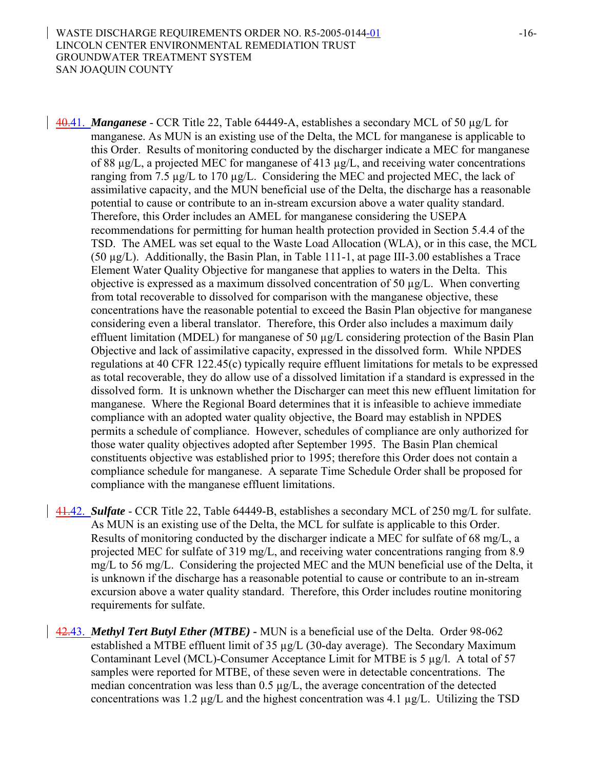40.41. ***Manganese*** - CCR Title 22, Table 64449-A, establishes a secondary MCL of 50 µg/L for manganese. As MUN is an existing use of the Delta, the MCL for manganese is applicable to this Order. Results of monitoring conducted by the discharger indicate a MEC for manganese of 88 µg/L, a projected MEC for manganese of 413 µg/L, and receiving water concentrations ranging from 7.5 µg/L to 170 µg/L. Considering the MEC and projected MEC, the lack of assimilative capacity, and the MUN beneficial use of the Delta, the discharge has a reasonable potential to cause or contribute to an in-stream excursion above a water quality standard. Therefore, this Order includes an AMEL for manganese considering the USEPA recommendations for permitting for human health protection provided in Section 5.4.4 of the TSD. The AMEL was set equal to the Waste Load Allocation (WLA), or in this case, the MCL (50 µg/L). Additionally, the Basin Plan, in Table 111-1, at page III-3.00 establishes a Trace Element Water Quality Objective for manganese that applies to waters in the Delta. This objective is expressed as a maximum dissolved concentration of 50 µg/L. When converting from total recoverable to dissolved for comparison with the manganese objective, these concentrations have the reasonable potential to exceed the Basin Plan objective for manganese considering even a liberal translator. Therefore, this Order also includes a maximum daily effluent limitation (MDEL) for manganese of 50 µg/L considering protection of the Basin Plan Objective and lack of assimilative capacity, expressed in the dissolved form. While NPDES regulations at 40 CFR 122.45(c) typically require effluent limitations for metals to be expressed as total recoverable, they do allow use of a dissolved limitation if a standard is expressed in the dissolved form. It is unknown whether the Discharger can meet this new effluent limitation for manganese. Where the Regional Board determines that it is infeasible to achieve immediate compliance with an adopted water quality objective, the Board may establish in NPDES permits a schedule of compliance. However, schedules of compliance are only authorized for those water quality objectives adopted after September 1995. The Basin Plan chemical constituents objective was established prior to 1995; therefore this Order does not contain a compliance schedule for manganese. A separate Time Schedule Order shall be proposed for compliance with the manganese effluent limitations.

41.42. ***Sulfate*** - CCR Title 22, Table 64449-B, establishes a secondary MCL of 250 mg/L for sulfate. As MUN is an existing use of the Delta, the MCL for sulfate is applicable to this Order. Results of monitoring conducted by the discharger indicate a MEC for sulfate of 68 mg/L, a projected MEC for sulfate of 319 mg/L, and receiving water concentrations ranging from 8.9 mg/L to 56 mg/L. Considering the projected MEC and the MUN beneficial use of the Delta, it is unknown if the discharge has a reasonable potential to cause or contribute to an in-stream excursion above a water quality standard. Therefore, this Order includes routine monitoring requirements for sulfate.

42.43. ***Methyl Tert Butyl Ether (MTBE)*** - MUN is a beneficial use of the Delta. Order 98-062 established a MTBE effluent limit of 35 µg/L (30-day average). The Secondary Maximum Contaminant Level (MCL)-Consumer Acceptance Limit for MTBE is 5 µg/l. A total of 57 samples were reported for MTBE, of these seven were in detectable concentrations. The median concentration was less than 0.5 µg/L, the average concentration of the detected concentrations was 1.2 µg/L and the highest concentration was 4.1 µg/L. Utilizing the TSD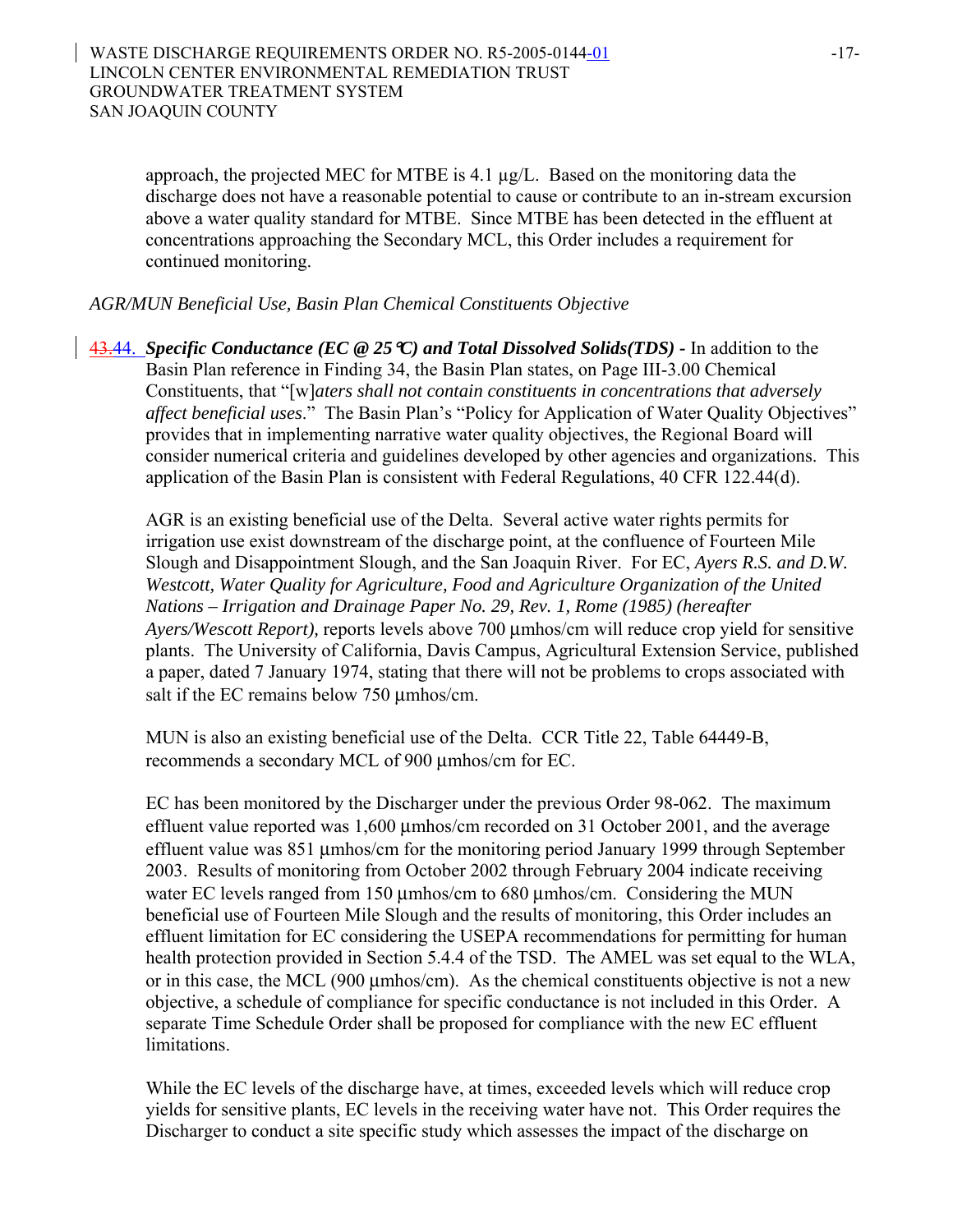approach, the projected MEC for MTBE is 4.1 µg/L. Based on the monitoring data the discharge does not have a reasonable potential to cause or contribute to an in-stream excursion above a water quality standard for MTBE. Since MTBE has been detected in the effluent at concentrations approaching the Secondary MCL, this Order includes a requirement for continued monitoring.

*AGR/MUN Beneficial Use, Basin Plan Chemical Constituents Objective*

~~43.~~44. ***Specific Conductance (EC @ 25°C) and Total Dissolved Solids(TDS) -*** In addition to the Basin Plan reference in Finding 34, the Basin Plan states, on Page III-3.00 Chemical Constituents, that "[w]*aters shall not contain constituents in concentrations that adversely affect beneficial uses*." The Basin Plan's "Policy for Application of Water Quality Objectives" provides that in implementing narrative water quality objectives, the Regional Board will consider numerical criteria and guidelines developed by other agencies and organizations. This application of the Basin Plan is consistent with Federal Regulations, 40 CFR 122.44(d).

AGR is an existing beneficial use of the Delta. Several active water rights permits for irrigation use exist downstream of the discharge point, at the confluence of Fourteen Mile Slough and Disappointment Slough, and the San Joaquin River. For EC, *Ayers R.S. and D.W. Westcott, Water Quality for Agriculture, Food and Agriculture Organization of the United Nations – Irrigation and Drainage Paper No. 29, Rev. 1, Rome (1985) (hereafter Ayers/Wescott Report),* reports levels above 700 µmhos/cm will reduce crop yield for sensitive plants. The University of California, Davis Campus, Agricultural Extension Service, published a paper, dated 7 January 1974, stating that there will not be problems to crops associated with salt if the EC remains below 750 µmhos/cm.

MUN is also an existing beneficial use of the Delta. CCR Title 22, Table 64449-B, recommends a secondary MCL of 900 µmhos/cm for EC.

EC has been monitored by the Discharger under the previous Order 98-062. The maximum effluent value reported was 1,600 µmhos/cm recorded on 31 October 2001, and the average effluent value was 851 µmhos/cm for the monitoring period January 1999 through September 2003. Results of monitoring from October 2002 through February 2004 indicate receiving water EC levels ranged from 150 µmhos/cm to 680 µmhos/cm. Considering the MUN beneficial use of Fourteen Mile Slough and the results of monitoring, this Order includes an effluent limitation for EC considering the USEPA recommendations for permitting for human health protection provided in Section 5.4.4 of the TSD. The AMEL was set equal to the WLA, or in this case, the MCL (900 µmhos/cm). As the chemical constituents objective is not a new objective, a schedule of compliance for specific conductance is not included in this Order. A separate Time Schedule Order shall be proposed for compliance with the new EC effluent limitations.

While the EC levels of the discharge have, at times, exceeded levels which will reduce crop yields for sensitive plants, EC levels in the receiving water have not. This Order requires the Discharger to conduct a site specific study which assesses the impact of the discharge on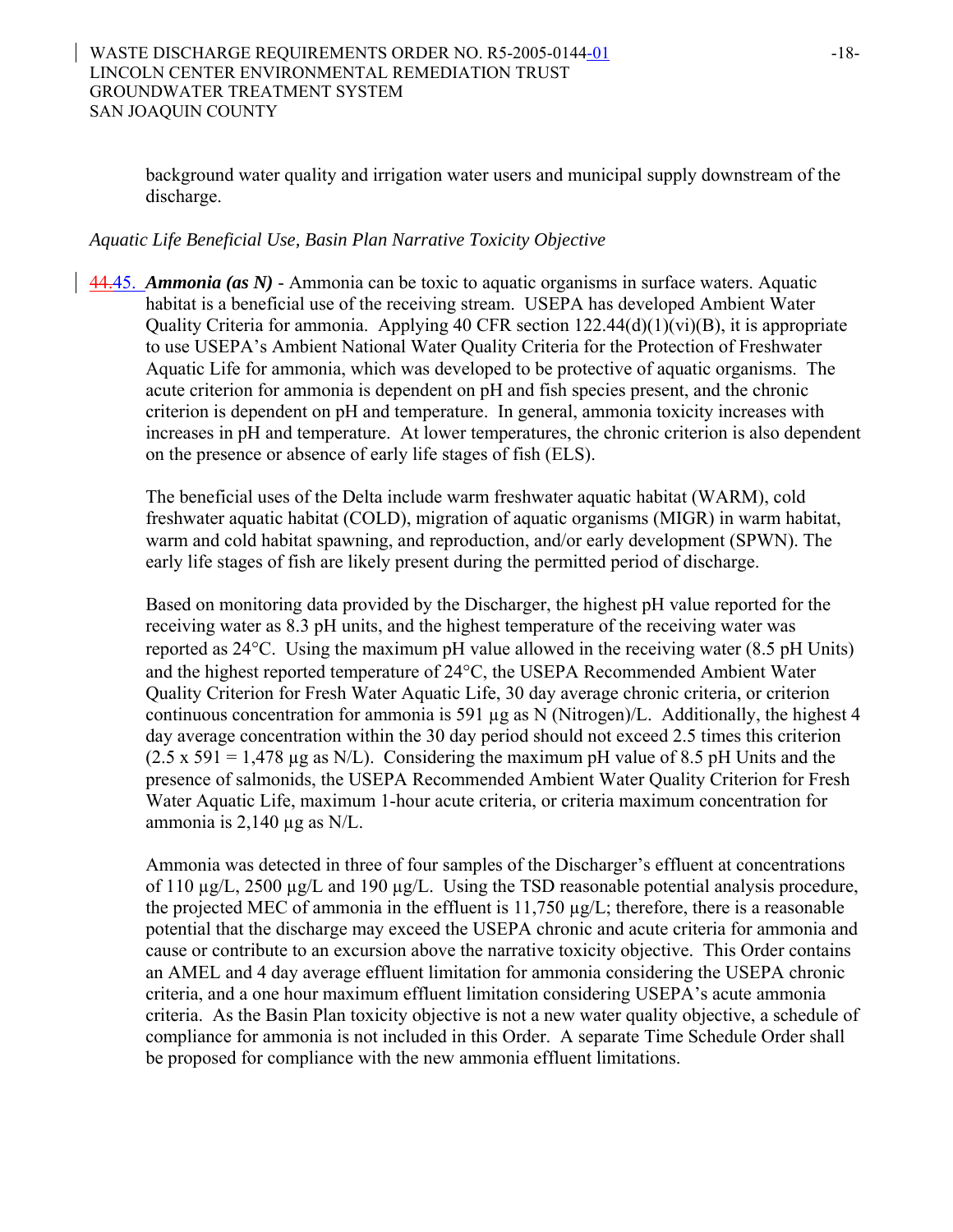background water quality and irrigation water users and municipal supply downstream of the discharge.

*Aquatic Life Beneficial Use, Basin Plan Narrative Toxicity Objective*

~~44.~~45. ***Ammonia (as N)*** - Ammonia can be toxic to aquatic organisms in surface waters. Aquatic habitat is a beneficial use of the receiving stream. USEPA has developed Ambient Water Quality Criteria for ammonia. Applying 40 CFR section 122.44(d)(1)(vi)(B), it is appropriate to use USEPA's Ambient National Water Quality Criteria for the Protection of Freshwater Aquatic Life for ammonia, which was developed to be protective of aquatic organisms. The acute criterion for ammonia is dependent on pH and fish species present, and the chronic criterion is dependent on pH and temperature. In general, ammonia toxicity increases with increases in pH and temperature. At lower temperatures, the chronic criterion is also dependent on the presence or absence of early life stages of fish (ELS).

The beneficial uses of the Delta include warm freshwater aquatic habitat (WARM), cold freshwater aquatic habitat (COLD), migration of aquatic organisms (MIGR) in warm habitat, warm and cold habitat spawning, and reproduction, and/or early development (SPWN). The early life stages of fish are likely present during the permitted period of discharge.

Based on monitoring data provided by the Discharger, the highest pH value reported for the receiving water as 8.3 pH units, and the highest temperature of the receiving water was reported as 24°C. Using the maximum pH value allowed in the receiving water (8.5 pH Units) and the highest reported temperature of 24°C, the USEPA Recommended Ambient Water Quality Criterion for Fresh Water Aquatic Life, 30 day average chronic criteria, or criterion continuous concentration for ammonia is 591 µg as N (Nitrogen)/L. Additionally, the highest 4 day average concentration within the 30 day period should not exceed 2.5 times this criterion (2.5 x 591 = 1,478 µg as N/L). Considering the maximum pH value of 8.5 pH Units and the presence of salmonids, the USEPA Recommended Ambient Water Quality Criterion for Fresh Water Aquatic Life, maximum 1-hour acute criteria, or criteria maximum concentration for ammonia is 2,140 µg as N/L.

Ammonia was detected in three of four samples of the Discharger's effluent at concentrations of 110 µg/L, 2500 µg/L and 190 µg/L. Using the TSD reasonable potential analysis procedure, the projected MEC of ammonia in the effluent is 11,750 µg/L; therefore, there is a reasonable potential that the discharge may exceed the USEPA chronic and acute criteria for ammonia and cause or contribute to an excursion above the narrative toxicity objective. This Order contains an AMEL and 4 day average effluent limitation for ammonia considering the USEPA chronic criteria, and a one hour maximum effluent limitation considering USEPA's acute ammonia criteria. As the Basin Plan toxicity objective is not a new water quality objective, a schedule of compliance for ammonia is not included in this Order. A separate Time Schedule Order shall be proposed for compliance with the new ammonia effluent limitations.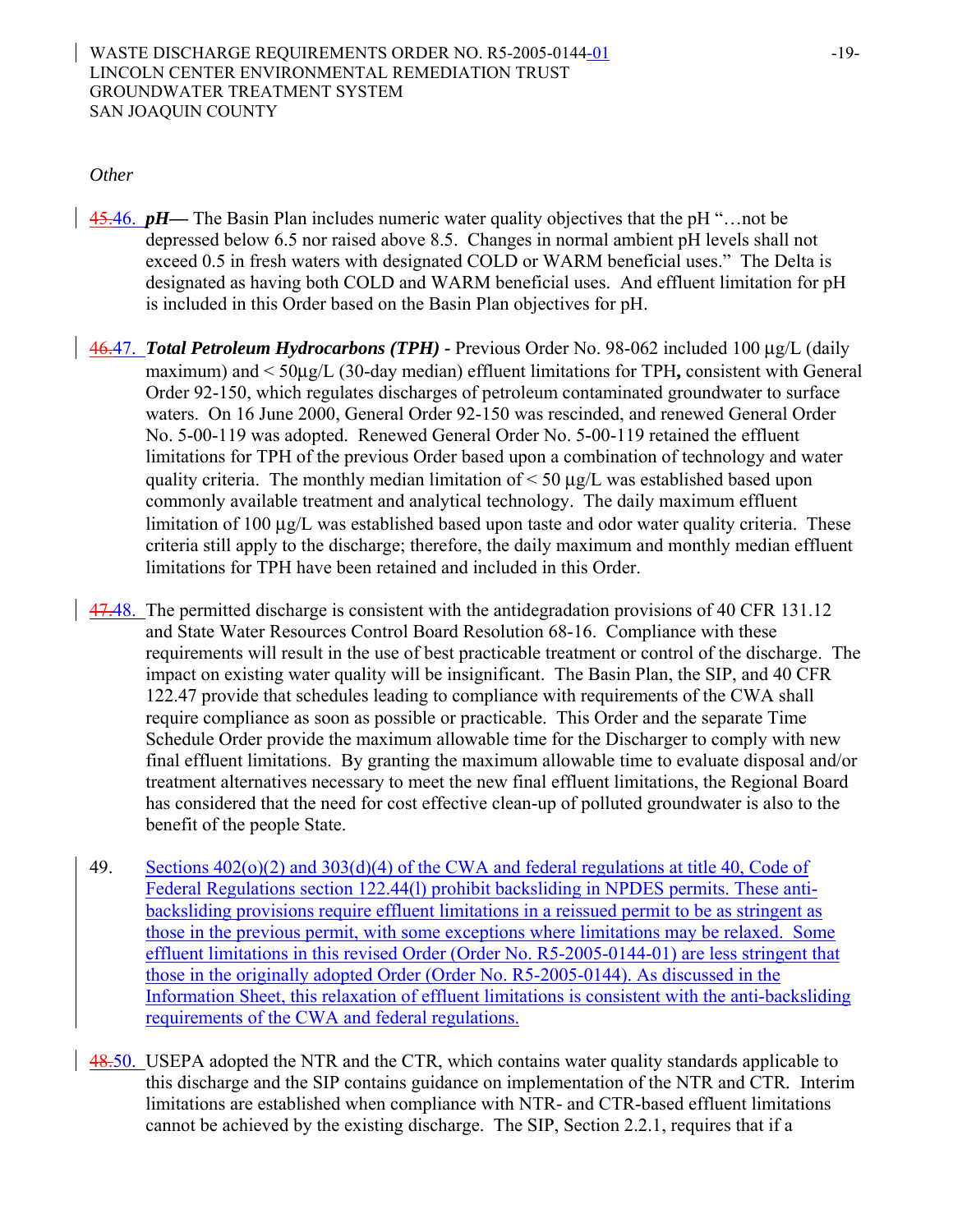*Other*

45.46. ***pH—*** The Basin Plan includes numeric water quality objectives that the pH "…not be depressed below 6.5 nor raised above 8.5. Changes in normal ambient pH levels shall not exceed 0.5 in fresh waters with designated COLD or WARM beneficial uses." The Delta is designated as having both COLD and WARM beneficial uses. And effluent limitation for pH is included in this Order based on the Basin Plan objectives for pH.

46.47. ***Total Petroleum Hydrocarbons (TPH)*** - Previous Order No. 98-062 included 100 µg/L (daily maximum) and < 50µg/L (30-day median) effluent limitations for TPH**,** consistent with General Order 92-150, which regulates discharges of petroleum contaminated groundwater to surface waters. On 16 June 2000, General Order 92-150 was rescinded, and renewed General Order No. 5-00-119 was adopted. Renewed General Order No. 5-00-119 retained the effluent limitations for TPH of the previous Order based upon a combination of technology and water quality criteria. The monthly median limitation of < 50 µg/L was established based upon commonly available treatment and analytical technology. The daily maximum effluent limitation of 100 µg/L was established based upon taste and odor water quality criteria. These criteria still apply to the discharge; therefore, the daily maximum and monthly median effluent limitations for TPH have been retained and included in this Order.

47.48. The permitted discharge is consistent with the antidegradation provisions of 40 CFR 131.12 and State Water Resources Control Board Resolution 68-16. Compliance with these requirements will result in the use of best practicable treatment or control of the discharge. The impact on existing water quality will be insignificant. The Basin Plan, the SIP, and 40 CFR 122.47 provide that schedules leading to compliance with requirements of the CWA shall require compliance as soon as possible or practicable. This Order and the separate Time Schedule Order provide the maximum allowable time for the Discharger to comply with new final effluent limitations. By granting the maximum allowable time to evaluate disposal and/or treatment alternatives necessary to meet the new final effluent limitations, the Regional Board has considered that the need for cost effective clean-up of polluted groundwater is also to the benefit of the people State.

49. Sections 402(o)(2) and 303(d)(4) of the CWA and federal regulations at title 40, Code of Federal Regulations section 122.44(l) prohibit backsliding in NPDES permits. These anti-backsliding provisions require effluent limitations in a reissued permit to be as stringent as those in the previous permit, with some exceptions where limitations may be relaxed. Some effluent limitations in this revised Order (Order No. R5-2005-0144-01) are less stringent that those in the originally adopted Order (Order No. R5-2005-0144). As discussed in the Information Sheet, this relaxation of effluent limitations is consistent with the anti-backsliding requirements of the CWA and federal regulations.

48.50. USEPA adopted the NTR and the CTR, which contains water quality standards applicable to this discharge and the SIP contains guidance on implementation of the NTR and CTR. Interim limitations are established when compliance with NTR- and CTR-based effluent limitations cannot be achieved by the existing discharge. The SIP, Section 2.2.1, requires that if a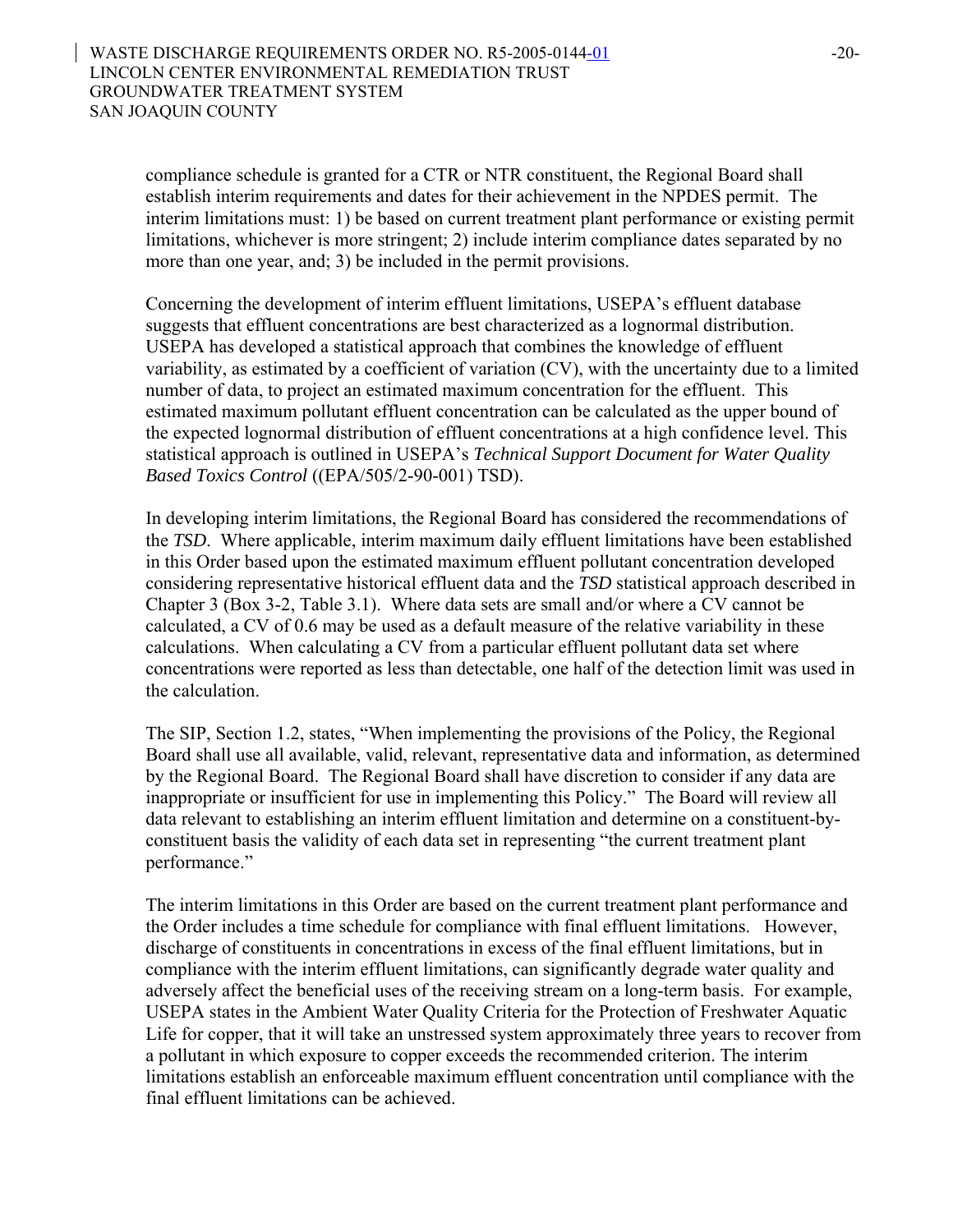compliance schedule is granted for a CTR or NTR constituent, the Regional Board shall establish interim requirements and dates for their achievement in the NPDES permit. The interim limitations must: 1) be based on current treatment plant performance or existing permit limitations, whichever is more stringent; 2) include interim compliance dates separated by no more than one year, and; 3) be included in the permit provisions.

Concerning the development of interim effluent limitations, USEPA's effluent database suggests that effluent concentrations are best characterized as a lognormal distribution. USEPA has developed a statistical approach that combines the knowledge of effluent variability, as estimated by a coefficient of variation (CV), with the uncertainty due to a limited number of data, to project an estimated maximum concentration for the effluent. This estimated maximum pollutant effluent concentration can be calculated as the upper bound of the expected lognormal distribution of effluent concentrations at a high confidence level. This statistical approach is outlined in USEPA's *Technical Support Document for Water Quality Based Toxics Control* ((EPA/505/2-90-001) TSD).

In developing interim limitations, the Regional Board has considered the recommendations of the *TSD*. Where applicable, interim maximum daily effluent limitations have been established in this Order based upon the estimated maximum effluent pollutant concentration developed considering representative historical effluent data and the *TSD* statistical approach described in Chapter 3 (Box 3-2, Table 3.1). Where data sets are small and/or where a CV cannot be calculated, a CV of 0.6 may be used as a default measure of the relative variability in these calculations. When calculating a CV from a particular effluent pollutant data set where concentrations were reported as less than detectable, one half of the detection limit was used in the calculation.

The SIP, Section 1.2, states, "When implementing the provisions of the Policy, the Regional Board shall use all available, valid, relevant, representative data and information, as determined by the Regional Board. The Regional Board shall have discretion to consider if any data are inappropriate or insufficient for use in implementing this Policy." The Board will review all data relevant to establishing an interim effluent limitation and determine on a constituent-by-constituent basis the validity of each data set in representing "the current treatment plant performance."

The interim limitations in this Order are based on the current treatment plant performance and the Order includes a time schedule for compliance with final effluent limitations. However, discharge of constituents in concentrations in excess of the final effluent limitations, but in compliance with the interim effluent limitations, can significantly degrade water quality and adversely affect the beneficial uses of the receiving stream on a long-term basis. For example, USEPA states in the Ambient Water Quality Criteria for the Protection of Freshwater Aquatic Life for copper, that it will take an unstressed system approximately three years to recover from a pollutant in which exposure to copper exceeds the recommended criterion. The interim limitations establish an enforceable maximum effluent concentration until compliance with the final effluent limitations can be achieved.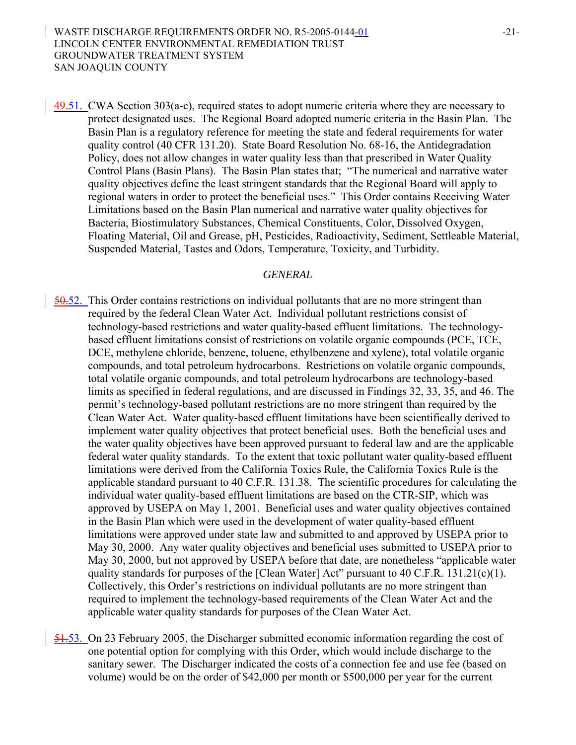~~49.~~51. CWA Section 303(a-c), required states to adopt numeric criteria where they are necessary to protect designated uses. The Regional Board adopted numeric criteria in the Basin Plan. The Basin Plan is a regulatory reference for meeting the state and federal requirements for water quality control (40 CFR 131.20). State Board Resolution No. 68-16, the Antidegradation Policy, does not allow changes in water quality less than that prescribed in Water Quality Control Plans (Basin Plans). The Basin Plan states that; "The numerical and narrative water quality objectives define the least stringent standards that the Regional Board will apply to regional waters in order to protect the beneficial uses." This Order contains Receiving Water Limitations based on the Basin Plan numerical and narrative water quality objectives for Bacteria, Biostimulatory Substances, Chemical Constituents, Color, Dissolved Oxygen, Floating Material, Oil and Grease, pH, Pesticides, Radioactivity, Sediment, Settleable Material, Suspended Material, Tastes and Odors, Temperature, Toxicity, and Turbidity.

*GENERAL*

~~50.~~52. This Order contains restrictions on individual pollutants that are no more stringent than required by the federal Clean Water Act. Individual pollutant restrictions consist of technology-based restrictions and water quality-based effluent limitations. The technology-based effluent limitations consist of restrictions on volatile organic compounds (PCE, TCE, DCE, methylene chloride, benzene, toluene, ethylbenzene and xylene), total volatile organic compounds, and total petroleum hydrocarbons. Restrictions on volatile organic compounds, total volatile organic compounds, and total petroleum hydrocarbons are technology-based limits as specified in federal regulations, and are discussed in Findings 32, 33, 35, and 46. The permit's technology-based pollutant restrictions are no more stringent than required by the Clean Water Act. Water quality-based effluent limitations have been scientifically derived to implement water quality objectives that protect beneficial uses. Both the beneficial uses and the water quality objectives have been approved pursuant to federal law and are the applicable federal water quality standards. To the extent that toxic pollutant water quality-based effluent limitations were derived from the California Toxics Rule, the California Toxics Rule is the applicable standard pursuant to 40 C.F.R. 131.38. The scientific procedures for calculating the individual water quality-based effluent limitations are based on the CTR-SIP, which was approved by USEPA on May 1, 2001. Beneficial uses and water quality objectives contained in the Basin Plan which were used in the development of water quality-based effluent limitations were approved under state law and submitted to and approved by USEPA prior to May 30, 2000. Any water quality objectives and beneficial uses submitted to USEPA prior to May 30, 2000, but not approved by USEPA before that date, are nonetheless "applicable water quality standards for purposes of the [Clean Water] Act" pursuant to 40 C.F.R. 131.21(c)(1). Collectively, this Order's restrictions on individual pollutants are no more stringent than required to implement the technology-based requirements of the Clean Water Act and the applicable water quality standards for purposes of the Clean Water Act.

~~51.~~53. On 23 February 2005, the Discharger submitted economic information regarding the cost of one potential option for complying with this Order, which would include discharge to the sanitary sewer. The Discharger indicated the costs of a connection fee and use fee (based on volume) would be on the order of $42,000 per month or $500,000 per year for the current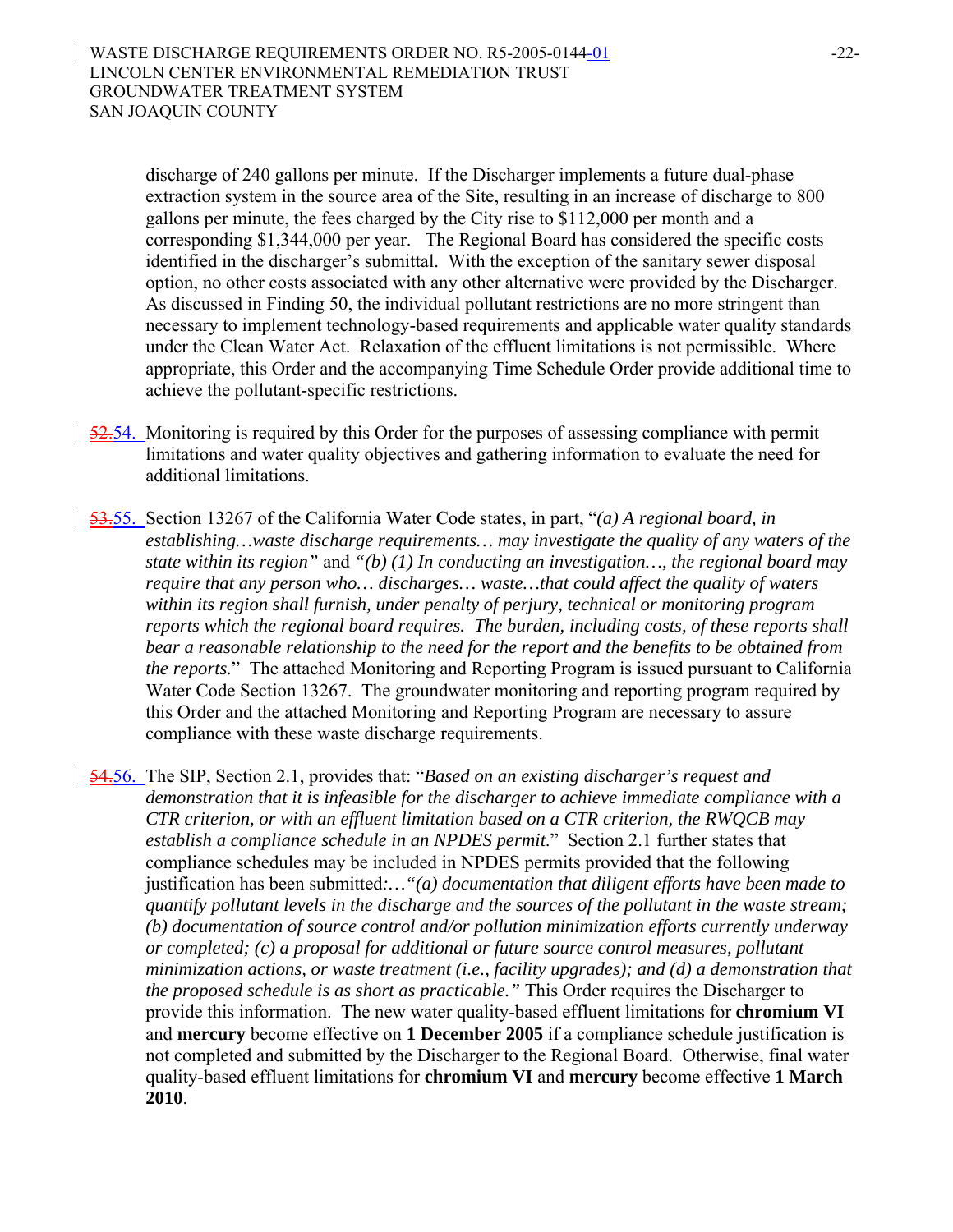discharge of 240 gallons per minute. If the Discharger implements a future dual-phase extraction system in the source area of the Site, resulting in an increase of discharge to 800 gallons per minute, the fees charged by the City rise to $112,000 per month and a corresponding $1,344,000 per year. The Regional Board has considered the specific costs identified in the discharger's submittal. With the exception of the sanitary sewer disposal option, no other costs associated with any other alternative were provided by the Discharger. As discussed in Finding 50, the individual pollutant restrictions are no more stringent than necessary to implement technology-based requirements and applicable water quality standards under the Clean Water Act. Relaxation of the effluent limitations is not permissible. Where appropriate, this Order and the accompanying Time Schedule Order provide additional time to achieve the pollutant-specific restrictions.

~~52.~~54. Monitoring is required by this Order for the purposes of assessing compliance with permit limitations and water quality objectives and gathering information to evaluate the need for additional limitations.

~~53.~~55. Section 13267 of the California Water Code states, in part, "*(a) A regional board, in establishing…waste discharge requirements… may investigate the quality of any waters of the state within its region*" and *"(b) (1) In conducting an investigation…, the regional board may require that any person who… discharges… waste…that could affect the quality of waters within its region shall furnish, under penalty of perjury, technical or monitoring program reports which the regional board requires. The burden, including costs, of these reports shall bear a reasonable relationship to the need for the report and the benefits to be obtained from the reports.*" The attached Monitoring and Reporting Program is issued pursuant to California Water Code Section 13267. The groundwater monitoring and reporting program required by this Order and the attached Monitoring and Reporting Program are necessary to assure compliance with these waste discharge requirements.

~~54.~~56. The SIP, Section 2.1, provides that: "*Based on an existing discharger's request and demonstration that it is infeasible for the discharger to achieve immediate compliance with a CTR criterion, or with an effluent limitation based on a CTR criterion, the RWQCB may establish a compliance schedule in an NPDES permit*." Section 2.1 further states that compliance schedules may be included in NPDES permits provided that the following justification has been submitted:…*"(a) documentation that diligent efforts have been made to quantify pollutant levels in the discharge and the sources of the pollutant in the waste stream; (b) documentation of source control and/or pollution minimization efforts currently underway or completed; (c) a proposal for additional or future source control measures, pollutant minimization actions, or waste treatment (i.e., facility upgrades); and (d) a demonstration that the proposed schedule is as short as practicable."* This Order requires the Discharger to provide this information. The new water quality-based effluent limitations for **chromium VI** and **mercury** become effective on **1 December 2005** if a compliance schedule justification is not completed and submitted by the Discharger to the Regional Board. Otherwise, final water quality-based effluent limitations for **chromium VI** and **mercury** become effective **1 March 2010**.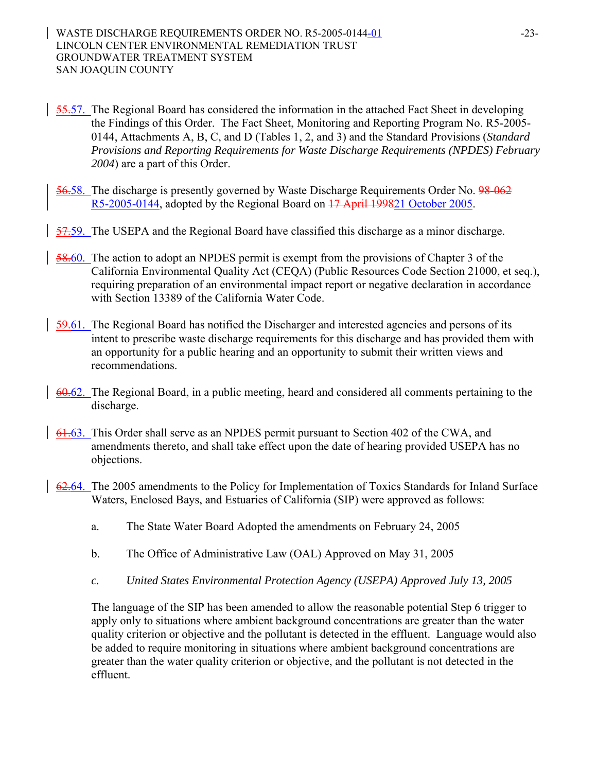~~55.~~57. The Regional Board has considered the information in the attached Fact Sheet in developing the Findings of this Order. The Fact Sheet, Monitoring and Reporting Program No. R5-2005-0144, Attachments A, B, C, and D (Tables 1, 2, and 3) and the Standard Provisions (*Standard Provisions and Reporting Requirements for Waste Discharge Requirements (NPDES) February 2004*) are a part of this Order.

~~56.~~58. The discharge is presently governed by Waste Discharge Requirements Order No. ~~98-062~~ R5-2005-0144, adopted by the Regional Board on ~~17 April 1998~~21 October 2005.

~~57.~~59. The USEPA and the Regional Board have classified this discharge as a minor discharge.

~~58.~~60. The action to adopt an NPDES permit is exempt from the provisions of Chapter 3 of the California Environmental Quality Act (CEQA) (Public Resources Code Section 21000, et seq.), requiring preparation of an environmental impact report or negative declaration in accordance with Section 13389 of the California Water Code.

~~59.~~61. The Regional Board has notified the Discharger and interested agencies and persons of its intent to prescribe waste discharge requirements for this discharge and has provided them with an opportunity for a public hearing and an opportunity to submit their written views and recommendations.

~~60.~~62. The Regional Board, in a public meeting, heard and considered all comments pertaining to the discharge.

~~61.~~63. This Order shall serve as an NPDES permit pursuant to Section 402 of the CWA, and amendments thereto, and shall take effect upon the date of hearing provided USEPA has no objections.

~~62.~~64. The 2005 amendments to the Policy for Implementation of Toxics Standards for Inland Surface Waters, Enclosed Bays, and Estuaries of California (SIP) were approved as follows:

a. The State Water Board Adopted the amendments on February 24, 2005

b. The Office of Administrative Law (OAL) Approved on May 31, 2005

*c. United States Environmental Protection Agency (USEPA) Approved July 13, 2005*

The language of the SIP has been amended to allow the reasonable potential Step 6 trigger to apply only to situations where ambient background concentrations are greater than the water quality criterion or objective and the pollutant is detected in the effluent. Language would also be added to require monitoring in situations where ambient background concentrations are greater than the water quality criterion or objective, and the pollutant is not detected in the effluent.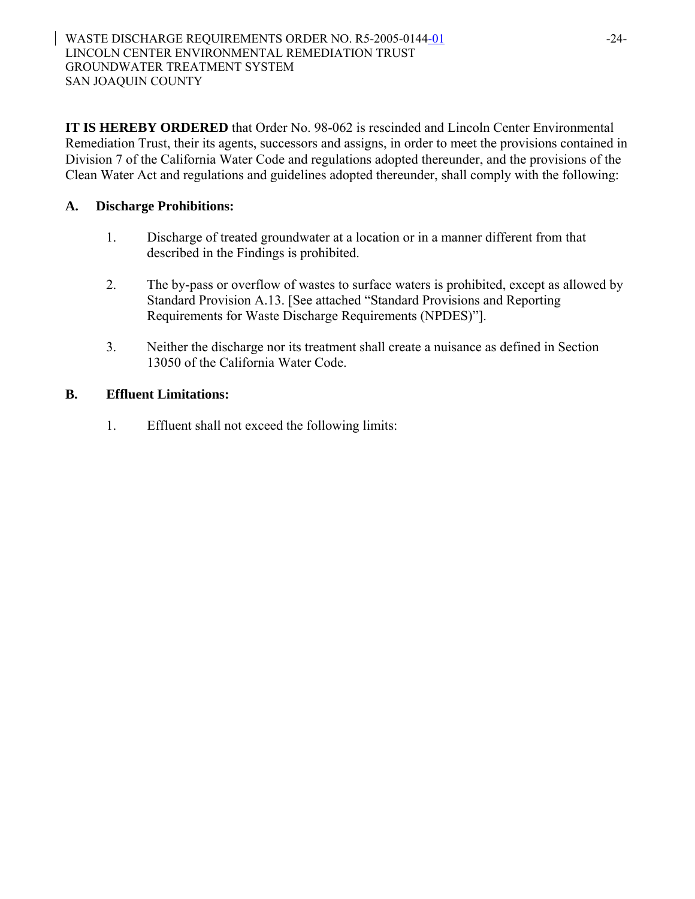**IT IS HEREBY ORDERED** that Order No. 98-062 is rescinded and Lincoln Center Environmental Remediation Trust, their its agents, successors and assigns, in order to meet the provisions contained in Division 7 of the California Water Code and regulations adopted thereunder, and the provisions of the Clean Water Act and regulations and guidelines adopted thereunder, shall comply with the following:

## A. Discharge Prohibitions:

1. Discharge of treated groundwater at a location or in a manner different from that described in the Findings is prohibited.

2. The by-pass or overflow of wastes to surface waters is prohibited, except as allowed by Standard Provision A.13. [See attached "Standard Provisions and Reporting Requirements for Waste Discharge Requirements (NPDES)"].

3. Neither the discharge nor its treatment shall create a nuisance as defined in Section 13050 of the California Water Code.

## B. Effluent Limitations:

1. Effluent shall not exceed the following limits: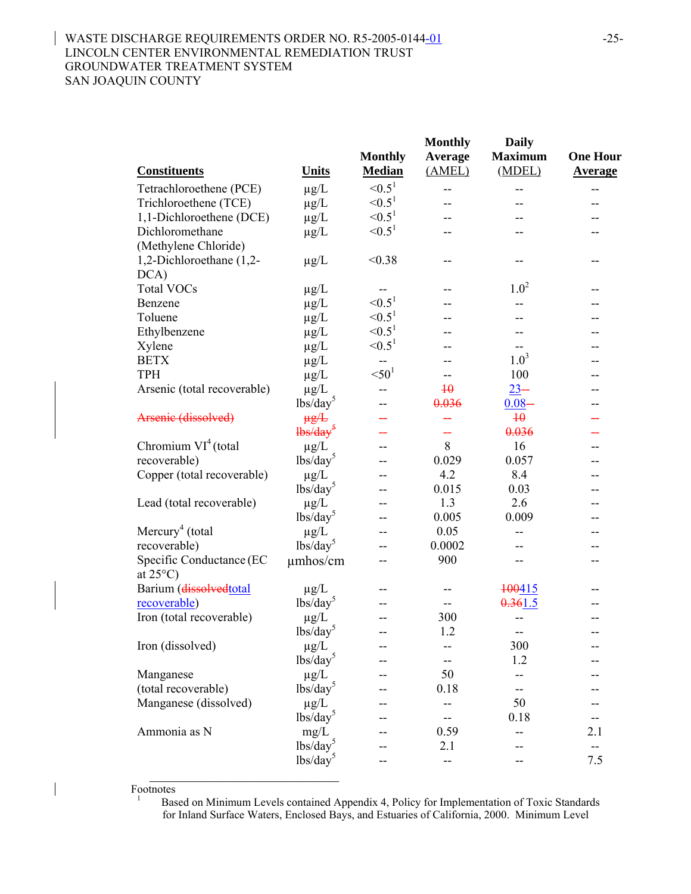| Constituents | Units | Monthly Median | Monthly Average (AMEL) | Daily Maximum (MDEL) | One Hour Average |
|---|---|---|---|---|---|
| Tetrachloroethene (PCE) | µg/L | <0.5[1] | -- | -- | -- |
| Trichloroethene (TCE) | µg/L | <0.5[1] | -- | -- | -- |
| 1,1-Dichloroethene (DCE) | µg/L | <0.5[1] | -- | -- | -- |
| Dichloromethane (Methylene Chloride) | µg/L | <0.5[1] | -- | -- | -- |
| 1,2-Dichloroethane (1,2-DCA) | µg/L | <0.38 | -- | -- | -- |
| Total VOCs | µg/L | -- | -- | 1.0[2] | -- |
| Benzene | µg/L | <0.5[1] | -- | -- | -- |
| Toluene | µg/L | <0.5[1] | -- | -- | -- |
| Ethylbenzene | µg/L | <0.5[1] | -- | -- | -- |
| Xylene | µg/L | <0.5[1] | -- | -- | -- |
| BETX | µg/L | -- | -- | 1.0[3] | -- |
| TPH | µg/L | <50[1] | -- | 100 | -- |
| Arsenic (total recoverable) | µg/L | -- | ~~10~~ | 23 ~~--~~ | -- |
| | lbs/day[5] | -- | ~~0.036~~ | 0.08 ~~--~~ | -- |
| ~~Arsenic (dissolved)~~ | ~~µg/L~~ | ~~--~~ | ~~--~~ | ~~10~~ | ~~--~~ |
| | ~~lbs/day[5]~~ | ~~--~~ | ~~--~~ | ~~0.036~~ | ~~--~~ |
| Chromium VI[4] (total recoverable) | µg/L | -- | 8 | 16 | -- |
| | lbs/day[5] | -- | 0.029 | 0.057 | -- |
| Copper (total recoverable) | µg/L | -- | 4.2 | 8.4 | -- |
| | lbs/day[5] | -- | 0.015 | 0.03 | -- |
| Lead (total recoverable) | µg/L | -- | 1.3 | 2.6 | -- |
| | lbs/day[5] | -- | 0.005 | 0.009 | -- |
| Mercury[4] (total recoverable) | µg/L | -- | 0.05 | -- | -- |
| | lbs/day[5] | -- | 0.0002 | -- | -- |
| Specific Conductance (EC at 25°C) | µmhos/cm | -- | 900 | -- | -- |
| Barium (~~dissolved~~ total recoverable) | µg/L | -- | -- | ~~100~~ 415 | -- |
| | lbs/day[5] | -- | -- | ~~0.36~~ 1.5 | -- |
| Iron (total recoverable) | µg/L | -- | 300 | -- | -- |
| | lbs/day[5] | -- | 1.2 | -- | -- |
| Iron (dissolved) | µg/L | -- | -- | 300 | -- |
| | lbs/day[5] | -- | -- | 1.2 | -- |
| Manganese (total recoverable) | µg/L | -- | 50 | -- | -- |
| | lbs/day[5] | -- | 0.18 | -- | -- |
| Manganese (dissolved) | µg/L | -- | -- | 50 | -- |
| | lbs/day[5] | -- | -- | 0.18 | -- |
| Ammonia as N | mg/L | -- | 0.59 | -- | 2.1 |
| | lbs/day[5] | -- | 2.1 | -- | -- |
| | lbs/day[5] | -- | -- | -- | 7.5 |

Footnotes

[1] Based on Minimum Levels contained Appendix 4, Policy for Implementation of Toxic Standards for Inland Surface Waters, Enclosed Bays, and Estuaries of California, 2000. Minimum Level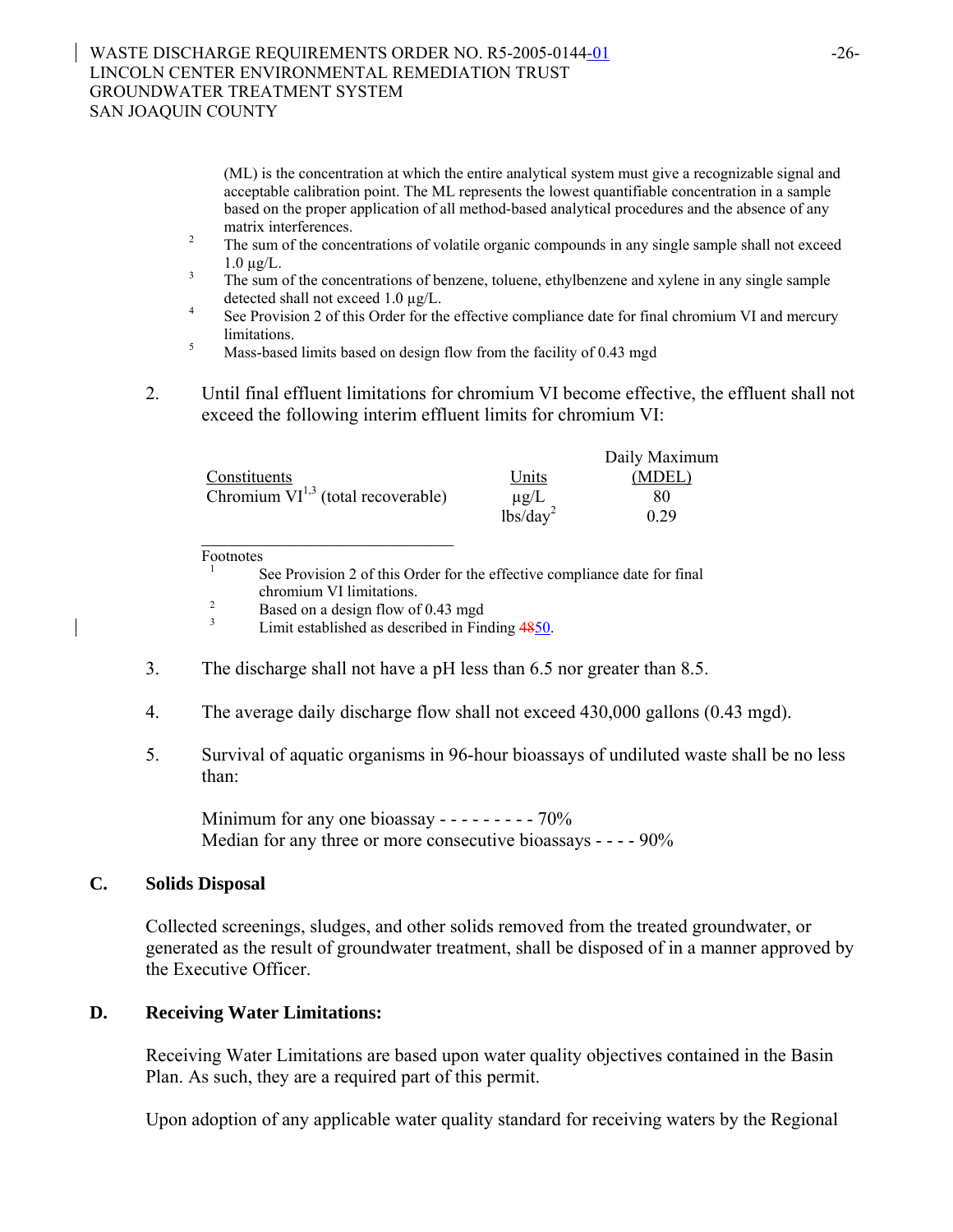(ML) is the concentration at which the entire analytical system must give a recognizable signal and acceptable calibration point. The ML represents the lowest quantifiable concentration in a sample based on the proper application of all method-based analytical procedures and the absence of any matrix interferences.

[2] The sum of the concentrations of volatile organic compounds in any single sample shall not exceed 1.0 µg/L.

[3] The sum of the concentrations of benzene, toluene, ethylbenzene and xylene in any single sample detected shall not exceed 1.0 µg/L.

[4] See Provision 2 of this Order for the effective compliance date for final chromium VI and mercury limitations.

[5] Mass-based limits based on design flow from the facility of 0.43 mgd

2. Until final effluent limitations for chromium VI become effective, the effluent shall not exceed the following interim effluent limits for chromium VI:

| Constituents | Units | Daily Maximum (MDEL) |
|---|---|---|
| Chromium VI[1,3] (total recoverable) | µg/L | 80 |
| | lbs/day[2] | 0.29 |

Footnotes

[1] See Provision 2 of this Order for the effective compliance date for final chromium VI limitations.

[2] Based on a design flow of 0.43 mgd

[3] Limit established as described in Finding ~~48~~50.

3. The discharge shall not have a pH less than 6.5 nor greater than 8.5.

4. The average daily discharge flow shall not exceed 430,000 gallons (0.43 mgd).

5. Survival of aquatic organisms in 96-hour bioassays of undiluted waste shall be no less than:

   Minimum for any one bioassay - - - - - - - - - 70%
   Median for any three or more consecutive bioassays - - - - 90%

## C. Solids Disposal

Collected screenings, sludges, and other solids removed from the treated groundwater, or generated as the result of groundwater treatment, shall be disposed of in a manner approved by the Executive Officer.

## D. Receiving Water Limitations:

Receiving Water Limitations are based upon water quality objectives contained in the Basin Plan. As such, they are a required part of this permit.

Upon adoption of any applicable water quality standard for receiving waters by the Regional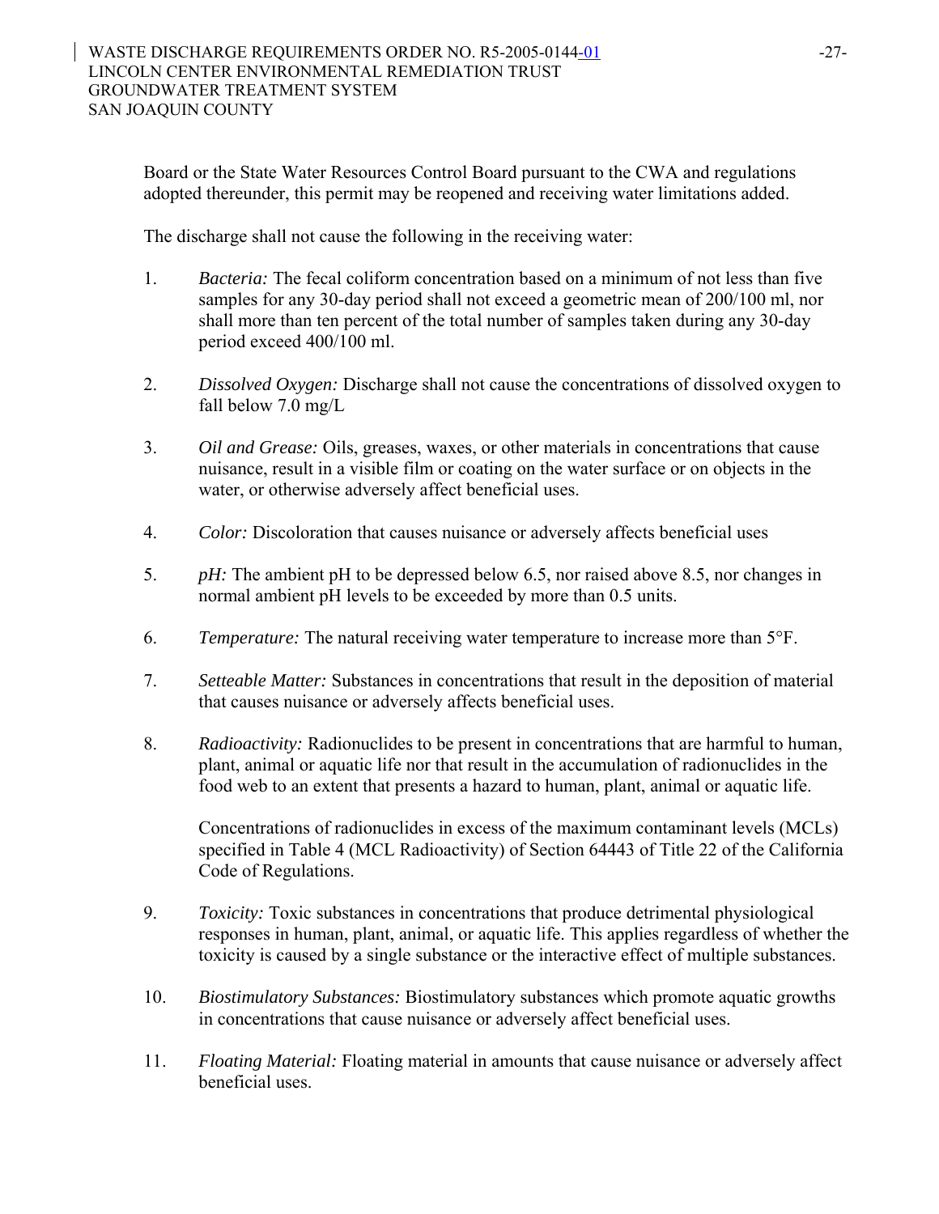Board or the State Water Resources Control Board pursuant to the CWA and regulations adopted thereunder, this permit may be reopened and receiving water limitations added.

The discharge shall not cause the following in the receiving water:

1. *Bacteria:* The fecal coliform concentration based on a minimum of not less than five samples for any 30-day period shall not exceed a geometric mean of 200/100 ml, nor shall more than ten percent of the total number of samples taken during any 30-day period exceed 400/100 ml.

2. *Dissolved Oxygen:* Discharge shall not cause the concentrations of dissolved oxygen to fall below 7.0 mg/L

3. *Oil and Grease:* Oils, greases, waxes, or other materials in concentrations that cause nuisance, result in a visible film or coating on the water surface or on objects in the water, or otherwise adversely affect beneficial uses.

4. *Color:* Discoloration that causes nuisance or adversely affects beneficial uses

5. *pH:* The ambient pH to be depressed below 6.5, nor raised above 8.5, nor changes in normal ambient pH levels to be exceeded by more than 0.5 units.

6. *Temperature:* The natural receiving water temperature to increase more than 5°F.

7. *Setteable Matter:* Substances in concentrations that result in the deposition of material that causes nuisance or adversely affects beneficial uses.

8. *Radioactivity:* Radionuclides to be present in concentrations that are harmful to human, plant, animal or aquatic life nor that result in the accumulation of radionuclides in the food web to an extent that presents a hazard to human, plant, animal or aquatic life.

   Concentrations of radionuclides in excess of the maximum contaminant levels (MCLs) specified in Table 4 (MCL Radioactivity) of Section 64443 of Title 22 of the California Code of Regulations.

9. *Toxicity:* Toxic substances in concentrations that produce detrimental physiological responses in human, plant, animal, or aquatic life. This applies regardless of whether the toxicity is caused by a single substance or the interactive effect of multiple substances.

10. *Biostimulatory Substances:* Biostimulatory substances which promote aquatic growths in concentrations that cause nuisance or adversely affect beneficial uses.

11. *Floating Material:* Floating material in amounts that cause nuisance or adversely affect beneficial uses.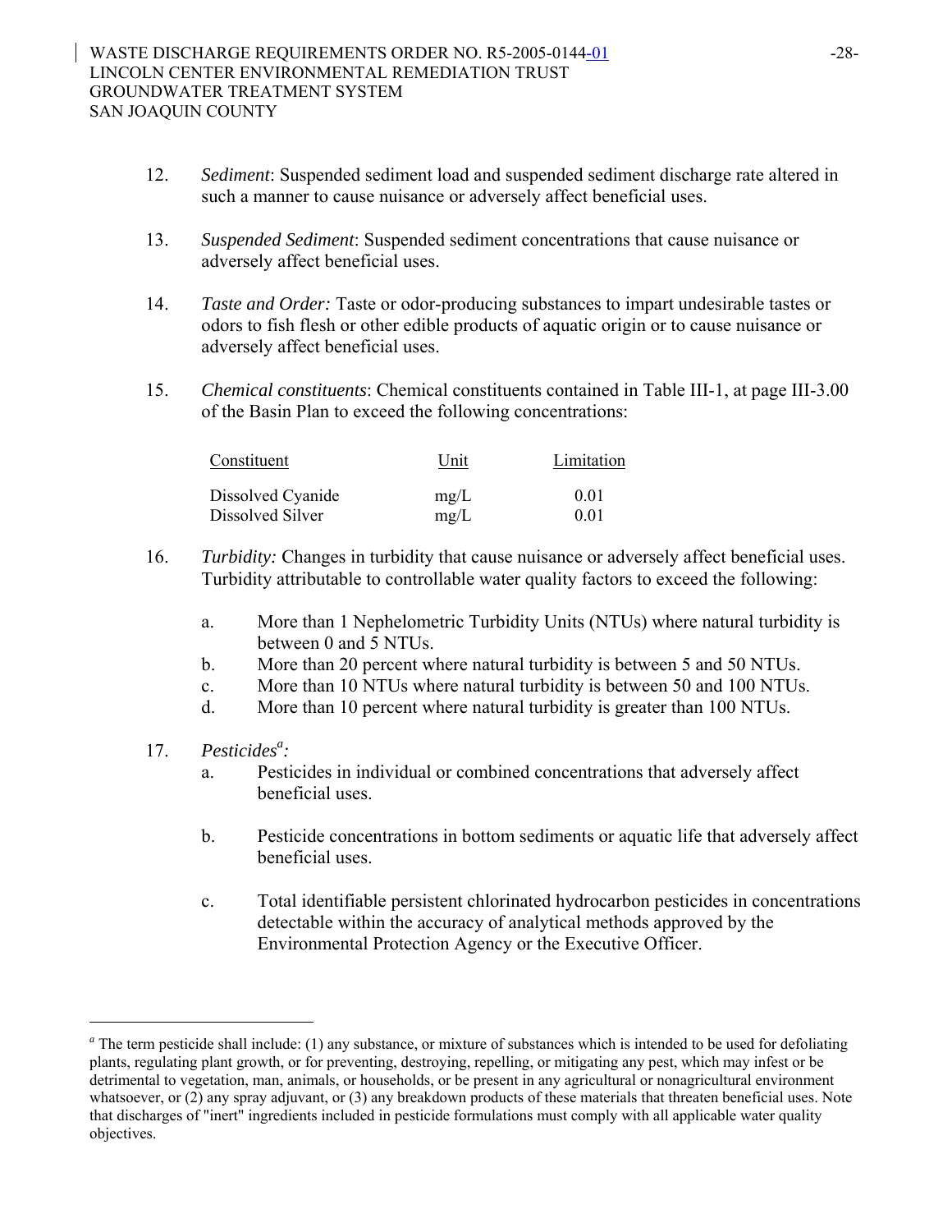12. *Sediment*: Suspended sediment load and suspended sediment discharge rate altered in such a manner to cause nuisance or adversely affect beneficial uses.

13. *Suspended Sediment*: Suspended sediment concentrations that cause nuisance or adversely affect beneficial uses.

14. *Taste and Order:* Taste or odor-producing substances to impart undesirable tastes or odors to fish flesh or other edible products of aquatic origin or to cause nuisance or adversely affect beneficial uses.

15. *Chemical constituents*: Chemical constituents contained in Table III-1, at page III-3.00 of the Basin Plan to exceed the following concentrations:

| Constituent | Unit | Limitation |
|---|---|---|
| Dissolved Cyanide | mg/L | 0.01 |
| Dissolved Silver | mg/L | 0.01 |

16. *Turbidity:* Changes in turbidity that cause nuisance or adversely affect beneficial uses. Turbidity attributable to controllable water quality factors to exceed the following:

    a. More than 1 Nephelometric Turbidity Units (NTUs) where natural turbidity is between 0 and 5 NTUs.
    b. More than 20 percent where natural turbidity is between 5 and 50 NTUs.
    c. More than 10 NTUs where natural turbidity is between 50 and 100 NTUs.
    d. More than 10 percent where natural turbidity is greater than 100 NTUs.

17. *Pesticides*[a]*:*

    a. Pesticides in individual or combined concentrations that adversely affect beneficial uses.

    b. Pesticide concentrations in bottom sediments or aquatic life that adversely affect beneficial uses.

    c. Total identifiable persistent chlorinated hydrocarbon pesticides in concentrations detectable within the accuracy of analytical methods approved by the Environmental Protection Agency or the Executive Officer.

---

[a] The term pesticide shall include: (1) any substance, or mixture of substances which is intended to be used for defoliating plants, regulating plant growth, or for preventing, destroying, repelling, or mitigating any pest, which may infest or be detrimental to vegetation, man, animals, or households, or be present in any agricultural or nonagricultural environment whatsoever, or (2) any spray adjuvant, or (3) any breakdown products of these materials that threaten beneficial uses. Note that discharges of "inert" ingredients included in pesticide formulations must comply with all applicable water quality objectives.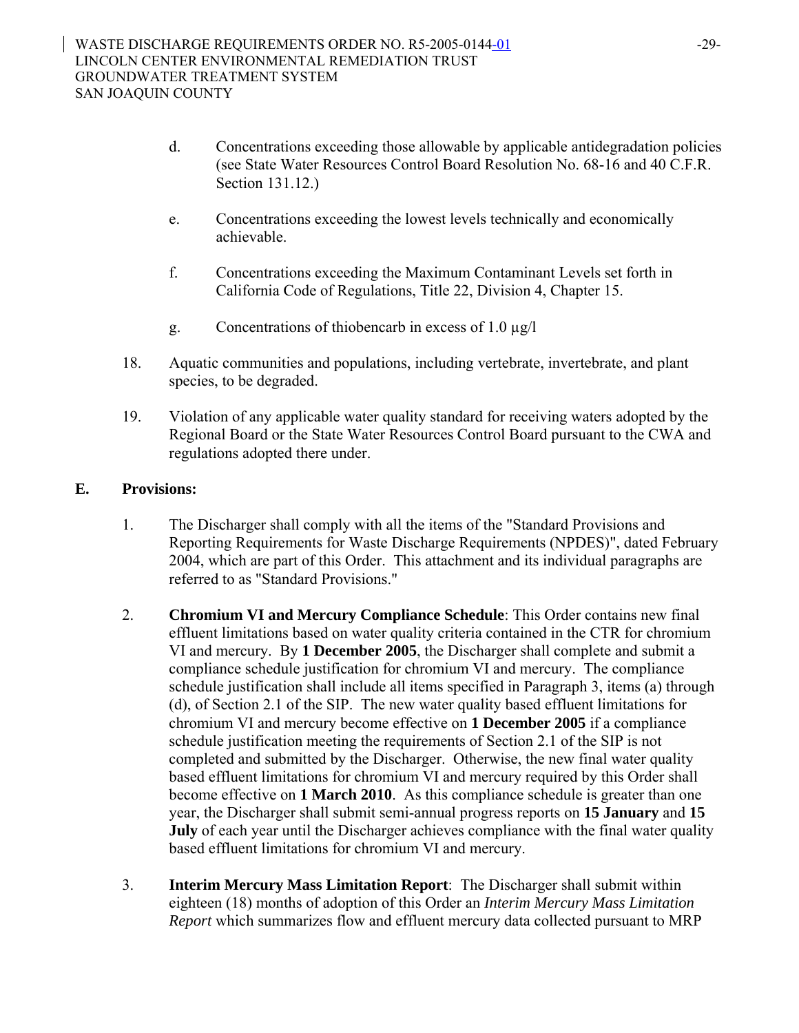d. Concentrations exceeding those allowable by applicable antidegradation policies (see State Water Resources Control Board Resolution No. 68-16 and 40 C.F.R. Section 131.12.)

e. Concentrations exceeding the lowest levels technically and economically achievable.

f. Concentrations exceeding the Maximum Contaminant Levels set forth in California Code of Regulations, Title 22, Division 4, Chapter 15.

g. Concentrations of thiobencarb in excess of 1.0 µg/l

18. Aquatic communities and populations, including vertebrate, invertebrate, and plant species, to be degraded.

19. Violation of any applicable water quality standard for receiving waters adopted by the Regional Board or the State Water Resources Control Board pursuant to the CWA and regulations adopted there under.

**E. Provisions:**

1. The Discharger shall comply with all the items of the "Standard Provisions and Reporting Requirements for Waste Discharge Requirements (NPDES)", dated February 2004, which are part of this Order. This attachment and its individual paragraphs are referred to as "Standard Provisions."

2. **Chromium VI and Mercury Compliance Schedule**: This Order contains new final effluent limitations based on water quality criteria contained in the CTR for chromium VI and mercury. By **1 December 2005**, the Discharger shall complete and submit a compliance schedule justification for chromium VI and mercury. The compliance schedule justification shall include all items specified in Paragraph 3, items (a) through (d), of Section 2.1 of the SIP. The new water quality based effluent limitations for chromium VI and mercury become effective on **1 December 2005** if a compliance schedule justification meeting the requirements of Section 2.1 of the SIP is not completed and submitted by the Discharger. Otherwise, the new final water quality based effluent limitations for chromium VI and mercury required by this Order shall become effective on **1 March 2010**. As this compliance schedule is greater than one year, the Discharger shall submit semi-annual progress reports on **15 January** and **15 July** of each year until the Discharger achieves compliance with the final water quality based effluent limitations for chromium VI and mercury.

3. **Interim Mercury Mass Limitation Report**: The Discharger shall submit within eighteen (18) months of adoption of this Order an *Interim Mercury Mass Limitation Report* which summarizes flow and effluent mercury data collected pursuant to MRP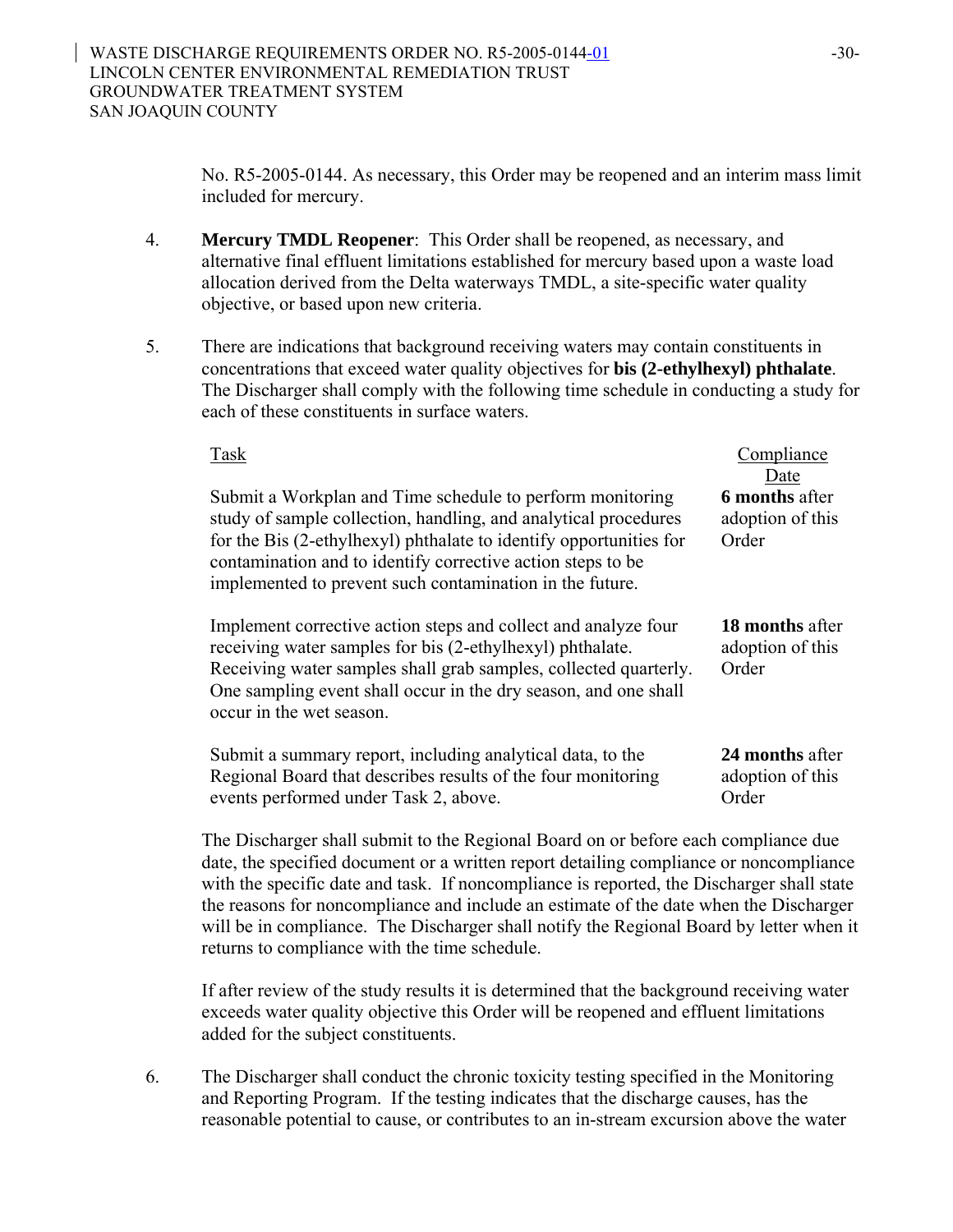No. R5-2005-0144. As necessary, this Order may be reopened and an interim mass limit included for mercury.

4. **Mercury TMDL Reopener**: This Order shall be reopened, as necessary, and alternative final effluent limitations established for mercury based upon a waste load allocation derived from the Delta waterways TMDL, a site-specific water quality objective, or based upon new criteria.

5. There are indications that background receiving waters may contain constituents in concentrations that exceed water quality objectives for **bis (2-ethylhexyl) phthalate**. The Discharger shall comply with the following time schedule in conducting a study for each of these constituents in surface waters.

| Task | Compliance Date |
|---|---|
| Submit a Workplan and Time schedule to perform monitoring study of sample collection, handling, and analytical procedures for the Bis (2-ethylhexyl) phthalate to identify opportunities for contamination and to identify corrective action steps to be implemented to prevent such contamination in the future. | **6 months** after adoption of this Order |
| Implement corrective action steps and collect and analyze four receiving water samples for bis (2-ethylhexyl) phthalate. Receiving water samples shall grab samples, collected quarterly. One sampling event shall occur in the dry season, and one shall occur in the wet season. | **18 months** after adoption of this Order |
| Submit a summary report, including analytical data, to the Regional Board that describes results of the four monitoring events performed under Task 2, above. | **24 months** after adoption of this Order |

The Discharger shall submit to the Regional Board on or before each compliance due date, the specified document or a written report detailing compliance or noncompliance with the specific date and task. If noncompliance is reported, the Discharger shall state the reasons for noncompliance and include an estimate of the date when the Discharger will be in compliance. The Discharger shall notify the Regional Board by letter when it returns to compliance with the time schedule.

If after review of the study results it is determined that the background receiving water exceeds water quality objective this Order will be reopened and effluent limitations added for the subject constituents.

6. The Discharger shall conduct the chronic toxicity testing specified in the Monitoring and Reporting Program. If the testing indicates that the discharge causes, has the reasonable potential to cause, or contributes to an in-stream excursion above the water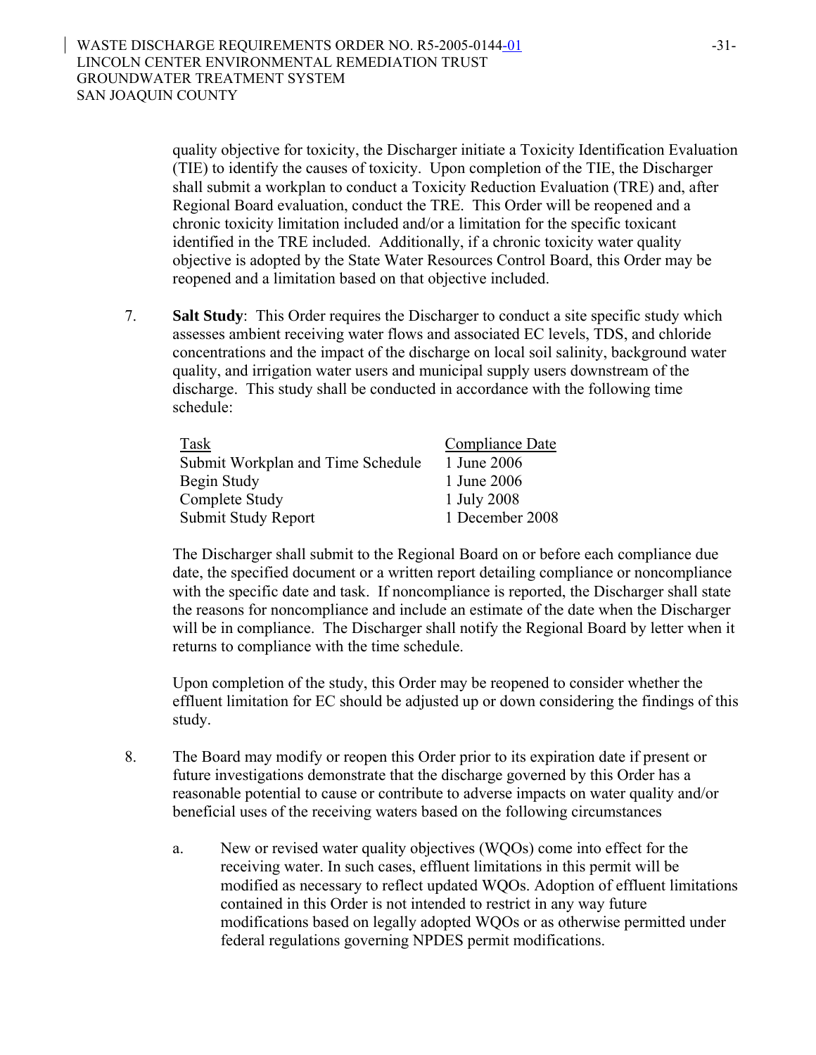quality objective for toxicity, the Discharger initiate a Toxicity Identification Evaluation (TIE) to identify the causes of toxicity. Upon completion of the TIE, the Discharger shall submit a workplan to conduct a Toxicity Reduction Evaluation (TRE) and, after Regional Board evaluation, conduct the TRE. This Order will be reopened and a chronic toxicity limitation included and/or a limitation for the specific toxicant identified in the TRE included. Additionally, if a chronic toxicity water quality objective is adopted by the State Water Resources Control Board, this Order may be reopened and a limitation based on that objective included.

7. **Salt Study**: This Order requires the Discharger to conduct a site specific study which assesses ambient receiving water flows and associated EC levels, TDS, and chloride concentrations and the impact of the discharge on local soil salinity, background water quality, and irrigation water users and municipal supply users downstream of the discharge. This study shall be conducted in accordance with the following time schedule:

| Task | Compliance Date |
|---|---|
| Submit Workplan and Time Schedule | 1 June 2006 |
| Begin Study | 1 June 2006 |
| Complete Study | 1 July 2008 |
| Submit Study Report | 1 December 2008 |

The Discharger shall submit to the Regional Board on or before each compliance due date, the specified document or a written report detailing compliance or noncompliance with the specific date and task. If noncompliance is reported, the Discharger shall state the reasons for noncompliance and include an estimate of the date when the Discharger will be in compliance. The Discharger shall notify the Regional Board by letter when it returns to compliance with the time schedule.

Upon completion of the study, this Order may be reopened to consider whether the effluent limitation for EC should be adjusted up or down considering the findings of this study.

8. The Board may modify or reopen this Order prior to its expiration date if present or future investigations demonstrate that the discharge governed by this Order has a reasonable potential to cause or contribute to adverse impacts on water quality and/or beneficial uses of the receiving waters based on the following circumstances

   a. New or revised water quality objectives (WQOs) come into effect for the receiving water. In such cases, effluent limitations in this permit will be modified as necessary to reflect updated WQOs. Adoption of effluent limitations contained in this Order is not intended to restrict in any way future modifications based on legally adopted WQOs or as otherwise permitted under federal regulations governing NPDES permit modifications.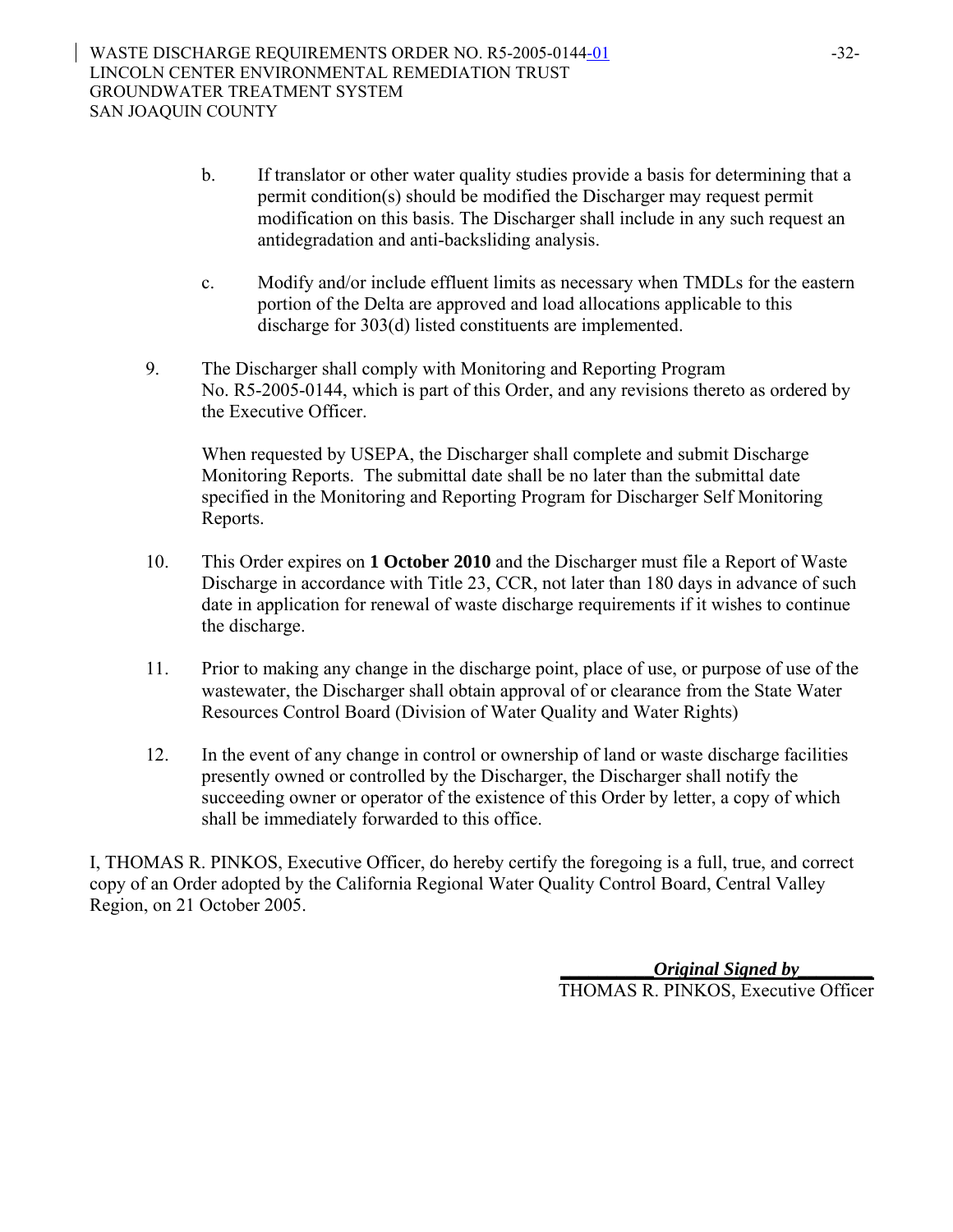b. If translator or other water quality studies provide a basis for determining that a permit condition(s) should be modified the Discharger may request permit modification on this basis. The Discharger shall include in any such request an antidegradation and anti-backsliding analysis.

c. Modify and/or include effluent limits as necessary when TMDLs for the eastern portion of the Delta are approved and load allocations applicable to this discharge for 303(d) listed constituents are implemented.

9. The Discharger shall comply with Monitoring and Reporting Program No. R5-2005-0144, which is part of this Order, and any revisions thereto as ordered by the Executive Officer.

   When requested by USEPA, the Discharger shall complete and submit Discharge Monitoring Reports. The submittal date shall be no later than the submittal date specified in the Monitoring and Reporting Program for Discharger Self Monitoring Reports.

10. This Order expires on **1 October 2010** and the Discharger must file a Report of Waste Discharge in accordance with Title 23, CCR, not later than 180 days in advance of such date in application for renewal of waste discharge requirements if it wishes to continue the discharge.

11. Prior to making any change in the discharge point, place of use, or purpose of use of the wastewater, the Discharger shall obtain approval of or clearance from the State Water Resources Control Board (Division of Water Quality and Water Rights)

12. In the event of any change in control or ownership of land or waste discharge facilities presently owned or controlled by the Discharger, the Discharger shall notify the succeeding owner or operator of the existence of this Order by letter, a copy of which shall be immediately forwarded to this office.

I, THOMAS R. PINKOS, Executive Officer, do hereby certify the foregoing is a full, true, and correct copy of an Order adopted by the California Regional Water Quality Control Board, Central Valley Region, on 21 October 2005.

***Original Signed by***

THOMAS R. PINKOS, Executive Officer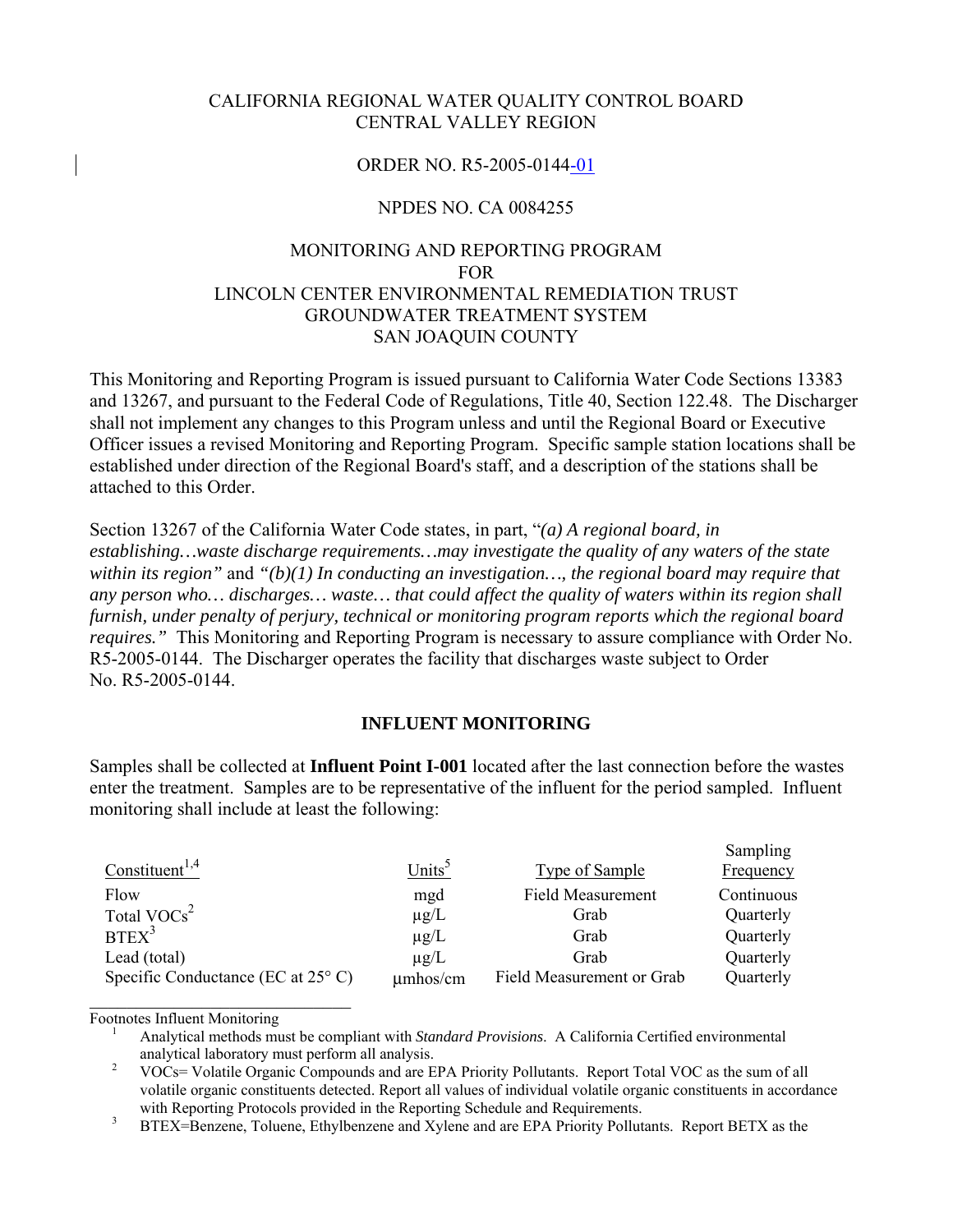CALIFORNIA REGIONAL WATER QUALITY CONTROL BOARD
CENTRAL VALLEY REGION

ORDER NO. R5-2005-0144-01

NPDES NO. CA 0084255

MONITORING AND REPORTING PROGRAM
FOR
LINCOLN CENTER ENVIRONMENTAL REMEDIATION TRUST
GROUNDWATER TREATMENT SYSTEM
SAN JOAQUIN COUNTY

This Monitoring and Reporting Program is issued pursuant to California Water Code Sections 13383 and 13267, and pursuant to the Federal Code of Regulations, Title 40, Section 122.48. The Discharger shall not implement any changes to this Program unless and until the Regional Board or Executive Officer issues a revised Monitoring and Reporting Program. Specific sample station locations shall be established under direction of the Regional Board's staff, and a description of the stations shall be attached to this Order.

Section 13267 of the California Water Code states, in part, "*(a) A regional board, in establishing…waste discharge requirements…may investigate the quality of any waters of the state within its region"* and *"(b)(1) In conducting an investigation…, the regional board may require that any person who… discharges… waste… that could affect the quality of waters within its region shall furnish, under penalty of perjury, technical or monitoring program reports which the regional board requires."* This Monitoring and Reporting Program is necessary to assure compliance with Order No. R5-2005-0144. The Discharger operates the facility that discharges waste subject to Order No. R5-2005-0144.

## INFLUENT MONITORING

Samples shall be collected at **Influent Point I-001** located after the last connection before the wastes enter the treatment. Samples are to be representative of the influent for the period sampled. Influent monitoring shall include at least the following:

| Constituent[1,4] | Units[5] | Type of Sample | Sampling Frequency |
|---|---|---|---|
| Flow | mgd | Field Measurement | Continuous |
| Total VOCs[2] | µg/L | Grab | Quarterly |
| BTEX[3] | µg/L | Grab | Quarterly |
| Lead (total) | µg/L | Grab | Quarterly |
| Specific Conductance (EC at 25° C) | µmhos/cm | Field Measurement or Grab | Quarterly |

Footnotes Influent Monitoring

1. Analytical methods must be compliant with *Standard Provisions*. A California Certified environmental analytical laboratory must perform all analysis.
2. VOCs= Volatile Organic Compounds and are EPA Priority Pollutants. Report Total VOC as the sum of all volatile organic constituents detected. Report all values of individual volatile organic constituents in accordance with Reporting Protocols provided in the Reporting Schedule and Requirements.
3. BTEX=Benzene, Toluene, Ethylbenzene and Xylene and are EPA Priority Pollutants. Report BETX as the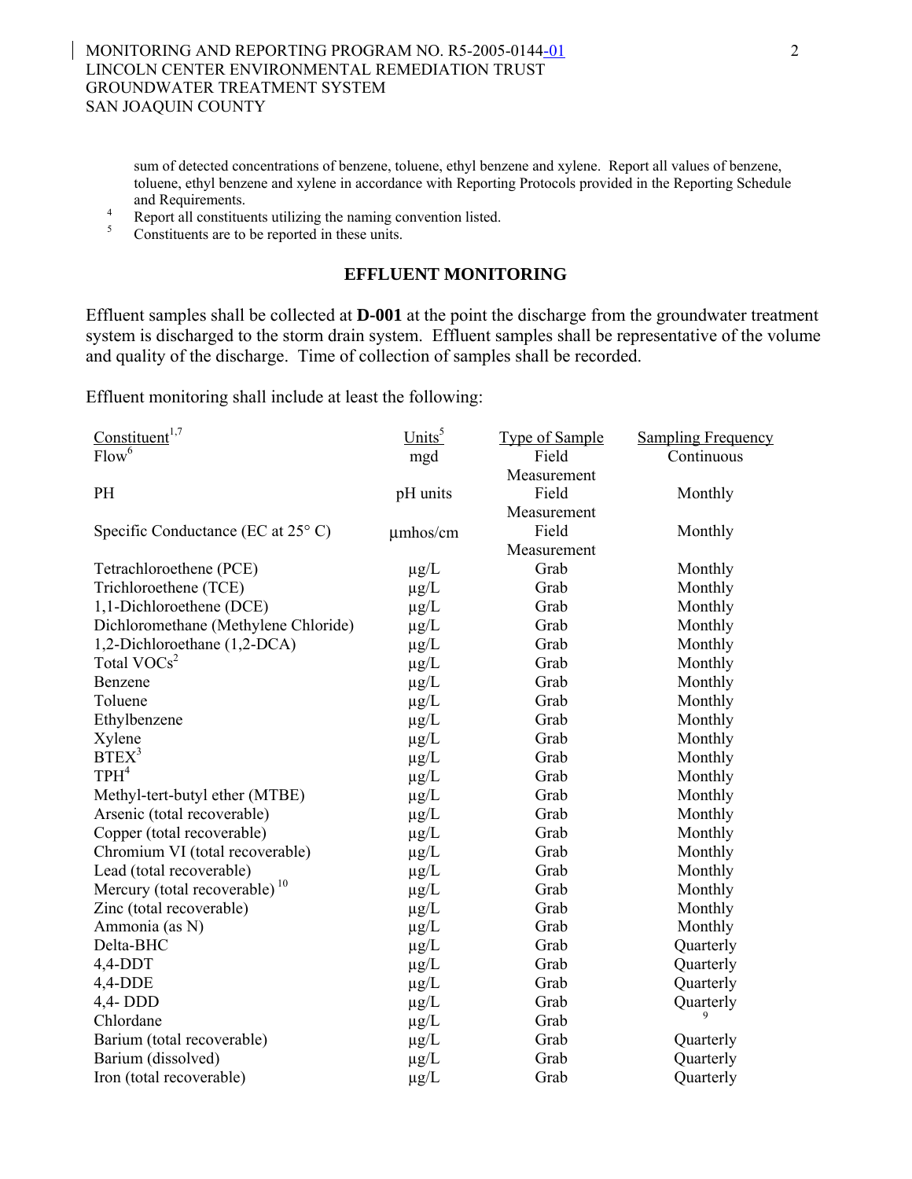sum of detected concentrations of benzene, toluene, ethyl benzene and xylene. Report all values of benzene, toluene, ethyl benzene and xylene in accordance with Reporting Protocols provided in the Reporting Schedule and Requirements.

[4] Report all constituents utilizing the naming convention listed.

[5] Constituents are to be reported in these units.

## EFFLUENT MONITORING

Effluent samples shall be collected at **D-001** at the point the discharge from the groundwater treatment system is discharged to the storm drain system. Effluent samples shall be representative of the volume and quality of the discharge. Time of collection of samples shall be recorded.

Effluent monitoring shall include at least the following:

| Constituent[1,7] | Units[5] | Type of Sample | Sampling Frequency |
|---|---|---|---|
| Flow[6] | mgd | Field Measurement | Continuous |
| PH | pH units | Field Measurement | Monthly |
| Specific Conductance (EC at 25° C) | µmhos/cm | Field Measurement | Monthly |
| Tetrachloroethene (PCE) | µg/L | Grab | Monthly |
| Trichloroethene (TCE) | µg/L | Grab | Monthly |
| 1,1-Dichloroethene (DCE) | µg/L | Grab | Monthly |
| Dichloromethane (Methylene Chloride) | µg/L | Grab | Monthly |
| 1,2-Dichloroethane (1,2-DCA) | µg/L | Grab | Monthly |
| Total VOCs[2] | µg/L | Grab | Monthly |
| Benzene | µg/L | Grab | Monthly |
| Toluene | µg/L | Grab | Monthly |
| Ethylbenzene | µg/L | Grab | Monthly |
| Xylene | µg/L | Grab | Monthly |
| BTEX[3] | µg/L | Grab | Monthly |
| TPH[4] | µg/L | Grab | Monthly |
| Methyl-tert-butyl ether (MTBE) | µg/L | Grab | Monthly |
| Arsenic (total recoverable) | µg/L | Grab | Monthly |
| Copper (total recoverable) | µg/L | Grab | Monthly |
| Chromium VI (total recoverable) | µg/L | Grab | Monthly |
| Lead (total recoverable) | µg/L | Grab | Monthly |
| Mercury (total recoverable)[10] | µg/L | Grab | Monthly |
| Zinc (total recoverable) | µg/L | Grab | Monthly |
| Ammonia (as N) | µg/L | Grab | Monthly |
| Delta-BHC | µg/L | Grab | Quarterly |
| 4,4-DDT | µg/L | Grab | Quarterly |
| 4,4-DDE | µg/L | Grab | Quarterly |
| 4,4- DDD | µg/L | Grab | Quarterly |
| Chlordane | µg/L | Grab | [9] |
| Barium (total recoverable) | µg/L | Grab | Quarterly |
| Barium (dissolved) | µg/L | Grab | Quarterly |
| Iron (total recoverable) | µg/L | Grab | Quarterly |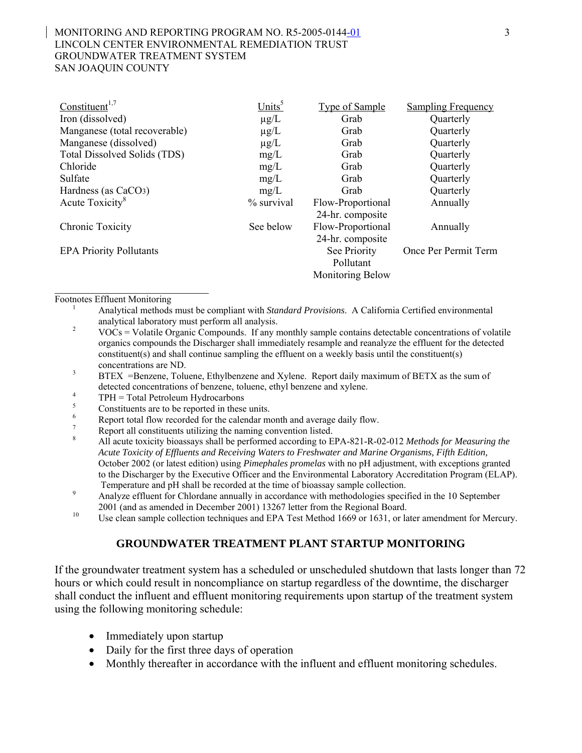| Constituent[1,7] | Units[5] | Type of Sample | Sampling Frequency |
|---|---|---|---|
| Iron (dissolved) | μg/L | Grab | Quarterly |
| Manganese (total recoverable) | μg/L | Grab | Quarterly |
| Manganese (dissolved) | μg/L | Grab | Quarterly |
| Total Dissolved Solids (TDS) | mg/L | Grab | Quarterly |
| Chloride | mg/L | Grab | Quarterly |
| Sulfate | mg/L | Grab | Quarterly |
| Hardness (as $CaCO_3$) | mg/L | Grab | Quarterly |
| Acute Toxicity[8] | % survival | Flow-Proportional 24-hr. composite | Annually |
| Chronic Toxicity | See below | Flow-Proportional 24-hr. composite | Annually |
| EPA Priority Pollutants | | See Priority Pollutant Monitoring Below | Once Per Permit Term |

Footnotes Effluent Monitoring

1. Analytical methods must be compliant with *Standard Provisions*. A California Certified environmental analytical laboratory must perform all analysis.
2. VOCs = Volatile Organic Compounds. If any monthly sample contains detectable concentrations of volatile organics compounds the Discharger shall immediately resample and reanalyze the effluent for the detected constituent(s) and shall continue sampling the effluent on a weekly basis until the constituent(s) concentrations are ND.
3. BTEX =Benzene, Toluene, Ethylbenzene and Xylene. Report daily maximum of BETX as the sum of detected concentrations of benzene, toluene, ethyl benzene and xylene.
4. TPH = Total Petroleum Hydrocarbons
5. Constituents are to be reported in these units.
6. Report total flow recorded for the calendar month and average daily flow.
7. Report all constituents utilizing the naming convention listed.
8. All acute toxicity bioassays shall be performed according to EPA-821-R-02-012 *Methods for Measuring the Acute Toxicity of Effluents and Receiving Waters to Freshwater and Marine Organisms, Fifth Edition,* October 2002 (or latest edition) using *Pimephales promelas* with no pH adjustment, with exceptions granted to the Discharger by the Executive Officer and the Environmental Laboratory Accreditation Program (ELAP). Temperature and pH shall be recorded at the time of bioassay sample collection.
9. Analyze effluent for Chlordane annually in accordance with methodologies specified in the 10 September 2001 (and as amended in December 2001) 13267 letter from the Regional Board.
10. Use clean sample collection techniques and EPA Test Method 1669 or 1631, or later amendment for Mercury.

## GROUNDWATER TREATMENT PLANT STARTUP MONITORING

If the groundwater treatment system has a scheduled or unscheduled shutdown that lasts longer than 72 hours or which could result in noncompliance on startup regardless of the downtime, the discharger shall conduct the influent and effluent monitoring requirements upon startup of the treatment system using the following monitoring schedule:

- Immediately upon startup
- Daily for the first three days of operation
- Monthly thereafter in accordance with the influent and effluent monitoring schedules.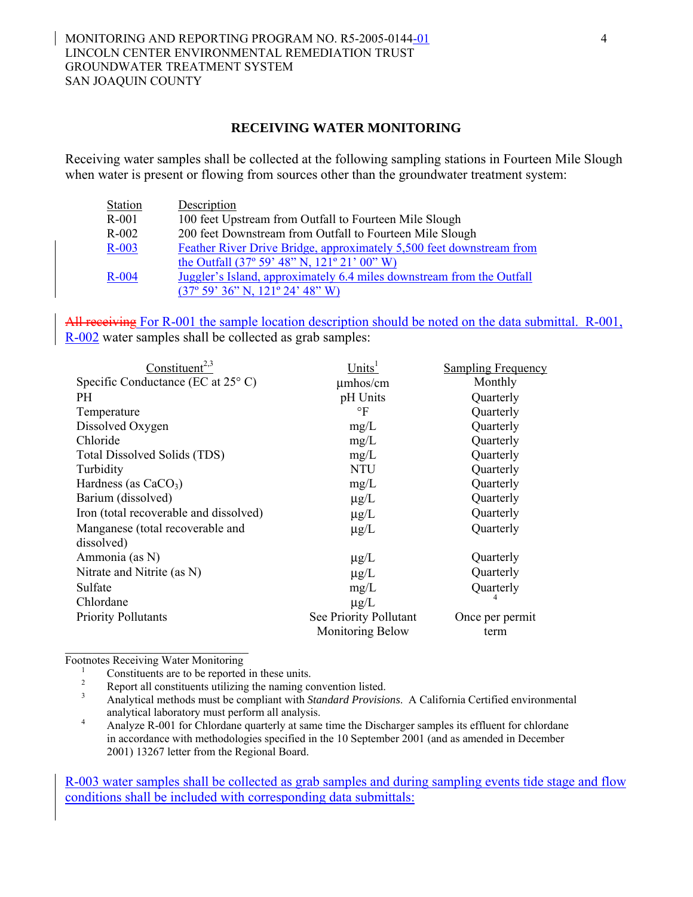## RECEIVING WATER MONITORING

Receiving water samples shall be collected at the following sampling stations in Fourteen Mile Slough when water is present or flowing from sources other than the groundwater treatment system:

| Station | Description |
|---|---|
| R-001 | 100 feet Upstream from Outfall to Fourteen Mile Slough |
| R-002 | 200 feet Downstream from Outfall to Fourteen Mile Slough |
| R-003 | Feather River Drive Bridge, approximately 5,500 feet downstream from the Outfall (37º 59' 48" N, 121º 21' 00" W) |
| R-004 | Juggler's Island, approximately 6.4 miles downstream from the Outfall (37º 59' 36" N, 121º 24' 48" W) |

~~All receiving~~ For R-001 the sample location description should be noted on the data submittal. R-001, R-002 water samples shall be collected as grab samples:

| Constituent[2,3] | Units[1] | Sampling Frequency |
|---|---|---|
| Specific Conductance (EC at 25° C) | µmhos/cm | Monthly |
| PH | pH Units | Quarterly |
| Temperature | °F | Quarterly |
| Dissolved Oxygen | mg/L | Quarterly |
| Chloride | mg/L | Quarterly |
| Total Dissolved Solids (TDS) | mg/L | Quarterly |
| Turbidity | NTU | Quarterly |
| Hardness (as $CaCO_3$) | mg/L | Quarterly |
| Barium (dissolved) | µg/L | Quarterly |
| Iron (total recoverable and dissolved) | µg/L | Quarterly |
| Manganese (total recoverable and dissolved) | µg/L | Quarterly |
| Ammonia (as N) | µg/L | Quarterly |
| Nitrate and Nitrite (as N) | µg/L | Quarterly |
| Sulfate | mg/L | Quarterly |
| Chlordane | µg/L | [4] |
| Priority Pollutants | See Priority Pollutant Monitoring Below | Once per permit term |

Footnotes Receiving Water Monitoring

1. Constituents are to be reported in these units.
2. Report all constituents utilizing the naming convention listed.
3. Analytical methods must be compliant with *Standard Provisions*. A California Certified environmental analytical laboratory must perform all analysis.
4. Analyze R-001 for Chlordane quarterly at same time the Discharger samples its effluent for chlordane in accordance with methodologies specified in the 10 September 2001 (and as amended in December 2001) 13267 letter from the Regional Board.

R-003 water samples shall be collected as grab samples and during sampling events tide stage and flow conditions shall be included with corresponding data submittals: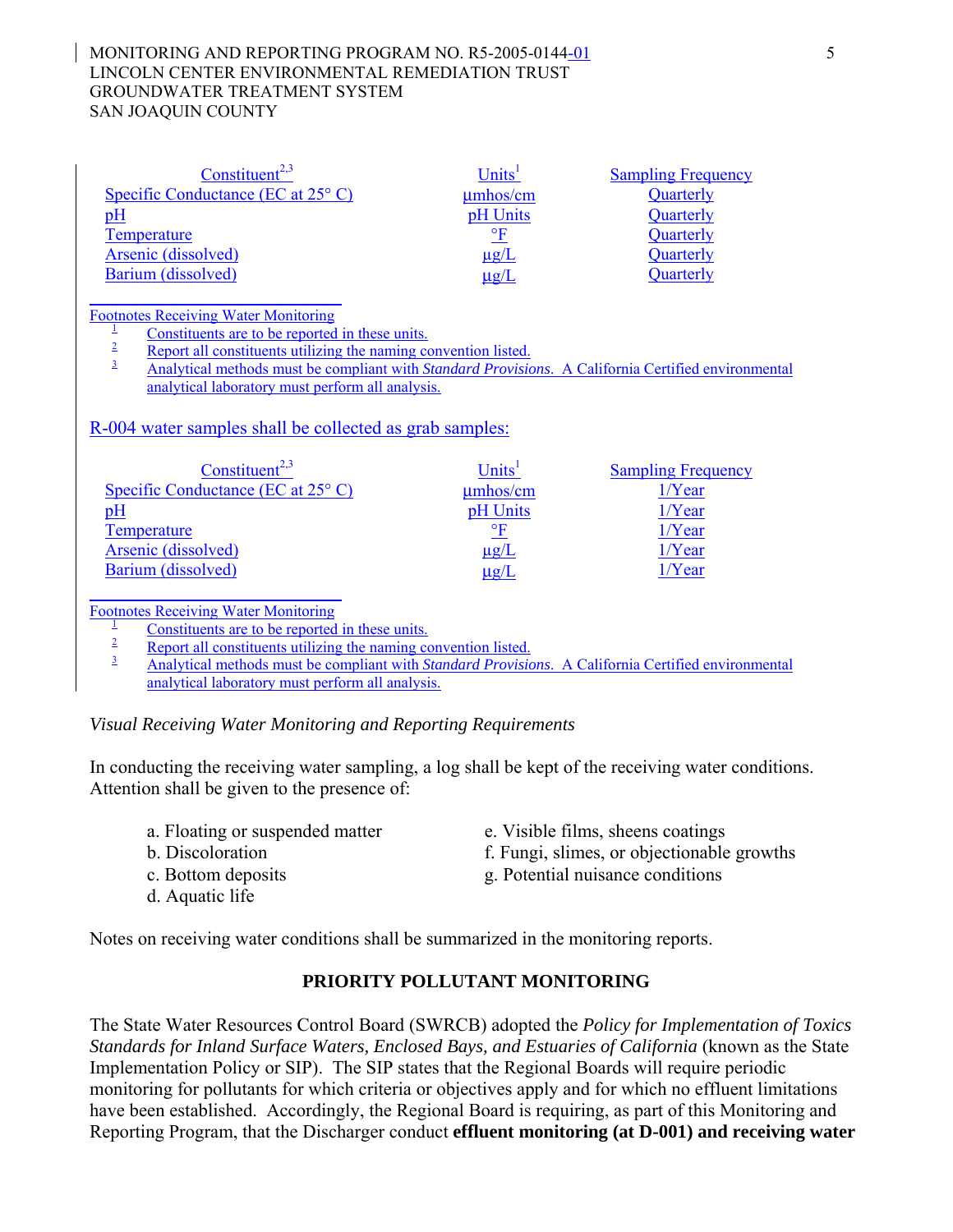| Constituent[2,3] | Units[1] | Sampling Frequency |
|---|---|---|
| Specific Conductance (EC at 25° C) | µmhos/cm | Quarterly |
| pH | pH Units | Quarterly |
| Temperature | °F | Quarterly |
| Arsenic (dissolved) | µg/L | Quarterly |
| Barium (dissolved) | µg/L | Quarterly |

Footnotes Receiving Water Monitoring

1. Constituents are to be reported in these units.
2. Report all constituents utilizing the naming convention listed.
3. Analytical methods must be compliant with *Standard Provisions*. A California Certified environmental analytical laboratory must perform all analysis.

R-004 water samples shall be collected as grab samples:

| Constituent[2,3] | Units[1] | Sampling Frequency |
|---|---|---|
| Specific Conductance (EC at 25° C) | µmhos/cm | 1/Year |
| pH | pH Units | 1/Year |
| Temperature | °F | 1/Year |
| Arsenic (dissolved) | µg/L | 1/Year |
| Barium (dissolved) | µg/L | 1/Year |

Footnotes Receiving Water Monitoring

1. Constituents are to be reported in these units.
2. Report all constituents utilizing the naming convention listed.
3. Analytical methods must be compliant with *Standard Provisions*. A California Certified environmental analytical laboratory must perform all analysis.

*Visual Receiving Water Monitoring and Reporting Requirements*

In conducting the receiving water sampling, a log shall be kept of the receiving water conditions. Attention shall be given to the presence of:

a. Floating or suspended matter
b. Discoloration
c. Bottom deposits
d. Aquatic life
e. Visible films, sheens coatings
f. Fungi, slimes, or objectionable growths
g. Potential nuisance conditions

Notes on receiving water conditions shall be summarized in the monitoring reports.

## PRIORITY POLLUTANT MONITORING

The State Water Resources Control Board (SWRCB) adopted the *Policy for Implementation of Toxics Standards for Inland Surface Waters, Enclosed Bays, and Estuaries of California* (known as the State Implementation Policy or SIP). The SIP states that the Regional Boards will require periodic monitoring for pollutants for which criteria or objectives apply and for which no effluent limitations have been established. Accordingly, the Regional Board is requiring, as part of this Monitoring and Reporting Program, that the Discharger conduct **effluent monitoring (at D-001) and receiving water**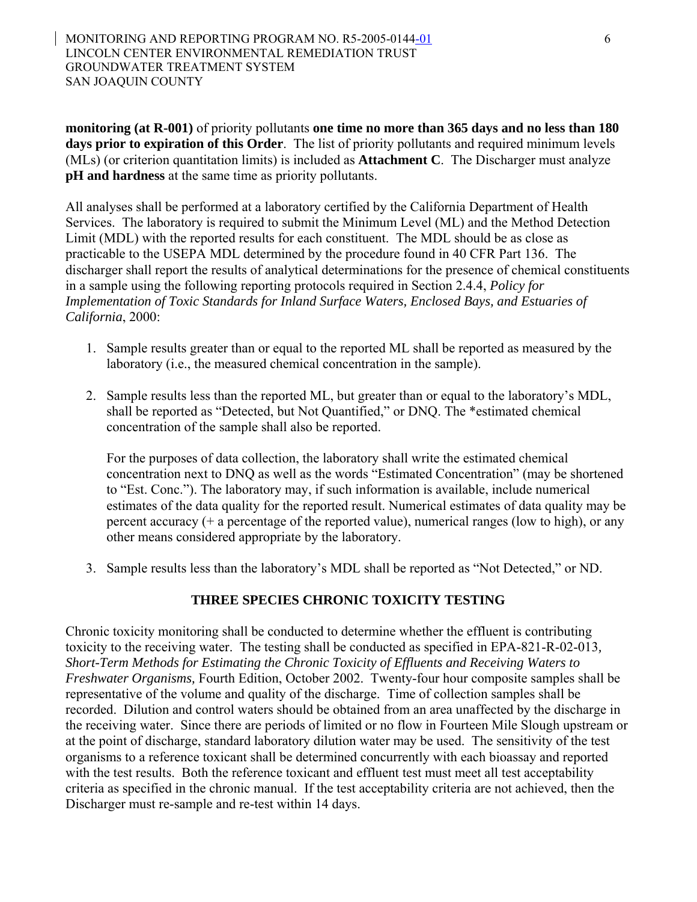**monitoring (at R-001)** of priority pollutants **one time no more than 365 days and no less than 180 days prior to expiration of this Order**. The list of priority pollutants and required minimum levels (MLs) (or criterion quantitation limits) is included as **Attachment C**. The Discharger must analyze **pH and hardness** at the same time as priority pollutants.

All analyses shall be performed at a laboratory certified by the California Department of Health Services. The laboratory is required to submit the Minimum Level (ML) and the Method Detection Limit (MDL) with the reported results for each constituent. The MDL should be as close as practicable to the USEPA MDL determined by the procedure found in 40 CFR Part 136. The discharger shall report the results of analytical determinations for the presence of chemical constituents in a sample using the following reporting protocols required in Section 2.4.4, *Policy for Implementation of Toxic Standards for Inland Surface Waters, Enclosed Bays, and Estuaries of California*, 2000:

1. Sample results greater than or equal to the reported ML shall be reported as measured by the laboratory (i.e., the measured chemical concentration in the sample).

2. Sample results less than the reported ML, but greater than or equal to the laboratory's MDL, shall be reported as "Detected, but Not Quantified," or DNQ. The *estimated chemical concentration of the sample shall also be reported.

   For the purposes of data collection, the laboratory shall write the estimated chemical concentration next to DNQ as well as the words "Estimated Concentration" (may be shortened to "Est. Conc."). The laboratory may, if such information is available, include numerical estimates of the data quality for the reported result. Numerical estimates of data quality may be percent accuracy (+ a percentage of the reported value), numerical ranges (low to high), or any other means considered appropriate by the laboratory.

3. Sample results less than the laboratory's MDL shall be reported as "Not Detected," or ND.

## THREE SPECIES CHRONIC TOXICITY TESTING

Chronic toxicity monitoring shall be conducted to determine whether the effluent is contributing toxicity to the receiving water. The testing shall be conducted as specified in EPA-821-R-02-013*, Short-Term Methods for Estimating the Chronic Toxicity of Effluents and Receiving Waters to Freshwater Organisms,* Fourth Edition, October 2002. Twenty-four hour composite samples shall be representative of the volume and quality of the discharge. Time of collection samples shall be recorded. Dilution and control waters should be obtained from an area unaffected by the discharge in the receiving water. Since there are periods of limited or no flow in Fourteen Mile Slough upstream or at the point of discharge, standard laboratory dilution water may be used. The sensitivity of the test organisms to a reference toxicant shall be determined concurrently with each bioassay and reported with the test results. Both the reference toxicant and effluent test must meet all test acceptability criteria as specified in the chronic manual. If the test acceptability criteria are not achieved, then the Discharger must re-sample and re-test within 14 days.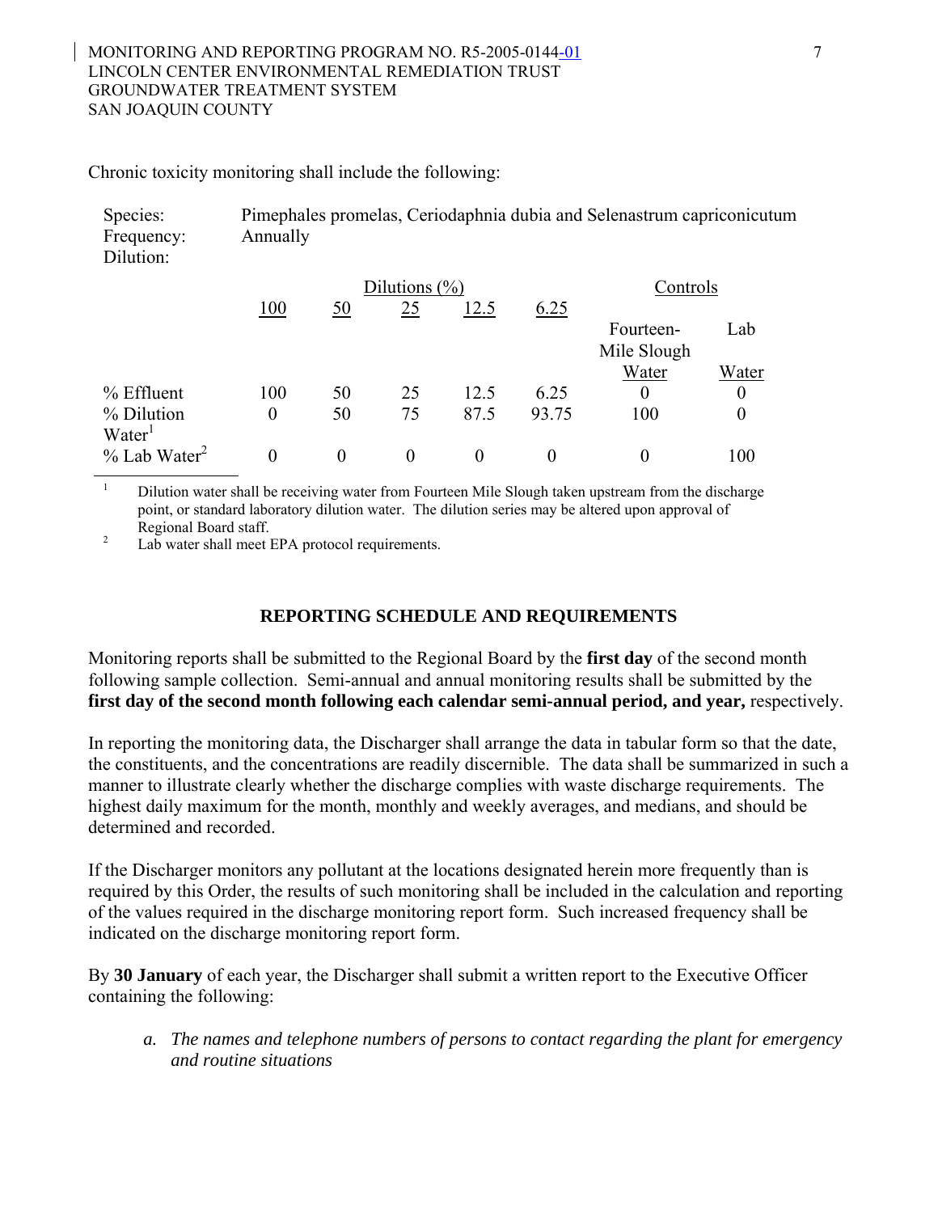Chronic toxicity monitoring shall include the following:

Species: Pimephales promelas, Ceriodaphnia dubia and Selenastrum capriconicutum
Frequency: Annually
Dilution:

| | Dilutions (%) | | | | | Controls | |
|---|---|---|---|---|---|---|---|
| | 100 | 50 | 25 | 12.5 | 6.25 | Fourteen-Mile Slough Water | Lab Water |
| % Effluent | 100 | 50 | 25 | 12.5 | 6.25 | 0 | 0 |
| % Dilution Water[1] | 0 | 50 | 75 | 87.5 | 93.75 | 100 | 0 |
| % Lab Water[2] | 0 | 0 | 0 | 0 | 0 | 0 | 100 |

[1] Dilution water shall be receiving water from Fourteen Mile Slough taken upstream from the discharge point, or standard laboratory dilution water. The dilution series may be altered upon approval of Regional Board staff.

[2] Lab water shall meet EPA protocol requirements.

## REPORTING SCHEDULE AND REQUIREMENTS

Monitoring reports shall be submitted to the Regional Board by the **first day** of the second month following sample collection. Semi-annual and annual monitoring results shall be submitted by the **first day of the second month following each calendar semi-annual period, and year,** respectively.

In reporting the monitoring data, the Discharger shall arrange the data in tabular form so that the date, the constituents, and the concentrations are readily discernible. The data shall be summarized in such a manner to illustrate clearly whether the discharge complies with waste discharge requirements. The highest daily maximum for the month, monthly and weekly averages, and medians, and should be determined and recorded.

If the Discharger monitors any pollutant at the locations designated herein more frequently than is required by this Order, the results of such monitoring shall be included in the calculation and reporting of the values required in the discharge monitoring report form. Such increased frequency shall be indicated on the discharge monitoring report form.

By **30 January** of each year, the Discharger shall submit a written report to the Executive Officer containing the following:

a. *The names and telephone numbers of persons to contact regarding the plant for emergency and routine situations*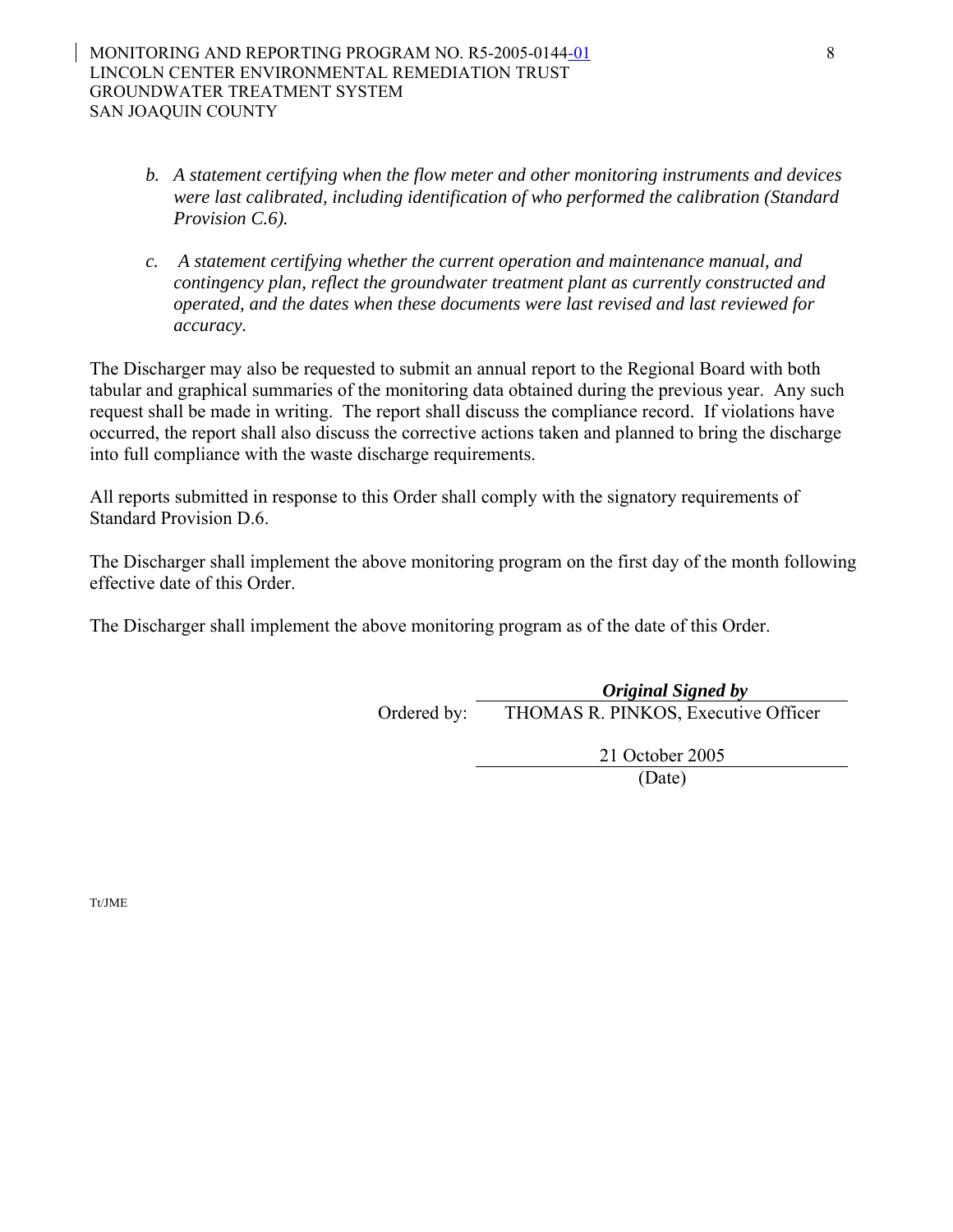*b. A statement certifying when the flow meter and other monitoring instruments and devices were last calibrated, including identification of who performed the calibration (Standard Provision C.6).*

*c. A statement certifying whether the current operation and maintenance manual, and contingency plan, reflect the groundwater treatment plant as currently constructed and operated, and the dates when these documents were last revised and last reviewed for accuracy.*

The Discharger may also be requested to submit an annual report to the Regional Board with both tabular and graphical summaries of the monitoring data obtained during the previous year. Any such request shall be made in writing. The report shall discuss the compliance record. If violations have occurred, the report shall also discuss the corrective actions taken and planned to bring the discharge into full compliance with the waste discharge requirements.

All reports submitted in response to this Order shall comply with the signatory requirements of Standard Provision D.6.

The Discharger shall implement the above monitoring program on the first day of the month following effective date of this Order.

The Discharger shall implement the above monitoring program as of the date of this Order.

***Original Signed by***

Ordered by: THOMAS R. PINKOS, Executive Officer

21 October 2005

(Date)

Tt/JME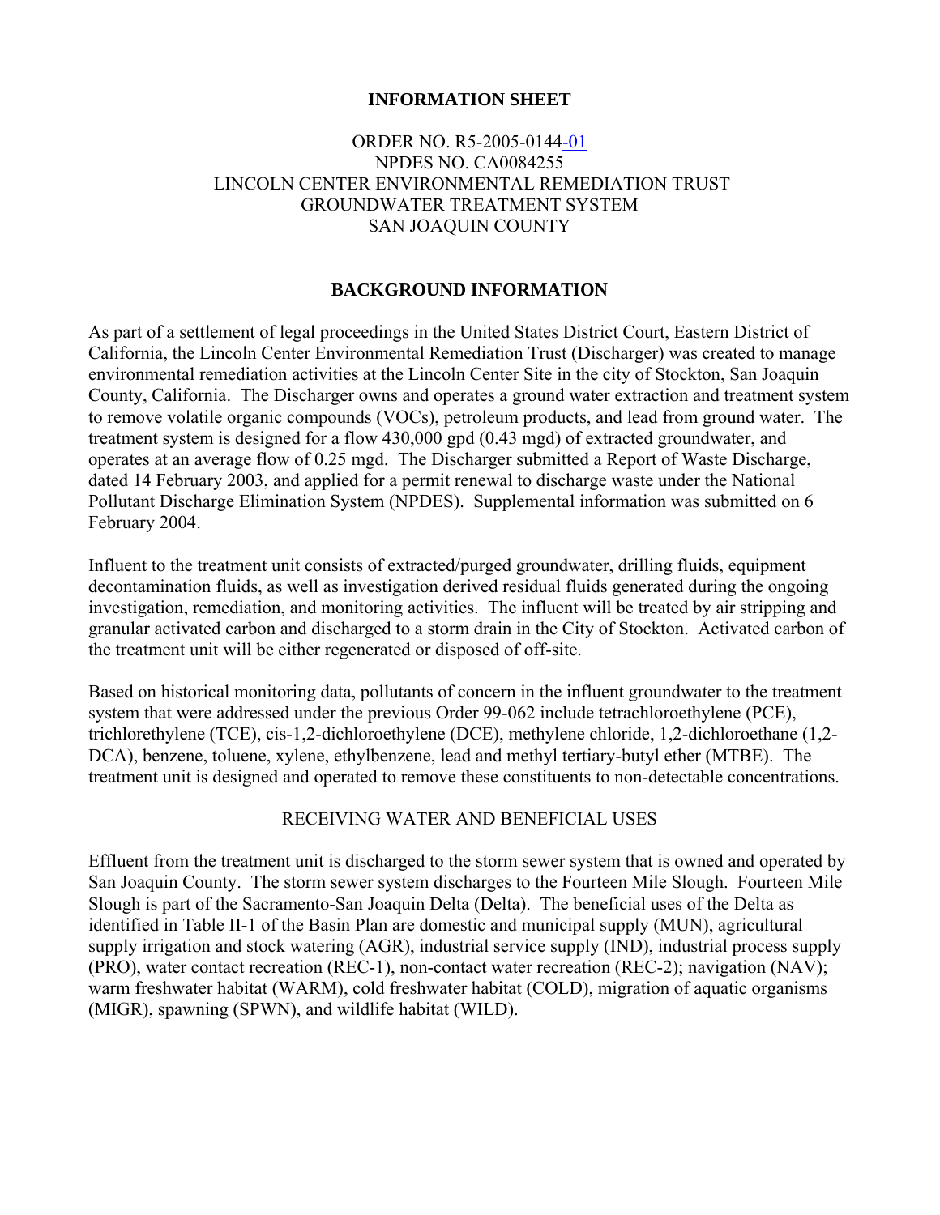**INFORMATION SHEET**

ORDER NO. R5-2005-0144-01
NPDES NO. CA0084255
LINCOLN CENTER ENVIRONMENTAL REMEDIATION TRUST
GROUNDWATER TREATMENT SYSTEM
SAN JOAQUIN COUNTY

**BACKGROUND INFORMATION**

As part of a settlement of legal proceedings in the United States District Court, Eastern District of California, the Lincoln Center Environmental Remediation Trust (Discharger) was created to manage environmental remediation activities at the Lincoln Center Site in the city of Stockton, San Joaquin County, California. The Discharger owns and operates a ground water extraction and treatment system to remove volatile organic compounds (VOCs), petroleum products, and lead from ground water. The treatment system is designed for a flow 430,000 gpd (0.43 mgd) of extracted groundwater, and operates at an average flow of 0.25 mgd. The Discharger submitted a Report of Waste Discharge, dated 14 February 2003, and applied for a permit renewal to discharge waste under the National Pollutant Discharge Elimination System (NPDES). Supplemental information was submitted on 6 February 2004.

Influent to the treatment unit consists of extracted/purged groundwater, drilling fluids, equipment decontamination fluids, as well as investigation derived residual fluids generated during the ongoing investigation, remediation, and monitoring activities. The influent will be treated by air stripping and granular activated carbon and discharged to a storm drain in the City of Stockton. Activated carbon of the treatment unit will be either regenerated or disposed of off-site.

Based on historical monitoring data, pollutants of concern in the influent groundwater to the treatment system that were addressed under the previous Order 99-062 include tetrachloroethylene (PCE), trichlorethylene (TCE), cis-1,2-dichloroethylene (DCE), methylene chloride, 1,2-dichloroethane (1,2-DCA), benzene, toluene, xylene, ethylbenzene, lead and methyl tertiary-butyl ether (MTBE). The treatment unit is designed and operated to remove these constituents to non-detectable concentrations.

RECEIVING WATER AND BENEFICIAL USES

Effluent from the treatment unit is discharged to the storm sewer system that is owned and operated by San Joaquin County. The storm sewer system discharges to the Fourteen Mile Slough. Fourteen Mile Slough is part of the Sacramento-San Joaquin Delta (Delta). The beneficial uses of the Delta as identified in Table II-1 of the Basin Plan are domestic and municipal supply (MUN), agricultural supply irrigation and stock watering (AGR), industrial service supply (IND), industrial process supply (PRO), water contact recreation (REC-1), non-contact water recreation (REC-2); navigation (NAV); warm freshwater habitat (WARM), cold freshwater habitat (COLD), migration of aquatic organisms (MIGR), spawning (SPWN), and wildlife habitat (WILD).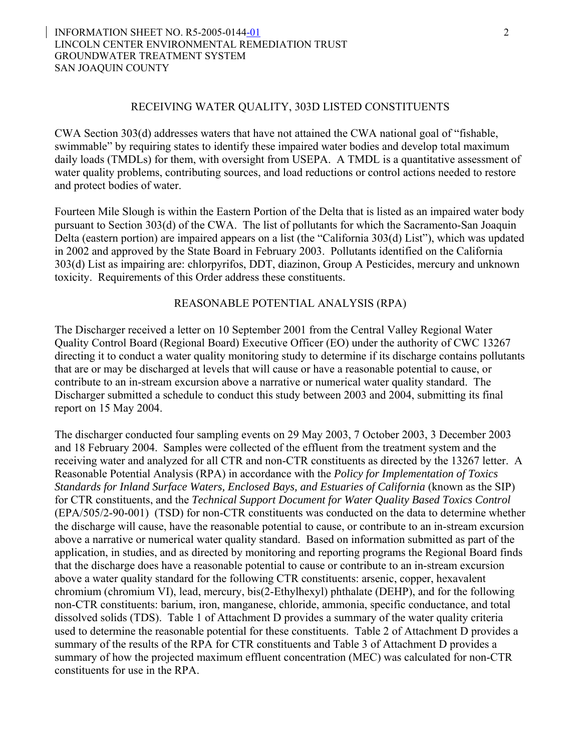## RECEIVING WATER QUALITY, 303D LISTED CONSTITUENTS

CWA Section 303(d) addresses waters that have not attained the CWA national goal of "fishable, swimmable" by requiring states to identify these impaired water bodies and develop total maximum daily loads (TMDLs) for them, with oversight from USEPA. A TMDL is a quantitative assessment of water quality problems, contributing sources, and load reductions or control actions needed to restore and protect bodies of water.

Fourteen Mile Slough is within the Eastern Portion of the Delta that is listed as an impaired water body pursuant to Section 303(d) of the CWA. The list of pollutants for which the Sacramento-San Joaquin Delta (eastern portion) are impaired appears on a list (the "California 303(d) List"), which was updated in 2002 and approved by the State Board in February 2003. Pollutants identified on the California 303(d) List as impairing are: chlorpyrifos, DDT, diazinon, Group A Pesticides, mercury and unknown toxicity. Requirements of this Order address these constituents.

## REASONABLE POTENTIAL ANALYSIS (RPA)

The Discharger received a letter on 10 September 2001 from the Central Valley Regional Water Quality Control Board (Regional Board) Executive Officer (EO) under the authority of CWC 13267 directing it to conduct a water quality monitoring study to determine if its discharge contains pollutants that are or may be discharged at levels that will cause or have a reasonable potential to cause, or contribute to an in-stream excursion above a narrative or numerical water quality standard. The Discharger submitted a schedule to conduct this study between 2003 and 2004, submitting its final report on 15 May 2004.

The discharger conducted four sampling events on 29 May 2003, 7 October 2003, 3 December 2003 and 18 February 2004. Samples were collected of the effluent from the treatment system and the receiving water and analyzed for all CTR and non-CTR constituents as directed by the 13267 letter. A Reasonable Potential Analysis (RPA) in accordance with the *Policy for Implementation of Toxics Standards for Inland Surface Waters, Enclosed Bays, and Estuaries of California* (known as the SIP) for CTR constituents, and the *Technical Support Document for Water Quality Based Toxics Control* (EPA/505/2-90-001) (TSD) for non-CTR constituents was conducted on the data to determine whether the discharge will cause, have the reasonable potential to cause, or contribute to an in-stream excursion above a narrative or numerical water quality standard. Based on information submitted as part of the application, in studies, and as directed by monitoring and reporting programs the Regional Board finds that the discharge does have a reasonable potential to cause or contribute to an in-stream excursion above a water quality standard for the following CTR constituents: arsenic, copper, hexavalent chromium (chromium VI), lead, mercury, bis(2-Ethylhexyl) phthalate (DEHP), and for the following non-CTR constituents: barium, iron, manganese, chloride, ammonia, specific conductance, and total dissolved solids (TDS). Table 1 of Attachment D provides a summary of the water quality criteria used to determine the reasonable potential for these constituents. Table 2 of Attachment D provides a summary of the results of the RPA for CTR constituents and Table 3 of Attachment D provides a summary of how the projected maximum effluent concentration (MEC) was calculated for non-CTR constituents for use in the RPA.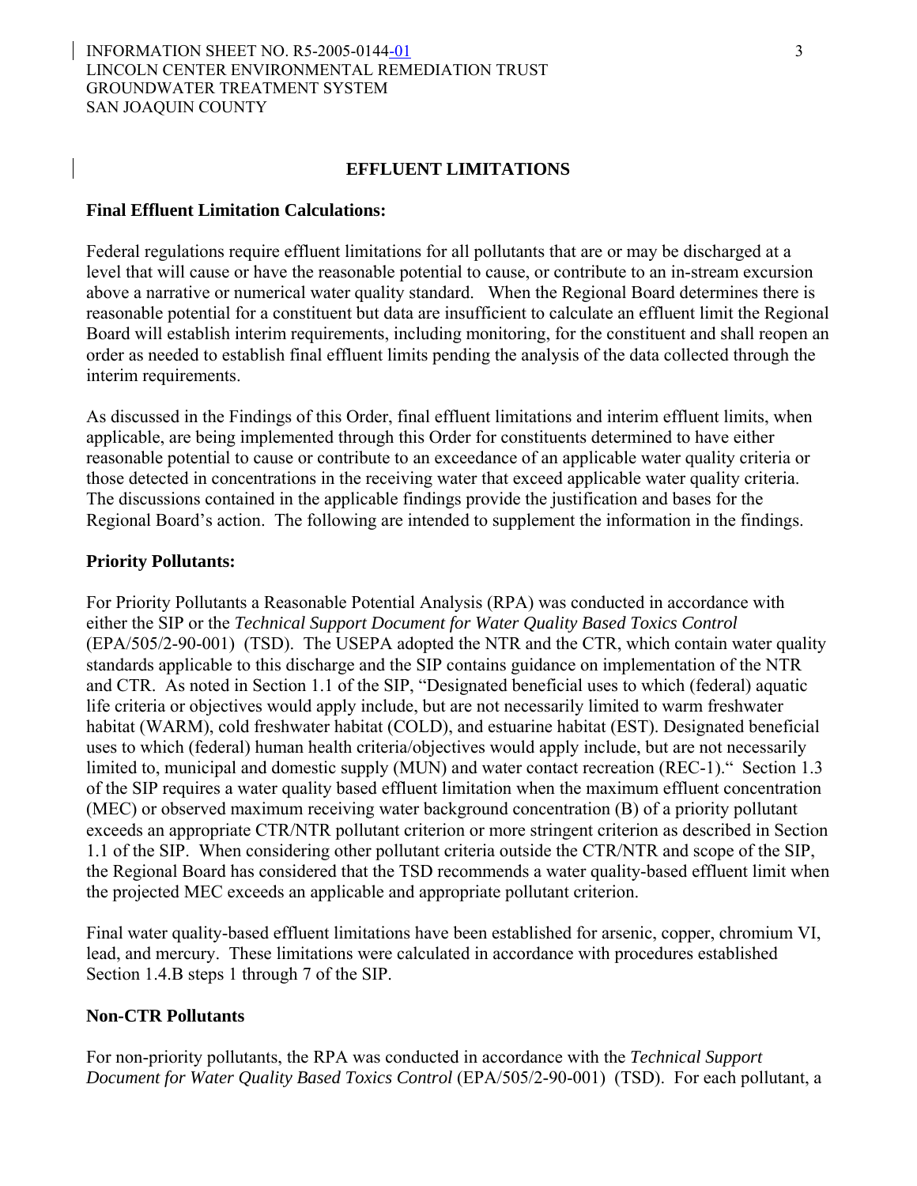## EFFLUENT LIMITATIONS

**Final Effluent Limitation Calculations:**

Federal regulations require effluent limitations for all pollutants that are or may be discharged at a level that will cause or have the reasonable potential to cause, or contribute to an in-stream excursion above a narrative or numerical water quality standard. When the Regional Board determines there is reasonable potential for a constituent but data are insufficient to calculate an effluent limit the Regional Board will establish interim requirements, including monitoring, for the constituent and shall reopen an order as needed to establish final effluent limits pending the analysis of the data collected through the interim requirements.

As discussed in the Findings of this Order, final effluent limitations and interim effluent limits, when applicable, are being implemented through this Order for constituents determined to have either reasonable potential to cause or contribute to an exceedance of an applicable water quality criteria or those detected in concentrations in the receiving water that exceed applicable water quality criteria. The discussions contained in the applicable findings provide the justification and bases for the Regional Board's action. The following are intended to supplement the information in the findings.

**Priority Pollutants:**

For Priority Pollutants a Reasonable Potential Analysis (RPA) was conducted in accordance with either the SIP or the *Technical Support Document for Water Quality Based Toxics Control* (EPA/505/2-90-001) (TSD). The USEPA adopted the NTR and the CTR, which contain water quality standards applicable to this discharge and the SIP contains guidance on implementation of the NTR and CTR. As noted in Section 1.1 of the SIP, "Designated beneficial uses to which (federal) aquatic life criteria or objectives would apply include, but are not necessarily limited to warm freshwater habitat (WARM), cold freshwater habitat (COLD), and estuarine habitat (EST). Designated beneficial uses to which (federal) human health criteria/objectives would apply include, but are not necessarily limited to, municipal and domestic supply (MUN) and water contact recreation (REC-1)." Section 1.3 of the SIP requires a water quality based effluent limitation when the maximum effluent concentration (MEC) or observed maximum receiving water background concentration (B) of a priority pollutant exceeds an appropriate CTR/NTR pollutant criterion or more stringent criterion as described in Section 1.1 of the SIP. When considering other pollutant criteria outside the CTR/NTR and scope of the SIP, the Regional Board has considered that the TSD recommends a water quality-based effluent limit when the projected MEC exceeds an applicable and appropriate pollutant criterion.

Final water quality-based effluent limitations have been established for arsenic, copper, chromium VI, lead, and mercury. These limitations were calculated in accordance with procedures established Section 1.4.B steps 1 through 7 of the SIP.

**Non-CTR Pollutants**

For non-priority pollutants, the RPA was conducted in accordance with the *Technical Support Document for Water Quality Based Toxics Control* (EPA/505/2-90-001) (TSD). For each pollutant, a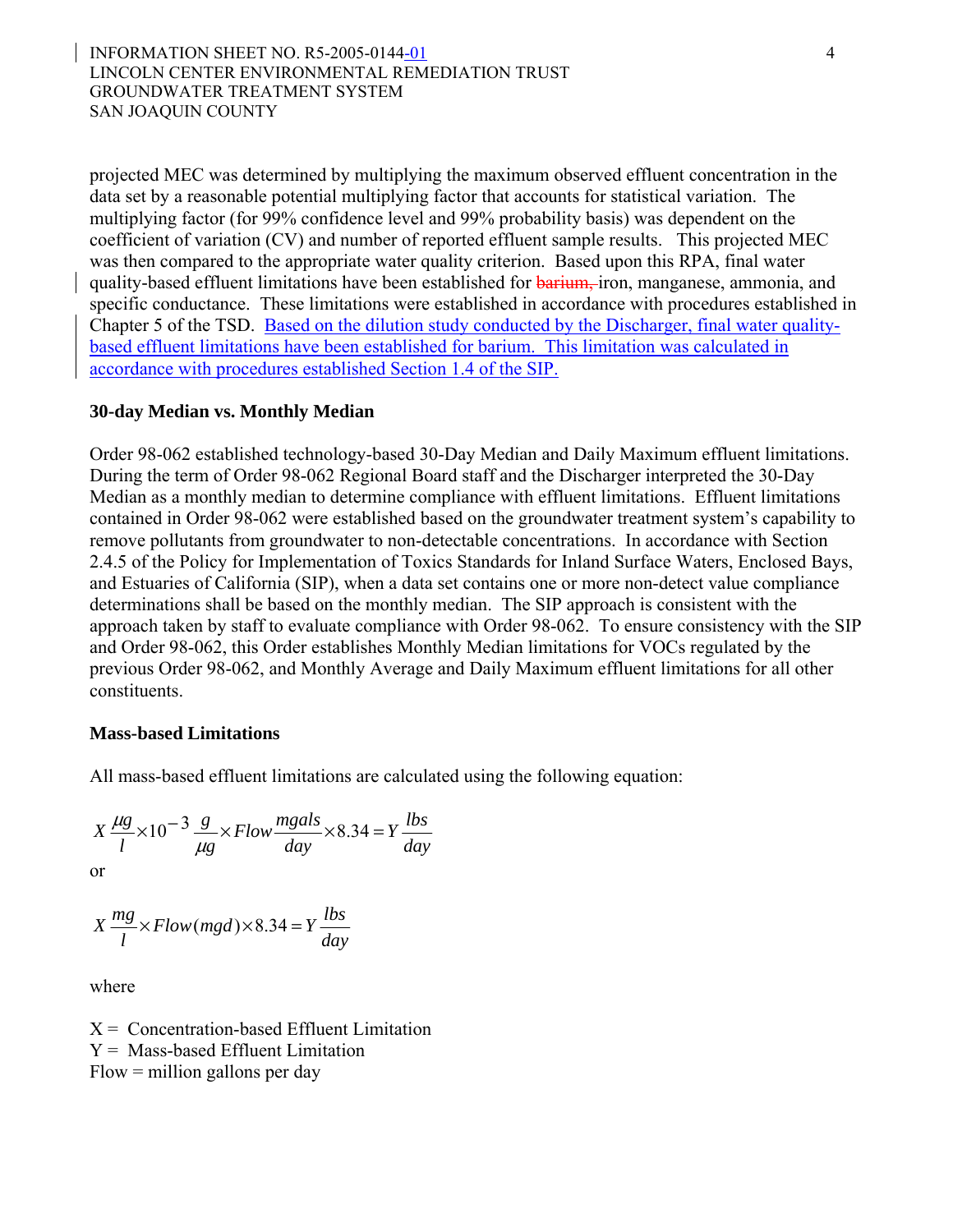projected MEC was determined by multiplying the maximum observed effluent concentration in the data set by a reasonable potential multiplying factor that accounts for statistical variation. The multiplying factor (for 99% confidence level and 99% probability basis) was dependent on the coefficient of variation (CV) and number of reported effluent sample results. This projected MEC was then compared to the appropriate water quality criterion. Based upon this RPA, final water quality-based effluent limitations have been established for ~~barium,~~ iron, manganese, ammonia, and specific conductance. These limitations were established in accordance with procedures established in Chapter 5 of the TSD. Based on the dilution study conducted by the Discharger, final water quality-based effluent limitations have been established for barium. This limitation was calculated in accordance with procedures established Section 1.4 of the SIP.

**30-day Median vs. Monthly Median**

Order 98-062 established technology-based 30-Day Median and Daily Maximum effluent limitations. During the term of Order 98-062 Regional Board staff and the Discharger interpreted the 30-Day Median as a monthly median to determine compliance with effluent limitations. Effluent limitations contained in Order 98-062 were established based on the groundwater treatment system's capability to remove pollutants from groundwater to non-detectable concentrations. In accordance with Section 2.4.5 of the Policy for Implementation of Toxics Standards for Inland Surface Waters, Enclosed Bays, and Estuaries of California (SIP), when a data set contains one or more non-detect value compliance determinations shall be based on the monthly median. The SIP approach is consistent with the approach taken by staff to evaluate compliance with Order 98-062. To ensure consistency with the SIP and Order 98-062, this Order establishes Monthly Median limitations for VOCs regulated by the previous Order 98-062, and Monthly Average and Daily Maximum effluent limitations for all other constituents.

**Mass-based Limitations**

All mass-based effluent limitations are calculated using the following equation:

$$X\,\frac{\mu g}{l} \times 10^{-3}\,\frac{g}{\mu g} \times Flow\,\frac{mgals}{day} \times 8.34 = Y\,\frac{lbs}{day}$$

or

$$X\,\frac{mg}{l} \times Flow(mgd) \times 8.34 = Y\,\frac{lbs}{day}$$

where

X = Concentration-based Effluent Limitation
Y = Mass-based Effluent Limitation
Flow = million gallons per day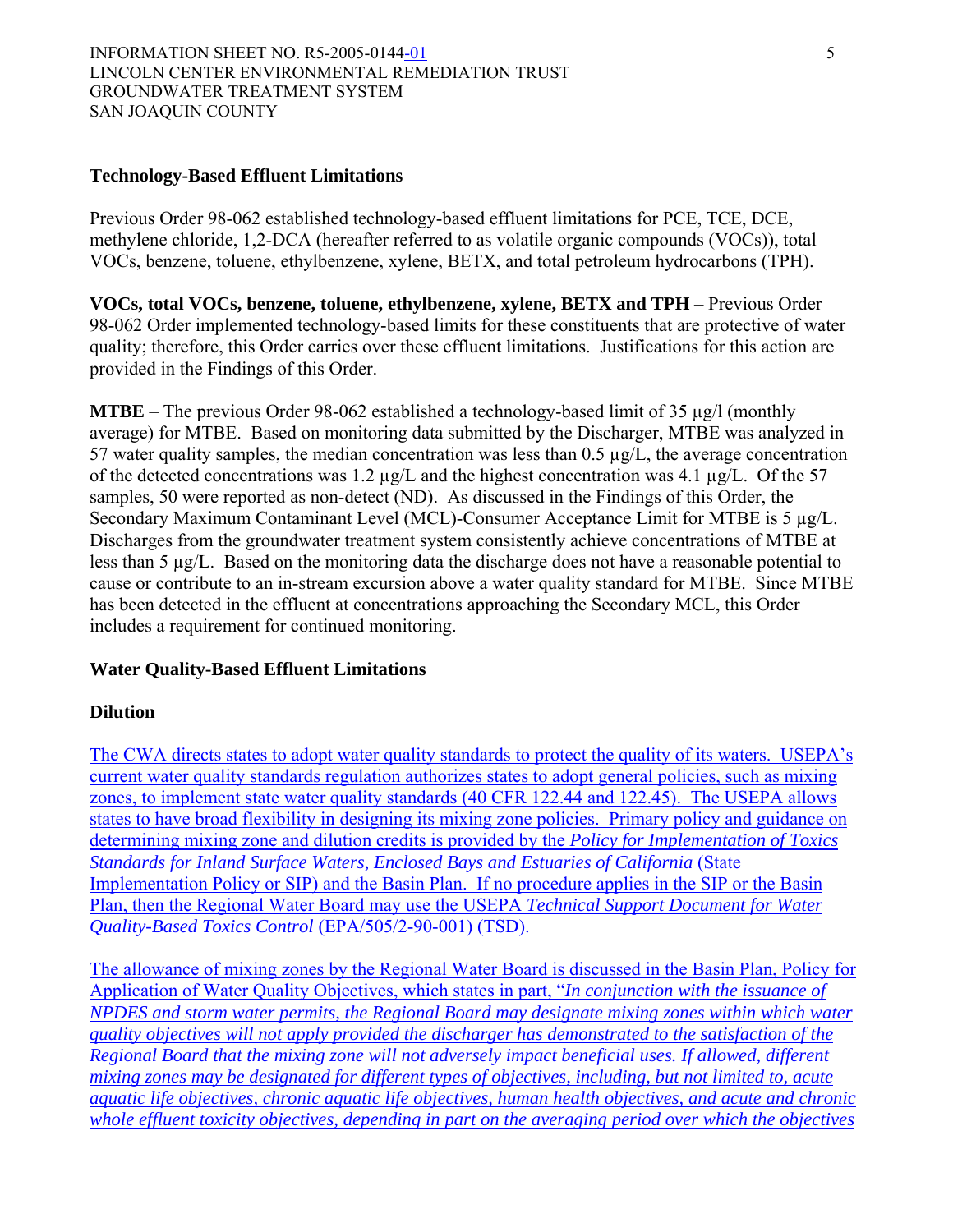### Technology-Based Effluent Limitations

Previous Order 98-062 established technology-based effluent limitations for PCE, TCE, DCE, methylene chloride, 1,2-DCA (hereafter referred to as volatile organic compounds (VOCs)), total VOCs, benzene, toluene, ethylbenzene, xylene, BETX, and total petroleum hydrocarbons (TPH).

**VOCs, total VOCs, benzene, toluene, ethylbenzene, xylene, BETX and TPH** – Previous Order 98-062 Order implemented technology-based limits for these constituents that are protective of water quality; therefore, this Order carries over these effluent limitations. Justifications for this action are provided in the Findings of this Order.

**MTBE** – The previous Order 98-062 established a technology-based limit of 35 µg/l (monthly average) for MTBE. Based on monitoring data submitted by the Discharger, MTBE was analyzed in 57 water quality samples, the median concentration was less than 0.5 µg/L, the average concentration of the detected concentrations was 1.2 µg/L and the highest concentration was 4.1 µg/L. Of the 57 samples, 50 were reported as non-detect (ND). As discussed in the Findings of this Order, the Secondary Maximum Contaminant Level (MCL)-Consumer Acceptance Limit for MTBE is 5 µg/L. Discharges from the groundwater treatment system consistently achieve concentrations of MTBE at less than 5 µg/L. Based on the monitoring data the discharge does not have a reasonable potential to cause or contribute to an in-stream excursion above a water quality standard for MTBE. Since MTBE has been detected in the effluent at concentrations approaching the Secondary MCL, this Order includes a requirement for continued monitoring.

### Water Quality-Based Effluent Limitations

#### Dilution

The CWA directs states to adopt water quality standards to protect the quality of its waters. USEPA's current water quality standards regulation authorizes states to adopt general policies, such as mixing zones, to implement state water quality standards (40 CFR 122.44 and 122.45). The USEPA allows states to have broad flexibility in designing its mixing zone policies. Primary policy and guidance on determining mixing zone and dilution credits is provided by the *Policy for Implementation of Toxics Standards for Inland Surface Waters, Enclosed Bays and Estuaries of California* (State Implementation Policy or SIP) and the Basin Plan. If no procedure applies in the SIP or the Basin Plan, then the Regional Water Board may use the USEPA *Technical Support Document for Water Quality-Based Toxics Control* (EPA/505/2-90-001) (TSD).

The allowance of mixing zones by the Regional Water Board is discussed in the Basin Plan, Policy for Application of Water Quality Objectives, which states in part, "*In conjunction with the issuance of NPDES and storm water permits, the Regional Board may designate mixing zones within which water quality objectives will not apply provided the discharger has demonstrated to the satisfaction of the Regional Board that the mixing zone will not adversely impact beneficial uses. If allowed, different mixing zones may be designated for different types of objectives, including, but not limited to, acute aquatic life objectives, chronic aquatic life objectives, human health objectives, and acute and chronic whole effluent toxicity objectives, depending in part on the averaging period over which the objectives*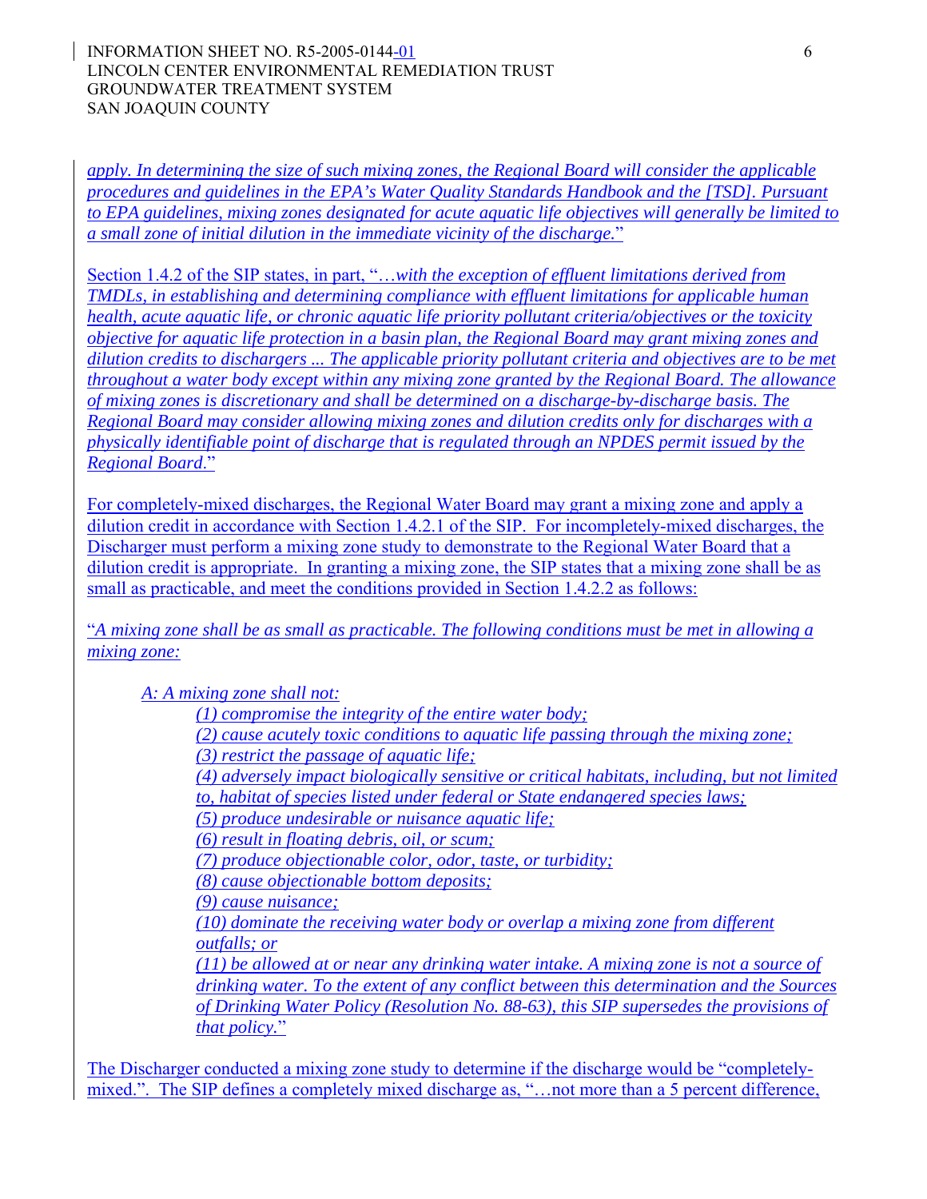*apply. In determining the size of such mixing zones, the Regional Board will consider the applicable procedures and guidelines in the EPA's Water Quality Standards Handbook and the [TSD]. Pursuant to EPA guidelines, mixing zones designated for acute aquatic life objectives will generally be limited to a small zone of initial dilution in the immediate vicinity of the discharge.*"

Section 1.4.2 of the SIP states, in part, "…*with the exception of effluent limitations derived from TMDLs, in establishing and determining compliance with effluent limitations for applicable human health, acute aquatic life, or chronic aquatic life priority pollutant criteria/objectives or the toxicity objective for aquatic life protection in a basin plan, the Regional Board may grant mixing zones and dilution credits to dischargers ... The applicable priority pollutant criteria and objectives are to be met throughout a water body except within any mixing zone granted by the Regional Board. The allowance of mixing zones is discretionary and shall be determined on a discharge-by-discharge basis. The Regional Board may consider allowing mixing zones and dilution credits only for discharges with a physically identifiable point of discharge that is regulated through an NPDES permit issued by the Regional Board*."

For completely-mixed discharges, the Regional Water Board may grant a mixing zone and apply a dilution credit in accordance with Section 1.4.2.1 of the SIP. For incompletely-mixed discharges, the Discharger must perform a mixing zone study to demonstrate to the Regional Water Board that a dilution credit is appropriate. In granting a mixing zone, the SIP states that a mixing zone shall be as small as practicable, and meet the conditions provided in Section 1.4.2.2 as follows:

"*A mixing zone shall be as small as practicable. The following conditions must be met in allowing a mixing zone:*

*A: A mixing zone shall not:*

*(1) compromise the integrity of the entire water body;*
*(2) cause acutely toxic conditions to aquatic life passing through the mixing zone;*
*(3) restrict the passage of aquatic life;*
*(4) adversely impact biologically sensitive or critical habitats, including, but not limited to, habitat of species listed under federal or State endangered species laws;*
*(5) produce undesirable or nuisance aquatic life;*
*(6) result in floating debris, oil, or scum;*
*(7) produce objectionable color, odor, taste, or turbidity;*
*(8) cause objectionable bottom deposits;*
*(9) cause nuisance;*
*(10) dominate the receiving water body or overlap a mixing zone from different outfalls; or*
*(11) be allowed at or near any drinking water intake. A mixing zone is not a source of drinking water. To the extent of any conflict between this determination and the Sources of Drinking Water Policy (Resolution No. 88-63), this SIP supersedes the provisions of that policy.*"

The Discharger conducted a mixing zone study to determine if the discharge would be "completely-mixed.". The SIP defines a completely mixed discharge as, "…not more than a 5 percent difference,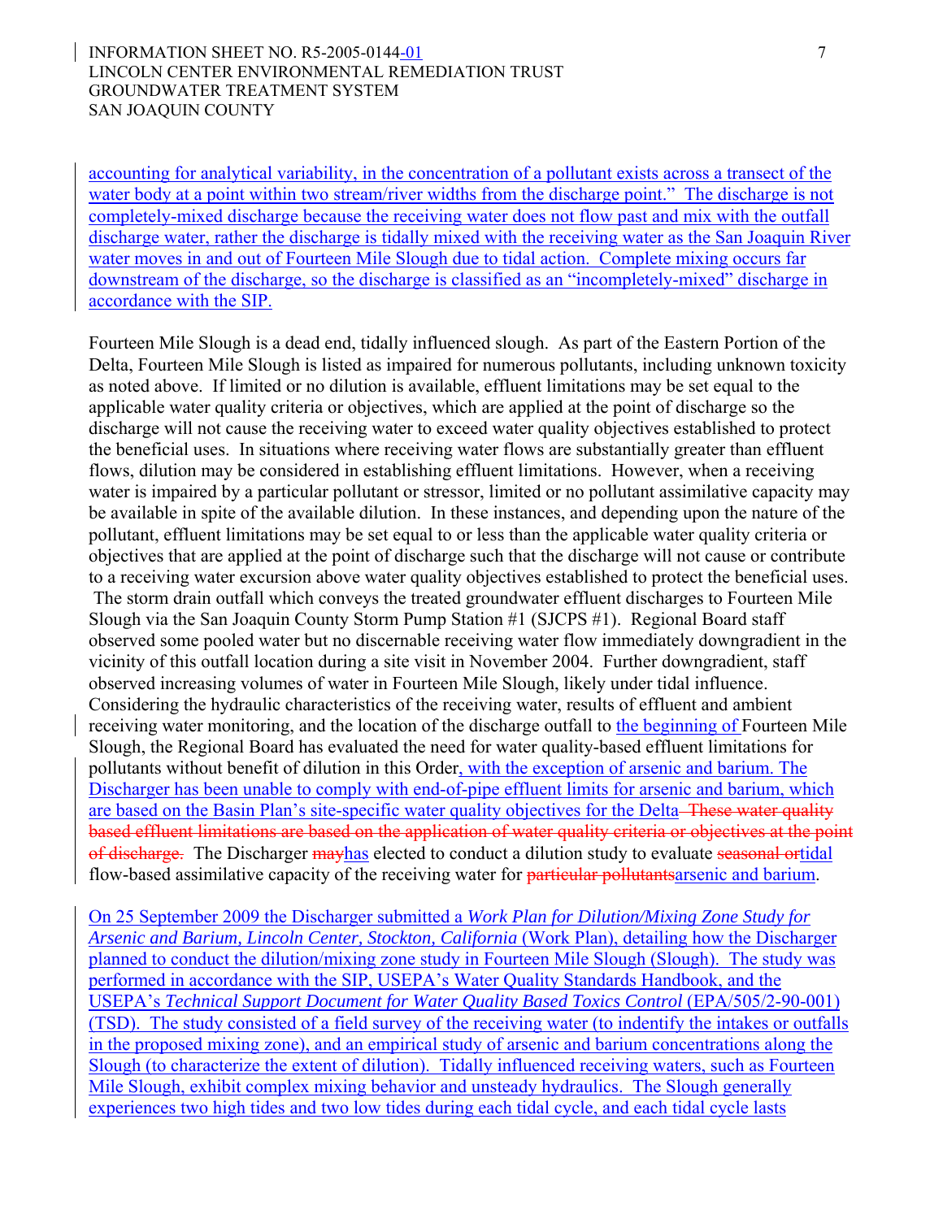accounting for analytical variability, in the concentration of a pollutant exists across a transect of the water body at a point within two stream/river widths from the discharge point." The discharge is not completely-mixed discharge because the receiving water does not flow past and mix with the outfall discharge water, rather the discharge is tidally mixed with the receiving water as the San Joaquin River water moves in and out of Fourteen Mile Slough due to tidal action. Complete mixing occurs far downstream of the discharge, so the discharge is classified as an "incompletely-mixed" discharge in accordance with the SIP.

Fourteen Mile Slough is a dead end, tidally influenced slough. As part of the Eastern Portion of the Delta, Fourteen Mile Slough is listed as impaired for numerous pollutants, including unknown toxicity as noted above. If limited or no dilution is available, effluent limitations may be set equal to the applicable water quality criteria or objectives, which are applied at the point of discharge so the discharge will not cause the receiving water to exceed water quality objectives established to protect the beneficial uses. In situations where receiving water flows are substantially greater than effluent flows, dilution may be considered in establishing effluent limitations. However, when a receiving water is impaired by a particular pollutant or stressor, limited or no pollutant assimilative capacity may be available in spite of the available dilution. In these instances, and depending upon the nature of the pollutant, effluent limitations may be set equal to or less than the applicable water quality criteria or objectives that are applied at the point of discharge such that the discharge will not cause or contribute to a receiving water excursion above water quality objectives established to protect the beneficial uses. The storm drain outfall which conveys the treated groundwater effluent discharges to Fourteen Mile Slough via the San Joaquin County Storm Pump Station #1 (SJCPS #1). Regional Board staff observed some pooled water but no discernable receiving water flow immediately downgradient in the vicinity of this outfall location during a site visit in November 2004. Further downgradient, staff observed increasing volumes of water in Fourteen Mile Slough, likely under tidal influence. Considering the hydraulic characteristics of the receiving water, results of effluent and ambient receiving water monitoring, and the location of the discharge outfall to the beginning of Fourteen Mile Slough, the Regional Board has evaluated the need for water quality-based effluent limitations for pollutants without benefit of dilution in this Order, with the exception of arsenic and barium. The Discharger has been unable to comply with end-of-pipe effluent limits for arsenic and barium, which are based on the Basin Plan's site-specific water quality objectives for the Delta ~~These water quality based effluent limitations are based on the application of water quality criteria or objectives at the point of discharge.~~ The Discharger ~~may~~has elected to conduct a dilution study to evaluate ~~seasonal or~~tidal flow-based assimilative capacity of the receiving water for ~~particular pollutants~~arsenic and barium.

On 25 September 2009 the Discharger submitted a *Work Plan for Dilution/Mixing Zone Study for Arsenic and Barium, Lincoln Center, Stockton, California* (Work Plan), detailing how the Discharger planned to conduct the dilution/mixing zone study in Fourteen Mile Slough (Slough). The study was performed in accordance with the SIP, USEPA's Water Quality Standards Handbook, and the USEPA's *Technical Support Document for Water Quality Based Toxics Control* (EPA/505/2-90-001) (TSD). The study consisted of a field survey of the receiving water (to indentify the intakes or outfalls in the proposed mixing zone), and an empirical study of arsenic and barium concentrations along the Slough (to characterize the extent of dilution). Tidally influenced receiving waters, such as Fourteen Mile Slough, exhibit complex mixing behavior and unsteady hydraulics. The Slough generally experiences two high tides and two low tides during each tidal cycle, and each tidal cycle lasts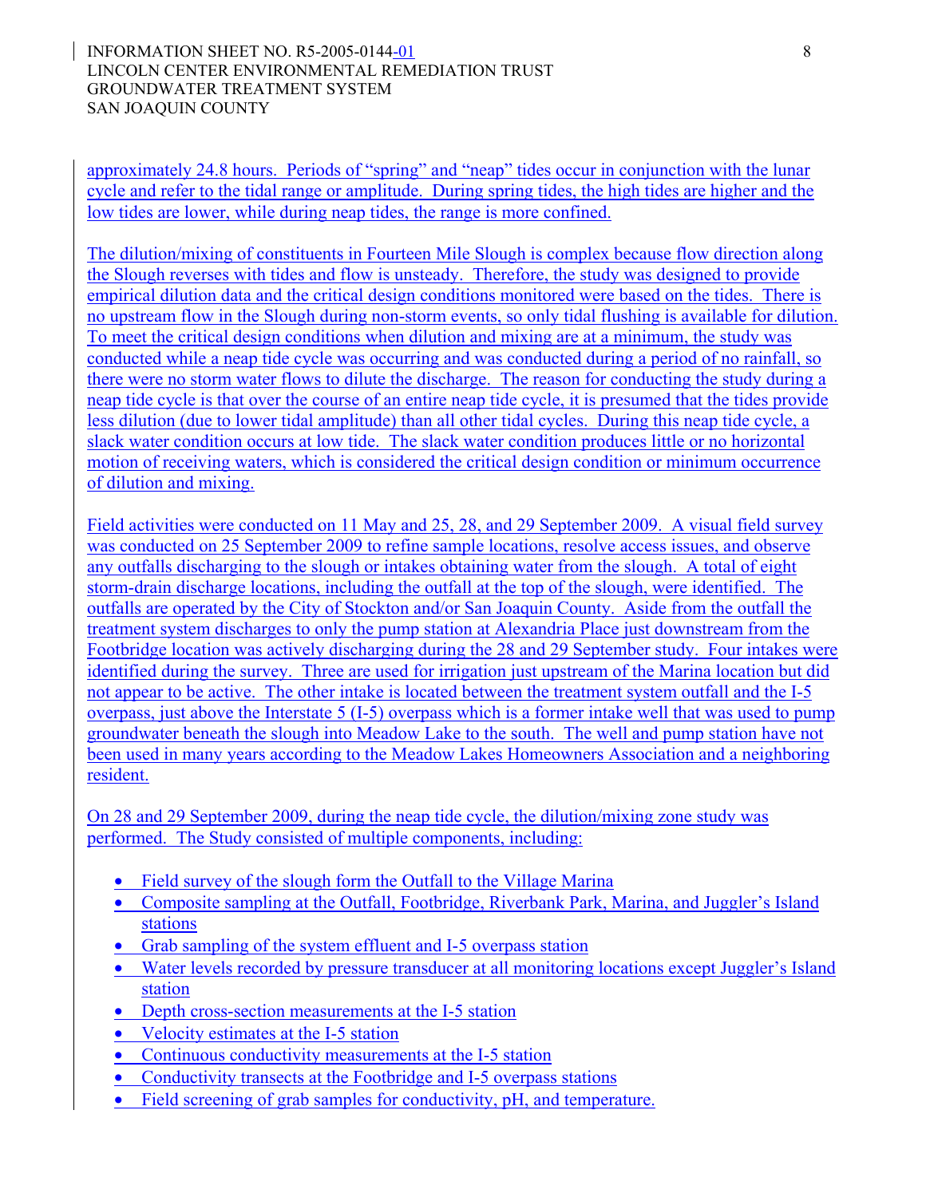approximately 24.8 hours. Periods of "spring" and "neap" tides occur in conjunction with the lunar cycle and refer to the tidal range or amplitude. During spring tides, the high tides are higher and the low tides are lower, while during neap tides, the range is more confined.

The dilution/mixing of constituents in Fourteen Mile Slough is complex because flow direction along the Slough reverses with tides and flow is unsteady. Therefore, the study was designed to provide empirical dilution data and the critical design conditions monitored were based on the tides. There is no upstream flow in the Slough during non-storm events, so only tidal flushing is available for dilution. To meet the critical design conditions when dilution and mixing are at a minimum, the study was conducted while a neap tide cycle was occurring and was conducted during a period of no rainfall, so there were no storm water flows to dilute the discharge. The reason for conducting the study during a neap tide cycle is that over the course of an entire neap tide cycle, it is presumed that the tides provide less dilution (due to lower tidal amplitude) than all other tidal cycles. During this neap tide cycle, a slack water condition occurs at low tide. The slack water condition produces little or no horizontal motion of receiving waters, which is considered the critical design condition or minimum occurrence of dilution and mixing.

Field activities were conducted on 11 May and 25, 28, and 29 September 2009. A visual field survey was conducted on 25 September 2009 to refine sample locations, resolve access issues, and observe any outfalls discharging to the slough or intakes obtaining water from the slough. A total of eight storm-drain discharge locations, including the outfall at the top of the slough, were identified. The outfalls are operated by the City of Stockton and/or San Joaquin County. Aside from the outfall the treatment system discharges to only the pump station at Alexandria Place just downstream from the Footbridge location was actively discharging during the 28 and 29 September study. Four intakes were identified during the survey. Three are used for irrigation just upstream of the Marina location but did not appear to be active. The other intake is located between the treatment system outfall and the I-5 overpass, just above the Interstate 5 (I-5) overpass which is a former intake well that was used to pump groundwater beneath the slough into Meadow Lake to the south. The well and pump station have not been used in many years according to the Meadow Lakes Homeowners Association and a neighboring resident.

On 28 and 29 September 2009, during the neap tide cycle, the dilution/mixing zone study was performed. The Study consisted of multiple components, including:

- Field survey of the slough form the Outfall to the Village Marina
- Composite sampling at the Outfall, Footbridge, Riverbank Park, Marina, and Juggler's Island stations
- Grab sampling of the system effluent and I-5 overpass station
- Water levels recorded by pressure transducer at all monitoring locations except Juggler's Island station
- Depth cross-section measurements at the I-5 station
- Velocity estimates at the I-5 station
- Continuous conductivity measurements at the I-5 station
- Conductivity transects at the Footbridge and I-5 overpass stations
- Field screening of grab samples for conductivity, pH, and temperature.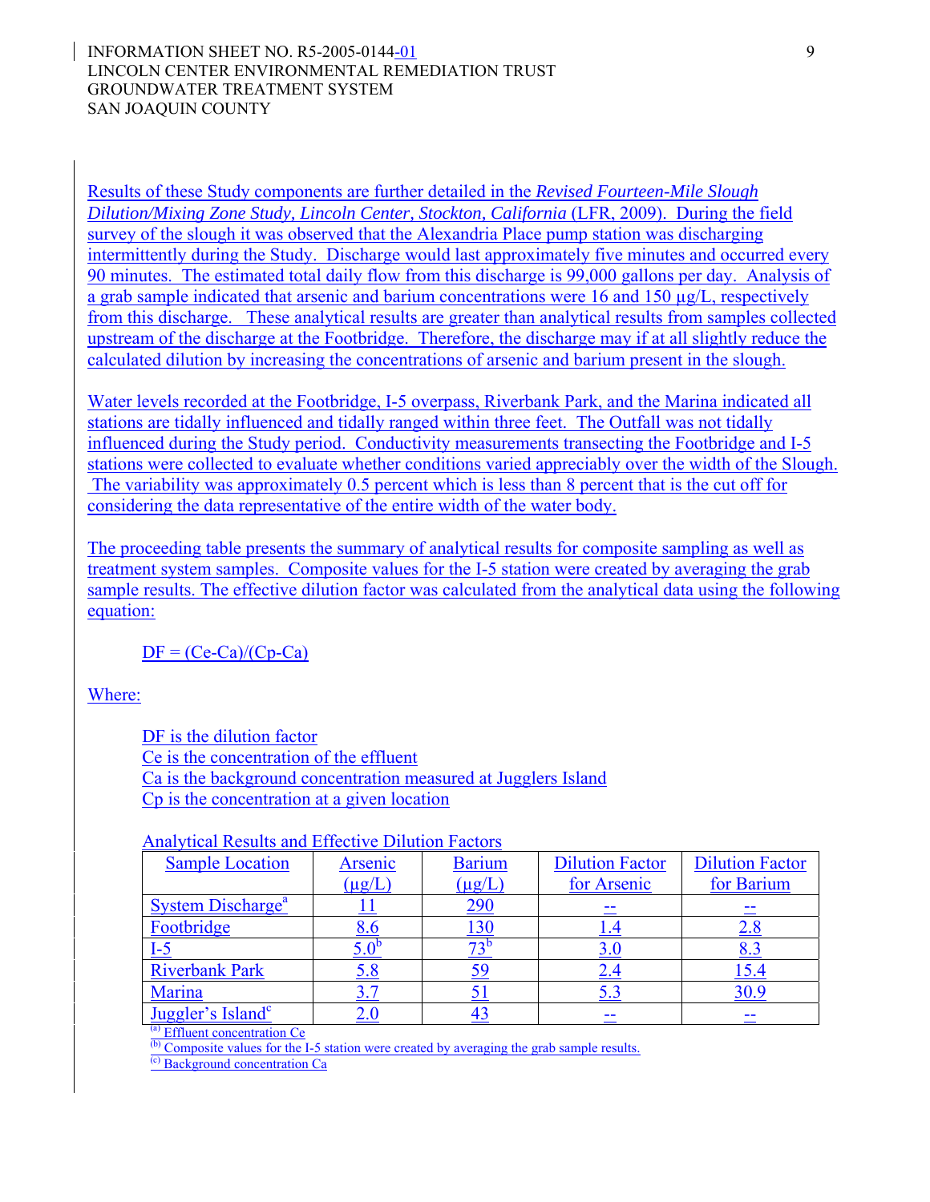Results of these Study components are further detailed in the *Revised Fourteen-Mile Slough Dilution/Mixing Zone Study, Lincoln Center, Stockton, California* (LFR, 2009). During the field survey of the slough it was observed that the Alexandria Place pump station was discharging intermittently during the Study. Discharge would last approximately five minutes and occurred every 90 minutes. The estimated total daily flow from this discharge is 99,000 gallons per day. Analysis of a grab sample indicated that arsenic and barium concentrations were 16 and 150 µg/L, respectively from this discharge. These analytical results are greater than analytical results from samples collected upstream of the discharge at the Footbridge. Therefore, the discharge may if at all slightly reduce the calculated dilution by increasing the concentrations of arsenic and barium present in the slough.

Water levels recorded at the Footbridge, I-5 overpass, Riverbank Park, and the Marina indicated all stations are tidally influenced and tidally ranged within three feet. The Outfall was not tidally influenced during the Study period. Conductivity measurements transecting the Footbridge and I-5 stations were collected to evaluate whether conditions varied appreciably over the width of the Slough. The variability was approximately 0.5 percent which is less than 8 percent that is the cut off for considering the data representative of the entire width of the water body.

The proceeding table presents the summary of analytical results for composite sampling as well as treatment system samples. Composite values for the I-5 station were created by averaging the grab sample results. The effective dilution factor was calculated from the analytical data using the following equation:

$$DF = (Ce-Ca)/(Cp-Ca)$$

Where:

DF is the dilution factor
Ce is the concentration of the effluent
Ca is the background concentration measured at Jugglers Island
Cp is the concentration at a given location

Analytical Results and Effective Dilution Factors

| Sample Location | Arsenic (µg/L) | Barium (µg/L) | Dilution Factor for Arsenic | Dilution Factor for Barium |
|---|---|---|---|---|
| System Discharge[a] | 11 | 290 | -- | -- |
| Footbridge | 8.6 | 130 | 1.4 | 2.8 |
| I-5 | 5.0[b] | 73[b] | 3.0 | 8.3 |
| Riverbank Park | 5.8 | 59 | 2.4 | 15.4 |
| Marina | 3.7 | 51 | 5.3 | 30.9 |
| Juggler's Island[c] | 2.0 | 43 | -- | -- |

(a) Effluent concentration Ce
(b) Composite values for the I-5 station were created by averaging the grab sample results.
(c) Background concentration Ca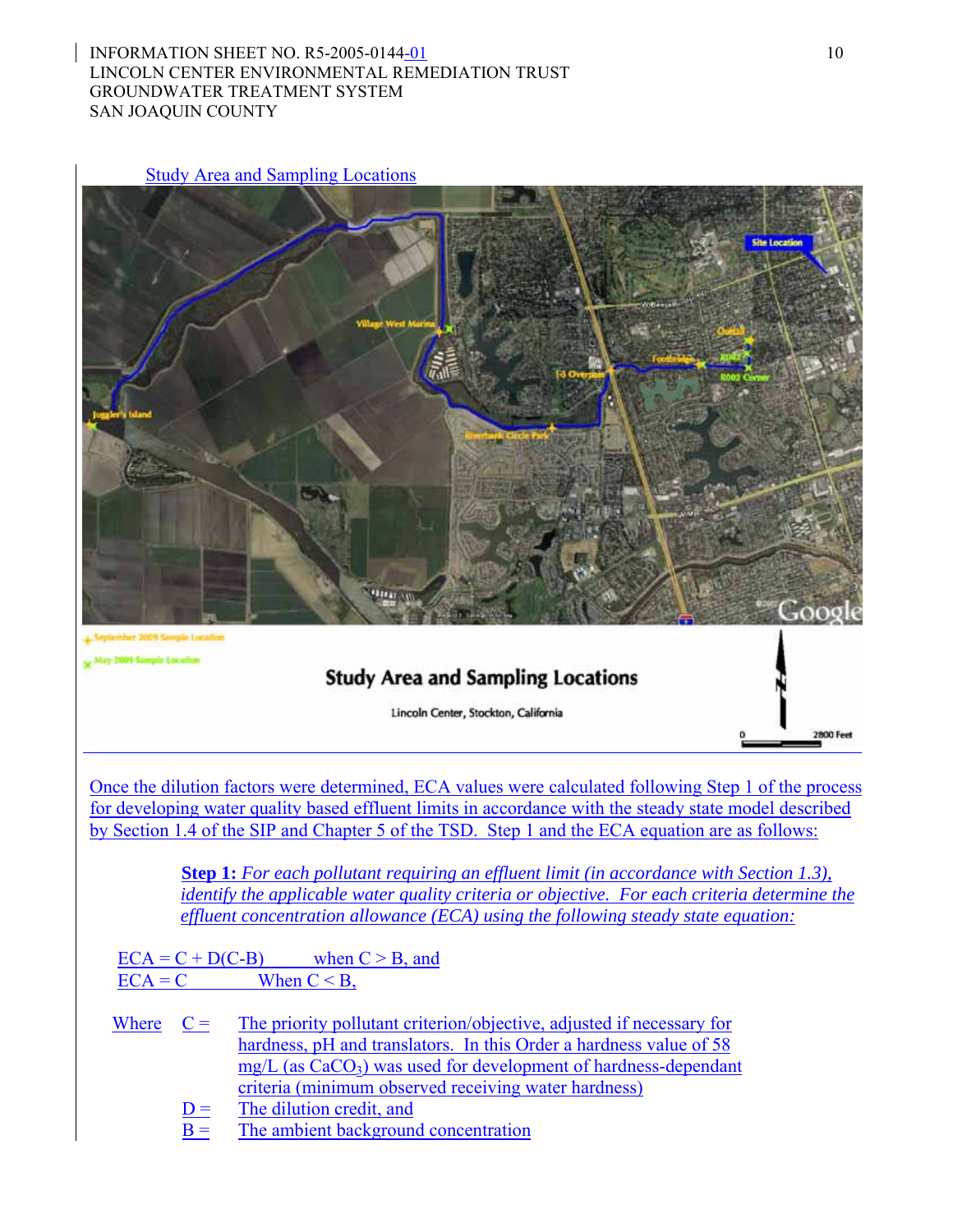Study Area and Sampling Locations

Once the dilution factors were determined, ECA values were calculated following Step 1 of the process for developing water quality based effluent limits in accordance with the steady state model described by Section 1.4 of the SIP and Chapter 5 of the TSD. Step 1 and the ECA equation are as follows:

> **Step 1:** *For each pollutant requiring an effluent limit (in accordance with Section 1.3), identify the applicable water quality criteria or objective. For each criteria determine the effluent concentration allowance (ECA) using the following steady state equation:*

$ECA = C + D(C-B)$ when $C > B$, and
$ECA = C$ When $C < B$,

Where

- $C =$ The priority pollutant criterion/objective, adjusted if necessary for hardness, pH and translators. In this Order a hardness value of 58 mg/L (as $CaCO_3$) was used for development of hardness-dependant criteria (minimum observed receiving water hardness)
- $D =$ The dilution credit, and
- $B =$ The ambient background concentration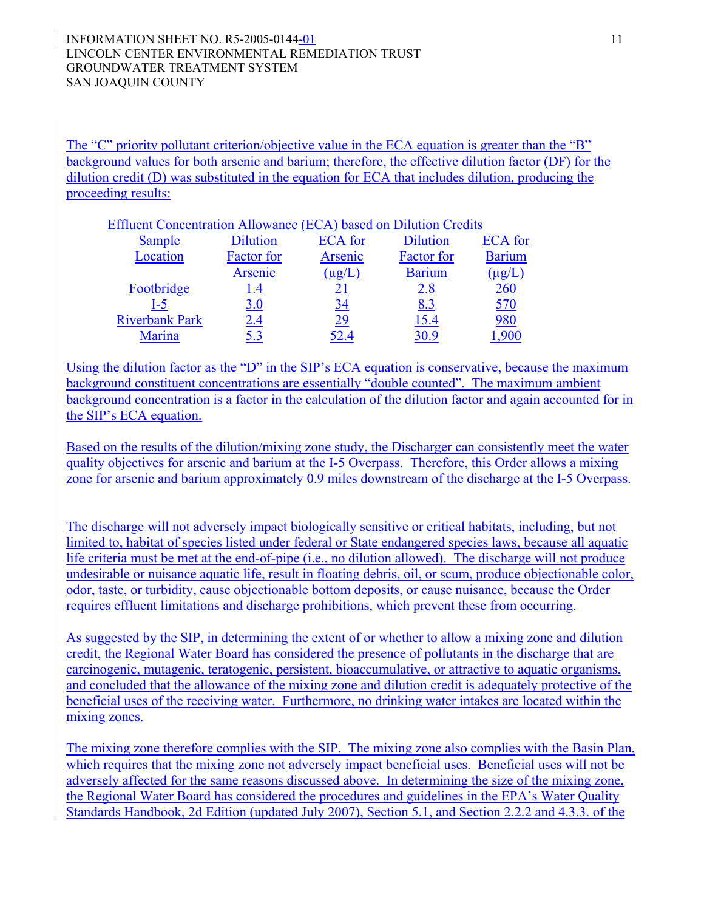The "C" priority pollutant criterion/objective value in the ECA equation is greater than the "B" background values for both arsenic and barium; therefore, the effective dilution factor (DF) for the dilution credit (D) was substituted in the equation for ECA that includes dilution, producing the proceeding results:

Effluent Concentration Allowance (ECA) based on Dilution Credits

| Sample Location | Dilution Factor for Arsenic | ECA for Arsenic (µg/L) | Dilution Factor for Barium | ECA for Barium (µg/L) |
|---|---|---|---|---|
| Footbridge | 1.4 | 21 | 2.8 | 260 |
| I-5 | 3.0 | 34 | 8.3 | 570 |
| Riverbank Park | 2.4 | 29 | 15.4 | 980 |
| Marina | 5.3 | 52.4 | 30.9 | 1,900 |

Using the dilution factor as the "D" in the SIP's ECA equation is conservative, because the maximum background constituent concentrations are essentially "double counted". The maximum ambient background concentration is a factor in the calculation of the dilution factor and again accounted for in the SIP's ECA equation.

Based on the results of the dilution/mixing zone study, the Discharger can consistently meet the water quality objectives for arsenic and barium at the I-5 Overpass. Therefore, this Order allows a mixing zone for arsenic and barium approximately 0.9 miles downstream of the discharge at the I-5 Overpass.

The discharge will not adversely impact biologically sensitive or critical habitats, including, but not limited to, habitat of species listed under federal or State endangered species laws, because all aquatic life criteria must be met at the end-of-pipe (i.e., no dilution allowed). The discharge will not produce undesirable or nuisance aquatic life, result in floating debris, oil, or scum, produce objectionable color, odor, taste, or turbidity, cause objectionable bottom deposits, or cause nuisance, because the Order requires effluent limitations and discharge prohibitions, which prevent these from occurring.

As suggested by the SIP, in determining the extent of or whether to allow a mixing zone and dilution credit, the Regional Water Board has considered the presence of pollutants in the discharge that are carcinogenic, mutagenic, teratogenic, persistent, bioaccumulative, or attractive to aquatic organisms, and concluded that the allowance of the mixing zone and dilution credit is adequately protective of the beneficial uses of the receiving water. Furthermore, no drinking water intakes are located within the mixing zones.

The mixing zone therefore complies with the SIP. The mixing zone also complies with the Basin Plan, which requires that the mixing zone not adversely impact beneficial uses. Beneficial uses will not be adversely affected for the same reasons discussed above. In determining the size of the mixing zone, the Regional Water Board has considered the procedures and guidelines in the EPA's Water Quality Standards Handbook, 2d Edition (updated July 2007), Section 5.1, and Section 2.2.2 and 4.3.3. of the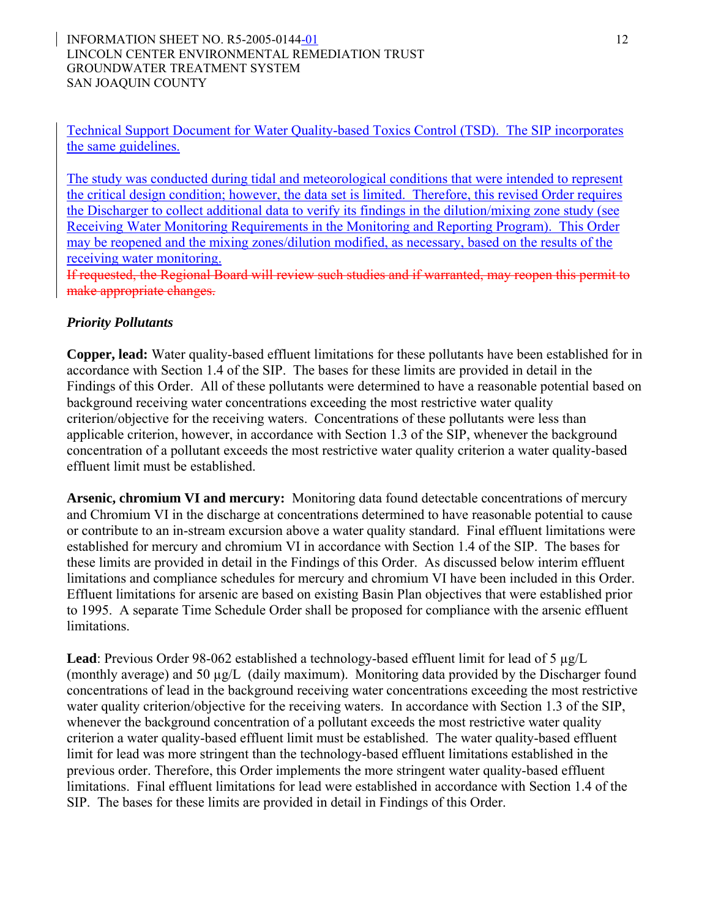Technical Support Document for Water Quality-based Toxics Control (TSD). The SIP incorporates the same guidelines.

The study was conducted during tidal and meteorological conditions that were intended to represent the critical design condition; however, the data set is limited. Therefore, this revised Order requires the Discharger to collect additional data to verify its findings in the dilution/mixing zone study (see Receiving Water Monitoring Requirements in the Monitoring and Reporting Program). This Order may be reopened and the mixing zones/dilution modified, as necessary, based on the results of the receiving water monitoring.

~~If requested, the Regional Board will review such studies and if warranted, may reopen this permit to make appropriate changes.~~

***Priority Pollutants***

**Copper, lead:** Water quality-based effluent limitations for these pollutants have been established for in accordance with Section 1.4 of the SIP. The bases for these limits are provided in detail in the Findings of this Order. All of these pollutants were determined to have a reasonable potential based on background receiving water concentrations exceeding the most restrictive water quality criterion/objective for the receiving waters. Concentrations of these pollutants were less than applicable criterion, however, in accordance with Section 1.3 of the SIP, whenever the background concentration of a pollutant exceeds the most restrictive water quality criterion a water quality-based effluent limit must be established.

**Arsenic, chromium VI and mercury:** Monitoring data found detectable concentrations of mercury and Chromium VI in the discharge at concentrations determined to have reasonable potential to cause or contribute to an in-stream excursion above a water quality standard. Final effluent limitations were established for mercury and chromium VI in accordance with Section 1.4 of the SIP. The bases for these limits are provided in detail in the Findings of this Order. As discussed below interim effluent limitations and compliance schedules for mercury and chromium VI have been included in this Order. Effluent limitations for arsenic are based on existing Basin Plan objectives that were established prior to 1995. A separate Time Schedule Order shall be proposed for compliance with the arsenic effluent limitations.

**Lead**: Previous Order 98-062 established a technology-based effluent limit for lead of 5 µg/L (monthly average) and 50 µg/L (daily maximum). Monitoring data provided by the Discharger found concentrations of lead in the background receiving water concentrations exceeding the most restrictive water quality criterion/objective for the receiving waters. In accordance with Section 1.3 of the SIP, whenever the background concentration of a pollutant exceeds the most restrictive water quality criterion a water quality-based effluent limit must be established. The water quality-based effluent limit for lead was more stringent than the technology-based effluent limitations established in the previous order. Therefore, this Order implements the more stringent water quality-based effluent limitations. Final effluent limitations for lead were established in accordance with Section 1.4 of the SIP. The bases for these limits are provided in detail in Findings of this Order.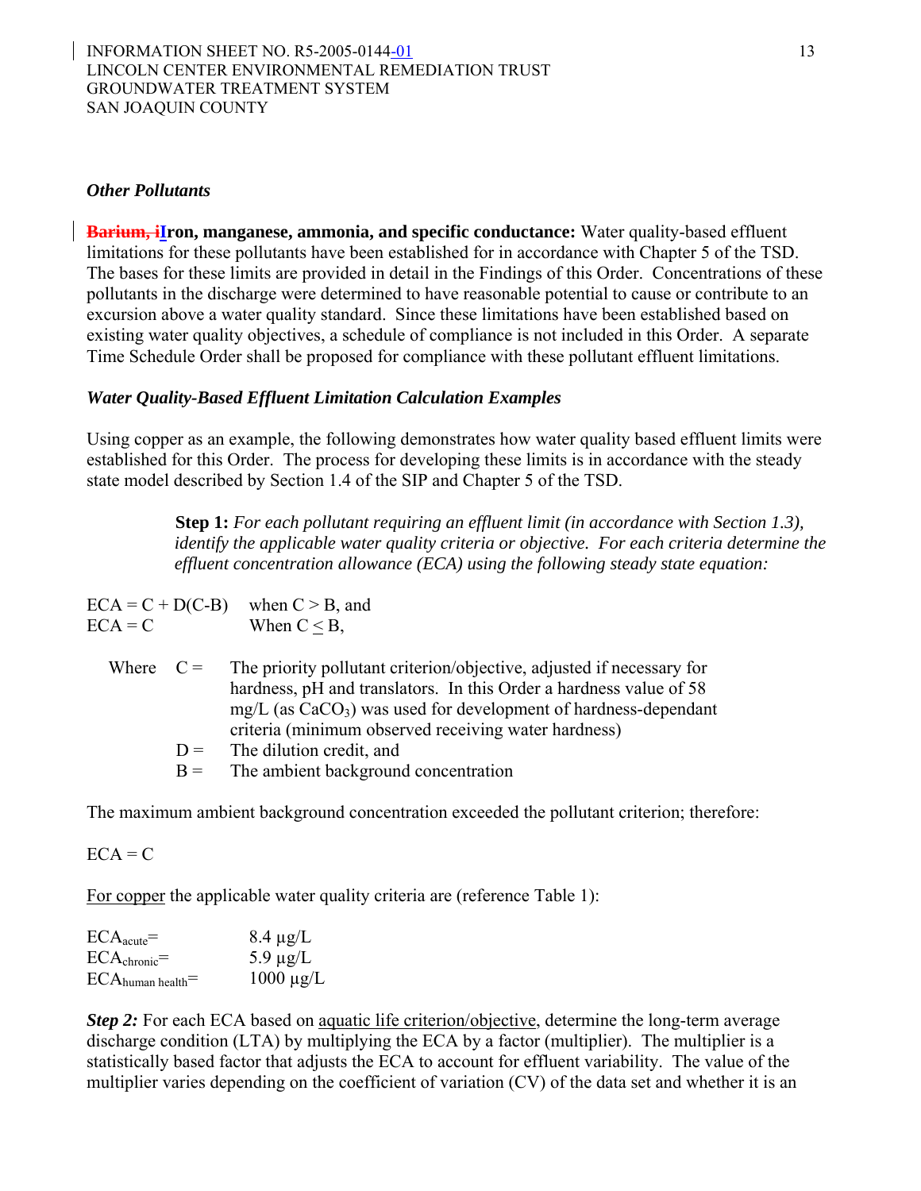*Other Pollutants*

**~~Barium, i~~Iron, manganese, ammonia, and specific conductance:** Water quality-based effluent limitations for these pollutants have been established for in accordance with Chapter 5 of the TSD. The bases for these limits are provided in detail in the Findings of this Order. Concentrations of these pollutants in the discharge were determined to have reasonable potential to cause or contribute to an excursion above a water quality standard. Since these limitations have been established based on existing water quality objectives, a schedule of compliance is not included in this Order. A separate Time Schedule Order shall be proposed for compliance with these pollutant effluent limitations.

*Water Quality-Based Effluent Limitation Calculation Examples*

Using copper as an example, the following demonstrates how water quality based effluent limits were established for this Order. The process for developing these limits is in accordance with the steady state model described by Section 1.4 of the SIP and Chapter 5 of the TSD.

> **Step 1:** *For each pollutant requiring an effluent limit (in accordance with Section 1.3), identify the applicable water quality criteria or objective. For each criteria determine the effluent concentration allowance (ECA) using the following steady state equation:*

$ECA = C + D(C-B)$ when $C > B$, and
$ECA = C$ When $C \leq B$,

Where $C$ = The priority pollutant criterion/objective, adjusted if necessary for hardness, pH and translators. In this Order a hardness value of 58 mg/L (as $CaCO_3$) was used for development of hardness-dependant criteria (minimum observed receiving water hardness)
$D$ = The dilution credit, and
$B$ = The ambient background concentration

The maximum ambient background concentration exceeded the pollutant criterion; therefore:

$ECA = C$

For copper the applicable water quality criteria are (reference Table 1):

$ECA_{acute}$= 8.4 µg/L
$ECA_{chronic}$= 5.9 µg/L
$ECA_{human\ health}$= 1000 µg/L

***Step 2:*** For each ECA based on aquatic life criterion/objective, determine the long-term average discharge condition (LTA) by multiplying the ECA by a factor (multiplier). The multiplier is a statistically based factor that adjusts the ECA to account for effluent variability. The value of the multiplier varies depending on the coefficient of variation (CV) of the data set and whether it is an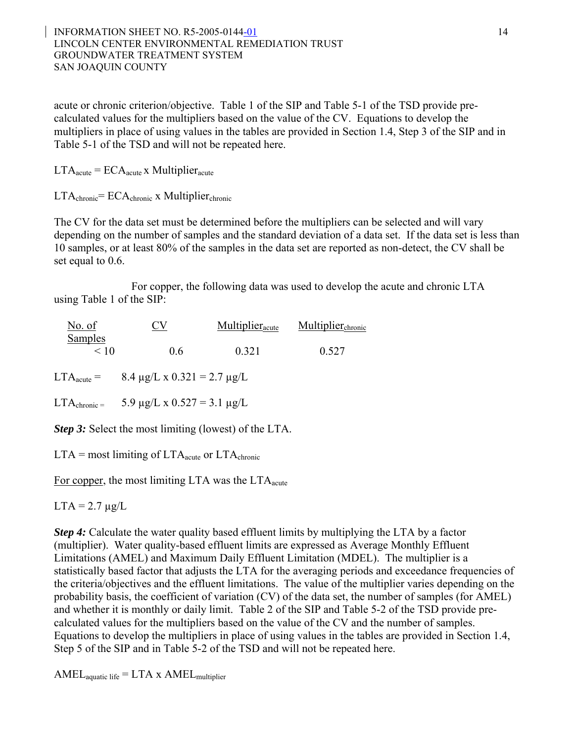acute or chronic criterion/objective. Table 1 of the SIP and Table 5-1 of the TSD provide pre-calculated values for the multipliers based on the value of the CV. Equations to develop the multipliers in place of using values in the tables are provided in Section 1.4, Step 3 of the SIP and in Table 5-1 of the TSD and will not be repeated here.

$LTA_{acute} = ECA_{acute} \times Multiplier_{acute}$

$LTA_{chronic} = ECA_{chronic} \times Multiplier_{chronic}$

The CV for the data set must be determined before the multipliers can be selected and will vary depending on the number of samples and the standard deviation of a data set. If the data set is less than 10 samples, or at least 80% of the samples in the data set are reported as non-detect, the CV shall be set equal to 0.6.

For copper, the following data was used to develop the acute and chronic LTA using Table 1 of the SIP:

| No. of Samples | CV | $Multiplier_{acute}$ | $Multiplier_{chronic}$ |
|---|---|---|---|
| < 10 | 0.6 | 0.321 | 0.527 |

$LTA_{acute} =$ 8.4 µg/L x 0.321 = 2.7 µg/L

$LTA_{chronic} =$ 5.9 µg/L x 0.527 = 3.1 µg/L

***Step 3:*** Select the most limiting (lowest) of the LTA.

LTA = most limiting of $LTA_{acute}$ or $LTA_{chronic}$

For copper, the most limiting LTA was the $LTA_{acute}$

LTA = 2.7 µg/L

***Step 4:*** Calculate the water quality based effluent limits by multiplying the LTA by a factor (multiplier). Water quality-based effluent limits are expressed as Average Monthly Effluent Limitations (AMEL) and Maximum Daily Effluent Limitation (MDEL). The multiplier is a statistically based factor that adjusts the LTA for the averaging periods and exceedance frequencies of the criteria/objectives and the effluent limitations. The value of the multiplier varies depending on the probability basis, the coefficient of variation (CV) of the data set, the number of samples (for AMEL) and whether it is monthly or daily limit. Table 2 of the SIP and Table 5-2 of the TSD provide pre-calculated values for the multipliers based on the value of the CV and the number of samples. Equations to develop the multipliers in place of using values in the tables are provided in Section 1.4, Step 5 of the SIP and in Table 5-2 of the TSD and will not be repeated here.

$AMEL_{aquatic\ life} = LTA \times AMEL_{multiplier}$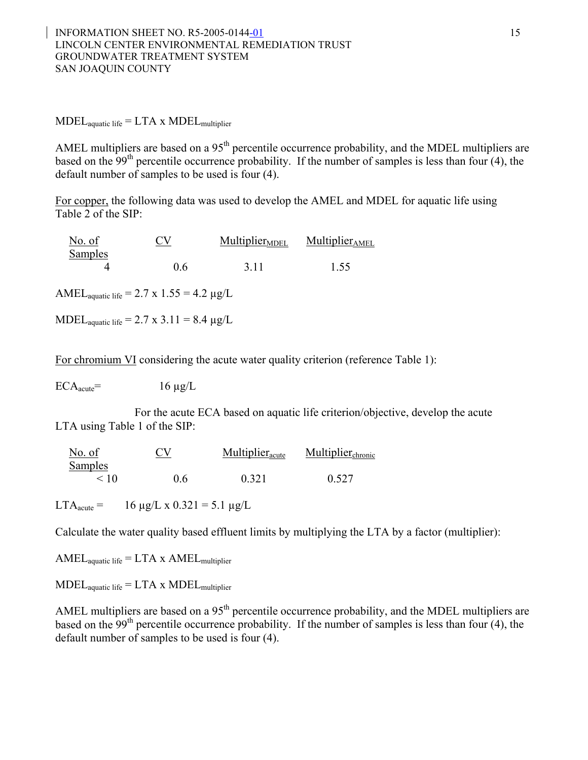$MDEL_{aquatic\ life} = LTA \times MDEL_{multiplier}$

AMEL multipliers are based on a 95th percentile occurrence probability, and the MDEL multipliers are based on the 99th percentile occurrence probability. If the number of samples is less than four (4), the default number of samples to be used is four (4).

For copper, the following data was used to develop the AMEL and MDEL for aquatic life using Table 2 of the SIP:

| No. of Samples | CV | $Multiplier_{MDEL}$ | $Multiplier_{AMEL}$ |
|---|---|---|---|
| 4 | 0.6 | 3.11 | 1.55 |

$AMEL_{aquatic\ life} = 2.7 \times 1.55 = 4.2\ \mu g/L$

$MDEL_{aquatic\ life} = 2.7 \times 3.11 = 8.4\ \mu g/L$

For chromium VI considering the acute water quality criterion (reference Table 1):

$ECA_{acute} = 16\ \mu g/L$

For the acute ECA based on aquatic life criterion/objective, develop the acute LTA using Table 1 of the SIP:

| No. of Samples | CV | $Multiplier_{acute}$ | $Multiplier_{chronic}$ |
|---|---|---|---|
| < 10 | 0.6 | 0.321 | 0.527 |

$LTA_{acute} = 16\ \mu g/L \times 0.321 = 5.1\ \mu g/L$

Calculate the water quality based effluent limits by multiplying the LTA by a factor (multiplier):

$AMEL_{aquatic\ life} = LTA \times AMEL_{multiplier}$

$MDEL_{aquatic\ life} = LTA \times MDEL_{multiplier}$

AMEL multipliers are based on a 95th percentile occurrence probability, and the MDEL multipliers are based on the 99th percentile occurrence probability. If the number of samples is less than four (4), the default number of samples to be used is four (4).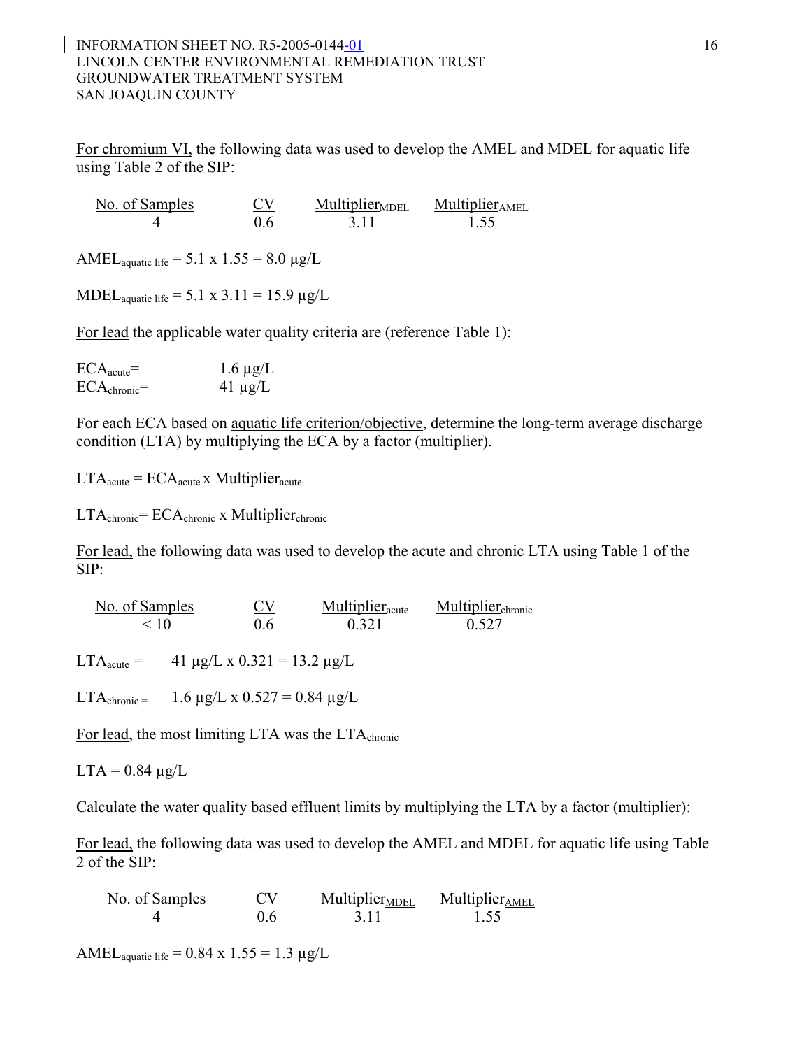<u>For chromium VI,</u> the following data was used to develop the AMEL and MDEL for aquatic life using Table 2 of the SIP:

| No. of Samples | CV | $Multiplier_{MDEL}$ | $Multiplier_{AMEL}$ |
|---|---|---|---|
| 4 | 0.6 | 3.11 | 1.55 |

$AMEL_{aquatic\ life} = 5.1 \times 1.55 = 8.0\ \mu g/L$

$MDEL_{aquatic\ life} = 5.1 \times 3.11 = 15.9\ \mu g/L$

<u>For lead</u> the applicable water quality criteria are (reference Table 1):

$ECA_{acute} = 1.6\ \mu g/L$
$ECA_{chronic} = 41\ \mu g/L$

For each ECA based on <u>aquatic life criterion/objective</u>, determine the long-term average discharge condition (LTA) by multiplying the ECA by a factor (multiplier).

$LTA_{acute} = ECA_{acute} \times Multiplier_{acute}$

$LTA_{chronic} = ECA_{chronic} \times Multiplier_{chronic}$

<u>For lead,</u> the following data was used to develop the acute and chronic LTA using Table 1 of the SIP:

| No. of Samples | CV | $Multiplier_{acute}$ | $Multiplier_{chronic}$ |
|---|---|---|---|
| < 10 | 0.6 | 0.321 | 0.527 |

$LTA_{acute} = 41\ \mu g/L \times 0.321 = 13.2\ \mu g/L$

$LTA_{chronic} = 1.6\ \mu g/L \times 0.527 = 0.84\ \mu g/L$

<u>For lead</u>, the most limiting LTA was the $LTA_{chronic}$

$LTA = 0.84\ \mu g/L$

Calculate the water quality based effluent limits by multiplying the LTA by a factor (multiplier):

<u>For lead,</u> the following data was used to develop the AMEL and MDEL for aquatic life using Table 2 of the SIP:

| No. of Samples | CV | $Multiplier_{MDEL}$ | $Multiplier_{AMEL}$ |
|---|---|---|---|
| 4 | 0.6 | 3.11 | 1.55 |

$AMEL_{aquatic\ life} = 0.84 \times 1.55 = 1.3\ \mu g/L$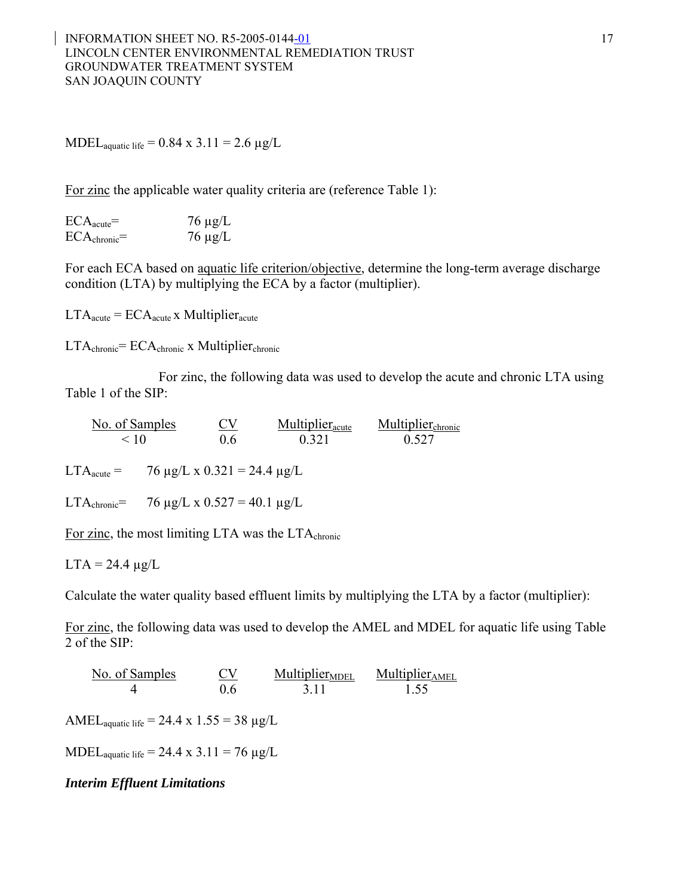$MDEL_{aquatic\ life} = 0.84 \times 3.11 = 2.6\ \mu g/L$

For zinc the applicable water quality criteria are (reference Table 1):

$ECA_{acute} = 76\ \mu g/L$
$ECA_{chronic} = 76\ \mu g/L$

For each ECA based on aquatic life criterion/objective, determine the long-term average discharge condition (LTA) by multiplying the ECA by a factor (multiplier).

$LTA_{acute} = ECA_{acute} \times Multiplier_{acute}$

$LTA_{chronic} = ECA_{chronic} \times Multiplier_{chronic}$

For zinc, the following data was used to develop the acute and chronic LTA using Table 1 of the SIP:

| No. of Samples | CV | $Multiplier_{acute}$ | $Multiplier_{chronic}$ |
|---|---|---|---|
| < 10 | 0.6 | 0.321 | 0.527 |

$LTA_{acute} = 76\ \mu g/L \times 0.321 = 24.4\ \mu g/L$

$LTA_{chronic} = 76\ \mu g/L \times 0.527 = 40.1\ \mu g/L$

For zinc, the most limiting LTA was the $LTA_{chronic}$

$LTA = 24.4\ \mu g/L$

Calculate the water quality based effluent limits by multiplying the LTA by a factor (multiplier):

For zinc, the following data was used to develop the AMEL and MDEL for aquatic life using Table 2 of the SIP:

| No. of Samples | CV | $Multiplier_{MDEL}$ | $Multiplier_{AMEL}$ |
|---|---|---|---|
| 4 | 0.6 | 3.11 | 1.55 |

$AMEL_{aquatic\ life} = 24.4 \times 1.55 = 38\ \mu g/L$

$MDEL_{aquatic\ life} = 24.4 \times 3.11 = 76\ \mu g/L$

***Interim Effluent Limitations***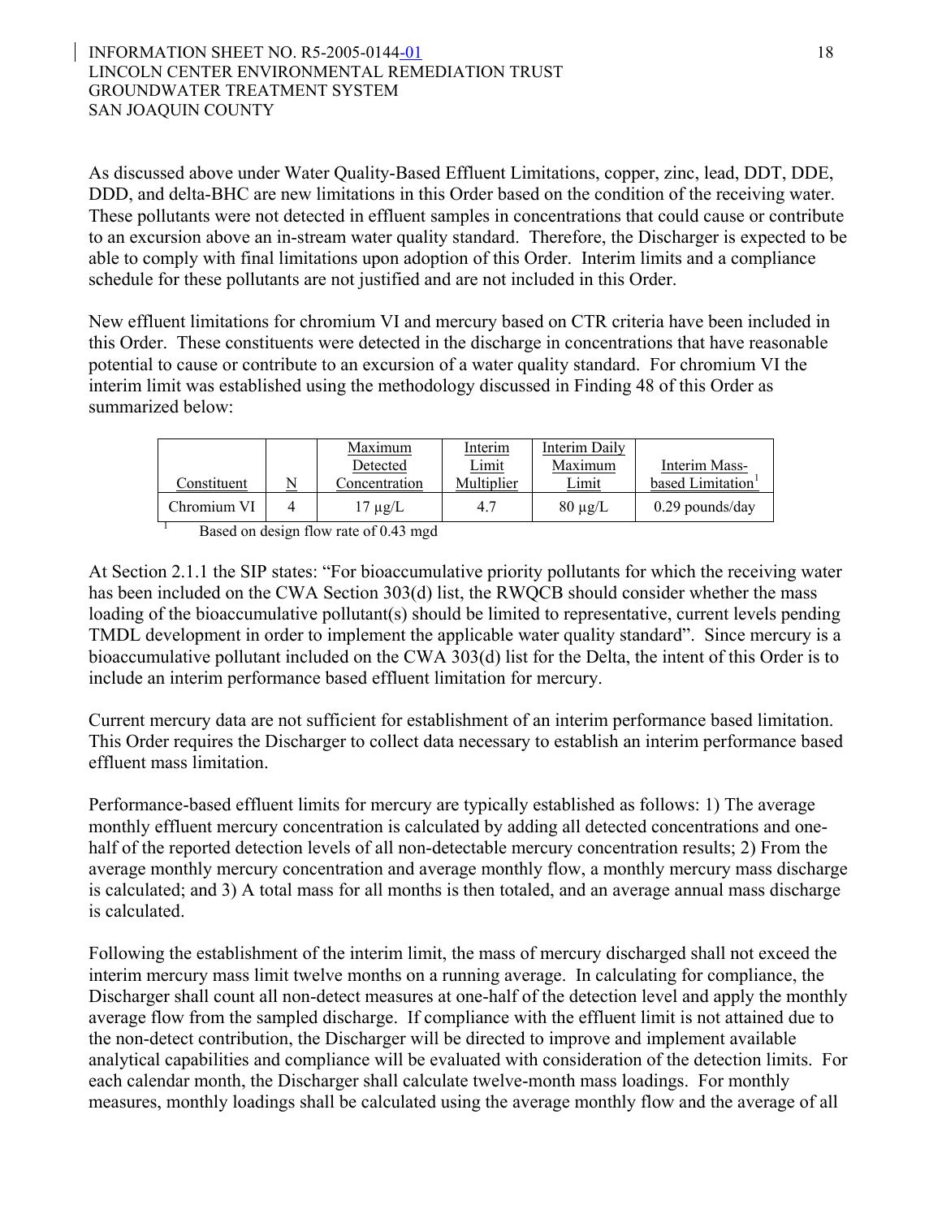As discussed above under Water Quality-Based Effluent Limitations, copper, zinc, lead, DDT, DDE, DDD, and delta-BHC are new limitations in this Order based on the condition of the receiving water. These pollutants were not detected in effluent samples in concentrations that could cause or contribute to an excursion above an in-stream water quality standard. Therefore, the Discharger is expected to be able to comply with final limitations upon adoption of this Order. Interim limits and a compliance schedule for these pollutants are not justified and are not included in this Order.

New effluent limitations for chromium VI and mercury based on CTR criteria have been included in this Order. These constituents were detected in the discharge in concentrations that have reasonable potential to cause or contribute to an excursion of a water quality standard. For chromium VI the interim limit was established using the methodology discussed in Finding 48 of this Order as summarized below:

| Constituent | N | Maximum Detected Concentration | Interim Limit Multiplier | Interim Daily Maximum Limit | Interim Mass-based Limitation[1] |
|---|---|---|---|---|---|
| Chromium VI | 4 | 17 µg/L | 4.7 | 80 µg/L | 0.29 pounds/day |

[1] Based on design flow rate of 0.43 mgd

At Section 2.1.1 the SIP states: "For bioaccumulative priority pollutants for which the receiving water has been included on the CWA Section 303(d) list, the RWQCB should consider whether the mass loading of the bioaccumulative pollutant(s) should be limited to representative, current levels pending TMDL development in order to implement the applicable water quality standard". Since mercury is a bioaccumulative pollutant included on the CWA 303(d) list for the Delta, the intent of this Order is to include an interim performance based effluent limitation for mercury.

Current mercury data are not sufficient for establishment of an interim performance based limitation. This Order requires the Discharger to collect data necessary to establish an interim performance based effluent mass limitation.

Performance-based effluent limits for mercury are typically established as follows: 1) The average monthly effluent mercury concentration is calculated by adding all detected concentrations and one-half of the reported detection levels of all non-detectable mercury concentration results; 2) From the average monthly mercury concentration and average monthly flow, a monthly mercury mass discharge is calculated; and 3) A total mass for all months is then totaled, and an average annual mass discharge is calculated.

Following the establishment of the interim limit, the mass of mercury discharged shall not exceed the interim mercury mass limit twelve months on a running average. In calculating for compliance, the Discharger shall count all non-detect measures at one-half of the detection level and apply the monthly average flow from the sampled discharge. If compliance with the effluent limit is not attained due to the non-detect contribution, the Discharger will be directed to improve and implement available analytical capabilities and compliance will be evaluated with consideration of the detection limits. For each calendar month, the Discharger shall calculate twelve-month mass loadings. For monthly measures, monthly loadings shall be calculated using the average monthly flow and the average of all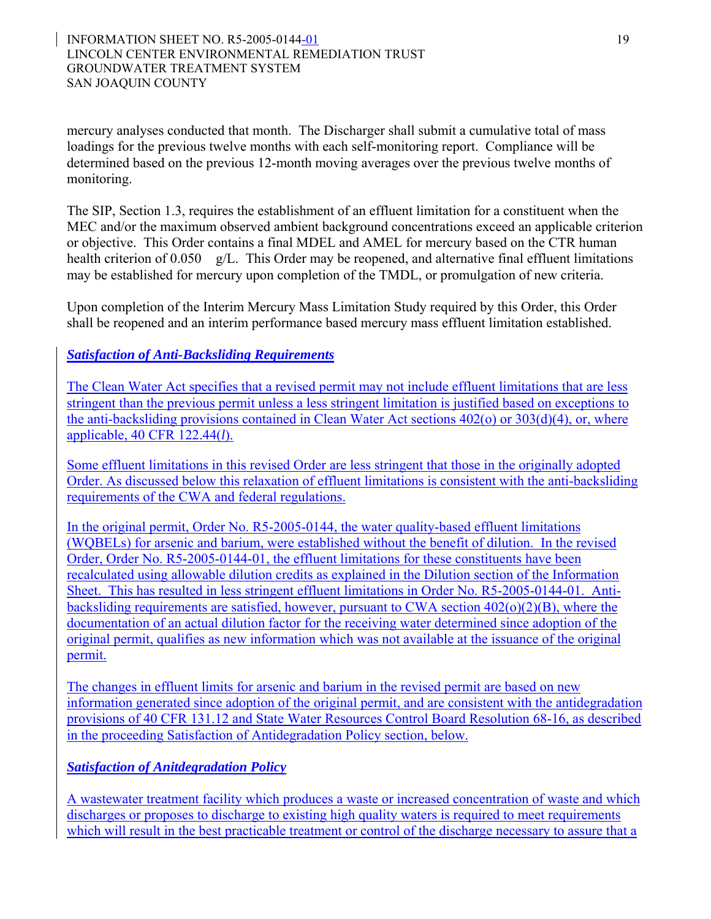mercury analyses conducted that month. The Discharger shall submit a cumulative total of mass loadings for the previous twelve months with each self-monitoring report. Compliance will be determined based on the previous 12-month moving averages over the previous twelve months of monitoring.

The SIP, Section 1.3, requires the establishment of an effluent limitation for a constituent when the MEC and/or the maximum observed ambient background concentrations exceed an applicable criterion or objective. This Order contains a final MDEL and AMEL for mercury based on the CTR human health criterion of 0.050 g/L. This Order may be reopened, and alternative final effluent limitations may be established for mercury upon completion of the TMDL, or promulgation of new criteria.

Upon completion of the Interim Mercury Mass Limitation Study required by this Order, this Order shall be reopened and an interim performance based mercury mass effluent limitation established.

***Satisfaction of Anti-Backsliding Requirements***

The Clean Water Act specifies that a revised permit may not include effluent limitations that are less stringent than the previous permit unless a less stringent limitation is justified based on exceptions to the anti-backsliding provisions contained in Clean Water Act sections 402(o) or 303(d)(4), or, where applicable, 40 CFR 122.44(*l*).

Some effluent limitations in this revised Order are less stringent that those in the originally adopted Order. As discussed below this relaxation of effluent limitations is consistent with the anti-backsliding requirements of the CWA and federal regulations.

In the original permit, Order No. R5-2005-0144, the water quality-based effluent limitations (WQBELs) for arsenic and barium, were established without the benefit of dilution. In the revised Order, Order No. R5-2005-0144-01, the effluent limitations for these constituents have been recalculated using allowable dilution credits as explained in the Dilution section of the Information Sheet. This has resulted in less stringent effluent limitations in Order No. R5-2005-0144-01. Anti-backsliding requirements are satisfied, however, pursuant to CWA section 402(o)(2)(B), where the documentation of an actual dilution factor for the receiving water determined since adoption of the original permit, qualifies as new information which was not available at the issuance of the original permit.

The changes in effluent limits for arsenic and barium in the revised permit are based on new information generated since adoption of the original permit, and are consistent with the antidegradation provisions of 40 CFR 131.12 and State Water Resources Control Board Resolution 68-16, as described in the proceeding Satisfaction of Antidegradation Policy section, below.

***Satisfaction of Anitdegradation Policy***

A wastewater treatment facility which produces a waste or increased concentration of waste and which discharges or proposes to discharge to existing high quality waters is required to meet requirements which will result in the best practicable treatment or control of the discharge necessary to assure that a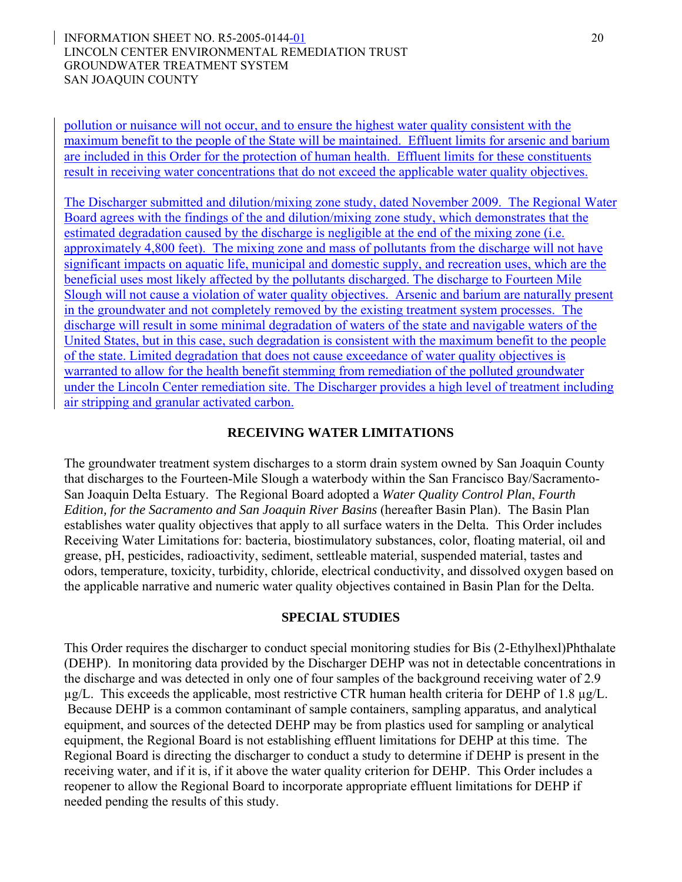pollution or nuisance will not occur, and to ensure the highest water quality consistent with the maximum benefit to the people of the State will be maintained. Effluent limits for arsenic and barium are included in this Order for the protection of human health. Effluent limits for these constituents result in receiving water concentrations that do not exceed the applicable water quality objectives.

The Discharger submitted and dilution/mixing zone study, dated November 2009. The Regional Water Board agrees with the findings of the and dilution/mixing zone study, which demonstrates that the estimated degradation caused by the discharge is negligible at the end of the mixing zone (i.e. approximately 4,800 feet). The mixing zone and mass of pollutants from the discharge will not have significant impacts on aquatic life, municipal and domestic supply, and recreation uses, which are the beneficial uses most likely affected by the pollutants discharged. The discharge to Fourteen Mile Slough will not cause a violation of water quality objectives. Arsenic and barium are naturally present in the groundwater and not completely removed by the existing treatment system processes. The discharge will result in some minimal degradation of waters of the state and navigable waters of the United States, but in this case, such degradation is consistent with the maximum benefit to the people of the state. Limited degradation that does not cause exceedance of water quality objectives is warranted to allow for the health benefit stemming from remediation of the polluted groundwater under the Lincoln Center remediation site. The Discharger provides a high level of treatment including air stripping and granular activated carbon.

## RECEIVING WATER LIMITATIONS

The groundwater treatment system discharges to a storm drain system owned by San Joaquin County that discharges to the Fourteen-Mile Slough a waterbody within the San Francisco Bay/Sacramento-San Joaquin Delta Estuary. The Regional Board adopted a *Water Quality Control Plan*, *Fourth Edition, for the Sacramento and San Joaquin River Basins* (hereafter Basin Plan). The Basin Plan establishes water quality objectives that apply to all surface waters in the Delta. This Order includes Receiving Water Limitations for: bacteria, biostimulatory substances, color, floating material, oil and grease, pH, pesticides, radioactivity, sediment, settleable material, suspended material, tastes and odors, temperature, toxicity, turbidity, chloride, electrical conductivity, and dissolved oxygen based on the applicable narrative and numeric water quality objectives contained in Basin Plan for the Delta.

## SPECIAL STUDIES

This Order requires the discharger to conduct special monitoring studies for Bis (2-Ethylhexl)Phthalate (DEHP). In monitoring data provided by the Discharger DEHP was not in detectable concentrations in the discharge and was detected in only one of four samples of the background receiving water of 2.9 µg/L. This exceeds the applicable, most restrictive CTR human health criteria for DEHP of 1.8 µg/L. Because DEHP is a common contaminant of sample containers, sampling apparatus, and analytical equipment, and sources of the detected DEHP may be from plastics used for sampling or analytical equipment, the Regional Board is not establishing effluent limitations for DEHP at this time. The Regional Board is directing the discharger to conduct a study to determine if DEHP is present in the receiving water, and if it is, if it above the water quality criterion for DEHP. This Order includes a reopener to allow the Regional Board to incorporate appropriate effluent limitations for DEHP if needed pending the results of this study.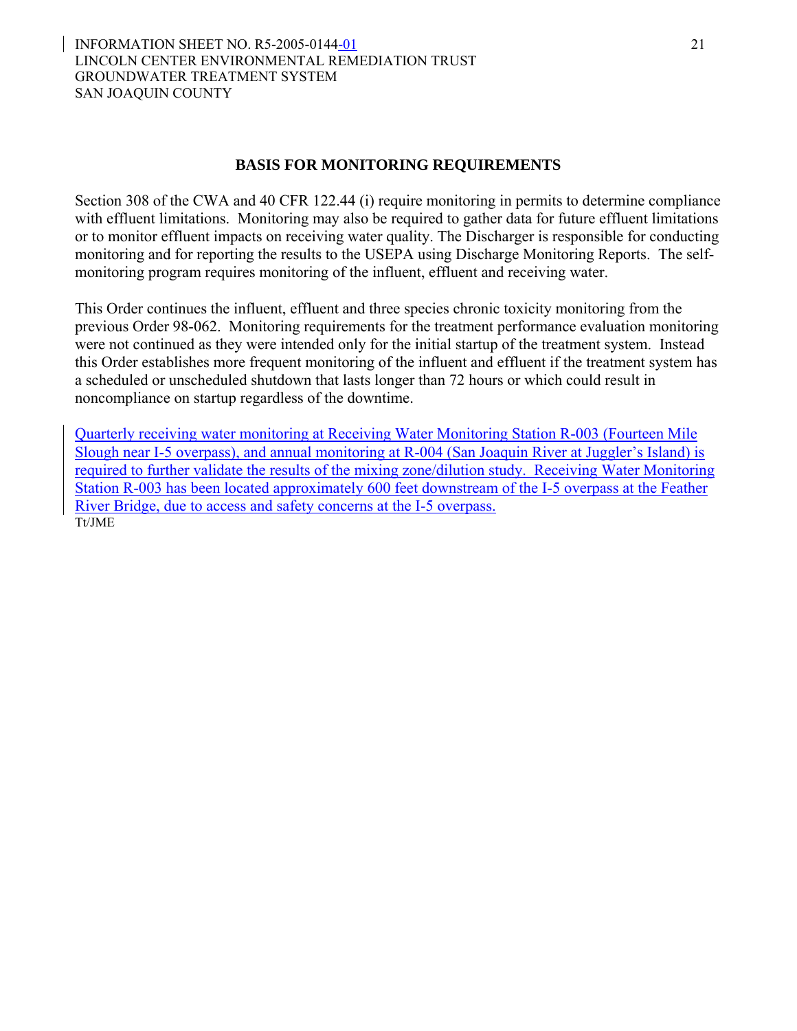## BASIS FOR MONITORING REQUIREMENTS

Section 308 of the CWA and 40 CFR 122.44 (i) require monitoring in permits to determine compliance with effluent limitations. Monitoring may also be required to gather data for future effluent limitations or to monitor effluent impacts on receiving water quality. The Discharger is responsible for conducting monitoring and for reporting the results to the USEPA using Discharge Monitoring Reports. The self-monitoring program requires monitoring of the influent, effluent and receiving water.

This Order continues the influent, effluent and three species chronic toxicity monitoring from the previous Order 98-062. Monitoring requirements for the treatment performance evaluation monitoring were not continued as they were intended only for the initial startup of the treatment system. Instead this Order establishes more frequent monitoring of the influent and effluent if the treatment system has a scheduled or unscheduled shutdown that lasts longer than 72 hours or which could result in noncompliance on startup regardless of the downtime.

Quarterly receiving water monitoring at Receiving Water Monitoring Station R-003 (Fourteen Mile Slough near I-5 overpass), and annual monitoring at R-004 (San Joaquin River at Juggler's Island) is required to further validate the results of the mixing zone/dilution study. Receiving Water Monitoring Station R-003 has been located approximately 600 feet downstream of the I-5 overpass at the Feather River Bridge, due to access and safety concerns at the I-5 overpass.

Tt/JME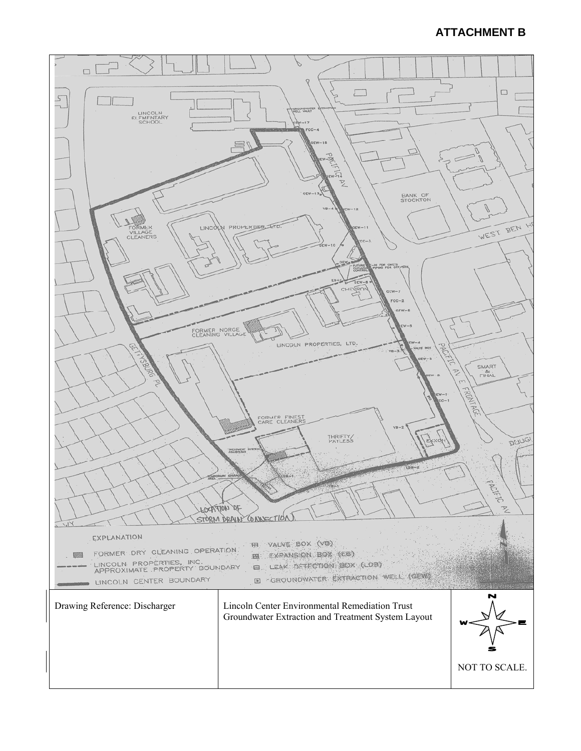**ATTACHMENT B**

| Drawing Reference: Discharger | Lincoln Center Environmental Remediation Trust Groundwater Extraction and Treatment System Layout | NOT TO SCALE. |
|---|---|---|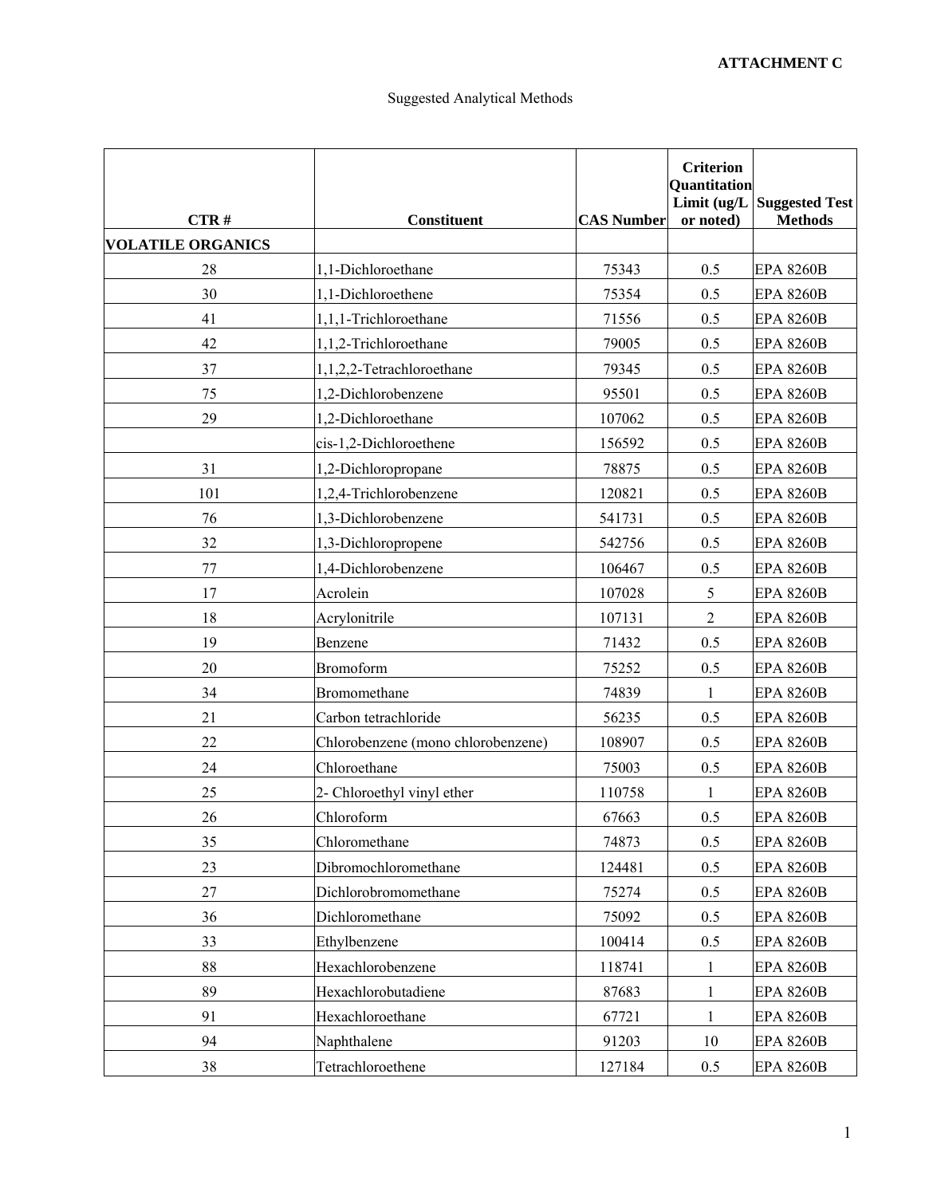**ATTACHMENT C**

Suggested Analytical Methods

| CTR # | Constituent | CAS Number | Criterion Quantitation Limit (ug/L or noted) | Suggested Test Methods |
|---|---|---|---|---|
| **VOLATILE ORGANICS** | | | | |
| 28 | 1,1-Dichloroethane | 75343 | 0.5 | EPA 8260B |
| 30 | 1,1-Dichloroethene | 75354 | 0.5 | EPA 8260B |
| 41 | 1,1,1-Trichloroethane | 71556 | 0.5 | EPA 8260B |
| 42 | 1,1,2-Trichloroethane | 79005 | 0.5 | EPA 8260B |
| 37 | 1,1,2,2-Tetrachloroethane | 79345 | 0.5 | EPA 8260B |
| 75 | 1,2-Dichlorobenzene | 95501 | 0.5 | EPA 8260B |
| 29 | 1,2-Dichloroethane | 107062 | 0.5 | EPA 8260B |
| | cis-1,2-Dichloroethene | 156592 | 0.5 | EPA 8260B |
| 31 | 1,2-Dichloropropane | 78875 | 0.5 | EPA 8260B |
| 101 | 1,2,4-Trichlorobenzene | 120821 | 0.5 | EPA 8260B |
| 76 | 1,3-Dichlorobenzene | 541731 | 0.5 | EPA 8260B |
| 32 | 1,3-Dichloropropene | 542756 | 0.5 | EPA 8260B |
| 77 | 1,4-Dichlorobenzene | 106467 | 0.5 | EPA 8260B |
| 17 | Acrolein | 107028 | 5 | EPA 8260B |
| 18 | Acrylonitrile | 107131 | 2 | EPA 8260B |
| 19 | Benzene | 71432 | 0.5 | EPA 8260B |
| 20 | Bromoform | 75252 | 0.5 | EPA 8260B |
| 34 | Bromomethane | 74839 | 1 | EPA 8260B |
| 21 | Carbon tetrachloride | 56235 | 0.5 | EPA 8260B |
| 22 | Chlorobenzene (mono chlorobenzene) | 108907 | 0.5 | EPA 8260B |
| 24 | Chloroethane | 75003 | 0.5 | EPA 8260B |
| 25 | 2- Chloroethyl vinyl ether | 110758 | 1 | EPA 8260B |
| 26 | Chloroform | 67663 | 0.5 | EPA 8260B |
| 35 | Chloromethane | 74873 | 0.5 | EPA 8260B |
| 23 | Dibromochloromethane | 124481 | 0.5 | EPA 8260B |
| 27 | Dichlorobromomethane | 75274 | 0.5 | EPA 8260B |
| 36 | Dichloromethane | 75092 | 0.5 | EPA 8260B |
| 33 | Ethylbenzene | 100414 | 0.5 | EPA 8260B |
| 88 | Hexachlorobenzene | 118741 | 1 | EPA 8260B |
| 89 | Hexachlorobutadiene | 87683 | 1 | EPA 8260B |
| 91 | Hexachloroethane | 67721 | 1 | EPA 8260B |
| 94 | Naphthalene | 91203 | 10 | EPA 8260B |
| 38 | Tetrachloroethene | 127184 | 0.5 | EPA 8260B |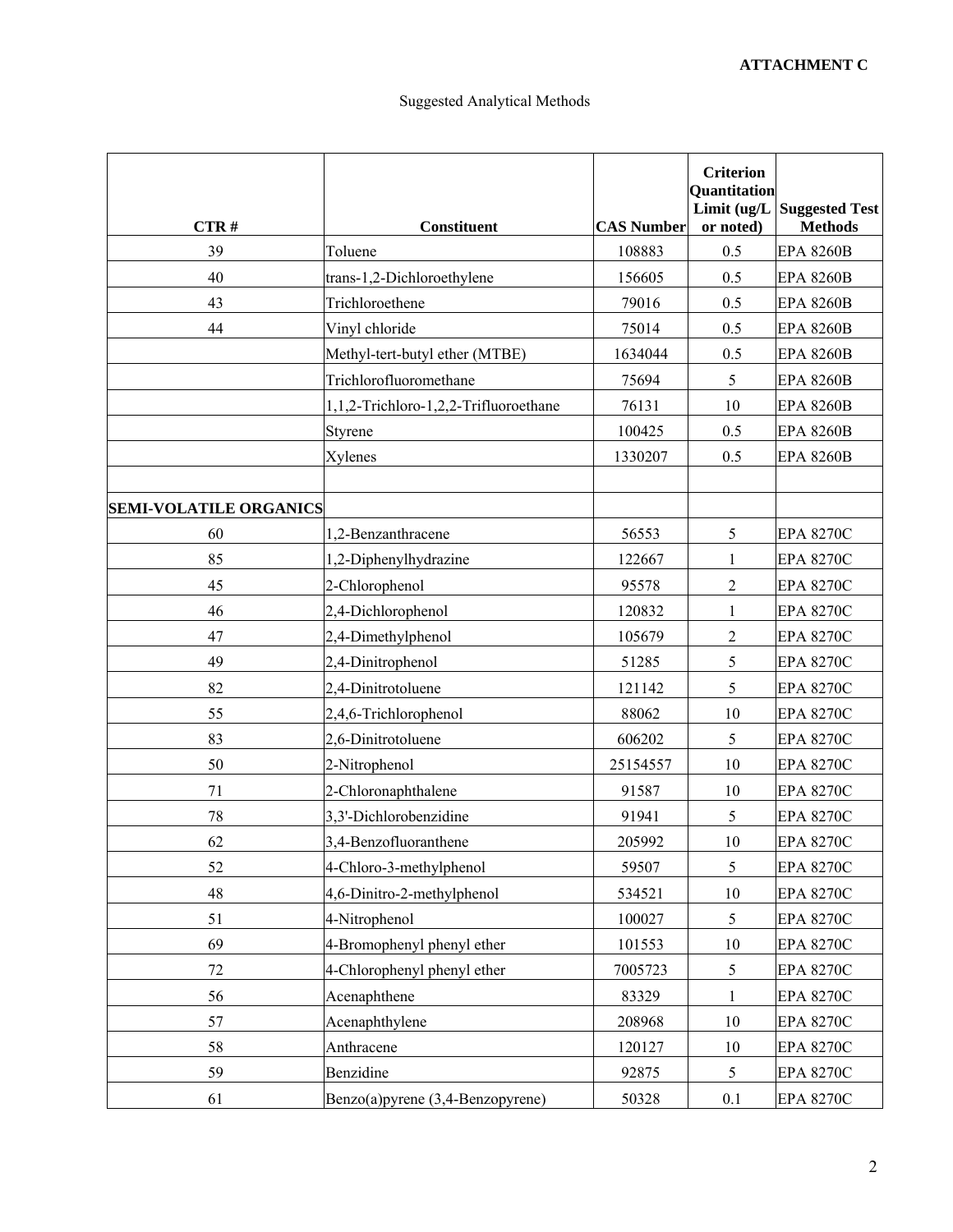**ATTACHMENT C**

Suggested Analytical Methods

| CTR # | Constituent | CAS Number | Criterion Quantitation Limit (ug/L or noted) | Suggested Test Methods |
|---|---|---|---|---|
| 39 | Toluene | 108883 | 0.5 | EPA 8260B |
| 40 | trans-1,2-Dichloroethylene | 156605 | 0.5 | EPA 8260B |
| 43 | Trichloroethene | 79016 | 0.5 | EPA 8260B |
| 44 | Vinyl chloride | 75014 | 0.5 | EPA 8260B |
| | Methyl-tert-butyl ether (MTBE) | 1634044 | 0.5 | EPA 8260B |
| | Trichlorofluoromethane | 75694 | 5 | EPA 8260B |
| | 1,1,2-Trichloro-1,2,2-Trifluoroethane | 76131 | 10 | EPA 8260B |
| | Styrene | 100425 | 0.5 | EPA 8260B |
| | Xylenes | 1330207 | 0.5 | EPA 8260B |
| | | | | |
| **SEMI-VOLATILE ORGANICS** | | | | |
| 60 | 1,2-Benzanthracene | 56553 | 5 | EPA 8270C |
| 85 | 1,2-Diphenylhydrazine | 122667 | 1 | EPA 8270C |
| 45 | 2-Chlorophenol | 95578 | 2 | EPA 8270C |
| 46 | 2,4-Dichlorophenol | 120832 | 1 | EPA 8270C |
| 47 | 2,4-Dimethylphenol | 105679 | 2 | EPA 8270C |
| 49 | 2,4-Dinitrophenol | 51285 | 5 | EPA 8270C |
| 82 | 2,4-Dinitrotoluene | 121142 | 5 | EPA 8270C |
| 55 | 2,4,6-Trichlorophenol | 88062 | 10 | EPA 8270C |
| 83 | 2,6-Dinitrotoluene | 606202 | 5 | EPA 8270C |
| 50 | 2-Nitrophenol | 25154557 | 10 | EPA 8270C |
| 71 | 2-Chloronaphthalene | 91587 | 10 | EPA 8270C |
| 78 | 3,3'-Dichlorobenzidine | 91941 | 5 | EPA 8270C |
| 62 | 3,4-Benzofluoranthene | 205992 | 10 | EPA 8270C |
| 52 | 4-Chloro-3-methylphenol | 59507 | 5 | EPA 8270C |
| 48 | 4,6-Dinitro-2-methylphenol | 534521 | 10 | EPA 8270C |
| 51 | 4-Nitrophenol | 100027 | 5 | EPA 8270C |
| 69 | 4-Bromophenyl phenyl ether | 101553 | 10 | EPA 8270C |
| 72 | 4-Chlorophenyl phenyl ether | 7005723 | 5 | EPA 8270C |
| 56 | Acenaphthene | 83329 | 1 | EPA 8270C |
| 57 | Acenaphthylene | 208968 | 10 | EPA 8270C |
| 58 | Anthracene | 120127 | 10 | EPA 8270C |
| 59 | Benzidine | 92875 | 5 | EPA 8270C |
| 61 | Benzo(a)pyrene (3,4-Benzopyrene) | 50328 | 0.1 | EPA 8270C |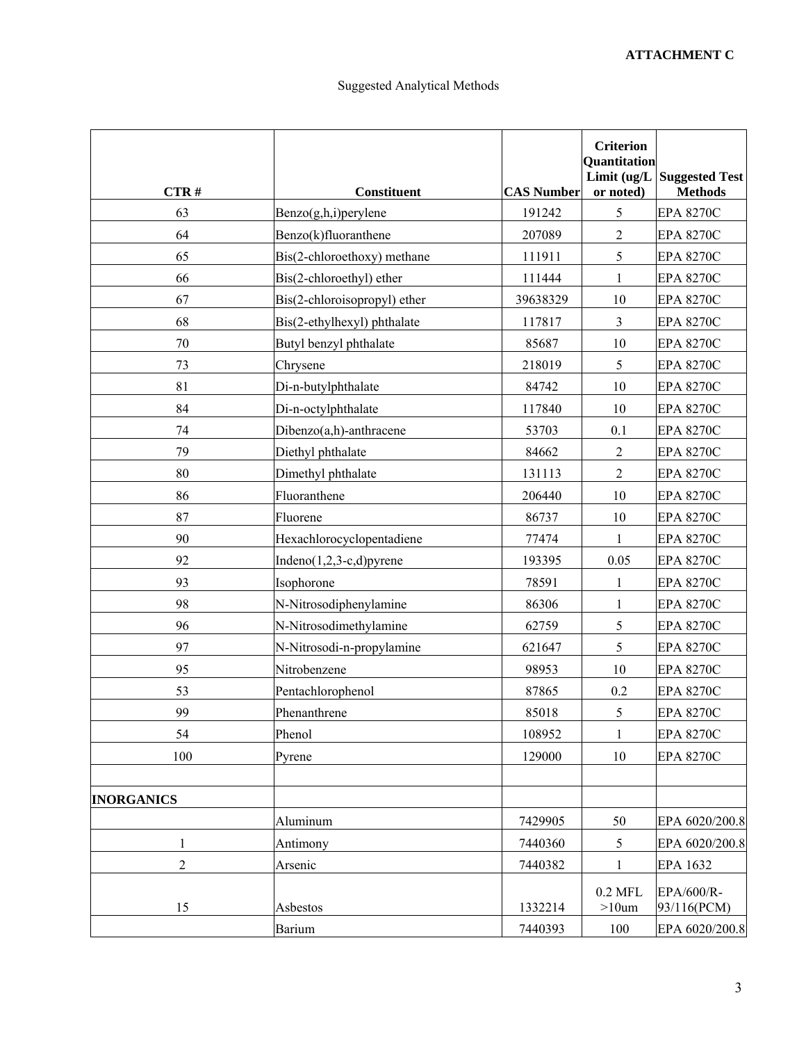**ATTACHMENT C**

Suggested Analytical Methods

| CTR # | Constituent | CAS Number | Criterion Quantitation Limit (ug/L or noted) | Suggested Test Methods |
|---|---|---|---|---|
| 63 | Benzo(g,h,i)perylene | 191242 | 5 | EPA 8270C |
| 64 | Benzo(k)fluoranthene | 207089 | 2 | EPA 8270C |
| 65 | Bis(2-chloroethoxy) methane | 111911 | 5 | EPA 8270C |
| 66 | Bis(2-chloroethyl) ether | 111444 | 1 | EPA 8270C |
| 67 | Bis(2-chloroisopropyl) ether | 39638329 | 10 | EPA 8270C |
| 68 | Bis(2-ethylhexyl) phthalate | 117817 | 3 | EPA 8270C |
| 70 | Butyl benzyl phthalate | 85687 | 10 | EPA 8270C |
| 73 | Chrysene | 218019 | 5 | EPA 8270C |
| 81 | Di-n-butylphthalate | 84742 | 10 | EPA 8270C |
| 84 | Di-n-octylphthalate | 117840 | 10 | EPA 8270C |
| 74 | Dibenzo(a,h)-anthracene | 53703 | 0.1 | EPA 8270C |
| 79 | Diethyl phthalate | 84662 | 2 | EPA 8270C |
| 80 | Dimethyl phthalate | 131113 | 2 | EPA 8270C |
| 86 | Fluoranthene | 206440 | 10 | EPA 8270C |
| 87 | Fluorene | 86737 | 10 | EPA 8270C |
| 90 | Hexachlorocyclopentadiene | 77474 | 1 | EPA 8270C |
| 92 | Indeno(1,2,3-c,d)pyrene | 193395 | 0.05 | EPA 8270C |
| 93 | Isophorone | 78591 | 1 | EPA 8270C |
| 98 | N-Nitrosodiphenylamine | 86306 | 1 | EPA 8270C |
| 96 | N-Nitrosodimethylamine | 62759 | 5 | EPA 8270C |
| 97 | N-Nitrosodi-n-propylamine | 621647 | 5 | EPA 8270C |
| 95 | Nitrobenzene | 98953 | 10 | EPA 8270C |
| 53 | Pentachlorophenol | 87865 | 0.2 | EPA 8270C |
| 99 | Phenanthrene | 85018 | 5 | EPA 8270C |
| 54 | Phenol | 108952 | 1 | EPA 8270C |
| 100 | Pyrene | 129000 | 10 | EPA 8270C |
| | | | | |
| **INORGANICS** | | | | |
| | Aluminum | 7429905 | 50 | EPA 6020/200.8 |
| 1 | Antimony | 7440360 | 5 | EPA 6020/200.8 |
| 2 | Arsenic | 7440382 | 1 | EPA 1632 |
| 15 | Asbestos | 1332214 | 0.2 MFL >10um | EPA/600/R-93/116(PCM) |
| | Barium | 7440393 | 100 | EPA 6020/200.8 |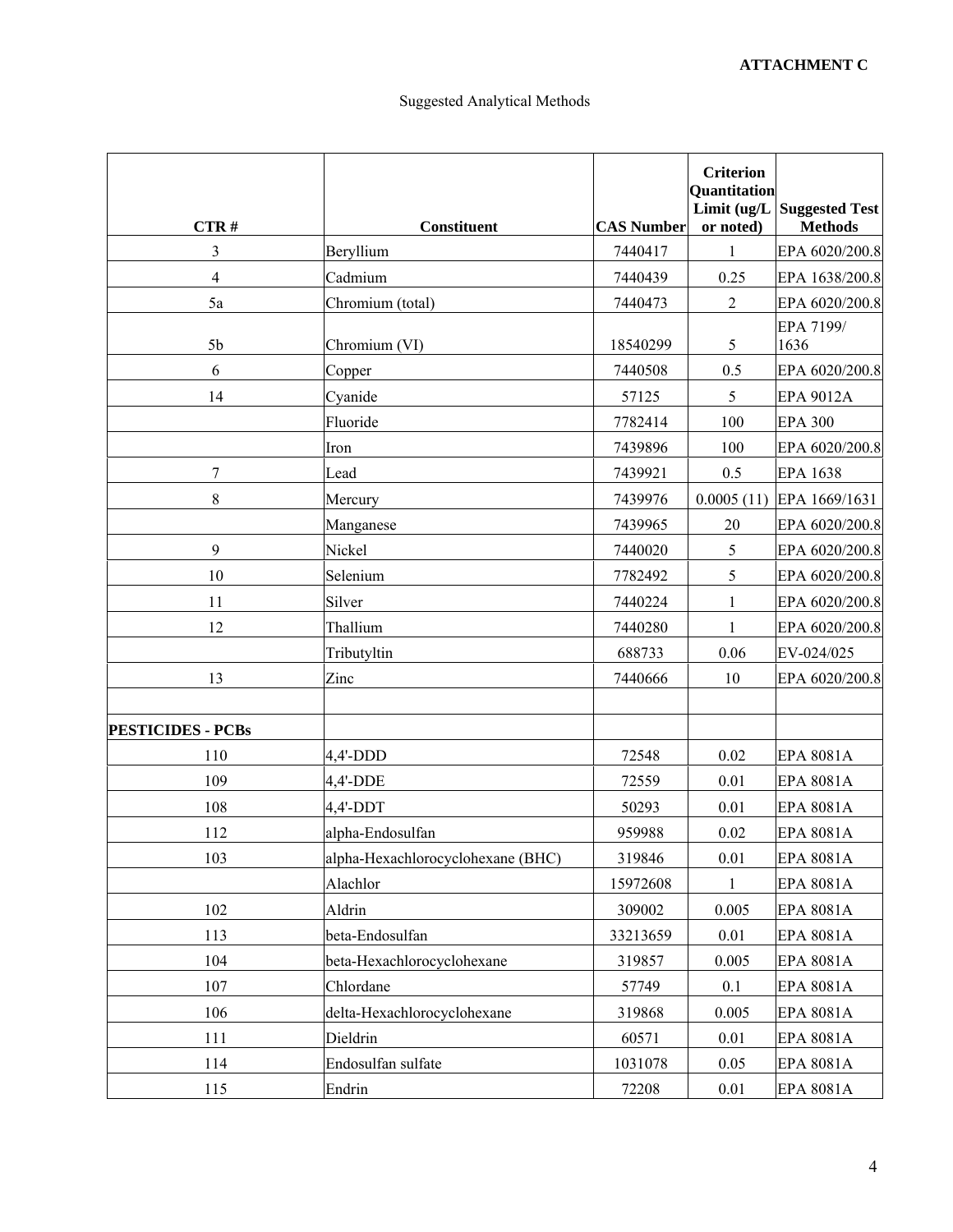**ATTACHMENT C**

Suggested Analytical Methods

| CTR # | Constituent | CAS Number | Criterion Quantitation Limit (ug/L or noted) | Suggested Test Methods |
|---|---|---|---|---|
| 3 | Beryllium | 7440417 | 1 | EPA 6020/200.8 |
| 4 | Cadmium | 7440439 | 0.25 | EPA 1638/200.8 |
| 5a | Chromium (total) | 7440473 | 2 | EPA 6020/200.8 |
| 5b | Chromium (VI) | 18540299 | 5 | EPA 7199/ 1636 |
| 6 | Copper | 7440508 | 0.5 | EPA 6020/200.8 |
| 14 | Cyanide | 57125 | 5 | EPA 9012A |
| | Fluoride | 7782414 | 100 | EPA 300 |
| | Iron | 7439896 | 100 | EPA 6020/200.8 |
| 7 | Lead | 7439921 | 0.5 | EPA 1638 |
| 8 | Mercury | 7439976 | 0.0005 (11) | EPA 1669/1631 |
| | Manganese | 7439965 | 20 | EPA 6020/200.8 |
| 9 | Nickel | 7440020 | 5 | EPA 6020/200.8 |
| 10 | Selenium | 7782492 | 5 | EPA 6020/200.8 |
| 11 | Silver | 7440224 | 1 | EPA 6020/200.8 |
| 12 | Thallium | 7440280 | 1 | EPA 6020/200.8 |
| | Tributyltin | 688733 | 0.06 | EV-024/025 |
| 13 | Zinc | 7440666 | 10 | EPA 6020/200.8 |
| | | | | |
| **PESTICIDES - PCBs** | | | | |
| 110 | 4,4'-DDD | 72548 | 0.02 | EPA 8081A |
| 109 | 4,4'-DDE | 72559 | 0.01 | EPA 8081A |
| 108 | 4,4'-DDT | 50293 | 0.01 | EPA 8081A |
| 112 | alpha-Endosulfan | 959988 | 0.02 | EPA 8081A |
| 103 | alpha-Hexachlorocyclohexane (BHC) | 319846 | 0.01 | EPA 8081A |
| | Alachlor | 15972608 | 1 | EPA 8081A |
| 102 | Aldrin | 309002 | 0.005 | EPA 8081A |
| 113 | beta-Endosulfan | 33213659 | 0.01 | EPA 8081A |
| 104 | beta-Hexachlorocyclohexane | 319857 | 0.005 | EPA 8081A |
| 107 | Chlordane | 57749 | 0.1 | EPA 8081A |
| 106 | delta-Hexachlorocyclohexane | 319868 | 0.005 | EPA 8081A |
| 111 | Dieldrin | 60571 | 0.01 | EPA 8081A |
| 114 | Endosulfan sulfate | 1031078 | 0.05 | EPA 8081A |
| 115 | Endrin | 72208 | 0.01 | EPA 8081A |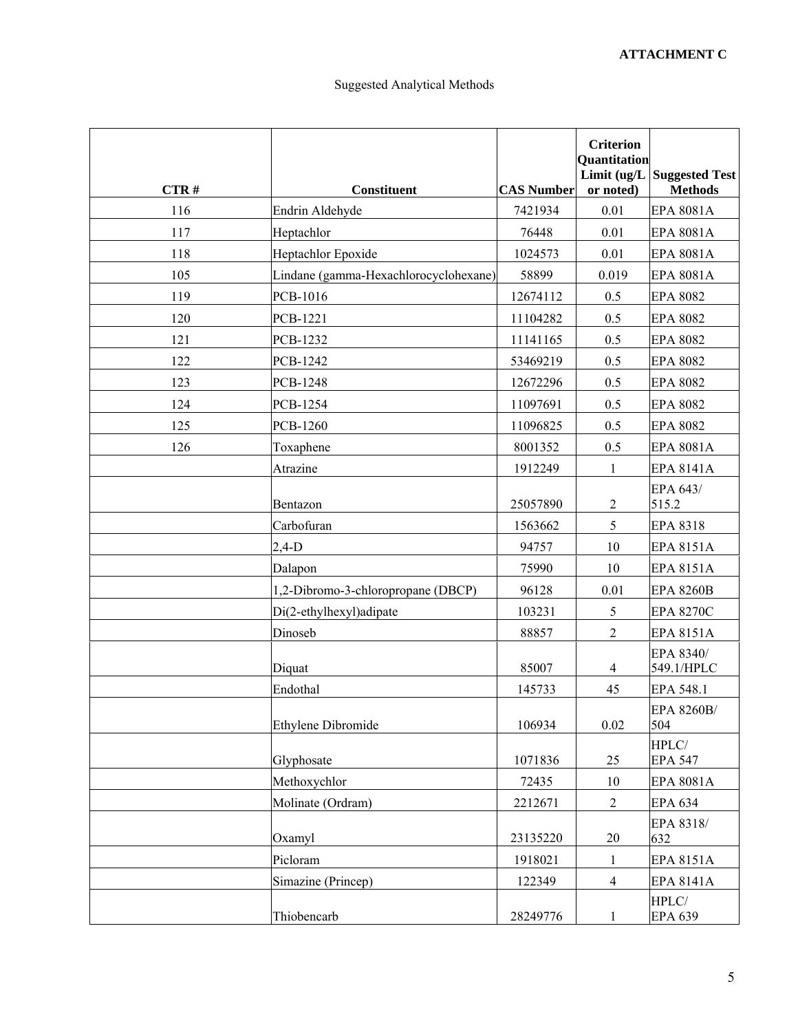**ATTACHMENT C**

Suggested Analytical Methods

| CTR # | Constituent | CAS Number | Criterion Quantitation Limit (ug/L or noted) | Suggested Test Methods |
|---|---|---|---|---|
| 116 | Endrin Aldehyde | 7421934 | 0.01 | EPA 8081A |
| 117 | Heptachlor | 76448 | 0.01 | EPA 8081A |
| 118 | Heptachlor Epoxide | 1024573 | 0.01 | EPA 8081A |
| 105 | Lindane (gamma-Hexachlorocyclohexane) | 58899 | 0.019 | EPA 8081A |
| 119 | PCB-1016 | 12674112 | 0.5 | EPA 8082 |
| 120 | PCB-1221 | 11104282 | 0.5 | EPA 8082 |
| 121 | PCB-1232 | 11141165 | 0.5 | EPA 8082 |
| 122 | PCB-1242 | 53469219 | 0.5 | EPA 8082 |
| 123 | PCB-1248 | 12672296 | 0.5 | EPA 8082 |
| 124 | PCB-1254 | 11097691 | 0.5 | EPA 8082 |
| 125 | PCB-1260 | 11096825 | 0.5 | EPA 8082 |
| 126 | Toxaphene | 8001352 | 0.5 | EPA 8081A |
| | Atrazine | 1912249 | 1 | EPA 8141A |
| | Bentazon | 25057890 | 2 | EPA 643/ 515.2 |
| | Carbofuran | 1563662 | 5 | EPA 8318 |
| | 2,4-D | 94757 | 10 | EPA 8151A |
| | Dalapon | 75990 | 10 | EPA 8151A |
| | 1,2-Dibromo-3-chloropropane (DBCP) | 96128 | 0.01 | EPA 8260B |
| | Di(2-ethylhexyl)adipate | 103231 | 5 | EPA 8270C |
| | Dinoseb | 88857 | 2 | EPA 8151A |
| | Diquat | 85007 | 4 | EPA 8340/ 549.1/HPLC |
| | Endothal | 145733 | 45 | EPA 548.1 |
| | Ethylene Dibromide | 106934 | 0.02 | EPA 8260B/ 504 |
| | Glyphosate | 1071836 | 25 | HPLC/ EPA 547 |
| | Methoxychlor | 72435 | 10 | EPA 8081A |
| | Molinate (Ordram) | 2212671 | 2 | EPA 634 |
| | Oxamyl | 23135220 | 20 | EPA 8318/ 632 |
| | Picloram | 1918021 | 1 | EPA 8151A |
| | Simazine (Princep) | 122349 | 4 | EPA 8141A |
| | Thiobencarb | 28249776 | 1 | HPLC/ EPA 639 |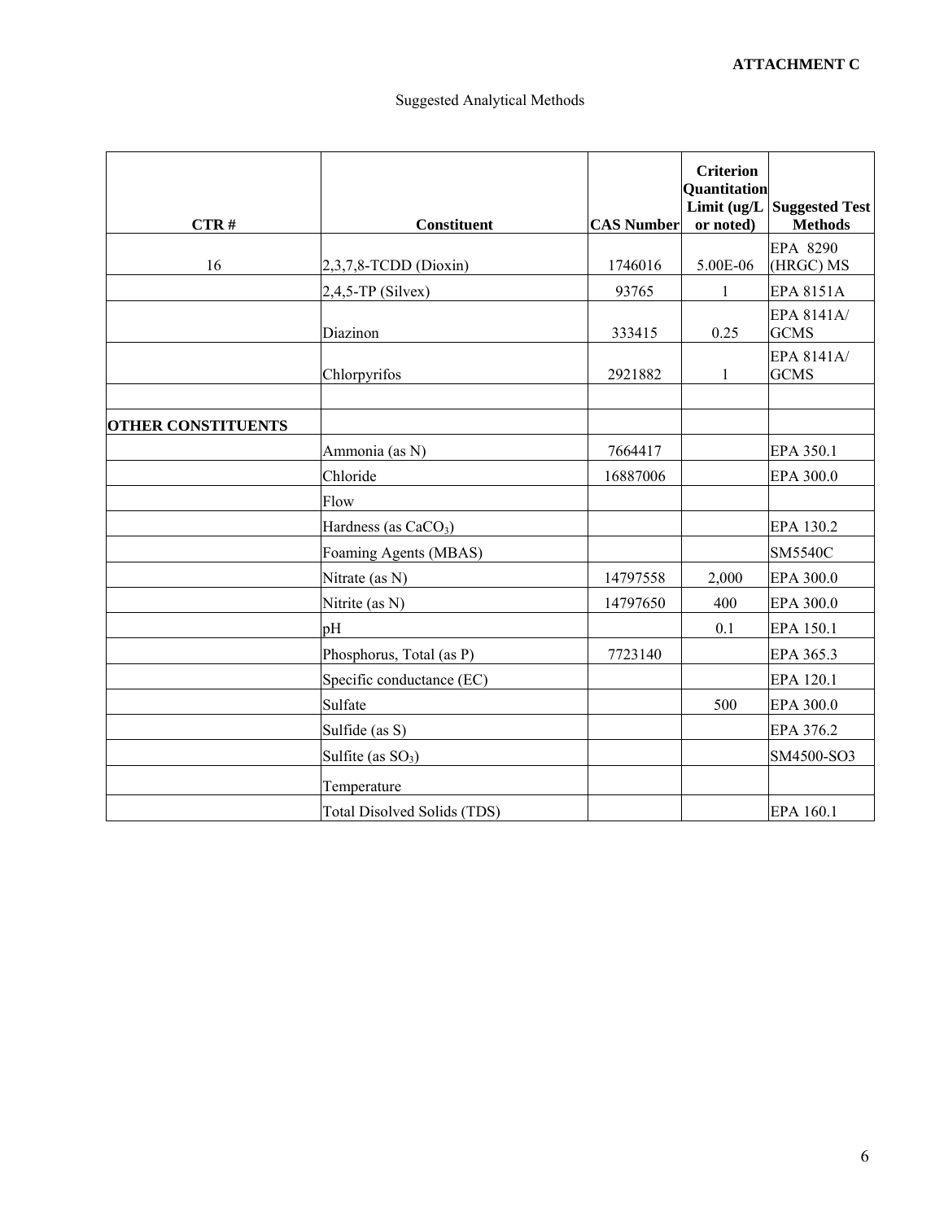**ATTACHMENT C**

Suggested Analytical Methods

| CTR # | Constituent | CAS Number | Criterion Quantitation Limit (ug/L or noted) | Suggested Test Methods |
|---|---|---|---|---|
| 16 | 2,3,7,8-TCDD (Dioxin) | 1746016 | 5.00E-06 | EPA 8290 (HRGC) MS |
| | 2,4,5-TP (Silvex) | 93765 | 1 | EPA 8151A |
| | Diazinon | 333415 | 0.25 | EPA 8141A/ GCMS |
| | Chlorpyrifos | 2921882 | 1 | EPA 8141A/ GCMS |
| | | | | |
| **OTHER CONSTITUENTS** | | | | |
| | Ammonia (as N) | 7664417 | | EPA 350.1 |
| | Chloride | 16887006 | | EPA 300.0 |
| | Flow | | | |
| | Hardness (as $CaCO_3$) | | | EPA 130.2 |
| | Foaming Agents (MBAS) | | | SM5540C |
| | Nitrate (as N) | 14797558 | 2,000 | EPA 300.0 |
| | Nitrite (as N) | 14797650 | 400 | EPA 300.0 |
| | pH | | 0.1 | EPA 150.1 |
| | Phosphorus, Total (as P) | 7723140 | | EPA 365.3 |
| | Specific conductance (EC) | | | EPA 120.1 |
| | Sulfate | | 500 | EPA 300.0 |
| | Sulfide (as S) | | | EPA 376.2 |
| | Sulfite (as $SO_3$) | | | SM4500-SO3 |
| | Temperature | | | |
| | Total Disolved Solids (TDS) | | | EPA 160.1 |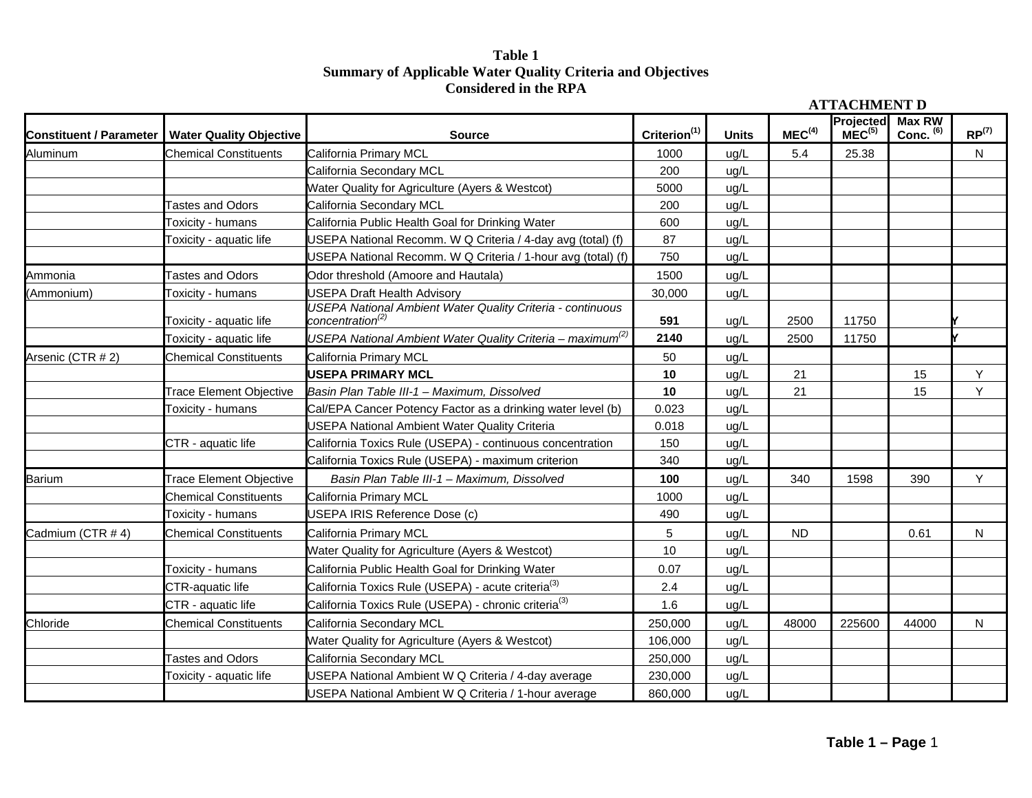**Table 1**
**Summary of Applicable Water Quality Criteria and Objectives**
**Considered in the RPA**

**ATTACHMENT D**

| Constituent / Parameter | Water Quality Objective | Source | Criterion(1) | Units | MEC(4) | Projected MEC(5) | Max RW Conc. (6) | RP(7) |
|---|---|---|---|---|---|---|---|---|
| Aluminum | Chemical Constituents | California Primary MCL | 1000 | ug/L | 5.4 | 25.38 | | N |
| | | California Secondary MCL | 200 | ug/L | | | | |
| | | Water Quality for Agriculture (Ayers & Westcot) | 5000 | ug/L | | | | |
| | Tastes and Odors | California Secondary MCL | 200 | ug/L | | | | |
| | Toxicity - humans | California Public Health Goal for Drinking Water | 600 | ug/L | | | | |
| | Toxicity - aquatic life | USEPA National Recomm. W Q Criteria / 4-day avg (total) (f) | 87 | ug/L | | | | |
| | | USEPA National Recomm. W Q Criteria / 1-hour avg (total) (f) | 750 | ug/L | | | | |
| Ammonia | Tastes and Odors | Odor threshold (Amoore and Hautala) | 1500 | ug/L | | | | |
| (Ammonium) | Toxicity - humans | USEPA Draft Health Advisory | 30,000 | ug/L | | | | |
| | Toxicity - aquatic life | *USEPA National Ambient Water Quality Criteria - continuous concentration(2)* | **591** | ug/L | 2500 | 11750 | | Y |
| | Toxicity - aquatic life | *USEPA National Ambient Water Quality Criteria – maximum(2)* | **2140** | ug/L | 2500 | 11750 | | Y |
| Arsenic (CTR # 2) | Chemical Constituents | California Primary MCL | 50 | ug/L | | | | |
| | | **USEPA PRIMARY MCL** | **10** | ug/L | 21 | | 15 | Y |
| | Trace Element Objective | *Basin Plan Table III-1 – Maximum, Dissolved* | **10** | ug/L | 21 | | 15 | Y |
| | Toxicity - humans | Cal/EPA Cancer Potency Factor as a drinking water level (b) | 0.023 | ug/L | | | | |
| | | USEPA National Ambient Water Quality Criteria | 0.018 | ug/L | | | | |
| | CTR - aquatic life | California Toxics Rule (USEPA) - continuous concentration | 150 | ug/L | | | | |
| | | California Toxics Rule (USEPA) - maximum criterion | 340 | ug/L | | | | |
| Barium | Trace Element Objective | *Basin Plan Table III-1 – Maximum, Dissolved* | **100** | ug/L | 340 | 1598 | 390 | Y |
| | Chemical Constituents | California Primary MCL | 1000 | ug/L | | | | |
| | Toxicity - humans | USEPA IRIS Reference Dose (c) | 490 | ug/L | | | | |
| Cadmium (CTR # 4) | Chemical Constituents | California Primary MCL | 5 | ug/L | ND | | 0.61 | N |
| | | Water Quality for Agriculture (Ayers & Westcot) | 10 | ug/L | | | | |
| | Toxicity - humans | California Public Health Goal for Drinking Water | 0.07 | ug/L | | | | |
| | CTR-aquatic life | California Toxics Rule (USEPA) - acute criteria(3) | 2.4 | ug/L | | | | |
| | CTR - aquatic life | California Toxics Rule (USEPA) - chronic criteria(3) | 1.6 | ug/L | | | | |
| Chloride | Chemical Constituents | California Secondary MCL | 250,000 | ug/L | 48000 | 225600 | 44000 | N |
| | | Water Quality for Agriculture (Ayers & Westcot) | 106,000 | ug/L | | | | |
| | Tastes and Odors | California Secondary MCL | 250,000 | ug/L | | | | |
| | Toxicity - aquatic life | USEPA National Ambient W Q Criteria / 4-day average | 230,000 | ug/L | | | | |
| | | USEPA National Ambient W Q Criteria / 1-hour average | 860,000 | ug/L | | | | |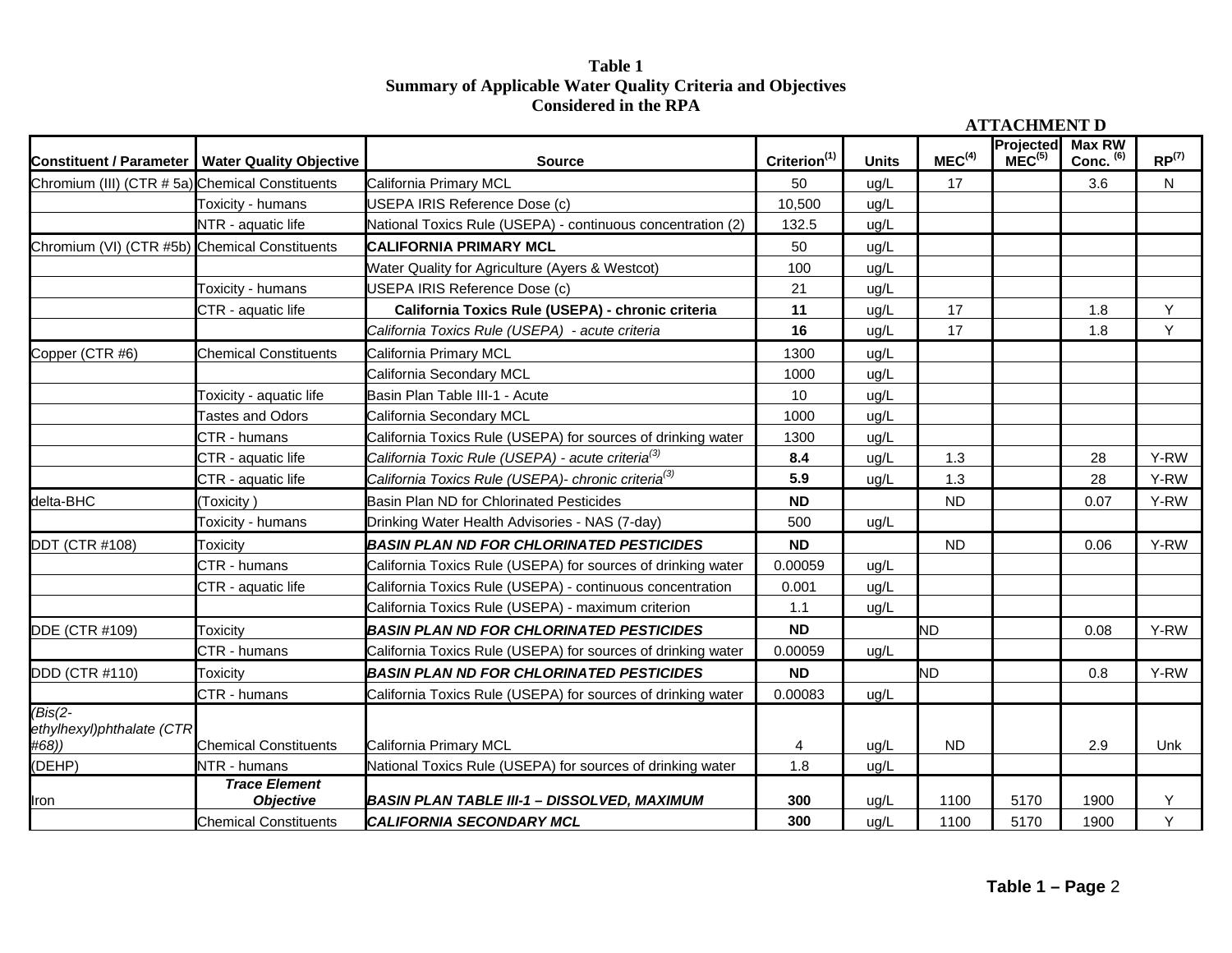**Table 1**
**Summary of Applicable Water Quality Criteria and Objectives**
**Considered in the RPA**

**ATTACHMENT D**

| Constituent / Parameter | Water Quality Objective | Source | Criterion[(1)] | Units | MEC[(4)] | Projected MEC[(5)] | Max RW Conc. [(6)] | RP[(7)] |
|---|---|---|---|---|---|---|---|---|
| Chromium (III) (CTR # 5a) | Chemical Constituents | California Primary MCL | 50 | ug/L | 17 | | 3.6 | N |
| | Toxicity - humans | USEPA IRIS Reference Dose (c) | 10,500 | ug/L | | | | |
| | NTR - aquatic life | National Toxics Rule (USEPA) - continuous concentration (2) | 132.5 | ug/L | | | | |
| Chromium (VI) (CTR #5b) | Chemical Constituents | **CALIFORNIA PRIMARY MCL** | 50 | ug/L | | | | |
| | | Water Quality for Agriculture (Ayers & Westcot) | 100 | ug/L | | | | |
| | Toxicity - humans | USEPA IRIS Reference Dose (c) | 21 | ug/L | | | | |
| | CTR - aquatic life | **California Toxics Rule (USEPA) - chronic criteria** | **11** | ug/L | 17 | | 1.8 | Y |
| | | *California Toxics Rule (USEPA) - acute criteria* | **16** | ug/L | 17 | | 1.8 | Y |
| Copper (CTR #6) | Chemical Constituents | California Primary MCL | 1300 | ug/L | | | | |
| | | California Secondary MCL | 1000 | ug/L | | | | |
| | Toxicity - aquatic life | Basin Plan Table III-1 - Acute | 10 | ug/L | | | | |
| | Tastes and Odors | California Secondary MCL | 1000 | ug/L | | | | |
| | CTR - humans | California Toxics Rule (USEPA) for sources of drinking water | 1300 | ug/L | | | | |
| | CTR - aquatic life | *California Toxic Rule (USEPA) - acute criteria[(3)]* | **8.4** | ug/L | 1.3 | | 28 | Y-RW |
| | CTR - aquatic life | *California Toxics Rule (USEPA)- chronic criteria[(3)]* | **5.9** | ug/L | 1.3 | | 28 | Y-RW |
| delta-BHC | (Toxicity ) | Basin Plan ND for Chlorinated Pesticides | **ND** | | ND | | 0.07 | Y-RW |
| | Toxicity - humans | Drinking Water Health Advisories - NAS (7-day) | 500 | ug/L | | | | |
| DDT (CTR #108) | Toxicity | ***BASIN PLAN ND FOR CHLORINATED PESTICIDES*** | **ND** | | ND | | 0.06 | Y-RW |
| | CTR - humans | California Toxics Rule (USEPA) for sources of drinking water | 0.00059 | ug/L | | | | |
| | CTR - aquatic life | California Toxics Rule (USEPA) - continuous concentration | 0.001 | ug/L | | | | |
| | | California Toxics Rule (USEPA) - maximum criterion | 1.1 | ug/L | | | | |
| DDE (CTR #109) | Toxicity | ***BASIN PLAN ND FOR CHLORINATED PESTICIDES*** | **ND** | | ND | | 0.08 | Y-RW |
| | CTR - humans | California Toxics Rule (USEPA) for sources of drinking water | 0.00059 | ug/L | | | | |
| DDD (CTR #110) | Toxicity | ***BASIN PLAN ND FOR CHLORINATED PESTICIDES*** | **ND** | | ND | | 0.8 | Y-RW |
| | CTR - humans | California Toxics Rule (USEPA) for sources of drinking water | 0.00083 | ug/L | | | | |
| *(Bis(2-ethylhexyl)phthalate (CTR #68))* | Chemical Constituents | California Primary MCL | 4 | ug/L | ND | | 2.9 | Unk |
| (DEHP) | NTR - humans | National Toxics Rule (USEPA) for sources of drinking water | 1.8 | ug/L | | | | |
| Iron | ***Trace Element Objective*** | ***BASIN PLAN TABLE III-1 – DISSOLVED, MAXIMUM*** | **300** | ug/L | 1100 | 5170 | 1900 | Y |
| | Chemical Constituents | ***CALIFORNIA SECONDARY MCL*** | **300** | ug/L | 1100 | 5170 | 1900 | Y |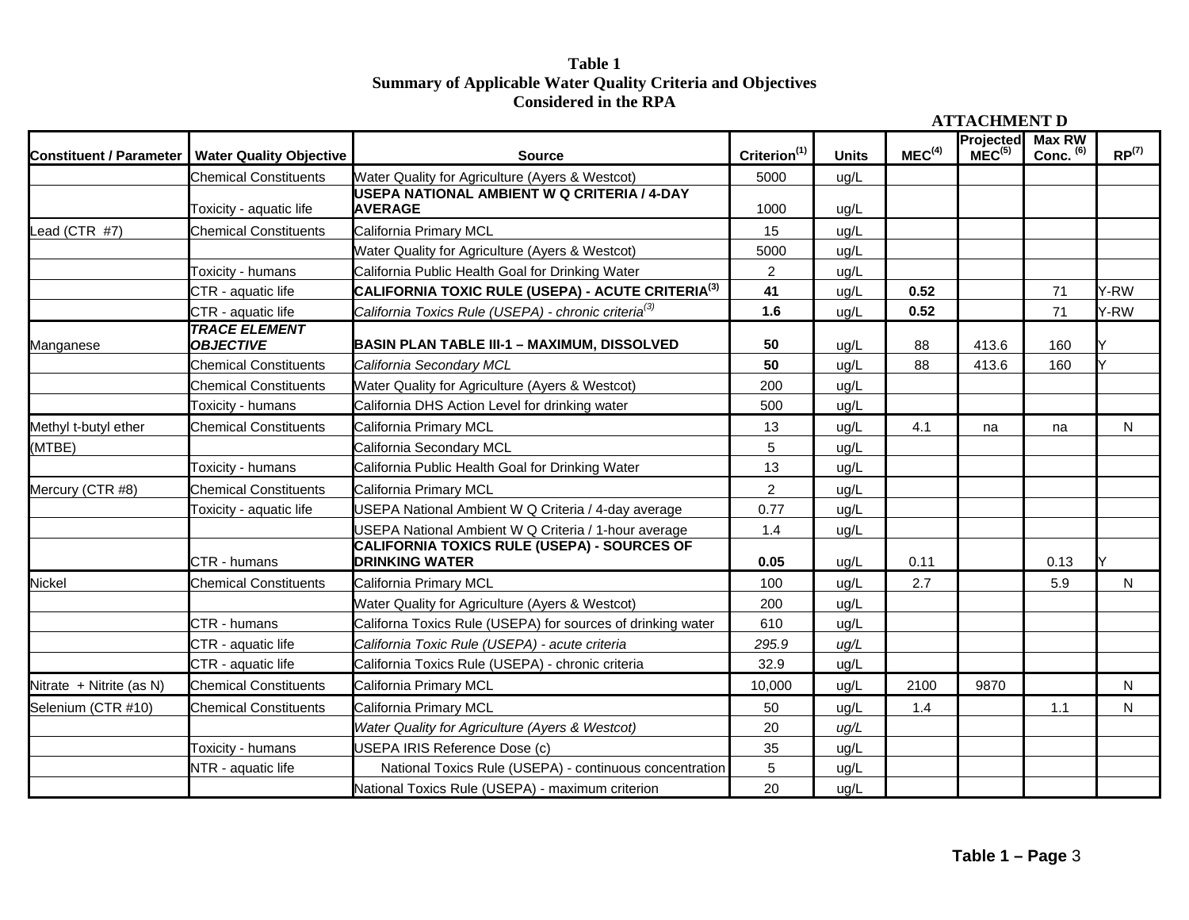**Table 1**
**Summary of Applicable Water Quality Criteria and Objectives Considered in the RPA**

**ATTACHMENT D**

| Constituent / Parameter | Water Quality Objective | Source | Criterion(1) | Units | MEC(4) | Projected MEC(5) | Max RW Conc. (6) | RP(7) |
|---|---|---|---|---|---|---|---|---|
| | Chemical Constituents | Water Quality for Agriculture (Ayers & Westcot) | 5000 | ug/L | | | | |
| | Toxicity - aquatic life | **USEPA NATIONAL AMBIENT W Q CRITERIA / 4-DAY AVERAGE** | 1000 | ug/L | | | | |
| Lead (CTR #7) | Chemical Constituents | California Primary MCL | 15 | ug/L | | | | |
| | | Water Quality for Agriculture (Ayers & Westcot) | 5000 | ug/L | | | | |
| | Toxicity - humans | California Public Health Goal for Drinking Water | 2 | ug/L | | | | |
| | CTR - aquatic life | **CALIFORNIA TOXIC RULE (USEPA) - ACUTE CRITERIA(3)** | **41** | ug/L | **0.52** | | 71 | Y-RW |
| | CTR - aquatic life | *California Toxics Rule (USEPA) - chronic criteria(3)* | **1.6** | ug/L | **0.52** | | 71 | Y-RW |
| Manganese | ***TRACE ELEMENT OBJECTIVE*** | **BASIN PLAN TABLE III-1 – MAXIMUM, DISSOLVED** | **50** | ug/L | 88 | 413.6 | 160 | Y |
| | Chemical Constituents | *California Secondary MCL* | **50** | ug/L | 88 | 413.6 | 160 | Y |
| | Chemical Constituents | Water Quality for Agriculture (Ayers & Westcot) | 200 | ug/L | | | | |
| | Toxicity - humans | California DHS Action Level for drinking water | 500 | ug/L | | | | |
| Methyl t-butyl ether | Chemical Constituents | California Primary MCL | 13 | ug/L | 4.1 | na | na | N |
| (MTBE) | | California Secondary MCL | 5 | ug/L | | | | |
| | Toxicity - humans | California Public Health Goal for Drinking Water | 13 | ug/L | | | | |
| Mercury (CTR #8) | Chemical Constituents | California Primary MCL | 2 | ug/L | | | | |
| | Toxicity - aquatic life | USEPA National Ambient W Q Criteria / 4-day average | 0.77 | ug/L | | | | |
| | | USEPA National Ambient W Q Criteria / 1-hour average | 1.4 | ug/L | | | | |
| | CTR - humans | **CALIFORNIA TOXICS RULE (USEPA) - SOURCES OF DRINKING WATER** | **0.05** | ug/L | 0.11 | | 0.13 | Y |
| Nickel | Chemical Constituents | California Primary MCL | 100 | ug/L | 2.7 | | 5.9 | N |
| | | Water Quality for Agriculture (Ayers & Westcot) | 200 | ug/L | | | | |
| | CTR - humans | Californa Toxics Rule (USEPA) for sources of drinking water | 610 | ug/L | | | | |
| | CTR - aquatic life | *California Toxic Rule (USEPA) - acute criteria* | *295.9* | *ug/L* | | | | |
| | CTR - aquatic life | California Toxics Rule (USEPA) - chronic criteria | 32.9 | ug/L | | | | |
| Nitrate + Nitrite (as N) | Chemical Constituents | California Primary MCL | 10,000 | ug/L | 2100 | 9870 | | N |
| Selenium (CTR #10) | Chemical Constituents | California Primary MCL | 50 | ug/L | 1.4 | | 1.1 | N |
| | | *Water Quality for Agriculture (Ayers & Westcot)* | 20 | *ug/L* | | | | |
| | Toxicity - humans | USEPA IRIS Reference Dose (c) | 35 | ug/L | | | | |
| | NTR - aquatic life | National Toxics Rule (USEPA) - continuous concentration | 5 | ug/L | | | | |
| | | National Toxics Rule (USEPA) - maximum criterion | 20 | ug/L | | | | |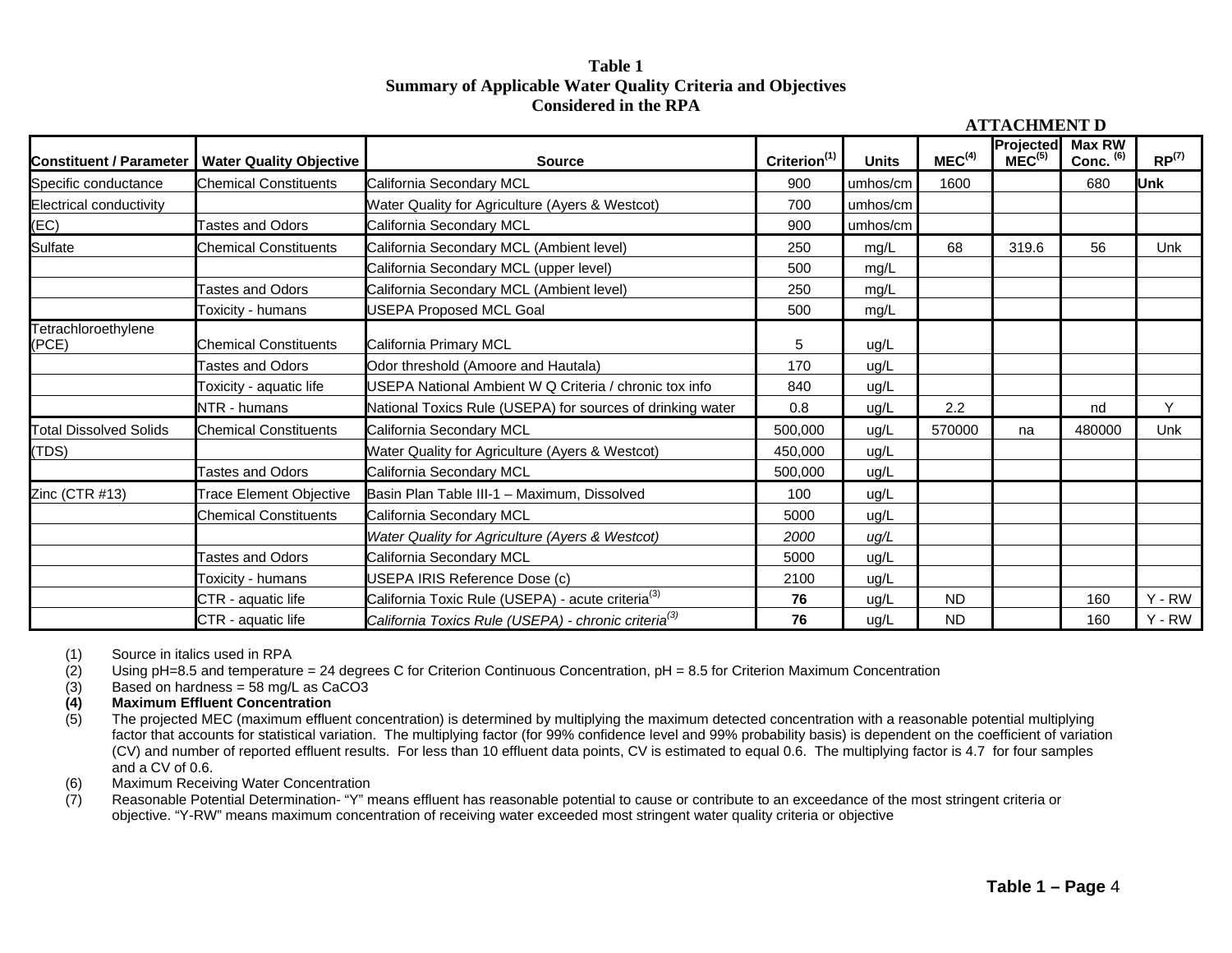**Table 1**
**Summary of Applicable Water Quality Criteria and Objectives**
**Considered in the RPA**

**ATTACHMENT D**

| Constituent / Parameter | Water Quality Objective | Source | Criterion[1] | Units | MEC[4] | Projected MEC[5] | Max RW Conc. [6] | RP[7] |
|---|---|---|---|---|---|---|---|---|
| Specific conductance | Chemical Constituents | California Secondary MCL | 900 | umhos/cm | 1600 | | 680 | **Unk** |
| Electrical conductivity | | Water Quality for Agriculture (Ayers & Westcot) | 700 | umhos/cm | | | | |
| (EC) | Tastes and Odors | California Secondary MCL | 900 | umhos/cm | | | | |
| Sulfate | Chemical Constituents | California Secondary MCL (Ambient level) | 250 | mg/L | 68 | 319.6 | 56 | Unk |
| | | California Secondary MCL (upper level) | 500 | mg/L | | | | |
| | Tastes and Odors | California Secondary MCL (Ambient level) | 250 | mg/L | | | | |
| | Toxicity - humans | USEPA Proposed MCL Goal | 500 | mg/L | | | | |
| Tetrachloroethylene (PCE) | Chemical Constituents | California Primary MCL | 5 | ug/L | | | | |
| | Tastes and Odors | Odor threshold (Amoore and Hautala) | 170 | ug/L | | | | |
| | Toxicity - aquatic life | USEPA National Ambient W Q Criteria / chronic tox info | 840 | ug/L | | | | |
| | NTR - humans | National Toxics Rule (USEPA) for sources of drinking water | 0.8 | ug/L | 2.2 | | nd | Y |
| Total Dissolved Solids | Chemical Constituents | California Secondary MCL | 500,000 | ug/L | 570000 | na | 480000 | Unk |
| (TDS) | | Water Quality for Agriculture (Ayers & Westcot) | 450,000 | ug/L | | | | |
| | Tastes and Odors | California Secondary MCL | 500,000 | ug/L | | | | |
| Zinc (CTR #13) | Trace Element Objective | Basin Plan Table III-1 – Maximum, Dissolved | 100 | ug/L | | | | |
| | Chemical Constituents | California Secondary MCL | 5000 | ug/L | | | | |
| | | *Water Quality for Agriculture (Ayers & Westcot)* | *2000* | *ug/L* | | | | |
| | Tastes and Odors | California Secondary MCL | 5000 | ug/L | | | | |
| | Toxicity - humans | USEPA IRIS Reference Dose (c) | 2100 | ug/L | | | | |
| | CTR - aquatic life | California Toxic Rule (USEPA) - acute criteria[3] | **76** | ug/L | ND | | 160 | Y - RW |
| | CTR - aquatic life | *California Toxics Rule (USEPA) - chronic criteria[3]* | **76** | ug/L | ND | | 160 | Y - RW |

(1) Source in italics used in RPA

(2) Using pH=8.5 and temperature = 24 degrees C for Criterion Continuous Concentration, pH = 8.5 for Criterion Maximum Concentration

(3) Based on hardness = 58 mg/L as CaCO3

**(4) Maximum Effluent Concentration**

(5) The projected MEC (maximum effluent concentration) is determined by multiplying the maximum detected concentration with a reasonable potential multiplying factor that accounts for statistical variation. The multiplying factor (for 99% confidence level and 99% probability basis) is dependent on the coefficient of variation (CV) and number of reported effluent results. For less than 10 effluent data points, CV is estimated to equal 0.6. The multiplying factor is 4.7 for four samples and a CV of 0.6.

(6) Maximum Receiving Water Concentration

(7) Reasonable Potential Determination- "Y" means effluent has reasonable potential to cause or contribute to an exceedance of the most stringent criteria or objective. "Y-RW" means maximum concentration of receiving water exceeded most stringent water quality criteria or objective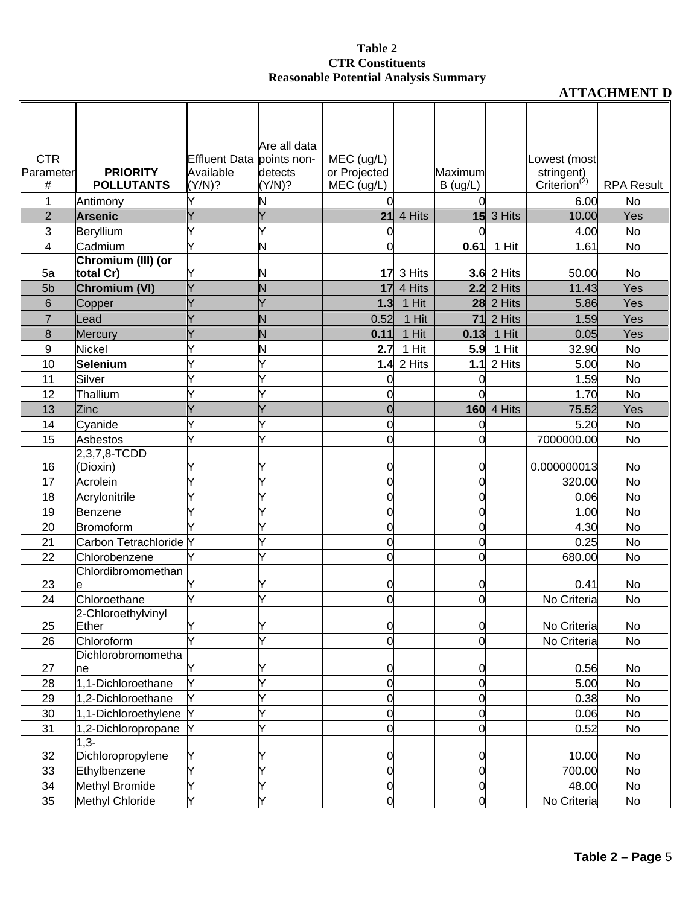**Table 2**
**CTR Constituents**
**Reasonable Potential Analysis Summary**

**ATTACHMENT D**

| CTR Parameter # | PRIORITY POLLUTANTS | Effluent Data Available (Y/N)? | Are all data points non-detects (Y/N)? | MEC (ug/L) or Projected MEC (ug/L) | | Maximum B (ug/L) | | Lowest (most stringent) Criterion[(2)] | RPA Result |
|---|---|---|---|---|---|---|---|---|---|
| 1 | Antimony | Y | N | 0 | | 0 | | 6.00 | No |
| 2 | **Arsenic** | Y | Y | **21** | 4 Hits | **15** | 3 Hits | 10.00 | Yes |
| 3 | Beryllium | Y | Y | 0 | | 0 | | 4.00 | No |
| 4 | Cadmium | Y | N | 0 | | **0.61** | 1 Hit | 1.61 | No |
| 5a | **Chromium (III) (or total Cr)** | Y | N | **17** | 3 Hits | **3.6** | 2 Hits | 50.00 | No |
| 5b | **Chromium (VI)** | Y | N | **17** | 4 Hits | **2.2** | 2 Hits | 11.43 | Yes |
| 6 | Copper | Y | Y | **1.3** | 1 Hit | **28** | 2 Hits | 5.86 | Yes |
| 7 | Lead | Y | N | 0.52 | 1 Hit | **71** | 2 Hits | 1.59 | Yes |
| 8 | Mercury | Y | N | **0.11** | 1 Hit | **0.13** | 1 Hit | 0.05 | Yes |
| 9 | Nickel | Y | N | **2.7** | 1 Hit | **5.9** | 1 Hit | 32.90 | No |
| 10 | **Selenium** | Y | Y | **1.4** | 2 Hits | **1.1** | 2 Hits | 5.00 | No |
| 11 | Silver | Y | Y | 0 | | 0 | | 1.59 | No |
| 12 | Thallium | Y | Y | 0 | | 0 | | 1.70 | No |
| 13 | Zinc | Y | Y | 0 | | **160** | 4 Hits | 75.52 | Yes |
| 14 | Cyanide | Y | Y | 0 | | 0 | | 5.20 | No |
| 15 | Asbestos | Y | Y | 0 | | 0 | | 7000000.00 | No |
| 16 | 2,3,7,8-TCDD (Dioxin) | Y | Y | 0 | | 0 | | 0.000000013 | No |
| 17 | Acrolein | Y | Y | 0 | | 0 | | 320.00 | No |
| 18 | Acrylonitrile | Y | Y | 0 | | 0 | | 0.06 | No |
| 19 | Benzene | Y | Y | 0 | | 0 | | 1.00 | No |
| 20 | Bromoform | Y | Y | 0 | | 0 | | 4.30 | No |
| 21 | Carbon Tetrachloride | Y | Y | 0 | | 0 | | 0.25 | No |
| 22 | Chlorobenzene | Y | Y | 0 | | 0 | | 680.00 | No |
| 23 | Chlordibromomethane | Y | Y | 0 | | 0 | | 0.41 | No |
| 24 | Chloroethane | Y | Y | 0 | | 0 | | No Criteria | No |
| 25 | 2-Chloroethylvinyl Ether | Y | Y | 0 | | 0 | | No Criteria | No |
| 26 | Chloroform | Y | Y | 0 | | 0 | | No Criteria | No |
| 27 | Dichlorobromomethane | Y | Y | 0 | | 0 | | 0.56 | No |
| 28 | 1,1-Dichloroethane | Y | Y | 0 | | 0 | | 5.00 | No |
| 29 | 1,2-Dichloroethane | Y | Y | 0 | | 0 | | 0.38 | No |
| 30 | 1,1-Dichloroethylene | Y | Y | 0 | | 0 | | 0.06 | No |
| 31 | 1,2-Dichloropropane | Y | Y | 0 | | 0 | | 0.52 | No |
| 32 | 1,3-Dichloropropylene | Y | Y | 0 | | 0 | | 10.00 | No |
| 33 | Ethylbenzene | Y | Y | 0 | | 0 | | 700.00 | No |
| 34 | Methyl Bromide | Y | Y | 0 | | 0 | | 48.00 | No |
| 35 | Methyl Chloride | Y | Y | 0 | | 0 | | No Criteria | No |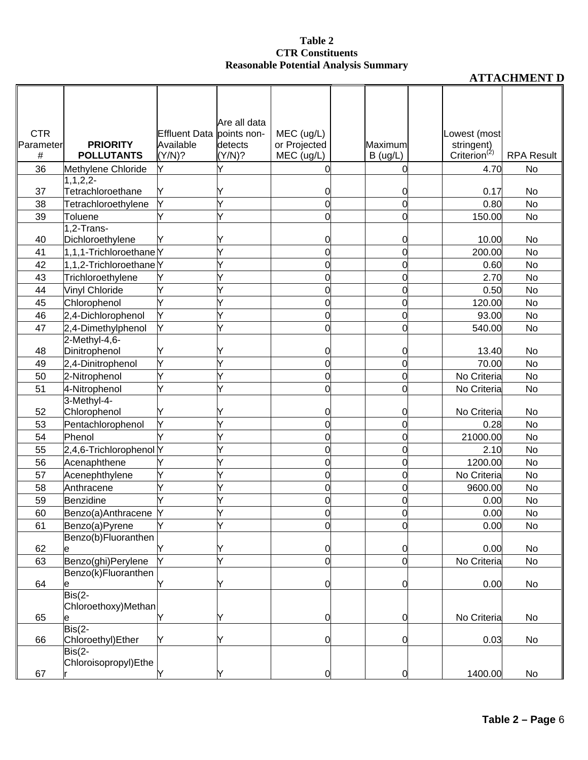**Table 2**
**CTR Constituents**
**Reasonable Potential Analysis Summary**

**ATTACHMENT D**

| CTR Parameter # | PRIORITY POLLUTANTS | Effluent Data Available (Y/N)? | Are all data points non-detects (Y/N)? | MEC (ug/L) or Projected MEC (ug/L) | | Maximum B (ug/L) | | Lowest (most stringent) Criterion[2] | RPA Result |
|---|---|---|---|---|---|---|---|---|---|
| 36 | Methylene Chloride | Y | Y | 0 | | 0 | | 4.70 | No |
| 37 | 1,1,2,2-Tetrachloroethane | Y | Y | 0 | | 0 | | 0.17 | No |
| 38 | Tetrachloroethylene | Y | Y | 0 | | 0 | | 0.80 | No |
| 39 | Toluene | Y | Y | 0 | | 0 | | 150.00 | No |
| 40 | 1,2-Trans-Dichloroethylene | Y | Y | 0 | | 0 | | 10.00 | No |
| 41 | 1,1,1-Trichloroethane | Y | Y | 0 | | 0 | | 200.00 | No |
| 42 | 1,1,2-Trichloroethane | Y | Y | 0 | | 0 | | 0.60 | No |
| 43 | Trichloroethylene | Y | Y | 0 | | 0 | | 2.70 | No |
| 44 | Vinyl Chloride | Y | Y | 0 | | 0 | | 0.50 | No |
| 45 | Chlorophenol | Y | Y | 0 | | 0 | | 120.00 | No |
| 46 | 2,4-Dichlorophenol | Y | Y | 0 | | 0 | | 93.00 | No |
| 47 | 2,4-Dimethylphenol | Y | Y | 0 | | 0 | | 540.00 | No |
| 48 | 2-Methyl-4,6-Dinitrophenol | Y | Y | 0 | | 0 | | 13.40 | No |
| 49 | 2,4-Dinitrophenol | Y | Y | 0 | | 0 | | 70.00 | No |
| 50 | 2-Nitrophenol | Y | Y | 0 | | 0 | | No Criteria | No |
| 51 | 4-Nitrophenol | Y | Y | 0 | | 0 | | No Criteria | No |
| 52 | 3-Methyl-4-Chlorophenol | Y | Y | 0 | | 0 | | No Criteria | No |
| 53 | Pentachlorophenol | Y | Y | 0 | | 0 | | 0.28 | No |
| 54 | Phenol | Y | Y | 0 | | 0 | | 21000.00 | No |
| 55 | 2,4,6-Trichlorophenol | Y | Y | 0 | | 0 | | 2.10 | No |
| 56 | Acenaphthene | Y | Y | 0 | | 0 | | 1200.00 | No |
| 57 | Acenephthylene | Y | Y | 0 | | 0 | | No Criteria | No |
| 58 | Anthracene | Y | Y | 0 | | 0 | | 9600.00 | No |
| 59 | Benzidine | Y | Y | 0 | | 0 | | 0.00 | No |
| 60 | Benzo(a)Anthracene | Y | Y | 0 | | 0 | | 0.00 | No |
| 61 | Benzo(a)Pyrene | Y | Y | 0 | | 0 | | 0.00 | No |
| 62 | Benzo(b)Fluoranthene | Y | Y | 0 | | 0 | | 0.00 | No |
| 63 | Benzo(ghi)Perylene | Y | Y | 0 | | 0 | | No Criteria | No |
| 64 | Benzo(k)Fluoranthene | Y | Y | 0 | | 0 | | 0.00 | No |
| 65 | Bis(2-Chloroethoxy)Methane | Y | Y | 0 | | 0 | | No Criteria | No |
| 66 | Bis(2-Chloroethyl)Ether | Y | Y | 0 | | 0 | | 0.03 | No |
| 67 | Bis(2-Chloroisopropyl)Ether | Y | Y | 0 | | 0 | | 1400.00 | No |

**Table 2 – Page** 6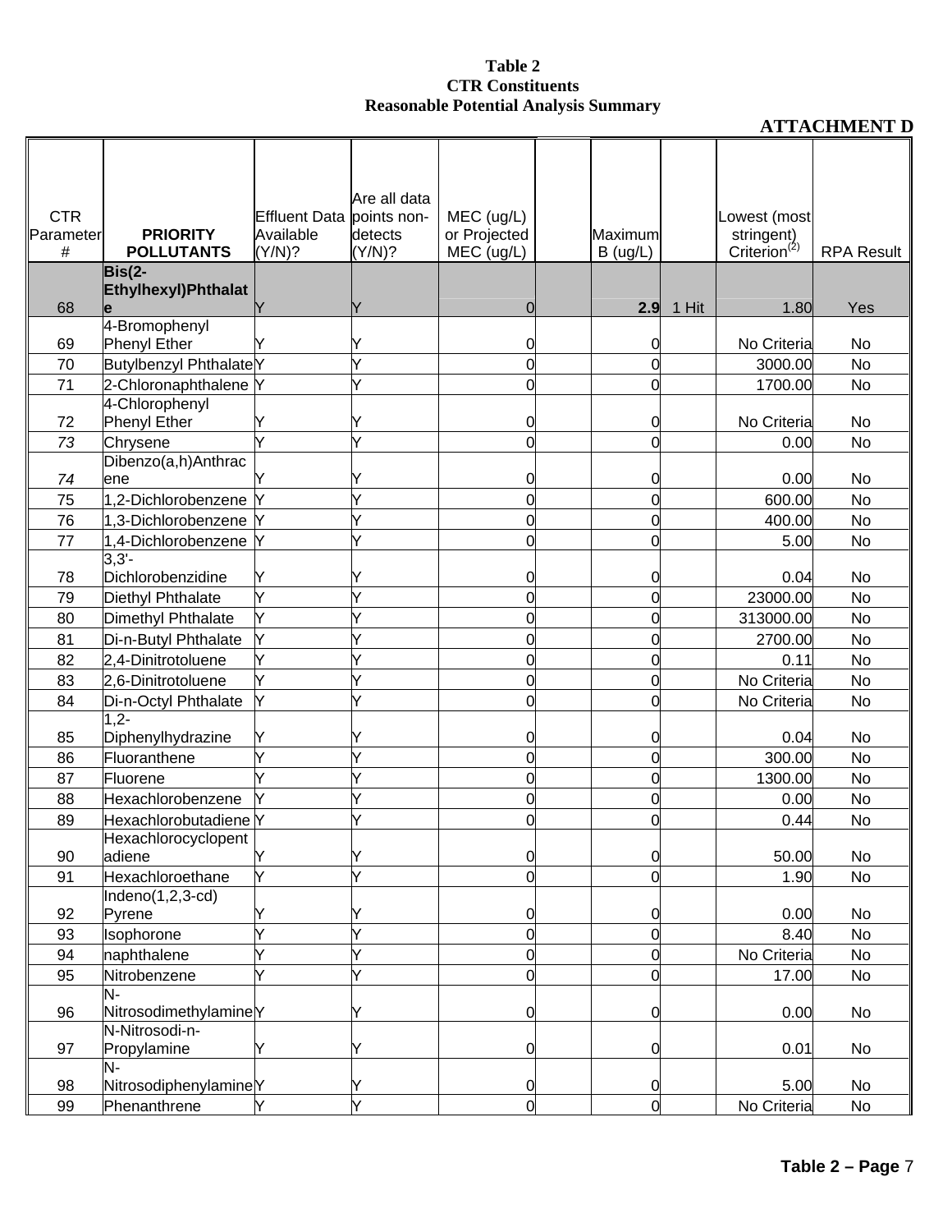**Table 2**
**CTR Constituents**
**Reasonable Potential Analysis Summary**

**ATTACHMENT D**

| CTR Parameter # | PRIORITY POLLUTANTS | Effluent Data Available (Y/N)? | Are all data points non-detects (Y/N)? | MEC (ug/L) or Projected MEC (ug/L) | | Maximum B (ug/L) | | Lowest (most stringent) Criterion[(2)] | RPA Result |
|---|---|---|---|---|---|---|---|---|---|
| 68 | **Bis(2-Ethylhexyl)Phthalate** | Y | Y | 0 | | **2.9** | 1 Hit | 1.80 | Yes |
| 69 | 4-Bromophenyl Phenyl Ether | Y | Y | 0 | | 0 | | No Criteria | No |
| 70 | Butylbenzyl Phthalate | Y | Y | 0 | | 0 | | 3000.00 | No |
| 71 | 2-Chloronaphthalene | Y | Y | 0 | | 0 | | 1700.00 | No |
| 72 | 4-Chlorophenyl Phenyl Ether | Y | Y | 0 | | 0 | | No Criteria | No |
| *73* | Chrysene | Y | Y | 0 | | 0 | | 0.00 | No |
| *74* | Dibenzo(a,h)Anthracene | Y | Y | 0 | | 0 | | 0.00 | No |
| 75 | 1,2-Dichlorobenzene | Y | Y | 0 | | 0 | | 600.00 | No |
| 76 | 1,3-Dichlorobenzene | Y | Y | 0 | | 0 | | 400.00 | No |
| 77 | 1,4-Dichlorobenzene | Y | Y | 0 | | 0 | | 5.00 | No |
| 78 | 3,3'-Dichlorobenzidine | Y | Y | 0 | | 0 | | 0.04 | No |
| 79 | Diethyl Phthalate | Y | Y | 0 | | 0 | | 23000.00 | No |
| 80 | Dimethyl Phthalate | Y | Y | 0 | | 0 | | 313000.00 | No |
| 81 | Di-n-Butyl Phthalate | Y | Y | 0 | | 0 | | 2700.00 | No |
| 82 | 2,4-Dinitrotoluene | Y | Y | 0 | | 0 | | 0.11 | No |
| 83 | 2,6-Dinitrotoluene | Y | Y | 0 | | 0 | | No Criteria | No |
| 84 | Di-n-Octyl Phthalate | Y | Y | 0 | | 0 | | No Criteria | No |
| 85 | 1,2-Diphenylhydrazine | Y | Y | 0 | | 0 | | 0.04 | No |
| 86 | Fluoranthene | Y | Y | 0 | | 0 | | 300.00 | No |
| 87 | Fluorene | Y | Y | 0 | | 0 | | 1300.00 | No |
| 88 | Hexachlorobenzene | Y | Y | 0 | | 0 | | 0.00 | No |
| 89 | Hexachlorobutadiene | Y | Y | 0 | | 0 | | 0.44 | No |
| 90 | Hexachlorocyclopentadiene | Y | Y | 0 | | 0 | | 50.00 | No |
| 91 | Hexachloroethane | Y | Y | 0 | | 0 | | 1.90 | No |
| 92 | Indeno(1,2,3-cd) Pyrene | Y | Y | 0 | | 0 | | 0.00 | No |
| 93 | Isophorone | Y | Y | 0 | | 0 | | 8.40 | No |
| 94 | naphthalene | Y | Y | 0 | | 0 | | No Criteria | No |
| 95 | Nitrobenzene | Y | Y | 0 | | 0 | | 17.00 | No |
| 96 | N-Nitrosodimethylamine | Y | Y | 0 | | 0 | | 0.00 | No |
| 97 | N-Nitrosodi-n-Propylamine | Y | Y | 0 | | 0 | | 0.01 | No |
| 98 | N-Nitrosodiphenylamine | Y | Y | 0 | | 0 | | 5.00 | No |
| 99 | Phenanthrene | Y | Y | 0 | | 0 | | No Criteria | No |

**Table 2 – Page** 7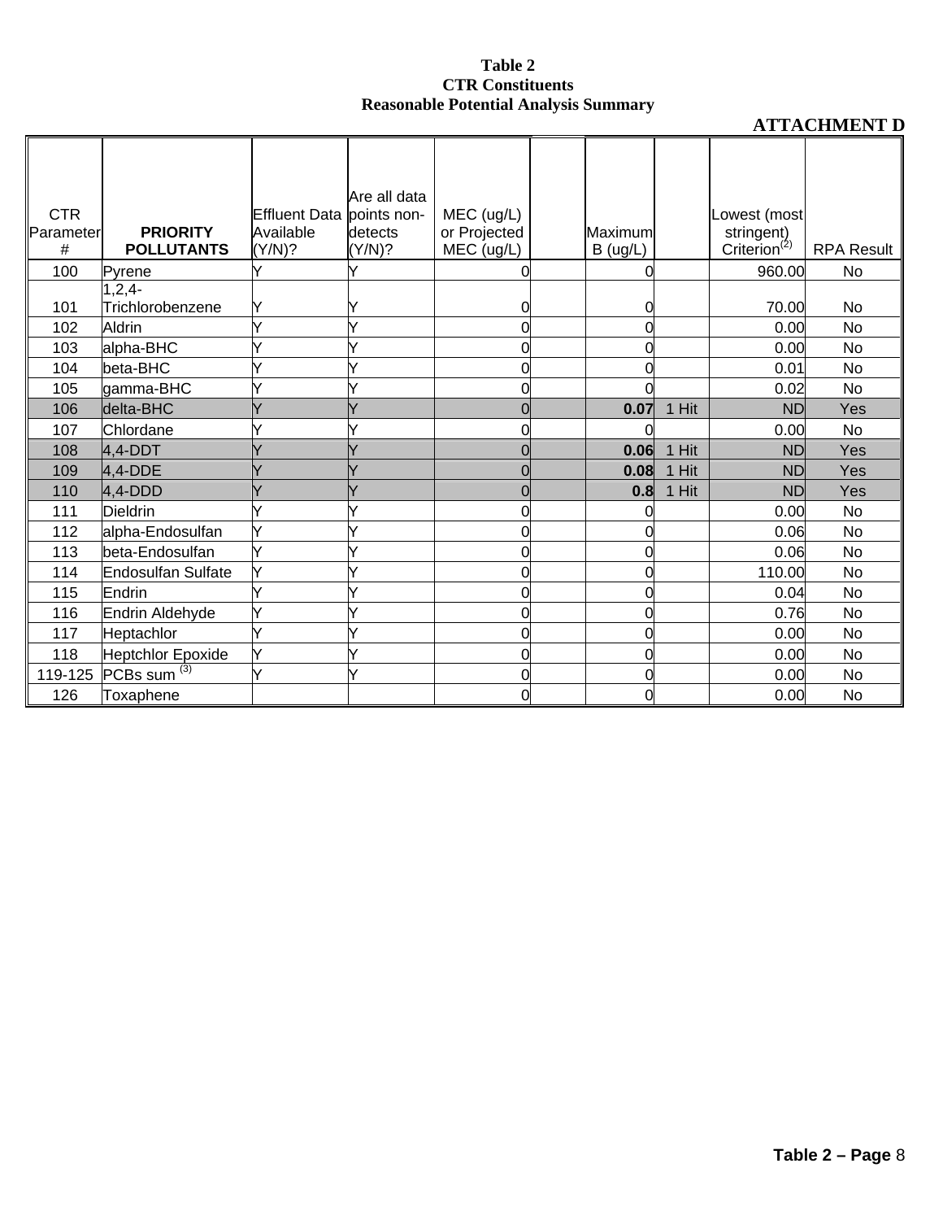**Table 2**
**CTR Constituents**
**Reasonable Potential Analysis Summary**

**ATTACHMENT D**

| CTR Parameter # | **PRIORITY POLLUTANTS** | Effluent Data Available (Y/N)? | Are all data points non-detects (Y/N)? | MEC (ug/L) or Projected MEC (ug/L) | | Maximum B (ug/L) | | Lowest (most stringent) Criterion[(2)] | RPA Result |
|---|---|---|---|---|---|---|---|---|---|
| 100 | Pyrene | Y | Y | 0 | | 0 | | 960.00 | No |
| 101 | 1,2,4-Trichlorobenzene | Y | Y | 0 | | 0 | | 70.00 | No |
| 102 | Aldrin | Y | Y | 0 | | 0 | | 0.00 | No |
| 103 | alpha-BHC | Y | Y | 0 | | 0 | | 0.00 | No |
| 104 | beta-BHC | Y | Y | 0 | | 0 | | 0.01 | No |
| 105 | gamma-BHC | Y | Y | 0 | | 0 | | 0.02 | No |
| 106 | delta-BHC | Y | Y | 0 | | **0.07** | 1 Hit | ND | Yes |
| 107 | Chlordane | Y | Y | 0 | | 0 | | 0.00 | No |
| 108 | 4,4-DDT | Y | Y | 0 | | **0.06** | 1 Hit | ND | Yes |
| 109 | 4,4-DDE | Y | Y | 0 | | **0.08** | 1 Hit | ND | Yes |
| 110 | 4,4-DDD | Y | Y | 0 | | **0.8** | 1 Hit | ND | Yes |
| 111 | Dieldrin | Y | Y | 0 | | 0 | | 0.00 | No |
| 112 | alpha-Endosulfan | Y | Y | 0 | | 0 | | 0.06 | No |
| 113 | beta-Endosulfan | Y | Y | 0 | | 0 | | 0.06 | No |
| 114 | Endosulfan Sulfate | Y | Y | 0 | | 0 | | 110.00 | No |
| 115 | Endrin | Y | Y | 0 | | 0 | | 0.04 | No |
| 116 | Endrin Aldehyde | Y | Y | 0 | | 0 | | 0.76 | No |
| 117 | Heptachlor | Y | Y | 0 | | 0 | | 0.00 | No |
| 118 | Heptchlor Epoxide | Y | Y | 0 | | 0 | | 0.00 | No |
| 119-125 | PCBs sum [(3)] | Y | Y | 0 | | 0 | | 0.00 | No |
| 126 | Toxaphene | | | 0 | | 0 | | 0.00 | No |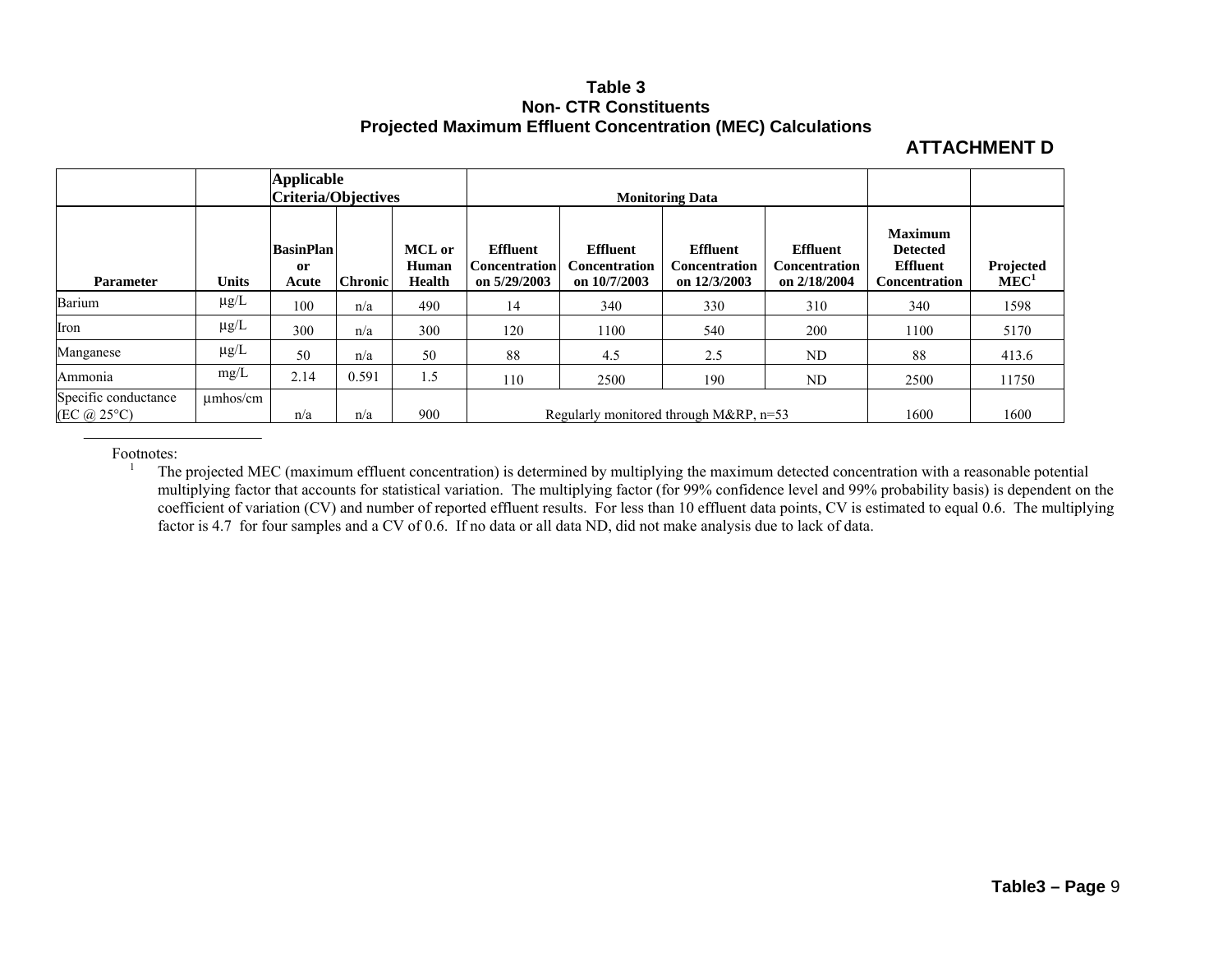**Table 3**
**Non- CTR Constituents**
**Projected Maximum Effluent Concentration (MEC) Calculations**

**ATTACHMENT D**

| | | Applicable Criteria/Objectives | | | Monitoring Data | | | | | |
|---|---|---|---|---|---|---|---|---|---|---|
| **Parameter** | **Units** | **BasinPlan or Acute** | **Chronic** | **MCL or Human Health** | **Effluent Concentration on 5/29/2003** | **Effluent Concentration on 10/7/2003** | **Effluent Concentration on 12/3/2003** | **Effluent Concentration on 2/18/2004** | **Maximum Detected Effluent Concentration** | **Projected MEC[1]** |
| Barium | μg/L | 100 | n/a | 490 | 14 | 340 | 330 | 310 | 340 | 1598 |
| Iron | μg/L | 300 | n/a | 300 | 120 | 1100 | 540 | 200 | 1100 | 5170 |
| Manganese | μg/L | 50 | n/a | 50 | 88 | 4.5 | 2.5 | ND | 88 | 413.6 |
| Ammonia | mg/L | 2.14 | 0.591 | 1.5 | 110 | 2500 | 190 | ND | 2500 | 11750 |
| Specific conductance (EC @ 25°C) | μmhos/cm | n/a | n/a | 900 | Regularly monitored through M&RP, n=53 | | | | 1600 | 1600 |

Footnotes:

[1] The projected MEC (maximum effluent concentration) is determined by multiplying the maximum detected concentration with a reasonable potential multiplying factor that accounts for statistical variation. The multiplying factor (for 99% confidence level and 99% probability basis) is dependent on the coefficient of variation (CV) and number of reported effluent results. For less than 10 effluent data points, CV is estimated to equal 0.6. The multiplying factor is 4.7 for four samples and a CV of 0.6. If no data or all data ND, did not make analysis due to lack of data.